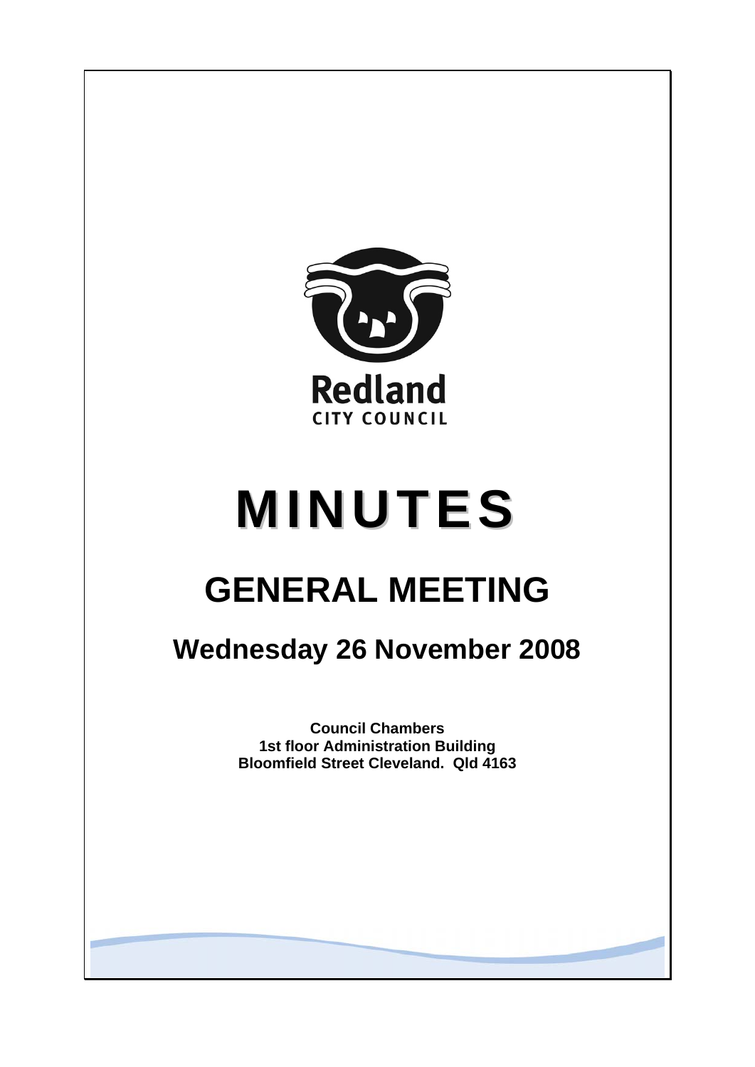Redland

CITY COUNCIL

# MINUTES

# GENERAL MEETING

## Wednesday 26 November 2008

**Council Chambers**
**1st floor Administration Building**
**Bloomfield Street Cleveland. Qld 4163**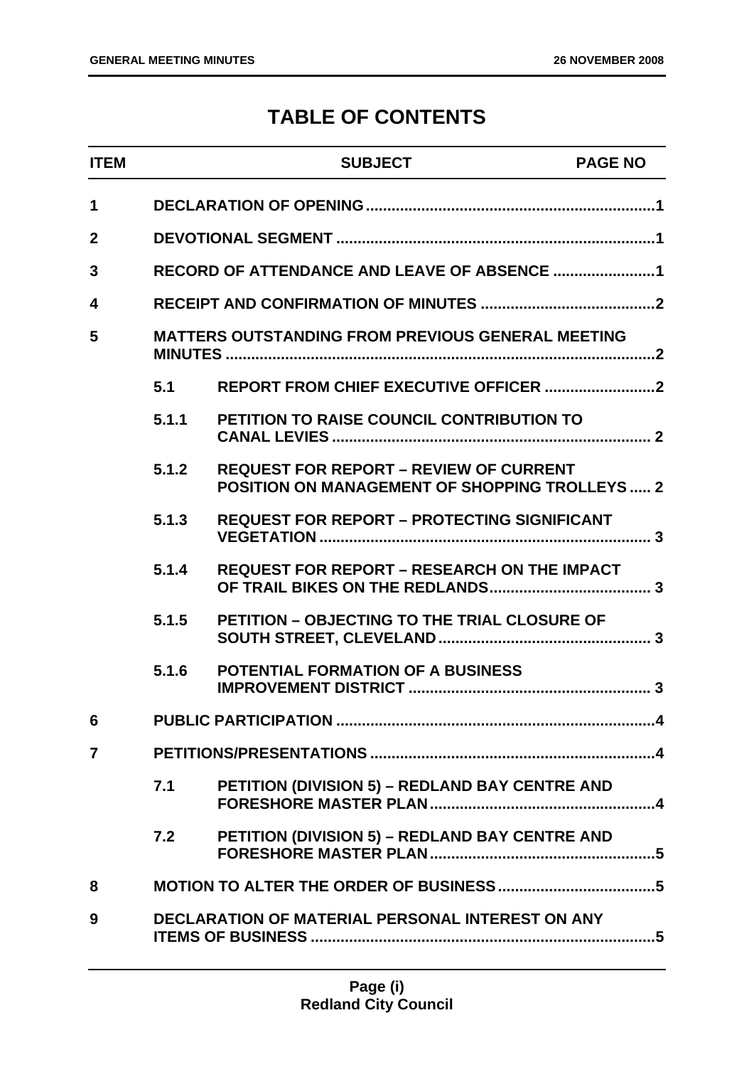# TABLE OF CONTENTS

| ITEM | | SUBJECT | PAGE NO |
|---|---|---|---|
| 1 | | DECLARATION OF OPENING | 1 |
| 2 | | DEVOTIONAL SEGMENT | 1 |
| 3 | | RECORD OF ATTENDANCE AND LEAVE OF ABSENCE | 1 |
| 4 | | RECEIPT AND CONFIRMATION OF MINUTES | 2 |
| 5 | | MATTERS OUTSTANDING FROM PREVIOUS GENERAL MEETING MINUTES | 2 |
| | 5.1 | REPORT FROM CHIEF EXECUTIVE OFFICER | 2 |
| | 5.1.1 | PETITION TO RAISE COUNCIL CONTRIBUTION TO CANAL LEVIES | 2 |
| | 5.1.2 | REQUEST FOR REPORT – REVIEW OF CURRENT POSITION ON MANAGEMENT OF SHOPPING TROLLEYS | 2 |
| | 5.1.3 | REQUEST FOR REPORT – PROTECTING SIGNIFICANT VEGETATION | 3 |
| | 5.1.4 | REQUEST FOR REPORT – RESEARCH ON THE IMPACT OF TRAIL BIKES ON THE REDLANDS | 3 |
| | 5.1.5 | PETITION – OBJECTING TO THE TRIAL CLOSURE OF SOUTH STREET, CLEVELAND | 3 |
| | 5.1.6 | POTENTIAL FORMATION OF A BUSINESS IMPROVEMENT DISTRICT | 3 |
| 6 | | PUBLIC PARTICIPATION | 4 |
| 7 | | PETITIONS/PRESENTATIONS | 4 |
| | 7.1 | PETITION (DIVISION 5) – REDLAND BAY CENTRE AND FORESHORE MASTER PLAN | 4 |
| | 7.2 | PETITION (DIVISION 5) – REDLAND BAY CENTRE AND FORESHORE MASTER PLAN | 5 |
| 8 | | MOTION TO ALTER THE ORDER OF BUSINESS | 5 |
| 9 | | DECLARATION OF MATERIAL PERSONAL INTEREST ON ANY ITEMS OF BUSINESS | 5 |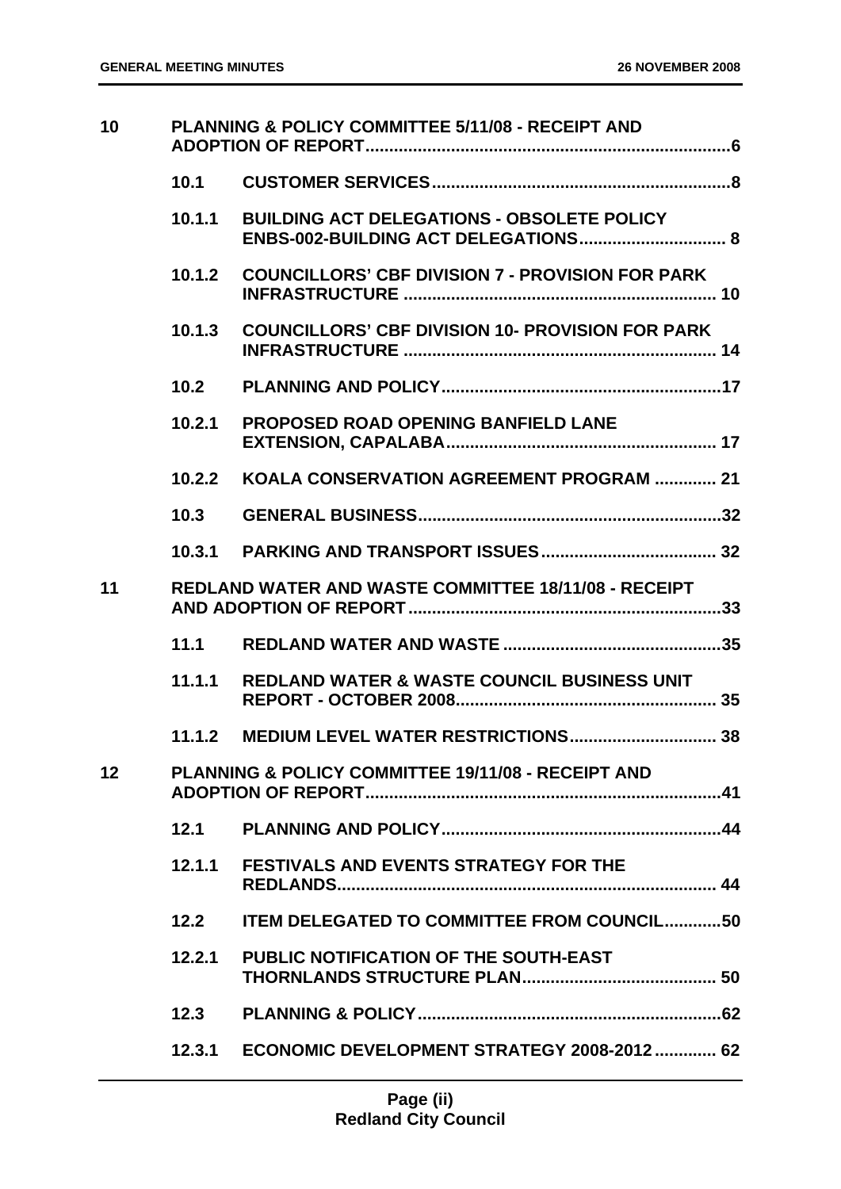| | | | |
|---|---|---|---|
| 10 | PLANNING & POLICY COMMITTEE 5/11/08 - RECEIPT AND ADOPTION OF REPORT | | 6 |
| | 10.1 | CUSTOMER SERVICES | 8 |
| | 10.1.1 | BUILDING ACT DELEGATIONS - OBSOLETE POLICY ENBS-002-BUILDING ACT DELEGATIONS | 8 |
| | 10.1.2 | COUNCILLORS' CBF DIVISION 7 - PROVISION FOR PARK INFRASTRUCTURE | 10 |
| | 10.1.3 | COUNCILLORS' CBF DIVISION 10- PROVISION FOR PARK INFRASTRUCTURE | 14 |
| | 10.2 | PLANNING AND POLICY | 17 |
| | 10.2.1 | PROPOSED ROAD OPENING BANFIELD LANE EXTENSION, CAPALABA | 17 |
| | 10.2.2 | KOALA CONSERVATION AGREEMENT PROGRAM | 21 |
| | 10.3 | GENERAL BUSINESS | 32 |
| | 10.3.1 | PARKING AND TRANSPORT ISSUES | 32 |
| 11 | REDLAND WATER AND WASTE COMMITTEE 18/11/08 - RECEIPT AND ADOPTION OF REPORT | | 33 |
| | 11.1 | REDLAND WATER AND WASTE | 35 |
| | 11.1.1 | REDLAND WATER & WASTE COUNCIL BUSINESS UNIT REPORT - OCTOBER 2008 | 35 |
| | 11.1.2 | MEDIUM LEVEL WATER RESTRICTIONS | 38 |
| 12 | PLANNING & POLICY COMMITTEE 19/11/08 - RECEIPT AND ADOPTION OF REPORT | | 41 |
| | 12.1 | PLANNING AND POLICY | 44 |
| | 12.1.1 | FESTIVALS AND EVENTS STRATEGY FOR THE REDLANDS | 44 |
| | 12.2 | ITEM DELEGATED TO COMMITTEE FROM COUNCIL | 50 |
| | 12.2.1 | PUBLIC NOTIFICATION OF THE SOUTH-EAST THORNLANDS STRUCTURE PLAN | 50 |
| | 12.3 | PLANNING & POLICY | 62 |
| | 12.3.1 | ECONOMIC DEVELOPMENT STRATEGY 2008-2012 | 62 |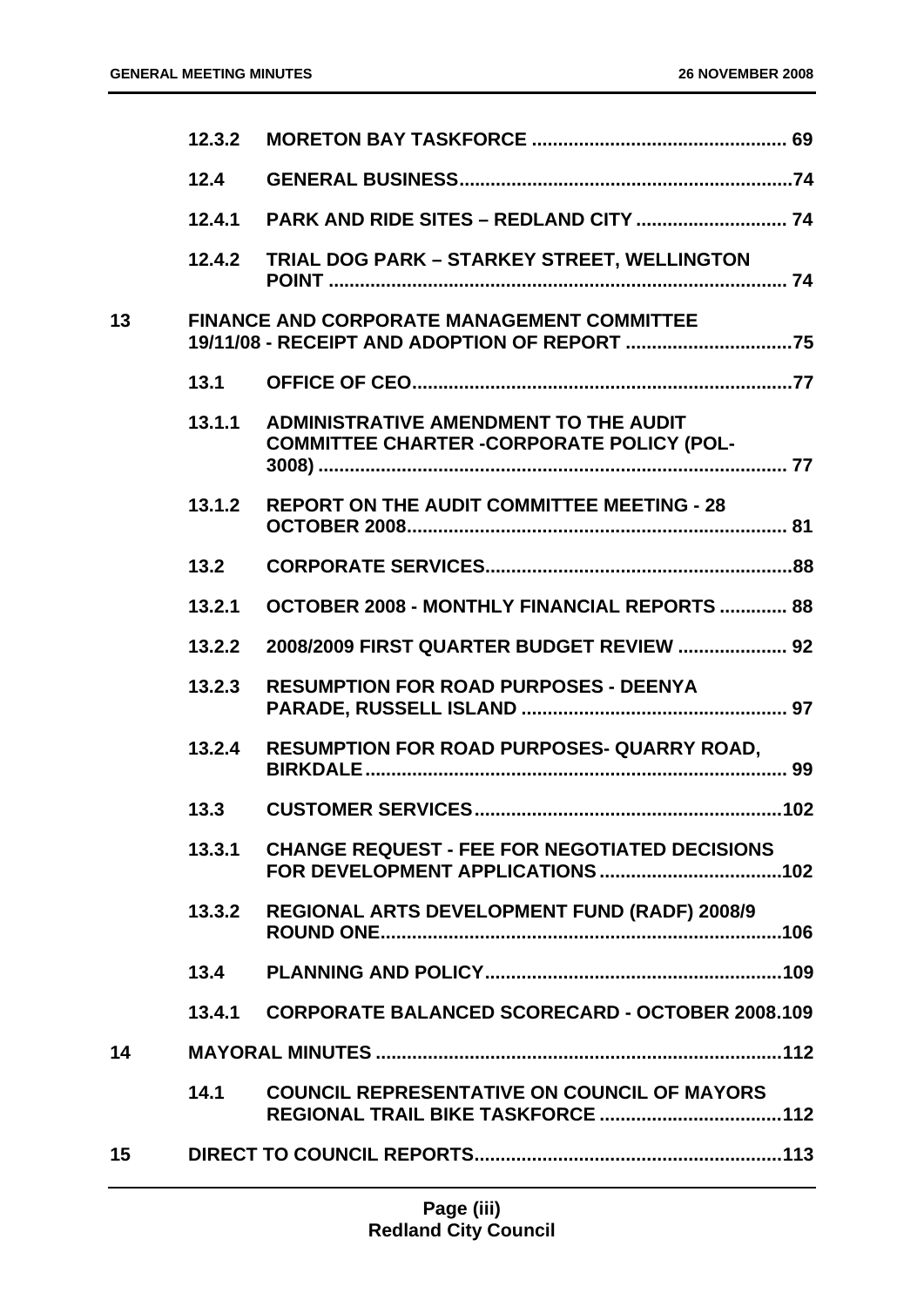| | | | |
|---|---|---|---|
| | 12.3.2 | MORETON BAY TASKFORCE | 69 |
| | 12.4 | GENERAL BUSINESS | 74 |
| | 12.4.1 | PARK AND RIDE SITES – REDLAND CITY | 74 |
| | 12.4.2 | TRIAL DOG PARK – STARKEY STREET, WELLINGTON POINT | 74 |
| 13 | | FINANCE AND CORPORATE MANAGEMENT COMMITTEE 19/11/08 - RECEIPT AND ADOPTION OF REPORT | 75 |
| | 13.1 | OFFICE OF CEO | 77 |
| | 13.1.1 | ADMINISTRATIVE AMENDMENT TO THE AUDIT COMMITTEE CHARTER -CORPORATE POLICY (POL-3008) | 77 |
| | 13.1.2 | REPORT ON THE AUDIT COMMITTEE MEETING - 28 OCTOBER 2008 | 81 |
| | 13.2 | CORPORATE SERVICES | 88 |
| | 13.2.1 | OCTOBER 2008 - MONTHLY FINANCIAL REPORTS | 88 |
| | 13.2.2 | 2008/2009 FIRST QUARTER BUDGET REVIEW | 92 |
| | 13.2.3 | RESUMPTION FOR ROAD PURPOSES - DEENYA PARADE, RUSSELL ISLAND | 97 |
| | 13.2.4 | RESUMPTION FOR ROAD PURPOSES- QUARRY ROAD, BIRKDALE | 99 |
| | 13.3 | CUSTOMER SERVICES | 102 |
| | 13.3.1 | CHANGE REQUEST - FEE FOR NEGOTIATED DECISIONS FOR DEVELOPMENT APPLICATIONS | 102 |
| | 13.3.2 | REGIONAL ARTS DEVELOPMENT FUND (RADF) 2008/9 ROUND ONE | 106 |
| | 13.4 | PLANNING AND POLICY | 109 |
| | 13.4.1 | CORPORATE BALANCED SCORECARD - OCTOBER 2008 | 109 |
| 14 | | MAYORAL MINUTES | 112 |
| | 14.1 | COUNCIL REPRESENTATIVE ON COUNCIL OF MAYORS REGIONAL TRAIL BIKE TASKFORCE | 112 |
| 15 | | DIRECT TO COUNCIL REPORTS | 113 |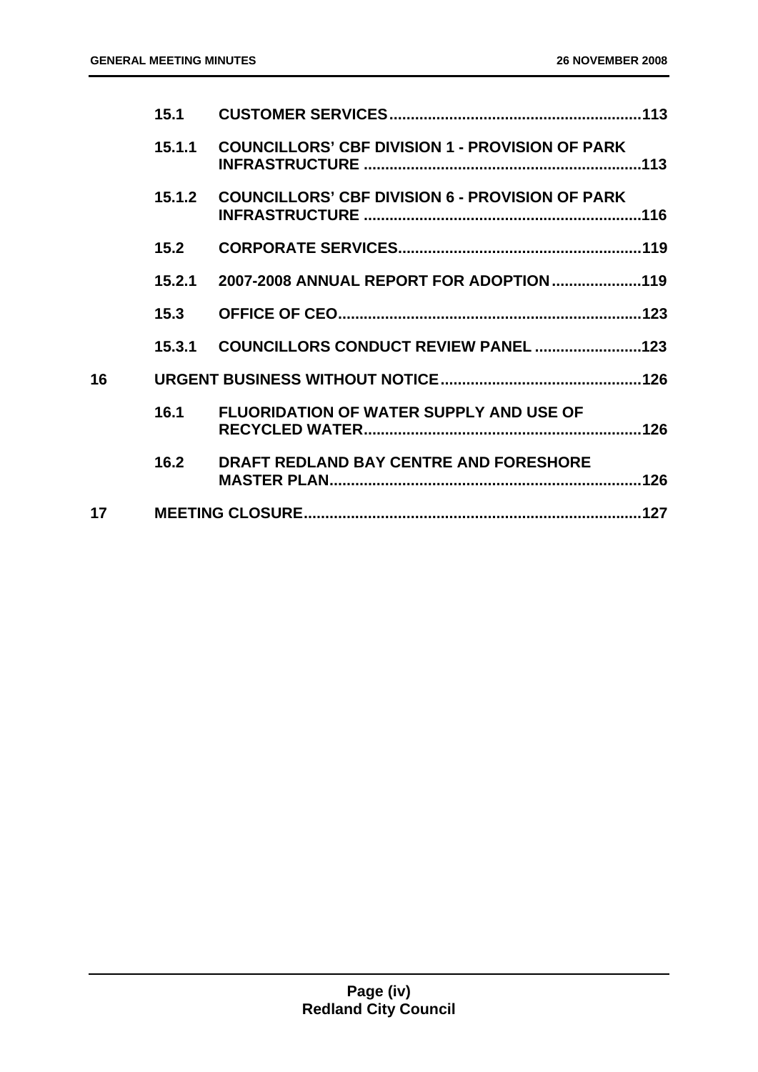| | | | |
|---|---|---|---|
| | 15.1 | CUSTOMER SERVICES | 113 |
| | 15.1.1 | COUNCILLORS' CBF DIVISION 1 - PROVISION OF PARK INFRASTRUCTURE | 113 |
| | 15.1.2 | COUNCILLORS' CBF DIVISION 6 - PROVISION OF PARK INFRASTRUCTURE | 116 |
| | 15.2 | CORPORATE SERVICES | 119 |
| | 15.2.1 | 2007-2008 ANNUAL REPORT FOR ADOPTION | 119 |
| | 15.3 | OFFICE OF CEO | 123 |
| | 15.3.1 | COUNCILLORS CONDUCT REVIEW PANEL | 123 |
| 16 | | URGENT BUSINESS WITHOUT NOTICE | 126 |
| | 16.1 | FLUORIDATION OF WATER SUPPLY AND USE OF RECYCLED WATER | 126 |
| | 16.2 | DRAFT REDLAND BAY CENTRE AND FORESHORE MASTER PLAN | 126 |
| 17 | | MEETING CLOSURE | 127 |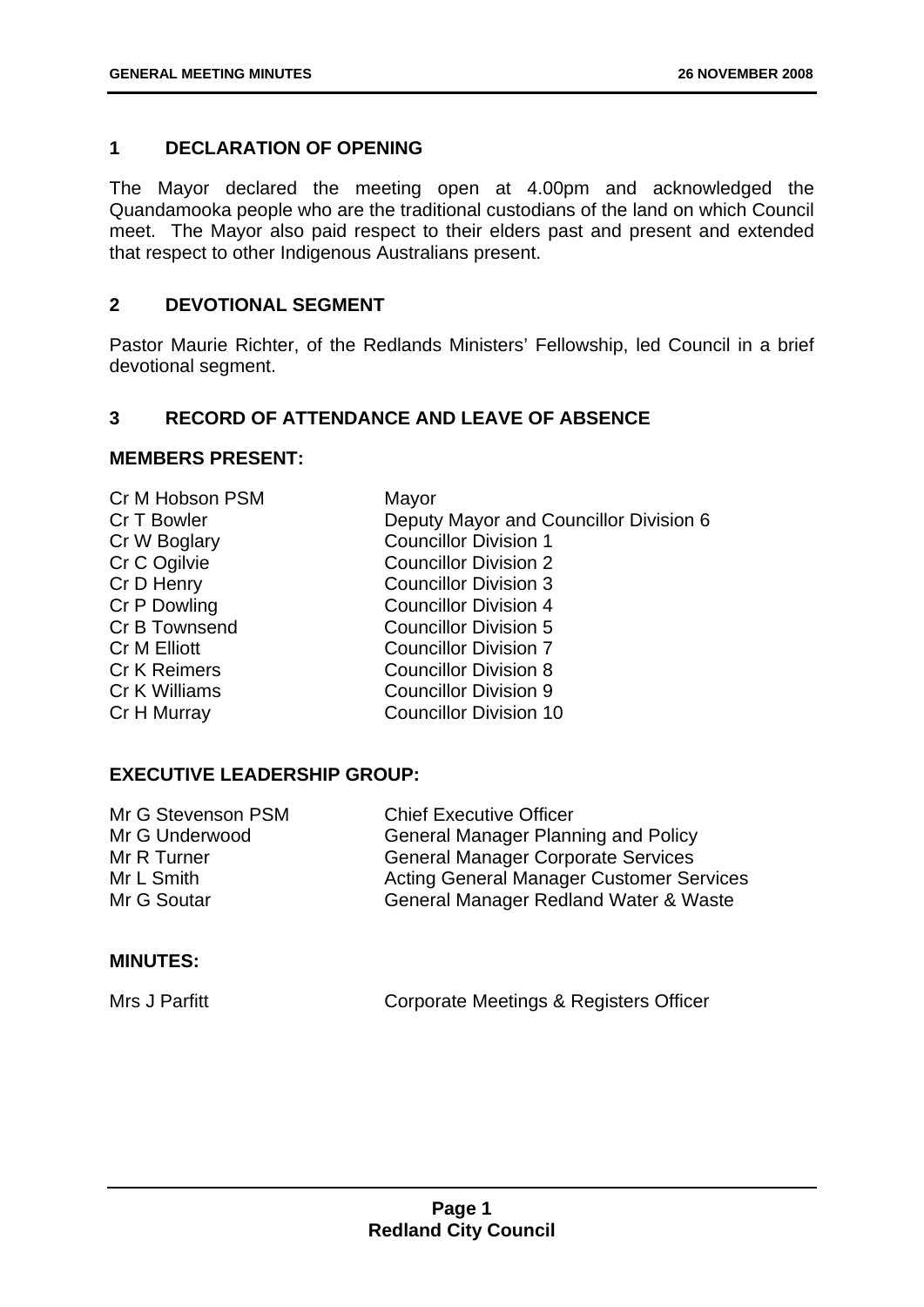## 1 DECLARATION OF OPENING

The Mayor declared the meeting open at 4.00pm and acknowledged the Quandamooka people who are the traditional custodians of the land on which Council meet. The Mayor also paid respect to their elders past and present and extended that respect to other Indigenous Australians present.

## 2 DEVOTIONAL SEGMENT

Pastor Maurie Richter, of the Redlands Ministers' Fellowship, led Council in a brief devotional segment.

## 3 RECORD OF ATTENDANCE AND LEAVE OF ABSENCE

### MEMBERS PRESENT:

| | |
|---|---|
| Cr M Hobson PSM | Mayor |
| Cr T Bowler | Deputy Mayor and Councillor Division 6 |
| Cr W Boglary | Councillor Division 1 |
| Cr C Ogilvie | Councillor Division 2 |
| Cr D Henry | Councillor Division 3 |
| Cr P Dowling | Councillor Division 4 |
| Cr B Townsend | Councillor Division 5 |
| Cr M Elliott | Councillor Division 7 |
| Cr K Reimers | Councillor Division 8 |
| Cr K Williams | Councillor Division 9 |
| Cr H Murray | Councillor Division 10 |

### EXECUTIVE LEADERSHIP GROUP:

| | |
|---|---|
| Mr G Stevenson PSM | Chief Executive Officer |
| Mr G Underwood | General Manager Planning and Policy |
| Mr R Turner | General Manager Corporate Services |
| Mr L Smith | Acting General Manager Customer Services |
| Mr G Soutar | General Manager Redland Water & Waste |

### MINUTES:

| | |
|---|---|
| Mrs J Parfitt | Corporate Meetings & Registers Officer |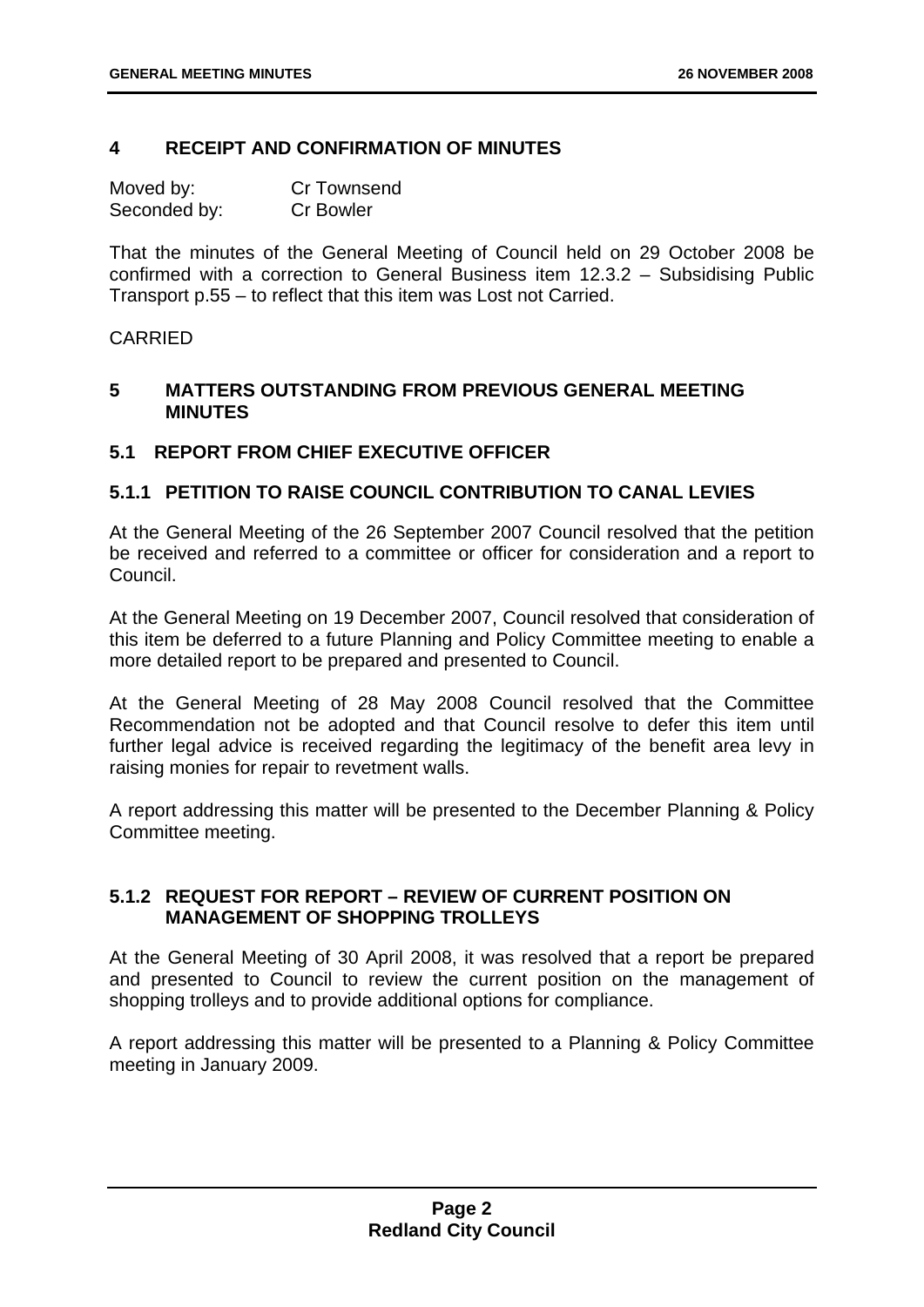## 4 RECEIPT AND CONFIRMATION OF MINUTES

Moved by: Cr Townsend
Seconded by: Cr Bowler

That the minutes of the General Meeting of Council held on 29 October 2008 be confirmed with a correction to General Business item 12.3.2 – Subsidising Public Transport p.55 – to reflect that this item was Lost not Carried.

CARRIED

## 5 MATTERS OUTSTANDING FROM PREVIOUS GENERAL MEETING MINUTES

### 5.1 REPORT FROM CHIEF EXECUTIVE OFFICER

#### 5.1.1 PETITION TO RAISE COUNCIL CONTRIBUTION TO CANAL LEVIES

At the General Meeting of the 26 September 2007 Council resolved that the petition be received and referred to a committee or officer for consideration and a report to Council.

At the General Meeting on 19 December 2007, Council resolved that consideration of this item be deferred to a future Planning and Policy Committee meeting to enable a more detailed report to be prepared and presented to Council.

At the General Meeting of 28 May 2008 Council resolved that the Committee Recommendation not be adopted and that Council resolve to defer this item until further legal advice is received regarding the legitimacy of the benefit area levy in raising monies for repair to revetment walls.

A report addressing this matter will be presented to the December Planning & Policy Committee meeting.

#### 5.1.2 REQUEST FOR REPORT – REVIEW OF CURRENT POSITION ON MANAGEMENT OF SHOPPING TROLLEYS

At the General Meeting of 30 April 2008, it was resolved that a report be prepared and presented to Council to review the current position on the management of shopping trolleys and to provide additional options for compliance.

A report addressing this matter will be presented to a Planning & Policy Committee meeting in January 2009.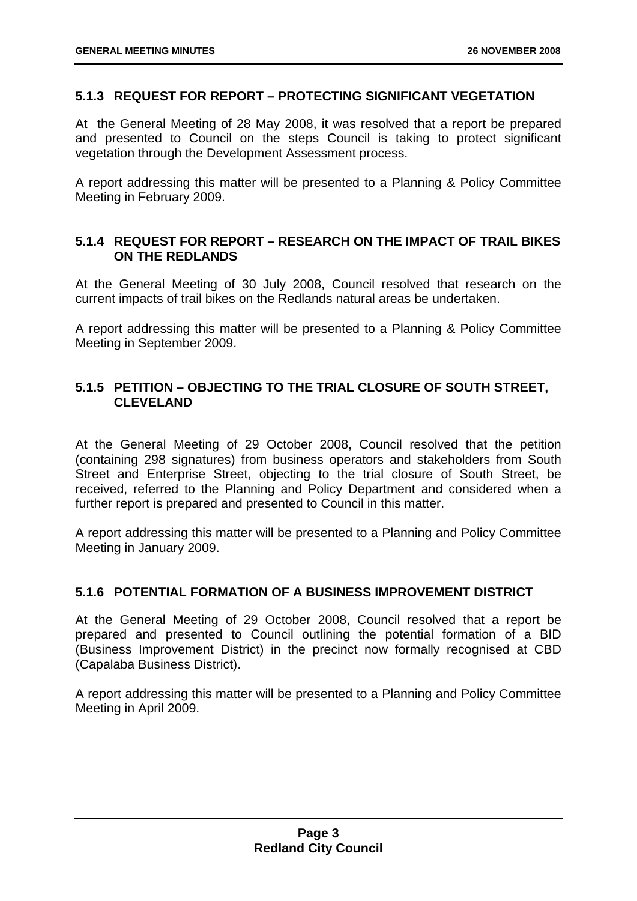### 5.1.3 REQUEST FOR REPORT – PROTECTING SIGNIFICANT VEGETATION

At the General Meeting of 28 May 2008, it was resolved that a report be prepared and presented to Council on the steps Council is taking to protect significant vegetation through the Development Assessment process.

A report addressing this matter will be presented to a Planning & Policy Committee Meeting in February 2009.

### 5.1.4 REQUEST FOR REPORT – RESEARCH ON THE IMPACT OF TRAIL BIKES ON THE REDLANDS

At the General Meeting of 30 July 2008, Council resolved that research on the current impacts of trail bikes on the Redlands natural areas be undertaken.

A report addressing this matter will be presented to a Planning & Policy Committee Meeting in September 2009.

### 5.1.5 PETITION – OBJECTING TO THE TRIAL CLOSURE OF SOUTH STREET, CLEVELAND

At the General Meeting of 29 October 2008, Council resolved that the petition (containing 298 signatures) from business operators and stakeholders from South Street and Enterprise Street, objecting to the trial closure of South Street, be received, referred to the Planning and Policy Department and considered when a further report is prepared and presented to Council in this matter.

A report addressing this matter will be presented to a Planning and Policy Committee Meeting in January 2009.

### 5.1.6 POTENTIAL FORMATION OF A BUSINESS IMPROVEMENT DISTRICT

At the General Meeting of 29 October 2008, Council resolved that a report be prepared and presented to Council outlining the potential formation of a BID (Business Improvement District) in the precinct now formally recognised at CBD (Capalaba Business District).

A report addressing this matter will be presented to a Planning and Policy Committee Meeting in April 2009.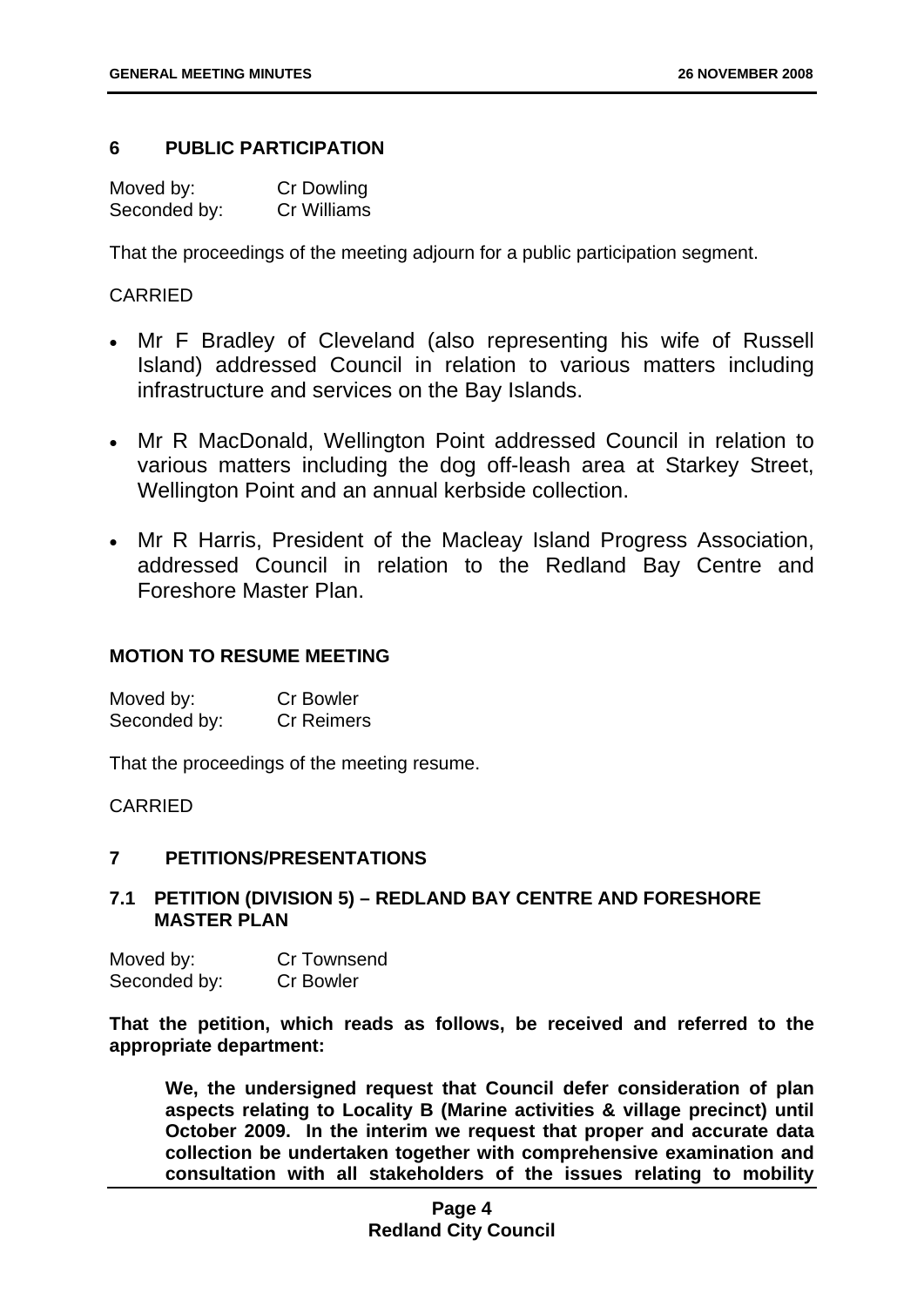## 6 PUBLIC PARTICIPATION

Moved by: Cr Dowling
Seconded by: Cr Williams

That the proceedings of the meeting adjourn for a public participation segment.

CARRIED

- Mr F Bradley of Cleveland (also representing his wife of Russell Island) addressed Council in relation to various matters including infrastructure and services on the Bay Islands.
- Mr R MacDonald, Wellington Point addressed Council in relation to various matters including the dog off-leash area at Starkey Street, Wellington Point and an annual kerbside collection.
- Mr R Harris, President of the Macleay Island Progress Association, addressed Council in relation to the Redland Bay Centre and Foreshore Master Plan.

### MOTION TO RESUME MEETING

Moved by: Cr Bowler
Seconded by: Cr Reimers

That the proceedings of the meeting resume.

CARRIED

## 7 PETITIONS/PRESENTATIONS

### 7.1 PETITION (DIVISION 5) – REDLAND BAY CENTRE AND FORESHORE MASTER PLAN

Moved by: Cr Townsend
Seconded by: Cr Bowler

**That the petition, which reads as follows, be received and referred to the appropriate department:**

> **We, the undersigned request that Council defer consideration of plan aspects relating to Locality B (Marine activities & village precinct) until October 2009. In the interim we request that proper and accurate data collection be undertaken together with comprehensive examination and consultation with all stakeholders of the issues relating to mobility**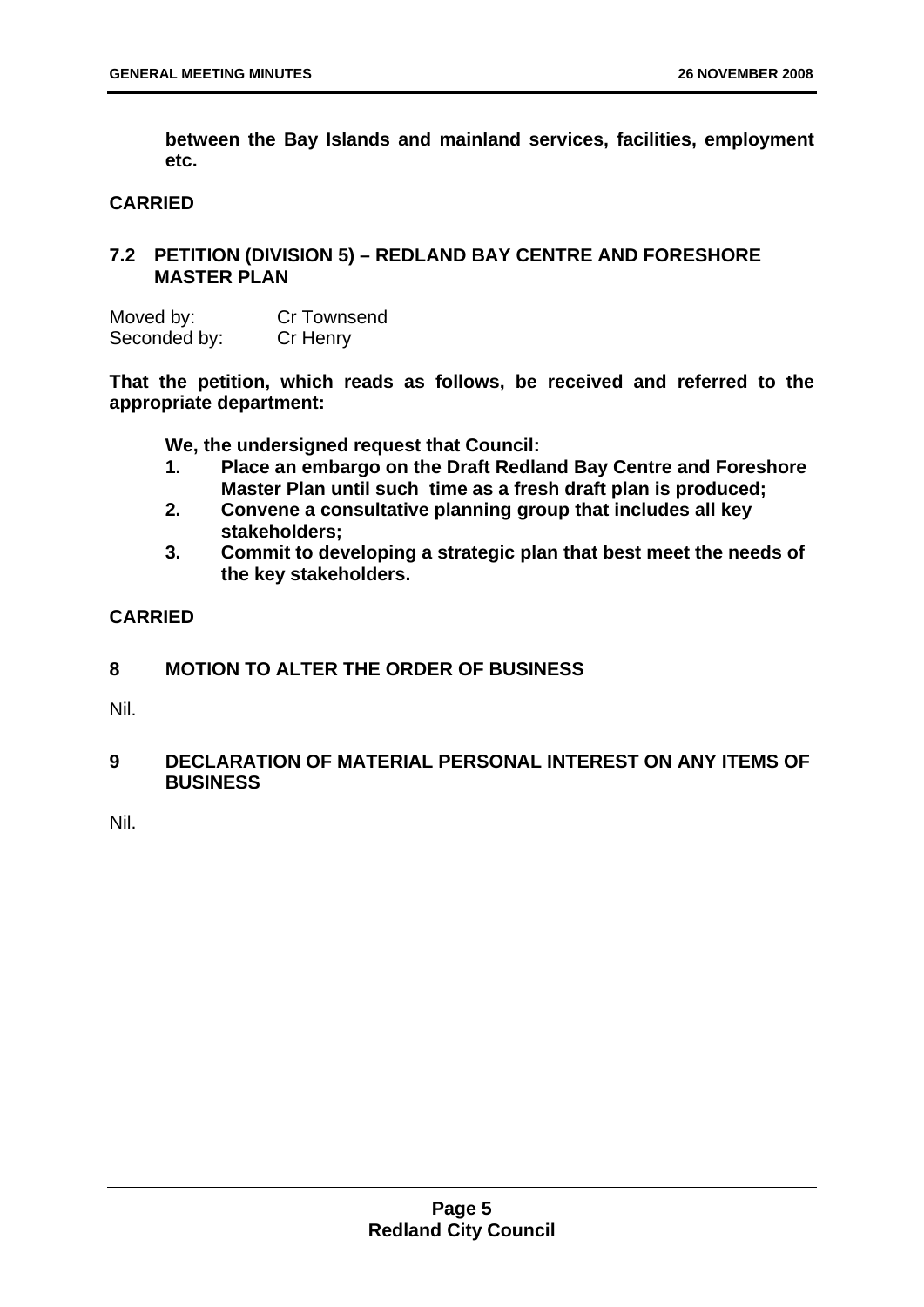**between the Bay Islands and mainland services, facilities, employment etc.**

**CARRIED**

## 7.2 PETITION (DIVISION 5) – REDLAND BAY CENTRE AND FORESHORE MASTER PLAN

Moved by: Cr Townsend
Seconded by: Cr Henry

**That the petition, which reads as follows, be received and referred to the appropriate department:**

**We, the undersigned request that Council:**

1. **Place an embargo on the Draft Redland Bay Centre and Foreshore Master Plan until such time as a fresh draft plan is produced;**
2. **Convene a consultative planning group that includes all key stakeholders;**
3. **Commit to developing a strategic plan that best meet the needs of the key stakeholders.**

**CARRIED**

# 8 MOTION TO ALTER THE ORDER OF BUSINESS

Nil.

# 9 DECLARATION OF MATERIAL PERSONAL INTEREST ON ANY ITEMS OF BUSINESS

Nil.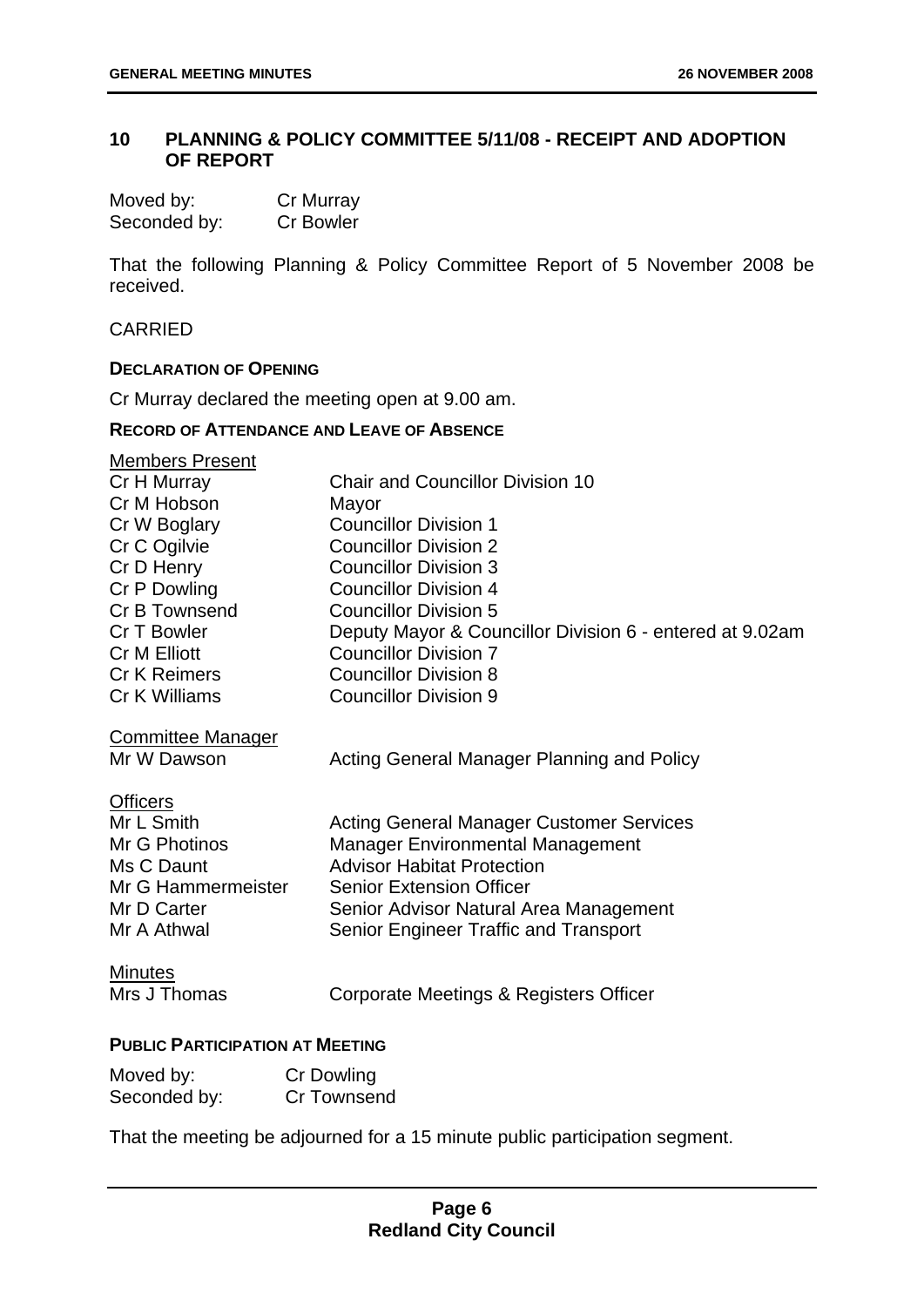## 10 PLANNING & POLICY COMMITTEE 5/11/08 - RECEIPT AND ADOPTION OF REPORT

| | |
|---|---|
| Moved by: | Cr Murray |
| Seconded by: | Cr Bowler |

That the following Planning & Policy Committee Report of 5 November 2008 be received.

CARRIED

**DECLARATION OF OPENING**

Cr Murray declared the meeting open at 9.00 am.

**RECORD OF ATTENDANCE AND LEAVE OF ABSENCE**

Members Present

| | |
|---|---|
| Cr H Murray | Chair and Councillor Division 10 |
| Cr M Hobson | Mayor |
| Cr W Boglary | Councillor Division 1 |
| Cr C Ogilvie | Councillor Division 2 |
| Cr D Henry | Councillor Division 3 |
| Cr P Dowling | Councillor Division 4 |
| Cr B Townsend | Councillor Division 5 |
| Cr T Bowler | Deputy Mayor & Councillor Division 6 - entered at 9.02am |
| Cr M Elliott | Councillor Division 7 |
| Cr K Reimers | Councillor Division 8 |
| Cr K Williams | Councillor Division 9 |

Committee Manager

| | |
|---|---|
| Mr W Dawson | Acting General Manager Planning and Policy |

Officers

| | |
|---|---|
| Mr L Smith | Acting General Manager Customer Services |
| Mr G Photinos | Manager Environmental Management |
| Ms C Daunt | Advisor Habitat Protection |
| Mr G Hammermeister | Senior Extension Officer |
| Mr D Carter | Senior Advisor Natural Area Management |
| Mr A Athwal | Senior Engineer Traffic and Transport |

Minutes

| | |
|---|---|
| Mrs J Thomas | Corporate Meetings & Registers Officer |

**PUBLIC PARTICIPATION AT MEETING**

| | |
|---|---|
| Moved by: | Cr Dowling |
| Seconded by: | Cr Townsend |

That the meeting be adjourned for a 15 minute public participation segment.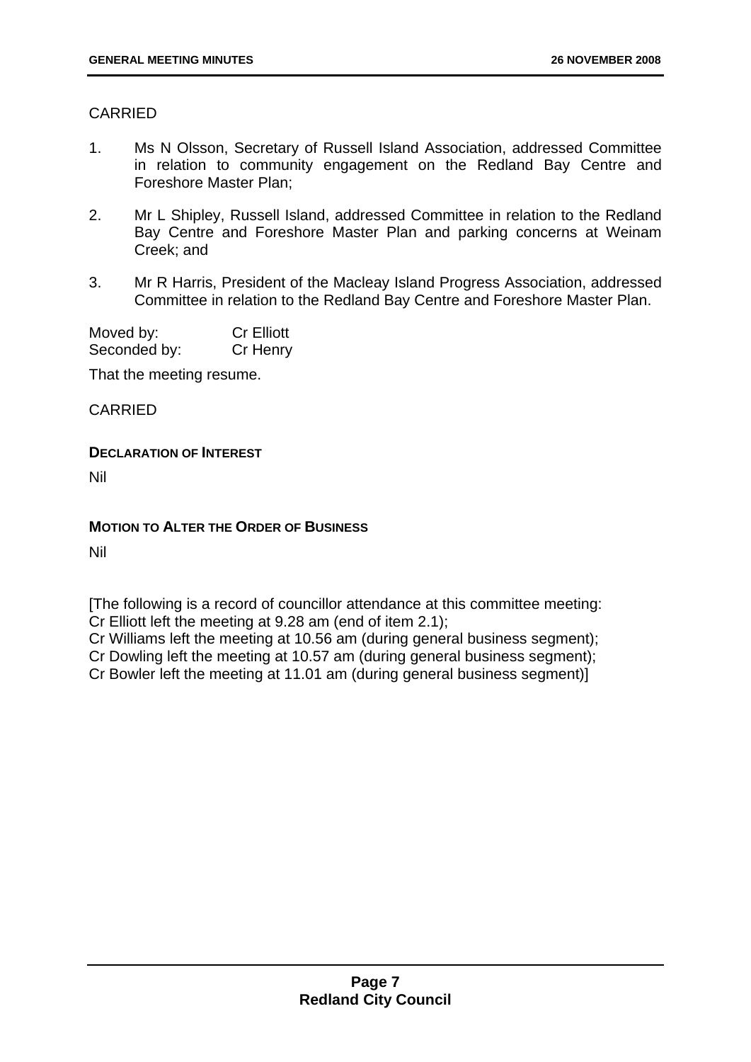CARRIED

1. Ms N Olsson, Secretary of Russell Island Association, addressed Committee in relation to community engagement on the Redland Bay Centre and Foreshore Master Plan;

2. Mr L Shipley, Russell Island, addressed Committee in relation to the Redland Bay Centre and Foreshore Master Plan and parking concerns at Weinam Creek; and

3. Mr R Harris, President of the Macleay Island Progress Association, addressed Committee in relation to the Redland Bay Centre and Foreshore Master Plan.

Moved by: Cr Elliott
Seconded by: Cr Henry

That the meeting resume.

CARRIED

**DECLARATION OF INTEREST**

Nil

**MOTION TO ALTER THE ORDER OF BUSINESS**

Nil

[The following is a record of councillor attendance at this committee meeting:
Cr Elliott left the meeting at 9.28 am (end of item 2.1);
Cr Williams left the meeting at 10.56 am (during general business segment);
Cr Dowling left the meeting at 10.57 am (during general business segment);
Cr Bowler left the meeting at 11.01 am (during general business segment)]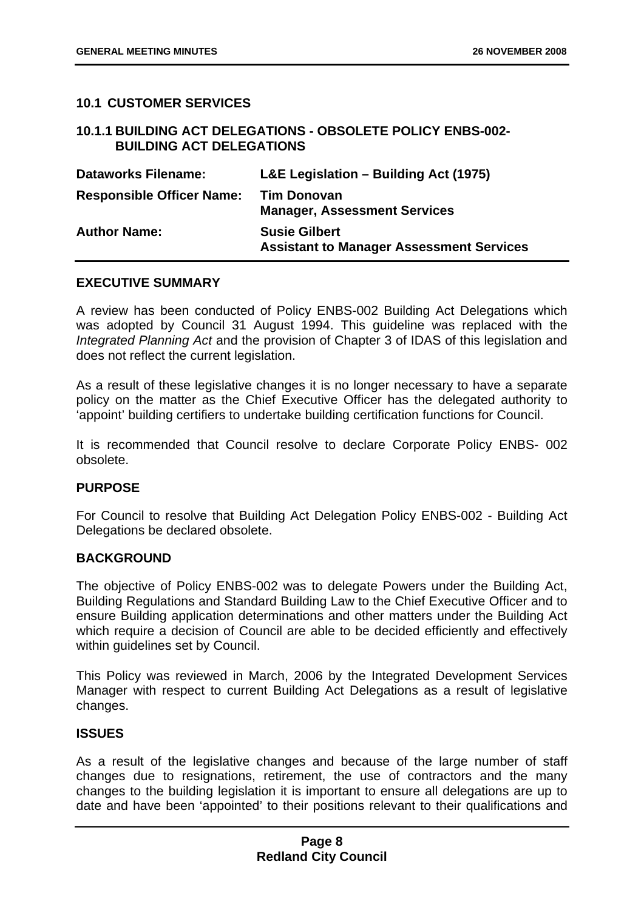## 10.1 CUSTOMER SERVICES

### 10.1.1 BUILDING ACT DELEGATIONS - OBSOLETE POLICY ENBS-002-BUILDING ACT DELEGATIONS

| | |
|---|---|
| **Dataworks Filename:** | **L&E Legislation – Building Act (1975)** |
| **Responsible Officer Name:** | **Tim Donovan**<br>**Manager, Assessment Services** |
| **Author Name:** | **Susie Gilbert**<br>**Assistant to Manager Assessment Services** |

**EXECUTIVE SUMMARY**

A review has been conducted of Policy ENBS-002 Building Act Delegations which was adopted by Council 31 August 1994. This guideline was replaced with the *Integrated Planning Act* and the provision of Chapter 3 of IDAS of this legislation and does not reflect the current legislation.

As a result of these legislative changes it is no longer necessary to have a separate policy on the matter as the Chief Executive Officer has the delegated authority to 'appoint' building certifiers to undertake building certification functions for Council.

It is recommended that Council resolve to declare Corporate Policy ENBS- 002 obsolete.

**PURPOSE**

For Council to resolve that Building Act Delegation Policy ENBS-002 - Building Act Delegations be declared obsolete.

**BACKGROUND**

The objective of Policy ENBS-002 was to delegate Powers under the Building Act, Building Regulations and Standard Building Law to the Chief Executive Officer and to ensure Building application determinations and other matters under the Building Act which require a decision of Council are able to be decided efficiently and effectively within guidelines set by Council.

This Policy was reviewed in March, 2006 by the Integrated Development Services Manager with respect to current Building Act Delegations as a result of legislative changes.

**ISSUES**

As a result of the legislative changes and because of the large number of staff changes due to resignations, retirement, the use of contractors and the many changes to the building legislation it is important to ensure all delegations are up to date and have been 'appointed' to their positions relevant to their qualifications and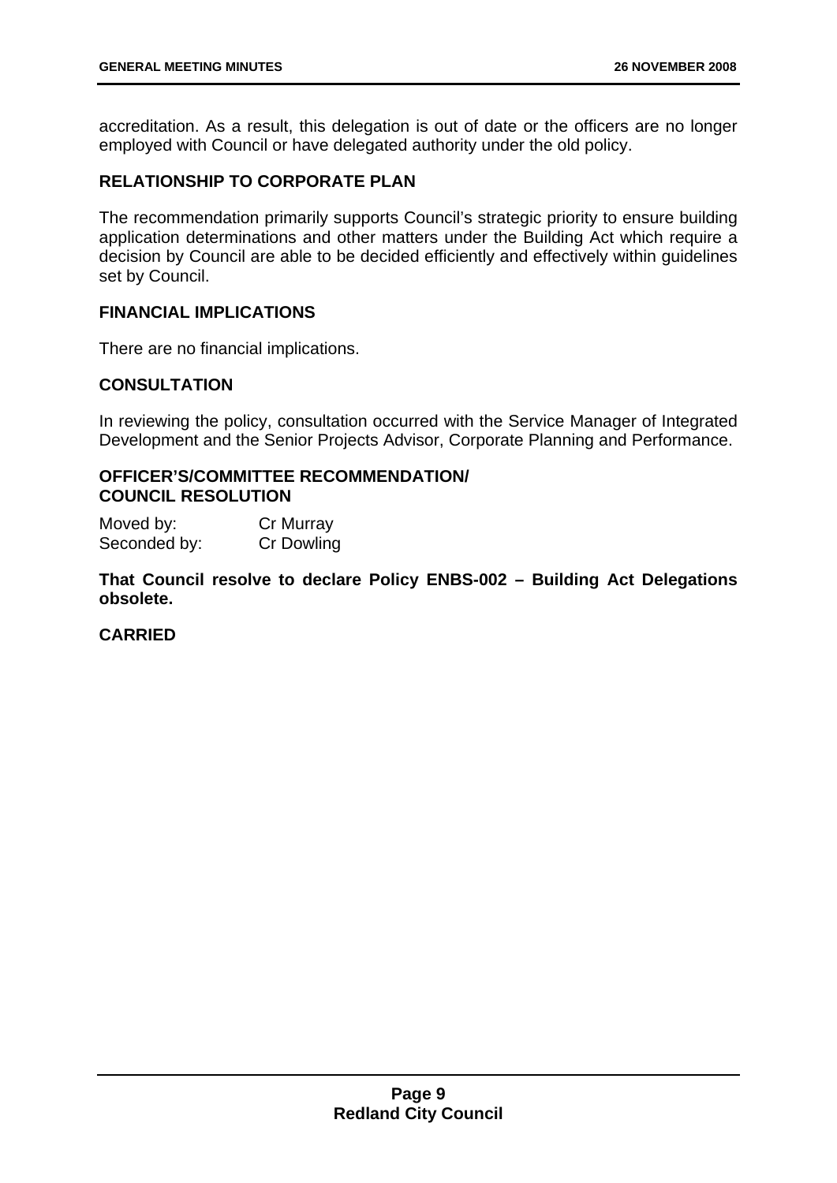accreditation. As a result, this delegation is out of date or the officers are no longer employed with Council or have delegated authority under the old policy.

### RELATIONSHIP TO CORPORATE PLAN

The recommendation primarily supports Council's strategic priority to ensure building application determinations and other matters under the Building Act which require a decision by Council are able to be decided efficiently and effectively within guidelines set by Council.

### FINANCIAL IMPLICATIONS

There are no financial implications.

### CONSULTATION

In reviewing the policy, consultation occurred with the Service Manager of Integrated Development and the Senior Projects Advisor, Corporate Planning and Performance.

### OFFICER'S/COMMITTEE RECOMMENDATION/ COUNCIL RESOLUTION

Moved by: Cr Murray
Seconded by: Cr Dowling

**That Council resolve to declare Policy ENBS-002 – Building Act Delegations obsolete.**

**CARRIED**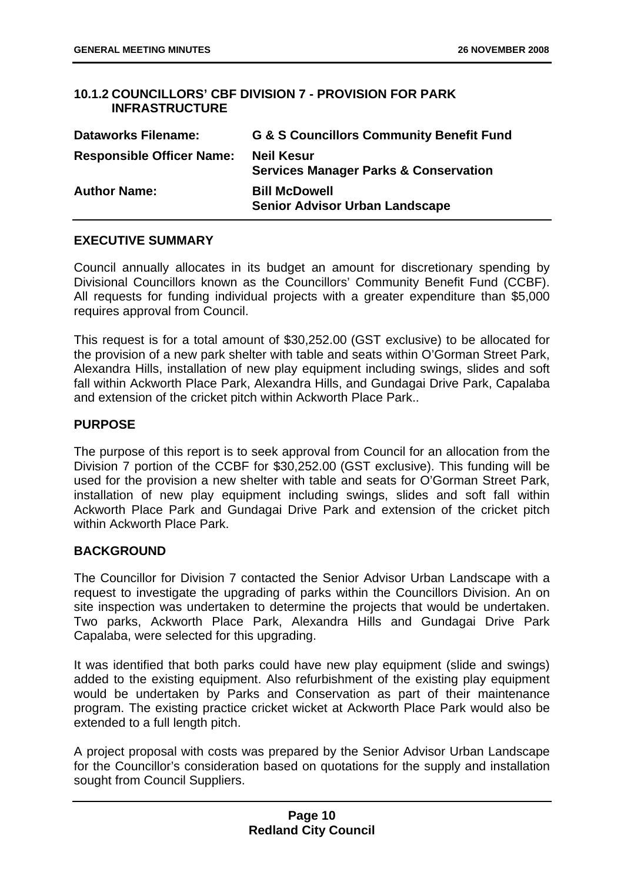### 10.1.2 COUNCILLORS' CBF DIVISION 7 - PROVISION FOR PARK INFRASTRUCTURE

| | |
|---|---|
| **Dataworks Filename:** | **G & S Councillors Community Benefit Fund** |
| **Responsible Officer Name:** | **Neil Kesur**<br>**Services Manager Parks & Conservation** |
| **Author Name:** | **Bill McDowell**<br>**Senior Advisor Urban Landscape** |

#### EXECUTIVE SUMMARY

Council annually allocates in its budget an amount for discretionary spending by Divisional Councillors known as the Councillors' Community Benefit Fund (CCBF). All requests for funding individual projects with a greater expenditure than $5,000 requires approval from Council.

This request is for a total amount of $30,252.00 (GST exclusive) to be allocated for the provision of a new park shelter with table and seats within O'Gorman Street Park, Alexandra Hills, installation of new play equipment including swings, slides and soft fall within Ackworth Place Park, Alexandra Hills, and Gundagai Drive Park, Capalaba and extension of the cricket pitch within Ackworth Place Park..

#### PURPOSE

The purpose of this report is to seek approval from Council for an allocation from the Division 7 portion of the CCBF for $30,252.00 (GST exclusive). This funding will be used for the provision a new shelter with table and seats for O'Gorman Street Park, installation of new play equipment including swings, slides and soft fall within Ackworth Place Park and Gundagai Drive Park and extension of the cricket pitch within Ackworth Place Park.

#### BACKGROUND

The Councillor for Division 7 contacted the Senior Advisor Urban Landscape with a request to investigate the upgrading of parks within the Councillors Division. An on site inspection was undertaken to determine the projects that would be undertaken. Two parks, Ackworth Place Park, Alexandra Hills and Gundagai Drive Park Capalaba, were selected for this upgrading.

It was identified that both parks could have new play equipment (slide and swings) added to the existing equipment. Also refurbishment of the existing play equipment would be undertaken by Parks and Conservation as part of their maintenance program. The existing practice cricket wicket at Ackworth Place Park would also be extended to a full length pitch.

A project proposal with costs was prepared by the Senior Advisor Urban Landscape for the Councillor's consideration based on quotations for the supply and installation sought from Council Suppliers.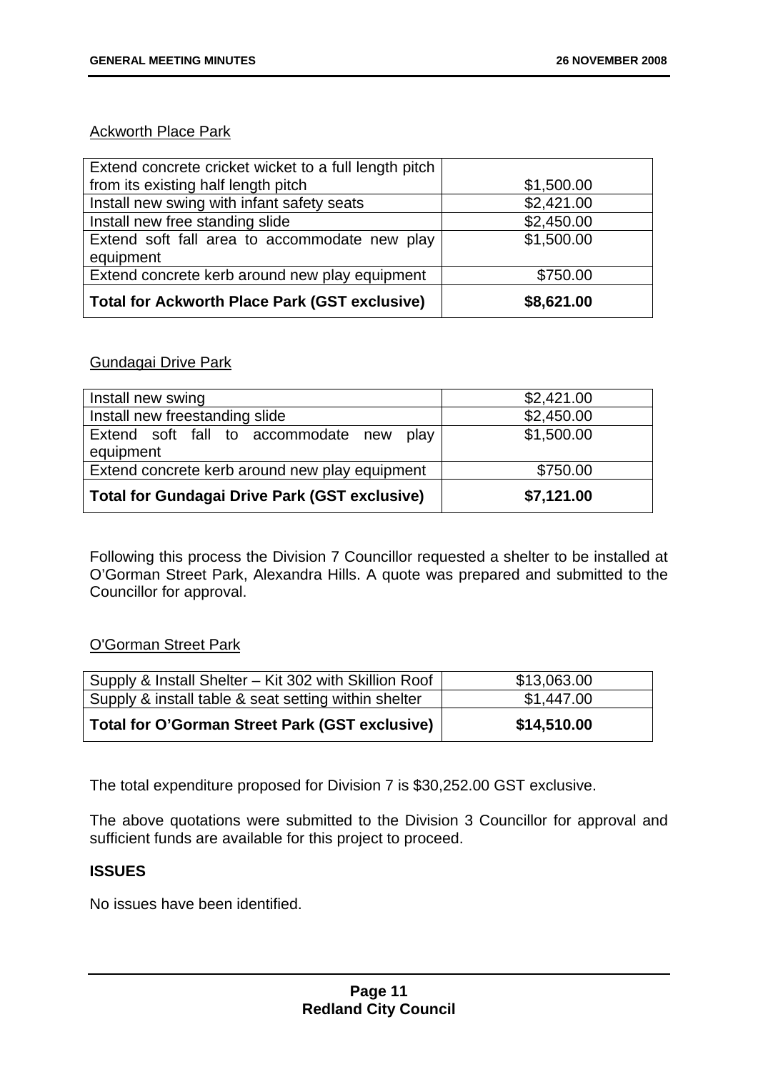Ackworth Place Park

| Item | Cost |
|---|---|
| Extend concrete cricket wicket to a full length pitch from its existing half length pitch | $1,500.00 |
| Install new swing with infant safety seats | $2,421.00 |
| Install new free standing slide | $2,450.00 |
| Extend soft fall area to accommodate new play equipment | $1,500.00 |
| Extend concrete kerb around new play equipment | $750.00 |
| **Total for Ackworth Place Park (GST exclusive)** | **$8,621.00** |

Gundagai Drive Park

| Item | Cost |
|---|---|
| Install new swing | $2,421.00 |
| Install new freestanding slide | $2,450.00 |
| Extend soft fall to accommodate new play equipment | $1,500.00 |
| Extend concrete kerb around new play equipment | $750.00 |
| **Total for Gundagai Drive Park (GST exclusive)** | **$7,121.00** |

Following this process the Division 7 Councillor requested a shelter to be installed at O'Gorman Street Park, Alexandra Hills. A quote was prepared and submitted to the Councillor for approval.

O'Gorman Street Park

| Item | Cost |
|---|---|
| Supply & Install Shelter – Kit 302 with Skillion Roof | $13,063.00 |
| Supply & install table & seat setting within shelter | $1,447.00 |
| **Total for O'Gorman Street Park (GST exclusive)** | **$14,510.00** |

The total expenditure proposed for Division 7 is $30,252.00 GST exclusive.

The above quotations were submitted to the Division 3 Councillor for approval and sufficient funds are available for this project to proceed.

**ISSUES**

No issues have been identified.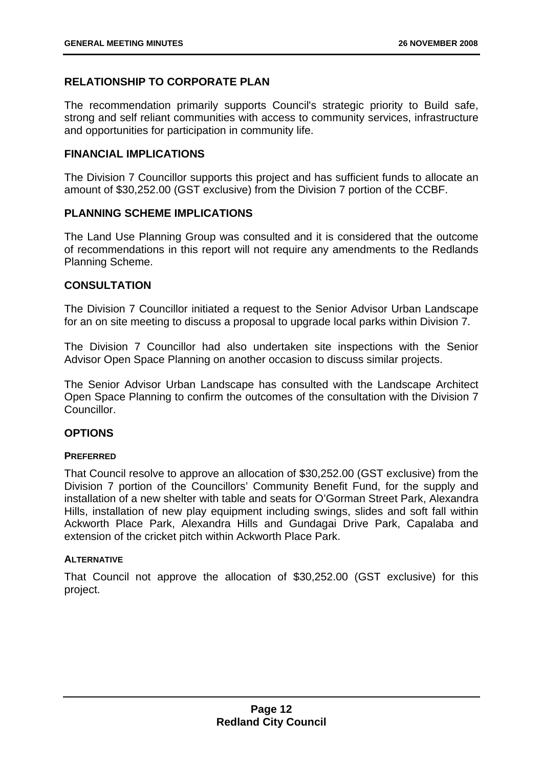## RELATIONSHIP TO CORPORATE PLAN

The recommendation primarily supports Council's strategic priority to Build safe, strong and self reliant communities with access to community services, infrastructure and opportunities for participation in community life.

## FINANCIAL IMPLICATIONS

The Division 7 Councillor supports this project and has sufficient funds to allocate an amount of $30,252.00 (GST exclusive) from the Division 7 portion of the CCBF.

## PLANNING SCHEME IMPLICATIONS

The Land Use Planning Group was consulted and it is considered that the outcome of recommendations in this report will not require any amendments to the Redlands Planning Scheme.

## CONSULTATION

The Division 7 Councillor initiated a request to the Senior Advisor Urban Landscape for an on site meeting to discuss a proposal to upgrade local parks within Division 7.

The Division 7 Councillor had also undertaken site inspections with the Senior Advisor Open Space Planning on another occasion to discuss similar projects.

The Senior Advisor Urban Landscape has consulted with the Landscape Architect Open Space Planning to confirm the outcomes of the consultation with the Division 7 Councillor.

## OPTIONS

### PREFERRED

That Council resolve to approve an allocation of $30,252.00 (GST exclusive) from the Division 7 portion of the Councillors' Community Benefit Fund, for the supply and installation of a new shelter with table and seats for O'Gorman Street Park, Alexandra Hills, installation of new play equipment including swings, slides and soft fall within Ackworth Place Park, Alexandra Hills and Gundagai Drive Park, Capalaba and extension of the cricket pitch within Ackworth Place Park.

### ALTERNATIVE

That Council not approve the allocation of $30,252.00 (GST exclusive) for this project.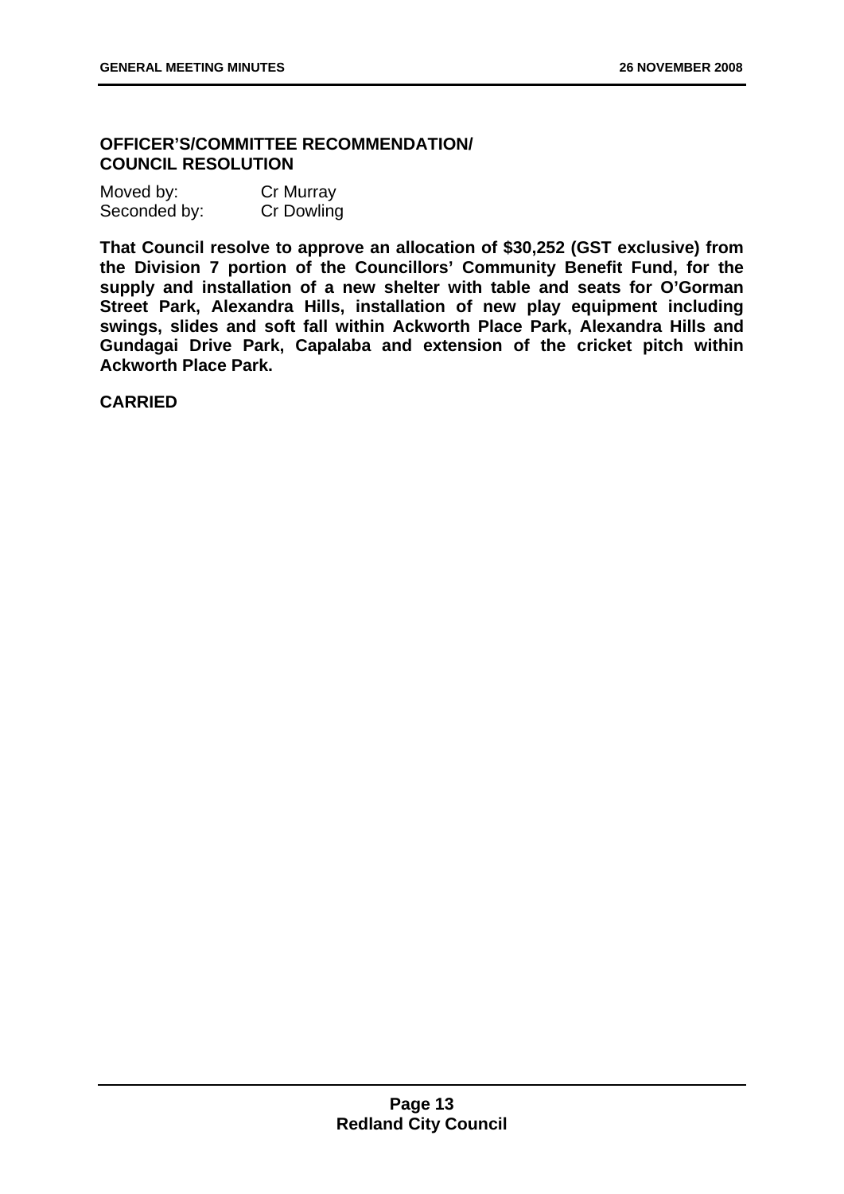**OFFICER'S/COMMITTEE RECOMMENDATION/ COUNCIL RESOLUTION**

Moved by: Cr Murray
Seconded by: Cr Dowling

**That Council resolve to approve an allocation of $30,252 (GST exclusive) from the Division 7 portion of the Councillors' Community Benefit Fund, for the supply and installation of a new shelter with table and seats for O'Gorman Street Park, Alexandra Hills, installation of new play equipment including swings, slides and soft fall within Ackworth Place Park, Alexandra Hills and Gundagai Drive Park, Capalaba and extension of the cricket pitch within Ackworth Place Park.**

**CARRIED**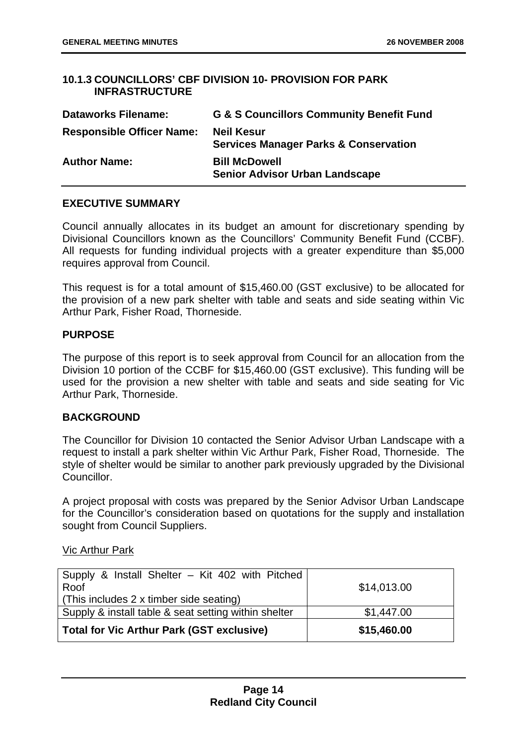### 10.1.3 COUNCILLORS' CBF DIVISION 10- PROVISION FOR PARK INFRASTRUCTURE

| | |
|---|---|
| **Dataworks Filename:** | **G & S Councillors Community Benefit Fund** |
| **Responsible Officer Name:** | **Neil Kesur**<br>**Services Manager Parks & Conservation** |
| **Author Name:** | **Bill McDowell**<br>**Senior Advisor Urban Landscape** |

#### EXECUTIVE SUMMARY

Council annually allocates in its budget an amount for discretionary spending by Divisional Councillors known as the Councillors' Community Benefit Fund (CCBF). All requests for funding individual projects with a greater expenditure than $5,000 requires approval from Council.

This request is for a total amount of $15,460.00 (GST exclusive) to be allocated for the provision of a new park shelter with table and seats and side seating within Vic Arthur Park, Fisher Road, Thorneside.

#### PURPOSE

The purpose of this report is to seek approval from Council for an allocation from the Division 10 portion of the CCBF for $15,460.00 (GST exclusive). This funding will be used for the provision a new shelter with table and seats and side seating for Vic Arthur Park, Thorneside.

#### BACKGROUND

The Councillor for Division 10 contacted the Senior Advisor Urban Landscape with a request to install a park shelter within Vic Arthur Park, Fisher Road, Thorneside. The style of shelter would be similar to another park previously upgraded by the Divisional Councillor.

A project proposal with costs was prepared by the Senior Advisor Urban Landscape for the Councillor's consideration based on quotations for the supply and installation sought from Council Suppliers.

Vic Arthur Park

| Item | Cost |
|---|---|
| Supply & Install Shelter – Kit 402 with Pitched Roof<br>(This includes 2 x timber side seating) | $14,013.00 |
| Supply & install table & seat setting within shelter | $1,447.00 |
| **Total for Vic Arthur Park (GST exclusive)** | **$15,460.00** |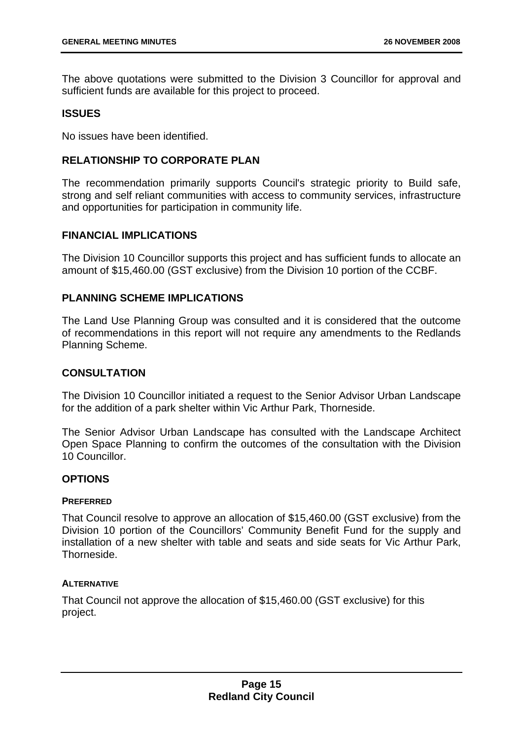The above quotations were submitted to the Division 3 Councillor for approval and sufficient funds are available for this project to proceed.

## ISSUES

No issues have been identified.

## RELATIONSHIP TO CORPORATE PLAN

The recommendation primarily supports Council's strategic priority to Build safe, strong and self reliant communities with access to community services, infrastructure and opportunities for participation in community life.

## FINANCIAL IMPLICATIONS

The Division 10 Councillor supports this project and has sufficient funds to allocate an amount of $15,460.00 (GST exclusive) from the Division 10 portion of the CCBF.

## PLANNING SCHEME IMPLICATIONS

The Land Use Planning Group was consulted and it is considered that the outcome of recommendations in this report will not require any amendments to the Redlands Planning Scheme.

## CONSULTATION

The Division 10 Councillor initiated a request to the Senior Advisor Urban Landscape for the addition of a park shelter within Vic Arthur Park, Thorneside.

The Senior Advisor Urban Landscape has consulted with the Landscape Architect Open Space Planning to confirm the outcomes of the consultation with the Division 10 Councillor.

## OPTIONS

### PREFERRED

That Council resolve to approve an allocation of $15,460.00 (GST exclusive) from the Division 10 portion of the Councillors' Community Benefit Fund for the supply and installation of a new shelter with table and seats and side seats for Vic Arthur Park, Thorneside.

### ALTERNATIVE

That Council not approve the allocation of $15,460.00 (GST exclusive) for this project.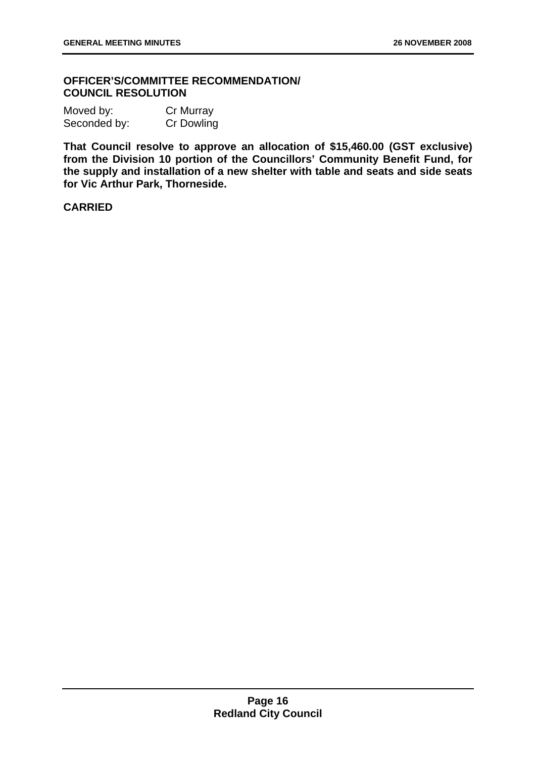**OFFICER'S/COMMITTEE RECOMMENDATION/ COUNCIL RESOLUTION**

Moved by: Cr Murray
Seconded by: Cr Dowling

**That Council resolve to approve an allocation of $15,460.00 (GST exclusive) from the Division 10 portion of the Councillors' Community Benefit Fund, for the supply and installation of a new shelter with table and seats and side seats for Vic Arthur Park, Thorneside.**

**CARRIED**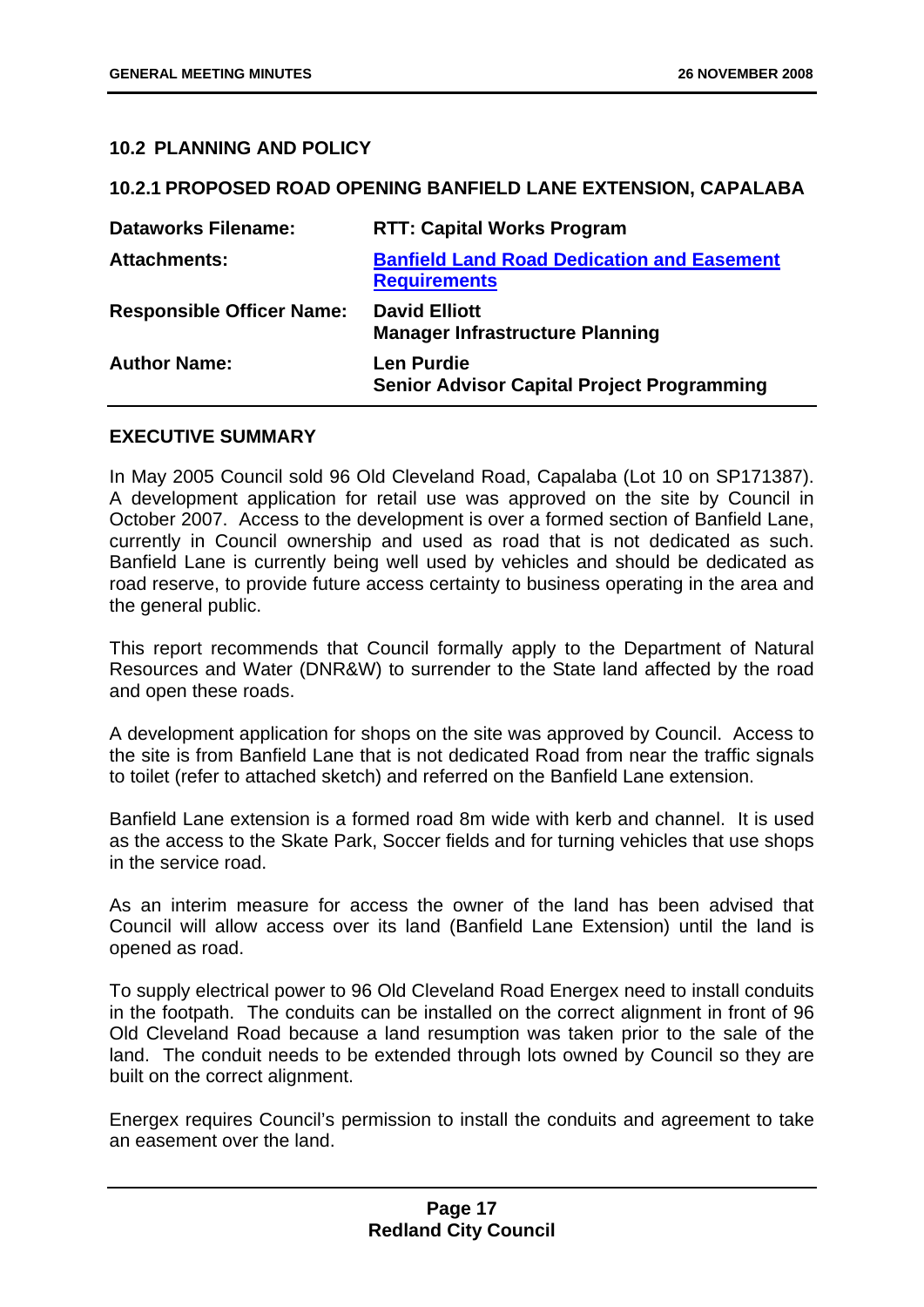## 10.2 PLANNING AND POLICY

### 10.2.1 PROPOSED ROAD OPENING BANFIELD LANE EXTENSION, CAPALABA

| | |
|---|---|
| **Dataworks Filename:** | **RTT: Capital Works Program** |
| **Attachments:** | **Banfield Land Road Dedication and Easement Requirements** |
| **Responsible Officer Name:** | **David Elliott**<br>**Manager Infrastructure Planning** |
| **Author Name:** | **Len Purdie**<br>**Senior Advisor Capital Project Programming** |

### EXECUTIVE SUMMARY

In May 2005 Council sold 96 Old Cleveland Road, Capalaba (Lot 10 on SP171387). A development application for retail use was approved on the site by Council in October 2007. Access to the development is over a formed section of Banfield Lane, currently in Council ownership and used as road that is not dedicated as such. Banfield Lane is currently being well used by vehicles and should be dedicated as road reserve, to provide future access certainty to business operating in the area and the general public.

This report recommends that Council formally apply to the Department of Natural Resources and Water (DNR&W) to surrender to the State land affected by the road and open these roads.

A development application for shops on the site was approved by Council. Access to the site is from Banfield Lane that is not dedicated Road from near the traffic signals to toilet (refer to attached sketch) and referred on the Banfield Lane extension.

Banfield Lane extension is a formed road 8m wide with kerb and channel. It is used as the access to the Skate Park, Soccer fields and for turning vehicles that use shops in the service road.

As an interim measure for access the owner of the land has been advised that Council will allow access over its land (Banfield Lane Extension) until the land is opened as road.

To supply electrical power to 96 Old Cleveland Road Energex need to install conduits in the footpath. The conduits can be installed on the correct alignment in front of 96 Old Cleveland Road because a land resumption was taken prior to the sale of the land. The conduit needs to be extended through lots owned by Council so they are built on the correct alignment.

Energex requires Council's permission to install the conduits and agreement to take an easement over the land.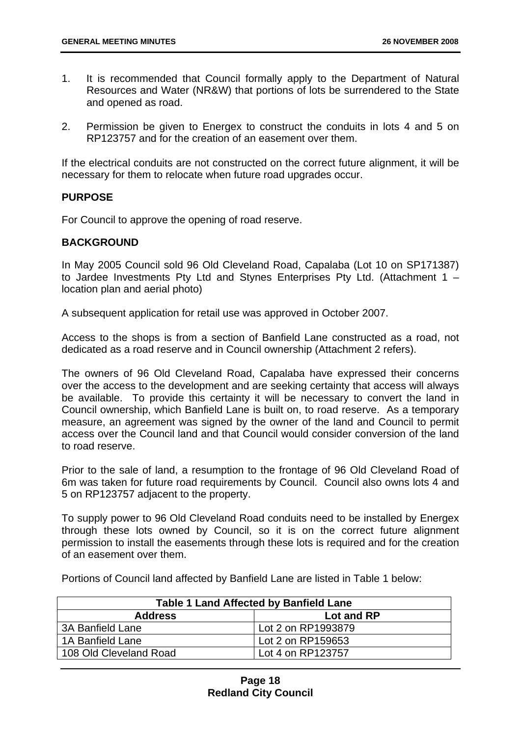1. It is recommended that Council formally apply to the Department of Natural Resources and Water (NR&W) that portions of lots be surrendered to the State and opened as road.

2. Permission be given to Energex to construct the conduits in lots 4 and 5 on RP123757 and for the creation of an easement over them.

If the electrical conduits are not constructed on the correct future alignment, it will be necessary for them to relocate when future road upgrades occur.

**PURPOSE**

For Council to approve the opening of road reserve.

**BACKGROUND**

In May 2005 Council sold 96 Old Cleveland Road, Capalaba (Lot 10 on SP171387) to Jardee Investments Pty Ltd and Stynes Enterprises Pty Ltd. (Attachment 1 – location plan and aerial photo)

A subsequent application for retail use was approved in October 2007.

Access to the shops is from a section of Banfield Lane constructed as a road, not dedicated as a road reserve and in Council ownership (Attachment 2 refers).

The owners of 96 Old Cleveland Road, Capalaba have expressed their concerns over the access to the development and are seeking certainty that access will always be available. To provide this certainty it will be necessary to convert the land in Council ownership, which Banfield Lane is built on, to road reserve. As a temporary measure, an agreement was signed by the owner of the land and Council to permit access over the Council land and that Council would consider conversion of the land to road reserve.

Prior to the sale of land, a resumption to the frontage of 96 Old Cleveland Road of 6m was taken for future road requirements by Council. Council also owns lots 4 and 5 on RP123757 adjacent to the property.

To supply power to 96 Old Cleveland Road conduits need to be installed by Energex through these lots owned by Council, so it is on the correct future alignment permission to install the easements through these lots is required and for the creation of an easement over them.

Portions of Council land affected by Banfield Lane are listed in Table 1 below:

| Table 1 Land Affected by Banfield Lane | |
|---|---|
| **Address** | **Lot and RP** |
| 3A Banfield Lane | Lot 2 on RP1993879 |
| 1A Banfield Lane | Lot 2 on RP159653 |
| 108 Old Cleveland Road | Lot 4 on RP123757 |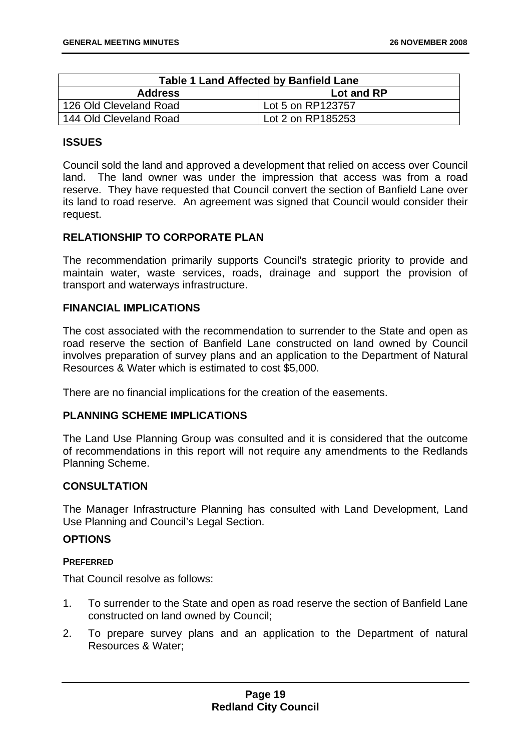| Table 1 Land Affected by Banfield Lane | |
|---|---|
| **Address** | **Lot and RP** |
| 126 Old Cleveland Road | Lot 5 on RP123757 |
| 144 Old Cleveland Road | Lot 2 on RP185253 |

## ISSUES

Council sold the land and approved a development that relied on access over Council land. The land owner was under the impression that access was from a road reserve. They have requested that Council convert the section of Banfield Lane over its land to road reserve. An agreement was signed that Council would consider their request.

## RELATIONSHIP TO CORPORATE PLAN

The recommendation primarily supports Council's strategic priority to provide and maintain water, waste services, roads, drainage and support the provision of transport and waterways infrastructure.

## FINANCIAL IMPLICATIONS

The cost associated with the recommendation to surrender to the State and open as road reserve the section of Banfield Lane constructed on land owned by Council involves preparation of survey plans and an application to the Department of Natural Resources & Water which is estimated to cost $5,000.

There are no financial implications for the creation of the easements.

## PLANNING SCHEME IMPLICATIONS

The Land Use Planning Group was consulted and it is considered that the outcome of recommendations in this report will not require any amendments to the Redlands Planning Scheme.

## CONSULTATION

The Manager Infrastructure Planning has consulted with Land Development, Land Use Planning and Council's Legal Section.

## OPTIONS

### PREFERRED

That Council resolve as follows:

1. To surrender to the State and open as road reserve the section of Banfield Lane constructed on land owned by Council;
2. To prepare survey plans and an application to the Department of natural Resources & Water;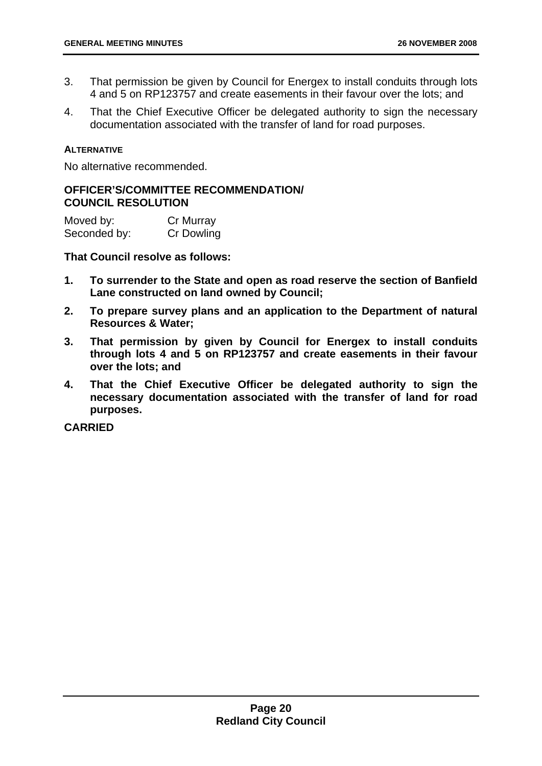3. That permission be given by Council for Energex to install conduits through lots 4 and 5 on RP123757 and create easements in their favour over the lots; and
4. That the Chief Executive Officer be delegated authority to sign the necessary documentation associated with the transfer of land for road purposes.

**ALTERNATIVE**

No alternative recommended.

**OFFICER'S/COMMITTEE RECOMMENDATION/ COUNCIL RESOLUTION**

Moved by: Cr Murray
Seconded by: Cr Dowling

**That Council resolve as follows:**

1. **To surrender to the State and open as road reserve the section of Banfield Lane constructed on land owned by Council;**
2. **To prepare survey plans and an application to the Department of natural Resources & Water;**
3. **That permission by given by Council for Energex to install conduits through lots 4 and 5 on RP123757 and create easements in their favour over the lots; and**
4. **That the Chief Executive Officer be delegated authority to sign the necessary documentation associated with the transfer of land for road purposes.**

**CARRIED**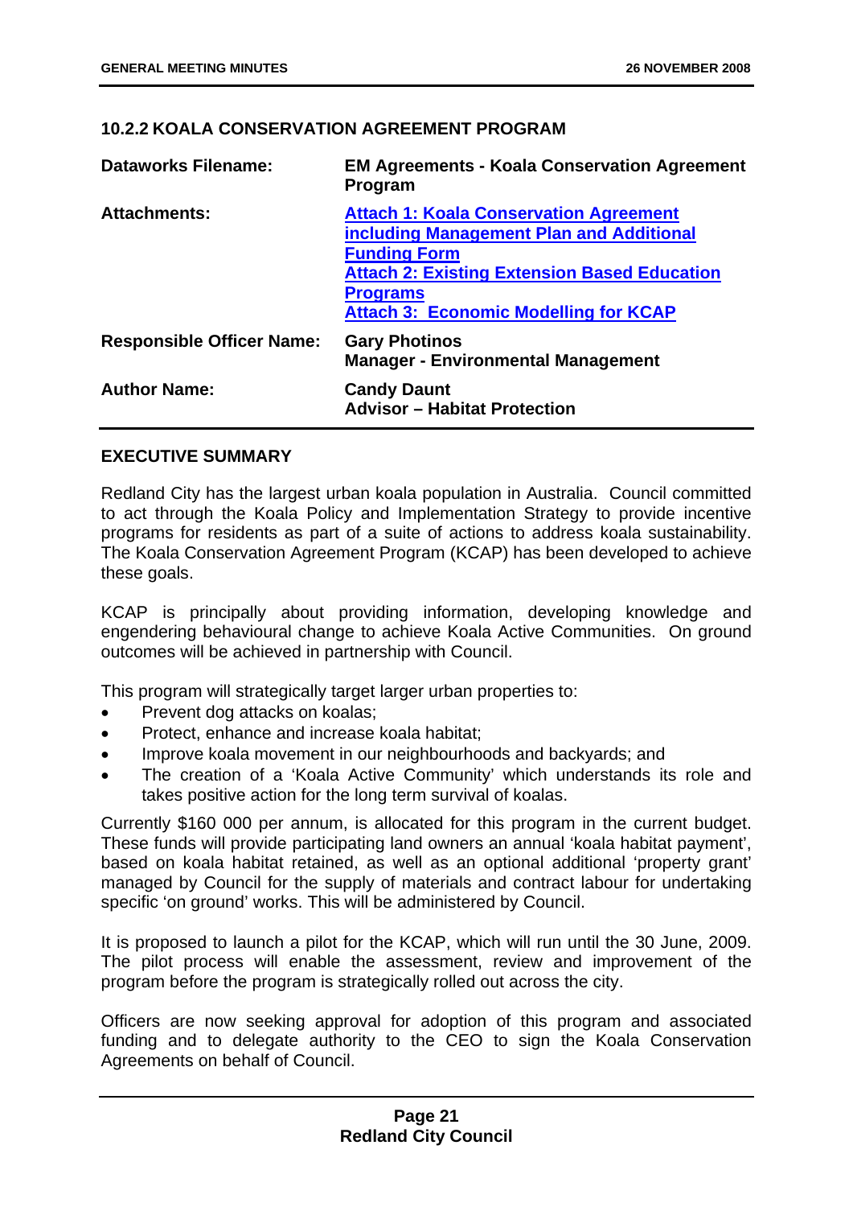### 10.2.2 KOALA CONSERVATION AGREEMENT PROGRAM

| | |
|---|---|
| **Dataworks Filename:** | **EM Agreements - Koala Conservation Agreement Program** |
| **Attachments:** | **Attach 1: Koala Conservation Agreement including Management Plan and Additional Funding Form**<br>**Attach 2: Existing Extension Based Education Programs**<br>**Attach 3: Economic Modelling for KCAP** |
| **Responsible Officer Name:** | **Gary Photinos**<br>**Manager - Environmental Management** |
| **Author Name:** | **Candy Daunt**<br>**Advisor – Habitat Protection** |

#### EXECUTIVE SUMMARY

Redland City has the largest urban koala population in Australia. Council committed to act through the Koala Policy and Implementation Strategy to provide incentive programs for residents as part of a suite of actions to address koala sustainability. The Koala Conservation Agreement Program (KCAP) has been developed to achieve these goals.

KCAP is principally about providing information, developing knowledge and engendering behavioural change to achieve Koala Active Communities. On ground outcomes will be achieved in partnership with Council.

This program will strategically target larger urban properties to:

- Prevent dog attacks on koalas;
- Protect, enhance and increase koala habitat;
- Improve koala movement in our neighbourhoods and backyards; and
- The creation of a 'Koala Active Community' which understands its role and takes positive action for the long term survival of koalas.

Currently $160 000 per annum, is allocated for this program in the current budget. These funds will provide participating land owners an annual 'koala habitat payment', based on koala habitat retained, as well as an optional additional 'property grant' managed by Council for the supply of materials and contract labour for undertaking specific 'on ground' works. This will be administered by Council.

It is proposed to launch a pilot for the KCAP, which will run until the 30 June, 2009. The pilot process will enable the assessment, review and improvement of the program before the program is strategically rolled out across the city.

Officers are now seeking approval for adoption of this program and associated funding and to delegate authority to the CEO to sign the Koala Conservation Agreements on behalf of Council.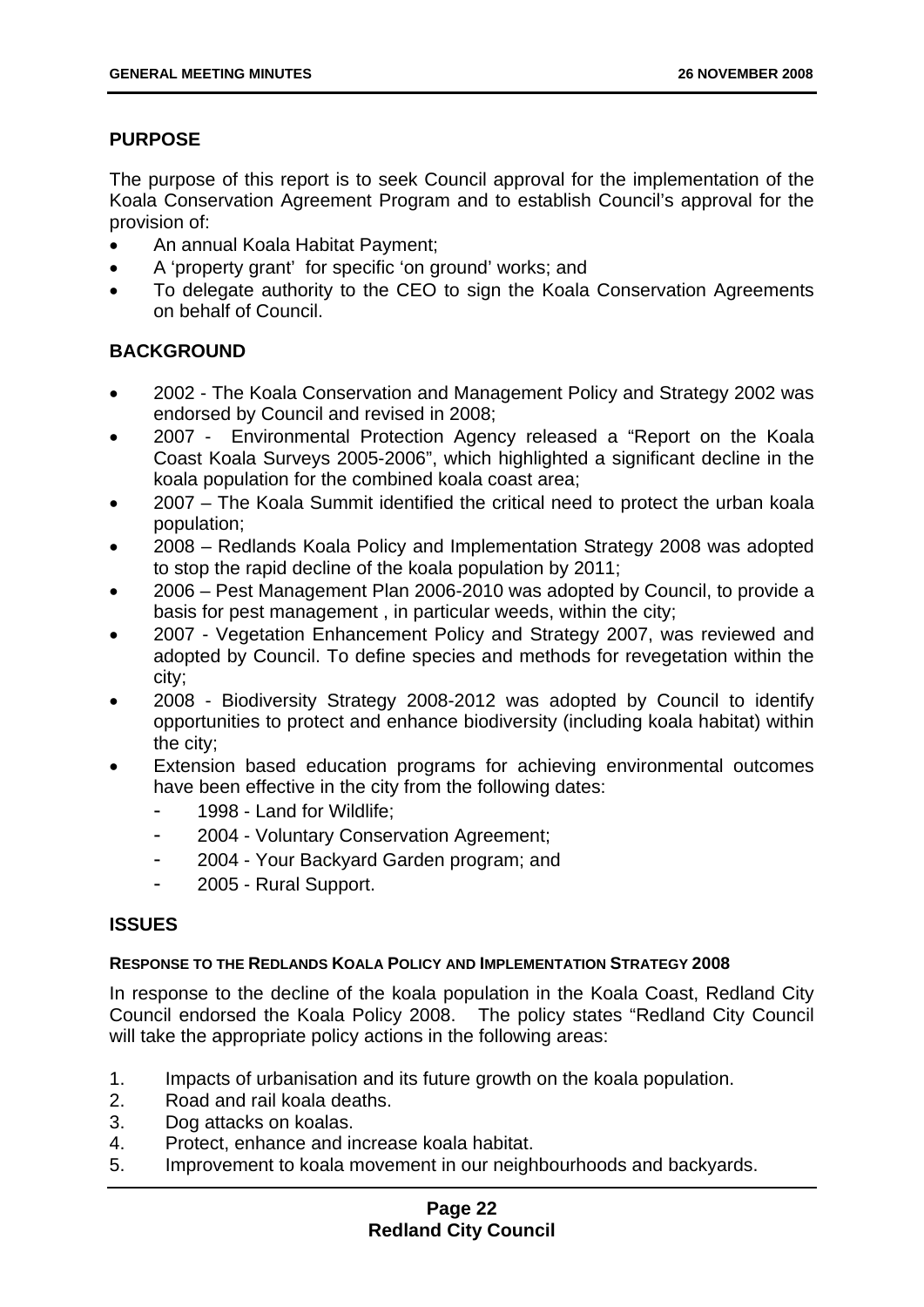## PURPOSE

The purpose of this report is to seek Council approval for the implementation of the Koala Conservation Agreement Program and to establish Council's approval for the provision of:

- An annual Koala Habitat Payment;
- A 'property grant' for specific 'on ground' works; and
- To delegate authority to the CEO to sign the Koala Conservation Agreements on behalf of Council.

## BACKGROUND

- 2002 - The Koala Conservation and Management Policy and Strategy 2002 was endorsed by Council and revised in 2008;
- 2007 - Environmental Protection Agency released a "Report on the Koala Coast Koala Surveys 2005-2006", which highlighted a significant decline in the koala population for the combined koala coast area;
- 2007 – The Koala Summit identified the critical need to protect the urban koala population;
- 2008 – Redlands Koala Policy and Implementation Strategy 2008 was adopted to stop the rapid decline of the koala population by 2011;
- 2006 – Pest Management Plan 2006-2010 was adopted by Council, to provide a basis for pest management , in particular weeds, within the city;
- 2007 - Vegetation Enhancement Policy and Strategy 2007, was reviewed and adopted by Council. To define species and methods for revegetation within the city;
- 2008 - Biodiversity Strategy 2008-2012 was adopted by Council to identify opportunities to protect and enhance biodiversity (including koala habitat) within the city;
- Extension based education programs for achieving environmental outcomes have been effective in the city from the following dates:
  - 1998 - Land for Wildlife;
  - 2004 - Voluntary Conservation Agreement;
  - 2004 - Your Backyard Garden program; and
  - 2005 - Rural Support.

## ISSUES

### RESPONSE TO THE REDLANDS KOALA POLICY AND IMPLEMENTATION STRATEGY 2008

In response to the decline of the koala population in the Koala Coast, Redland City Council endorsed the Koala Policy 2008. The policy states "Redland City Council will take the appropriate policy actions in the following areas:

1. Impacts of urbanisation and its future growth on the koala population.
2. Road and rail koala deaths.
3. Dog attacks on koalas.
4. Protect, enhance and increase koala habitat.
5. Improvement to koala movement in our neighbourhoods and backyards.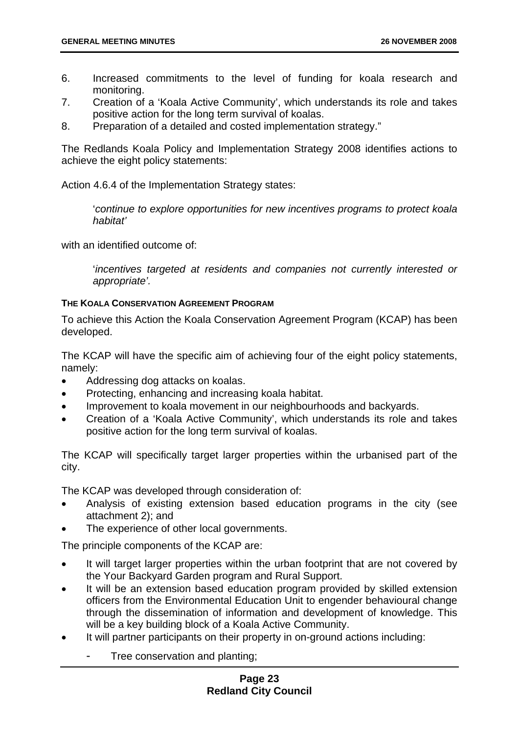6. Increased commitments to the level of funding for koala research and monitoring.
7. Creation of a 'Koala Active Community', which understands its role and takes positive action for the long term survival of koalas.
8. Preparation of a detailed and costed implementation strategy."

The Redlands Koala Policy and Implementation Strategy 2008 identifies actions to achieve the eight policy statements:

Action 4.6.4 of the Implementation Strategy states:

> '*continue to explore opportunities for new incentives programs to protect koala habitat'*

with an identified outcome of:

> '*incentives targeted at residents and companies not currently interested or appropriate'.*

**THE KOALA CONSERVATION AGREEMENT PROGRAM**

To achieve this Action the Koala Conservation Agreement Program (KCAP) has been developed.

The KCAP will have the specific aim of achieving four of the eight policy statements, namely:

- Addressing dog attacks on koalas.
- Protecting, enhancing and increasing koala habitat.
- Improvement to koala movement in our neighbourhoods and backyards.
- Creation of a 'Koala Active Community', which understands its role and takes positive action for the long term survival of koalas.

The KCAP will specifically target larger properties within the urbanised part of the city.

The KCAP was developed through consideration of:

- Analysis of existing extension based education programs in the city (see attachment 2); and
- The experience of other local governments.

The principle components of the KCAP are:

- It will target larger properties within the urban footprint that are not covered by the Your Backyard Garden program and Rural Support.
- It will be an extension based education program provided by skilled extension officers from the Environmental Education Unit to engender behavioural change through the dissemination of information and development of knowledge. This will be a key building block of a Koala Active Community.
- It will partner participants on their property in on-ground actions including:
  - Tree conservation and planting;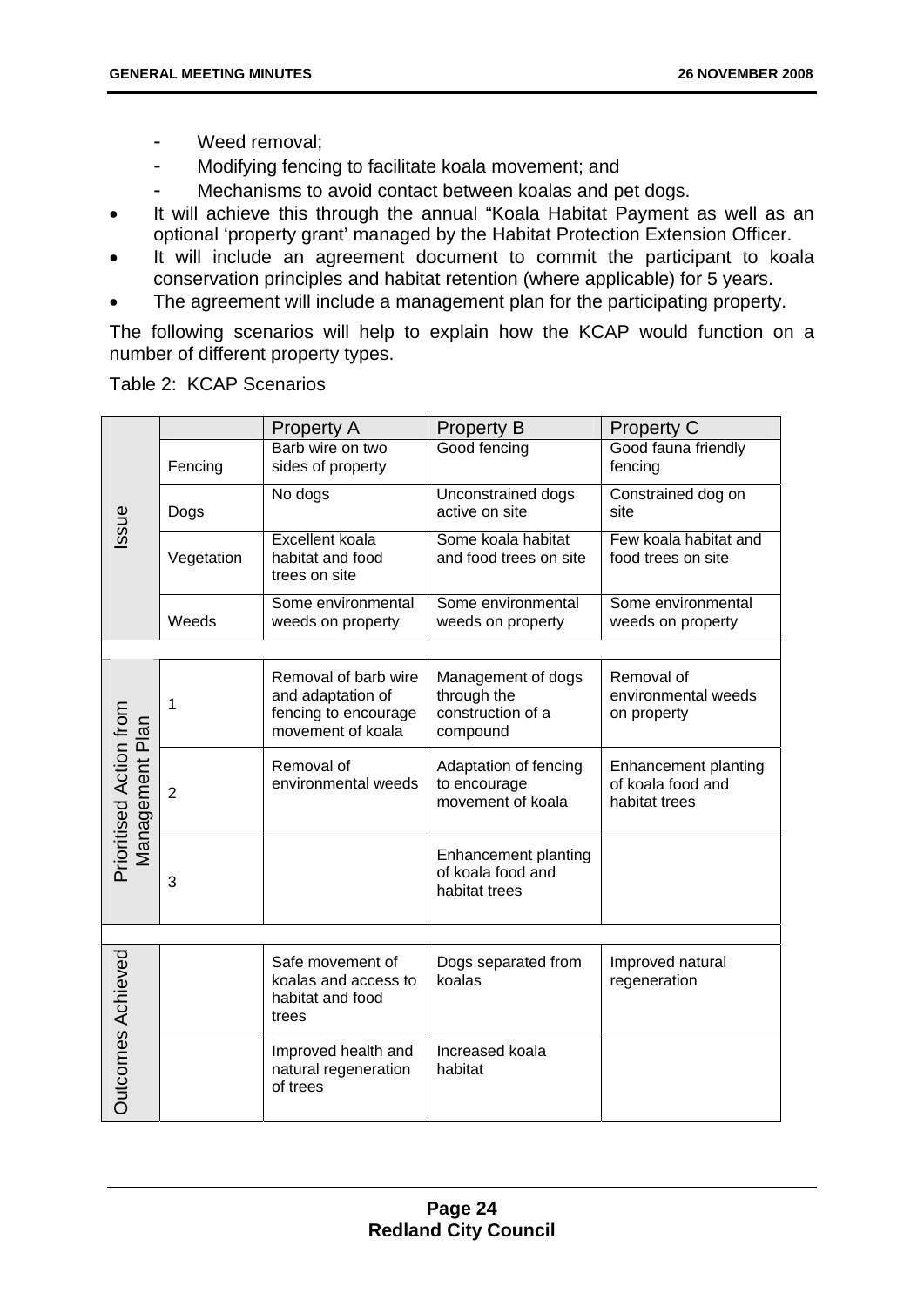- Weed removal;
  - Modifying fencing to facilitate koala movement; and
  - Mechanisms to avoid contact between koalas and pet dogs.
- It will achieve this through the annual "Koala Habitat Payment as well as an optional 'property grant' managed by the Habitat Protection Extension Officer.
- It will include an agreement document to commit the participant to koala conservation principles and habitat retention (where applicable) for 5 years.
- The agreement will include a management plan for the participating property.

The following scenarios will help to explain how the KCAP would function on a number of different property types.

Table 2: KCAP Scenarios

| | | Property A | Property B | Property C |
|---|---|---|---|---|
| Issue | Fencing | Barb wire on two sides of property | Good fencing | Good fauna friendly fencing |
| | Dogs | No dogs | Unconstrained dogs active on site | Constrained dog on site |
| | Vegetation | Excellent koala habitat and food trees on site | Some koala habitat and food trees on site | Few koala habitat and food trees on site |
| | Weeds | Some environmental weeds on property | Some environmental weeds on property | Some environmental weeds on property |
| Prioritised Action from Management Plan | 1 | Removal of barb wire and adaptation of fencing to encourage movement of koala | Management of dogs through the construction of a compound | Removal of environmental weeds on property |
| | 2 | Removal of environmental weeds | Adaptation of fencing to encourage movement of koala | Enhancement planting of koala food and habitat trees |
| | 3 | | Enhancement planting of koala food and habitat trees | |
| Outcomes Achieved | | Safe movement of koalas and access to habitat and food trees | Dogs separated from koalas | Improved natural regeneration |
| | | Improved health and natural regeneration of trees | Increased koala habitat | |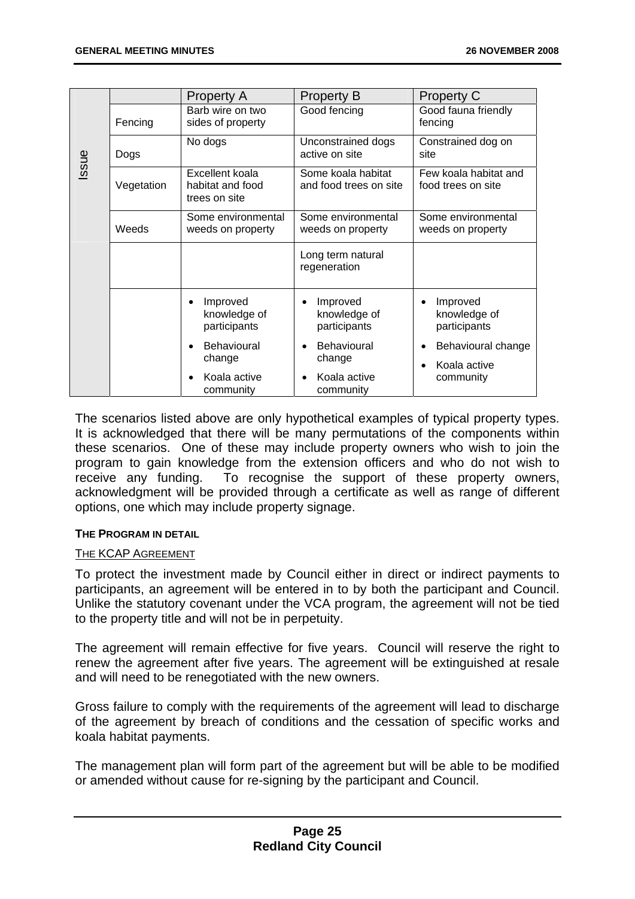| | | Property A | Property B | Property C |
|---|---|---|---|---|
| Issue | Fencing | Barb wire on two sides of property | Good fencing | Good fauna friendly fencing |
| | Dogs | No dogs | Unconstrained dogs active on site | Constrained dog on site |
| | Vegetation | Excellent koala habitat and food trees on site | Some koala habitat and food trees on site | Few koala habitat and food trees on site |
| | Weeds | Some environmental weeds on property | Some environmental weeds on property | Some environmental weeds on property |
| | | | Long term natural regeneration | |
| | | • Improved knowledge of participants<br>• Behavioural change<br>• Koala active community | • Improved knowledge of participants<br>• Behavioural change<br>• Koala active community | • Improved knowledge of participants<br>• Behavioural change<br>• Koala active community |

The scenarios listed above are only hypothetical examples of typical property types. It is acknowledged that there will be many permutations of the components within these scenarios. One of these may include property owners who wish to join the program to gain knowledge from the extension officers and who do not wish to receive any funding. To recognise the support of these property owners, acknowledgment will be provided through a certificate as well as range of different options, one which may include property signage.

#### THE PROGRAM IN DETAIL

THE KCAP AGREEMENT

To protect the investment made by Council either in direct or indirect payments to participants, an agreement will be entered in to by both the participant and Council. Unlike the statutory covenant under the VCA program, the agreement will not be tied to the property title and will not be in perpetuity.

The agreement will remain effective for five years. Council will reserve the right to renew the agreement after five years. The agreement will be extinguished at resale and will need to be renegotiated with the new owners.

Gross failure to comply with the requirements of the agreement will lead to discharge of the agreement by breach of conditions and the cessation of specific works and koala habitat payments.

The management plan will form part of the agreement but will be able to be modified or amended without cause for re-signing by the participant and Council.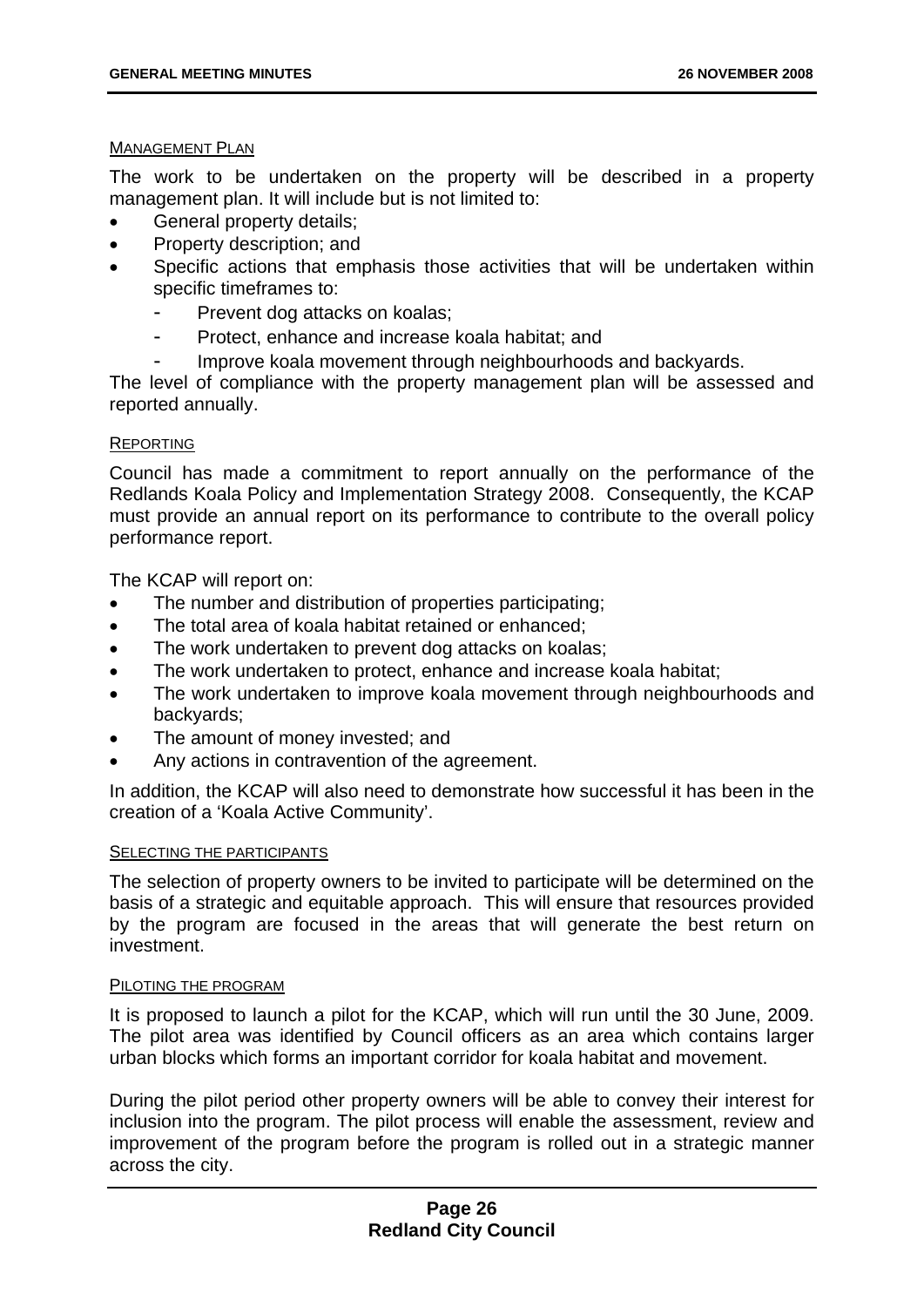MANAGEMENT PLAN

The work to be undertaken on the property will be described in a property management plan. It will include but is not limited to:

- General property details;
- Property description; and
- Specific actions that emphasis those activities that will be undertaken within specific timeframes to:
  - Prevent dog attacks on koalas;
  - Protect, enhance and increase koala habitat; and
  - Improve koala movement through neighbourhoods and backyards.

The level of compliance with the property management plan will be assessed and reported annually.

REPORTING

Council has made a commitment to report annually on the performance of the Redlands Koala Policy and Implementation Strategy 2008. Consequently, the KCAP must provide an annual report on its performance to contribute to the overall policy performance report.

The KCAP will report on:

- The number and distribution of properties participating;
- The total area of koala habitat retained or enhanced;
- The work undertaken to prevent dog attacks on koalas;
- The work undertaken to protect, enhance and increase koala habitat;
- The work undertaken to improve koala movement through neighbourhoods and backyards;
- The amount of money invested; and
- Any actions in contravention of the agreement.

In addition, the KCAP will also need to demonstrate how successful it has been in the creation of a 'Koala Active Community'.

SELECTING THE PARTICIPANTS

The selection of property owners to be invited to participate will be determined on the basis of a strategic and equitable approach. This will ensure that resources provided by the program are focused in the areas that will generate the best return on investment.

PILOTING THE PROGRAM

It is proposed to launch a pilot for the KCAP, which will run until the 30 June, 2009. The pilot area was identified by Council officers as an area which contains larger urban blocks which forms an important corridor for koala habitat and movement.

During the pilot period other property owners will be able to convey their interest for inclusion into the program. The pilot process will enable the assessment, review and improvement of the program before the program is rolled out in a strategic manner across the city.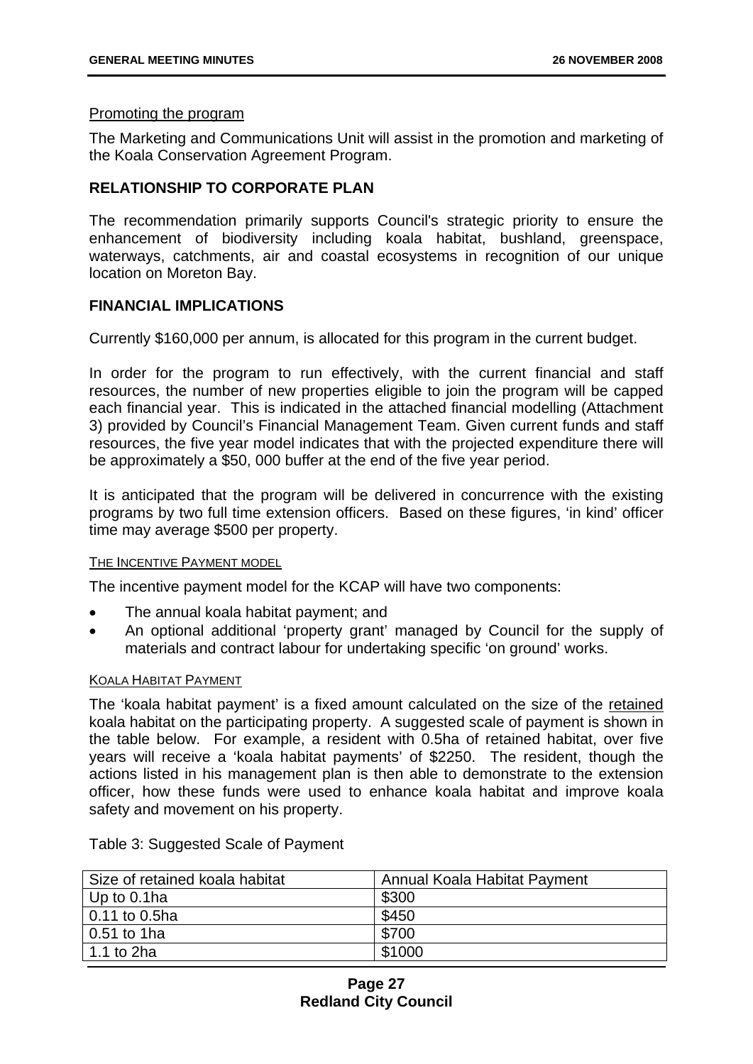Promoting the program

The Marketing and Communications Unit will assist in the promotion and marketing of the Koala Conservation Agreement Program.

## RELATIONSHIP TO CORPORATE PLAN

The recommendation primarily supports Council's strategic priority to ensure the enhancement of biodiversity including koala habitat, bushland, greenspace, waterways, catchments, air and coastal ecosystems in recognition of our unique location on Moreton Bay.

## FINANCIAL IMPLICATIONS

Currently $160,000 per annum, is allocated for this program in the current budget.

In order for the program to run effectively, with the current financial and staff resources, the number of new properties eligible to join the program will be capped each financial year. This is indicated in the attached financial modelling (Attachment 3) provided by Council's Financial Management Team. Given current funds and staff resources, the five year model indicates that with the projected expenditure there will be approximately a $50, 000 buffer at the end of the five year period.

It is anticipated that the program will be delivered in concurrence with the existing programs by two full time extension officers. Based on these figures, 'in kind' officer time may average $500 per property.

### THE INCENTIVE PAYMENT MODEL

The incentive payment model for the KCAP will have two components:

- The annual koala habitat payment; and
- An optional additional 'property grant' managed by Council for the supply of materials and contract labour for undertaking specific 'on ground' works.

### KOALA HABITAT PAYMENT

The 'koala habitat payment' is a fixed amount calculated on the size of the retained koala habitat on the participating property. A suggested scale of payment is shown in the table below. For example, a resident with 0.5ha of retained habitat, over five years will receive a 'koala habitat payments' of $2250. The resident, though the actions listed in his management plan is then able to demonstrate to the extension officer, how these funds were used to enhance koala habitat and improve koala safety and movement on his property.

Table 3: Suggested Scale of Payment

| Size of retained koala habitat | Annual Koala Habitat Payment |
|---|---|
| Up to 0.1ha | $300 |
| 0.11 to 0.5ha | $450 |
| 0.51 to 1ha | $700 |
| 1.1 to 2ha | $1000 |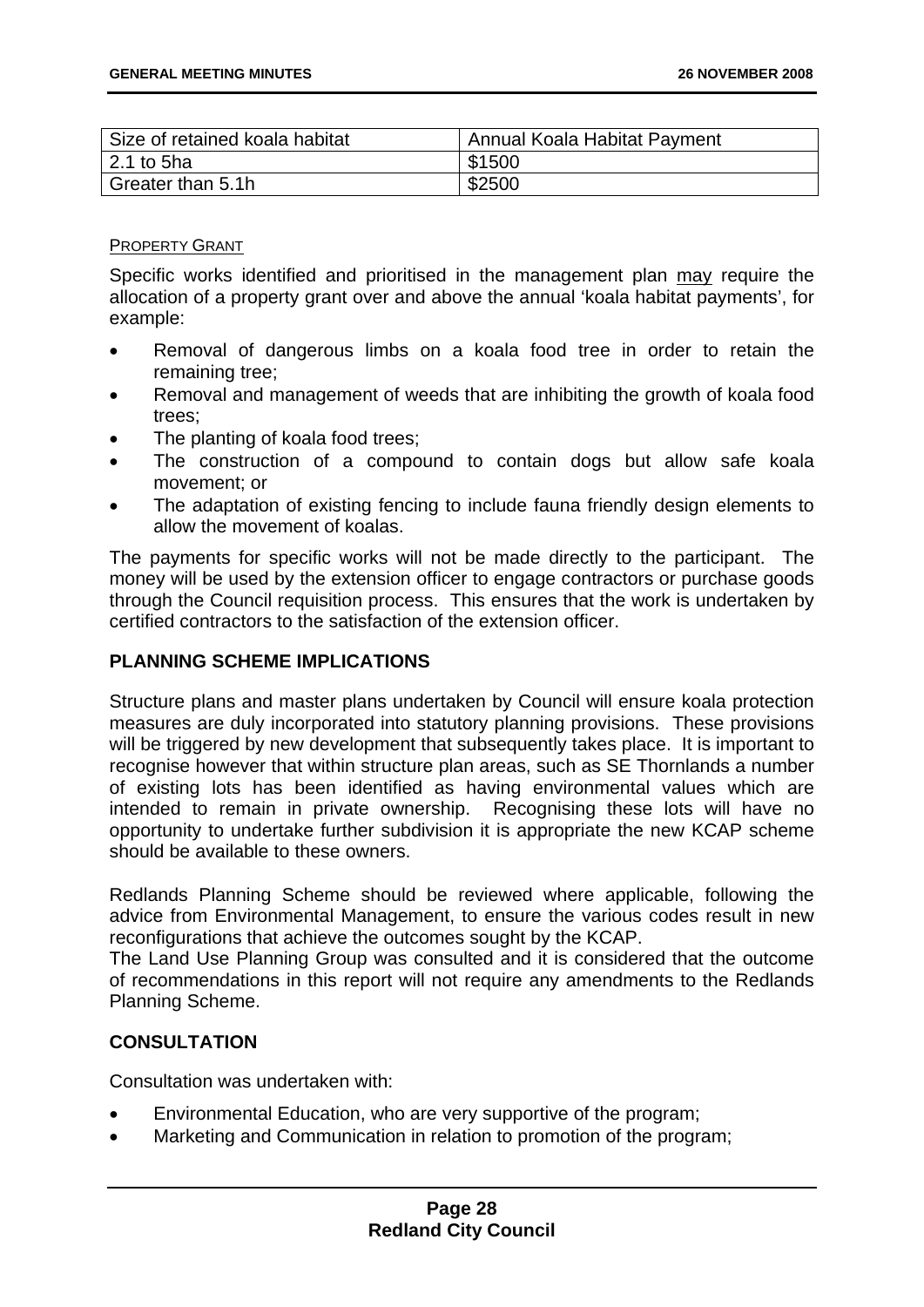| Size of retained koala habitat | Annual Koala Habitat Payment |
|---|---|
| 2.1 to 5ha | $1500 |
| Greater than 5.1h | $2500 |

PROPERTY GRANT

Specific works identified and prioritised in the management plan may require the allocation of a property grant over and above the annual 'koala habitat payments', for example:

- Removal of dangerous limbs on a koala food tree in order to retain the remaining tree;
- Removal and management of weeds that are inhibiting the growth of koala food trees;
- The planting of koala food trees;
- The construction of a compound to contain dogs but allow safe koala movement; or
- The adaptation of existing fencing to include fauna friendly design elements to allow the movement of koalas.

The payments for specific works will not be made directly to the participant. The money will be used by the extension officer to engage contractors or purchase goods through the Council requisition process. This ensures that the work is undertaken by certified contractors to the satisfaction of the extension officer.

## PLANNING SCHEME IMPLICATIONS

Structure plans and master plans undertaken by Council will ensure koala protection measures are duly incorporated into statutory planning provisions. These provisions will be triggered by new development that subsequently takes place. It is important to recognise however that within structure plan areas, such as SE Thornlands a number of existing lots has been identified as having environmental values which are intended to remain in private ownership. Recognising these lots will have no opportunity to undertake further subdivision it is appropriate the new KCAP scheme should be available to these owners.

Redlands Planning Scheme should be reviewed where applicable, following the advice from Environmental Management, to ensure the various codes result in new reconfigurations that achieve the outcomes sought by the KCAP.
The Land Use Planning Group was consulted and it is considered that the outcome of recommendations in this report will not require any amendments to the Redlands Planning Scheme.

## CONSULTATION

Consultation was undertaken with:

- Environmental Education, who are very supportive of the program;
- Marketing and Communication in relation to promotion of the program;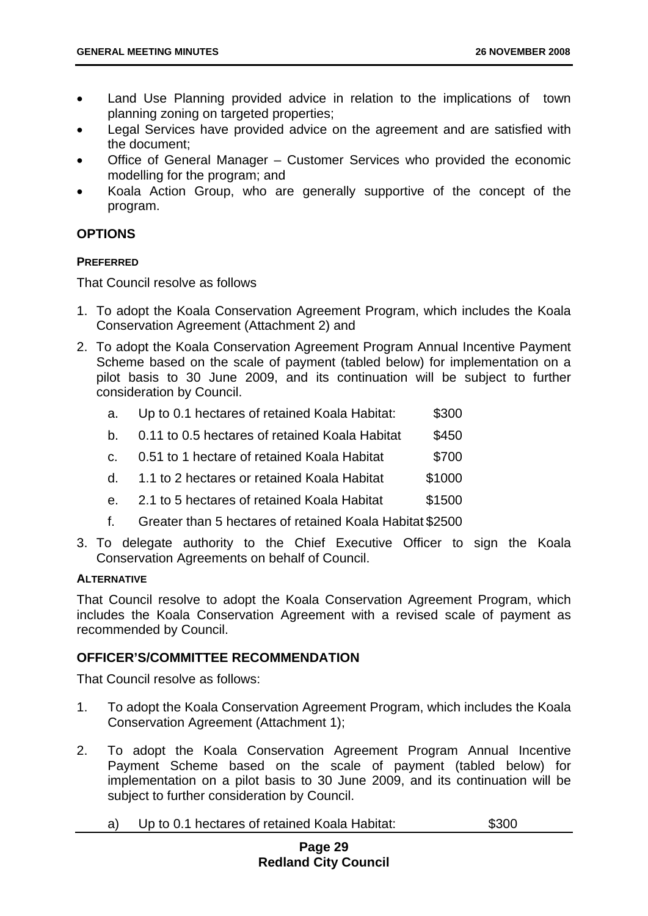- Land Use Planning provided advice in relation to the implications of town planning zoning on targeted properties;
- Legal Services have provided advice on the agreement and are satisfied with the document;
- Office of General Manager – Customer Services who provided the economic modelling for the program; and
- Koala Action Group, who are generally supportive of the concept of the program.

## OPTIONS

### PREFERRED

That Council resolve as follows

1. To adopt the Koala Conservation Agreement Program, which includes the Koala Conservation Agreement (Attachment 2) and
2. To adopt the Koala Conservation Agreement Program Annual Incentive Payment Scheme based on the scale of payment (tabled below) for implementation on a pilot basis to 30 June 2009, and its continuation will be subject to further consideration by Council.
   a. Up to 0.1 hectares of retained Koala Habitat: $300
   b. 0.11 to 0.5 hectares of retained Koala Habitat $450
   c. 0.51 to 1 hectare of retained Koala Habitat $700
   d. 1.1 to 2 hectares or retained Koala Habitat $1000
   e. 2.1 to 5 hectares of retained Koala Habitat $1500
   f. Greater than 5 hectares of retained Koala Habitat $2500
3. To delegate authority to the Chief Executive Officer to sign the Koala Conservation Agreements on behalf of Council.

### ALTERNATIVE

That Council resolve to adopt the Koala Conservation Agreement Program, which includes the Koala Conservation Agreement with a revised scale of payment as recommended by Council.

## OFFICER'S/COMMITTEE RECOMMENDATION

That Council resolve as follows:

1. To adopt the Koala Conservation Agreement Program, which includes the Koala Conservation Agreement (Attachment 1);
2. To adopt the Koala Conservation Agreement Program Annual Incentive Payment Scheme based on the scale of payment (tabled below) for implementation on a pilot basis to 30 June 2009, and its continuation will be subject to further consideration by Council.
   a) Up to 0.1 hectares of retained Koala Habitat: $300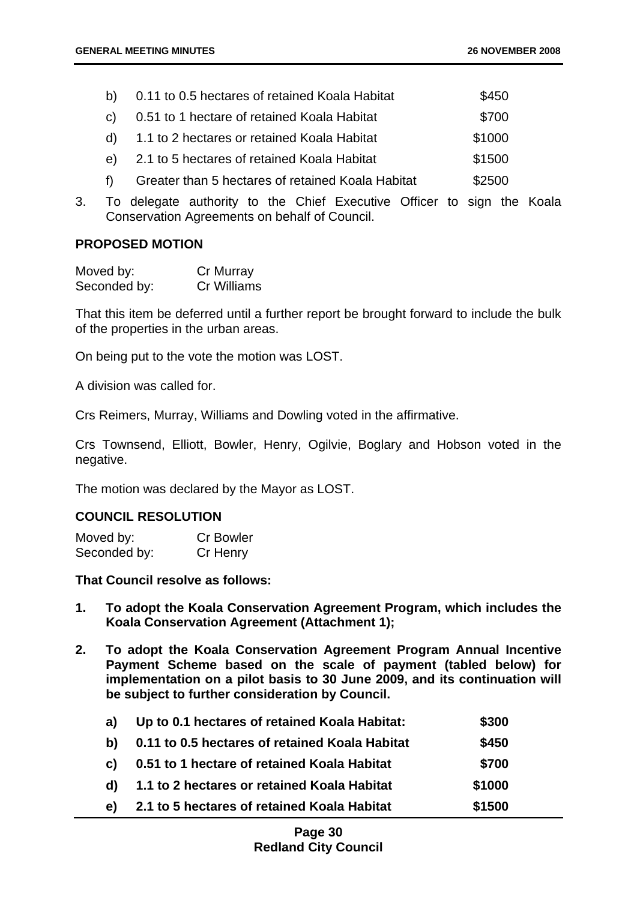b) 0.11 to 0.5 hectares of retained Koala Habitat $450

c) 0.51 to 1 hectare of retained Koala Habitat $700

d) 1.1 to 2 hectares or retained Koala Habitat $1000

e) 2.1 to 5 hectares of retained Koala Habitat $1500

f) Greater than 5 hectares of retained Koala Habitat $2500

3. To delegate authority to the Chief Executive Officer to sign the Koala Conservation Agreements on behalf of Council.

**PROPOSED MOTION**

Moved by: Cr Murray
Seconded by: Cr Williams

That this item be deferred until a further report be brought forward to include the bulk of the properties in the urban areas.

On being put to the vote the motion was LOST.

A division was called for.

Crs Reimers, Murray, Williams and Dowling voted in the affirmative.

Crs Townsend, Elliott, Bowler, Henry, Ogilvie, Boglary and Hobson voted in the negative.

The motion was declared by the Mayor as LOST.

**COUNCIL RESOLUTION**

Moved by: Cr Bowler
Seconded by: Cr Henry

**That Council resolve as follows:**

1. **To adopt the Koala Conservation Agreement Program, which includes the Koala Conservation Agreement (Attachment 1);**

2. **To adopt the Koala Conservation Agreement Program Annual Incentive Payment Scheme based on the scale of payment (tabled below) for implementation on a pilot basis to 30 June 2009, and its continuation will be subject to further consideration by Council.**

   **a) Up to 0.1 hectares of retained Koala Habitat: $300**

   **b) 0.11 to 0.5 hectares of retained Koala Habitat $450**

   **c) 0.51 to 1 hectare of retained Koala Habitat $700**

   **d) 1.1 to 2 hectares or retained Koala Habitat $1000**

   **e) 2.1 to 5 hectares of retained Koala Habitat $1500**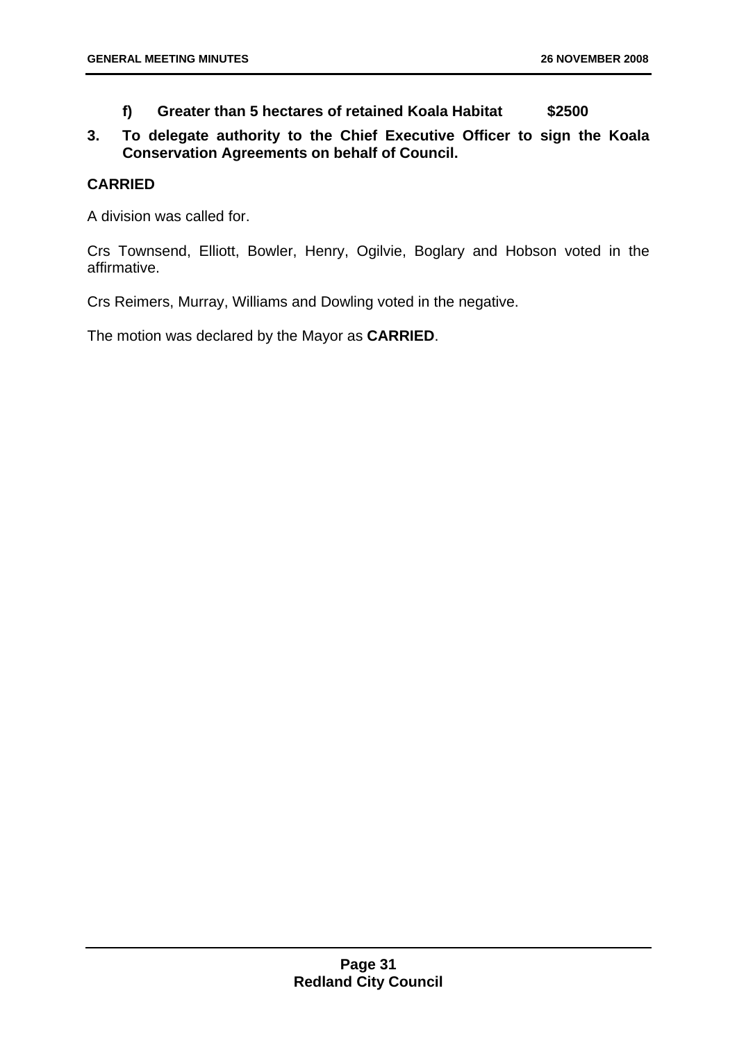**f) Greater than 5 hectares of retained Koala Habitat $2500**

**3. To delegate authority to the Chief Executive Officer to sign the Koala Conservation Agreements on behalf of Council.**

**CARRIED**

A division was called for.

Crs Townsend, Elliott, Bowler, Henry, Ogilvie, Boglary and Hobson voted in the affirmative.

Crs Reimers, Murray, Williams and Dowling voted in the negative.

The motion was declared by the Mayor as **CARRIED**.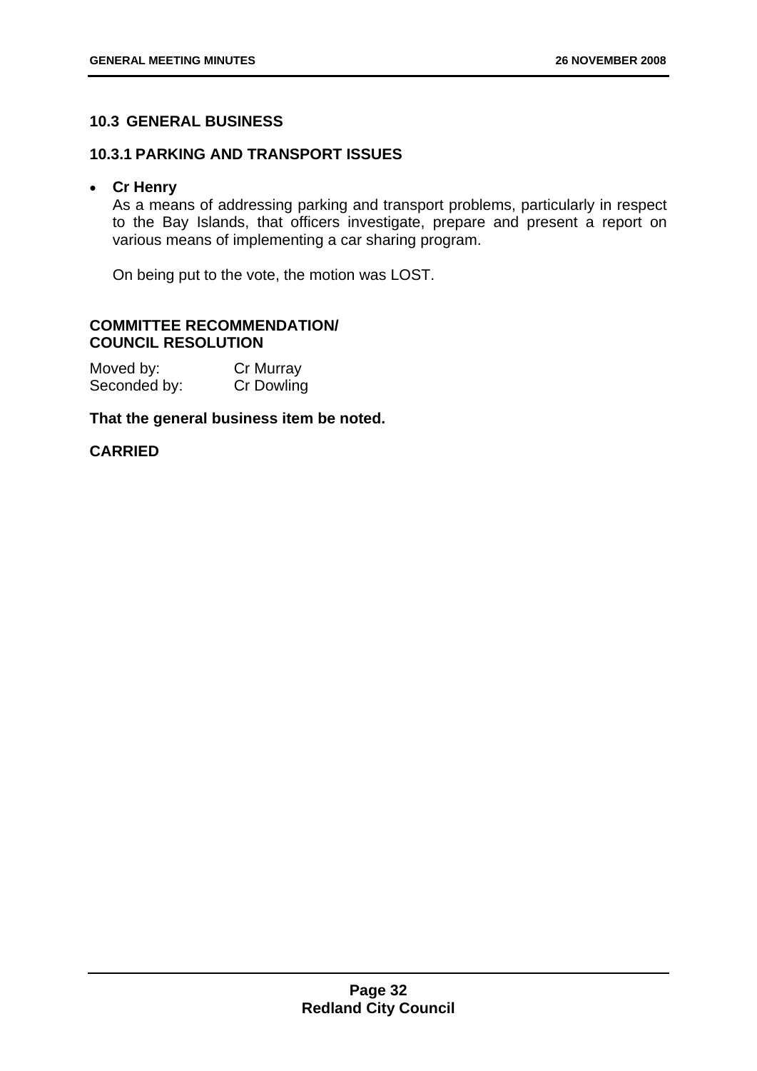## 10.3 GENERAL BUSINESS

### 10.3.1 PARKING AND TRANSPORT ISSUES

- **Cr Henry**

  As a means of addressing parking and transport problems, particularly in respect to the Bay Islands, that officers investigate, prepare and present a report on various means of implementing a car sharing program.

  On being put to the vote, the motion was LOST.

**COMMITTEE RECOMMENDATION/
COUNCIL RESOLUTION**

Moved by: Cr Murray
Seconded by: Cr Dowling

**That the general business item be noted.**

**CARRIED**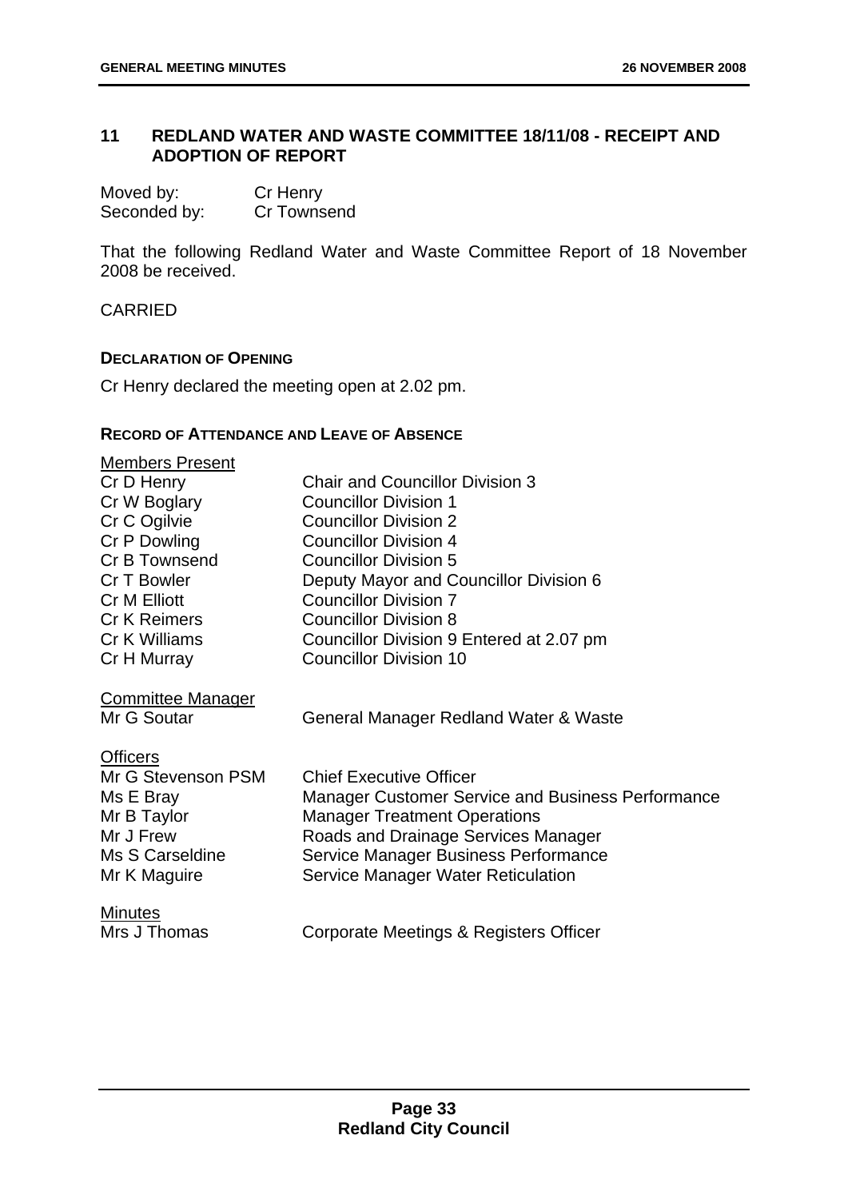## 11 REDLAND WATER AND WASTE COMMITTEE 18/11/08 - RECEIPT AND ADOPTION OF REPORT

| | |
|---|---|
| Moved by: | Cr Henry |
| Seconded by: | Cr Townsend |

That the following Redland Water and Waste Committee Report of 18 November 2008 be received.

CARRIED

**DECLARATION OF OPENING**

Cr Henry declared the meeting open at 2.02 pm.

**RECORD OF ATTENDANCE AND LEAVE OF ABSENCE**

Members Present

| | |
|---|---|
| Cr D Henry | Chair and Councillor Division 3 |
| Cr W Boglary | Councillor Division 1 |
| Cr C Ogilvie | Councillor Division 2 |
| Cr P Dowling | Councillor Division 4 |
| Cr B Townsend | Councillor Division 5 |
| Cr T Bowler | Deputy Mayor and Councillor Division 6 |
| Cr M Elliott | Councillor Division 7 |
| Cr K Reimers | Councillor Division 8 |
| Cr K Williams | Councillor Division 9 Entered at 2.07 pm |
| Cr H Murray | Councillor Division 10 |

Committee Manager

| | |
|---|---|
| Mr G Soutar | General Manager Redland Water & Waste |

Officers

| | |
|---|---|
| Mr G Stevenson PSM | Chief Executive Officer |
| Ms E Bray | Manager Customer Service and Business Performance |
| Mr B Taylor | Manager Treatment Operations |
| Mr J Frew | Roads and Drainage Services Manager |
| Ms S Carseldine | Service Manager Business Performance |
| Mr K Maguire | Service Manager Water Reticulation |

Minutes

| | |
|---|---|
| Mrs J Thomas | Corporate Meetings & Registers Officer |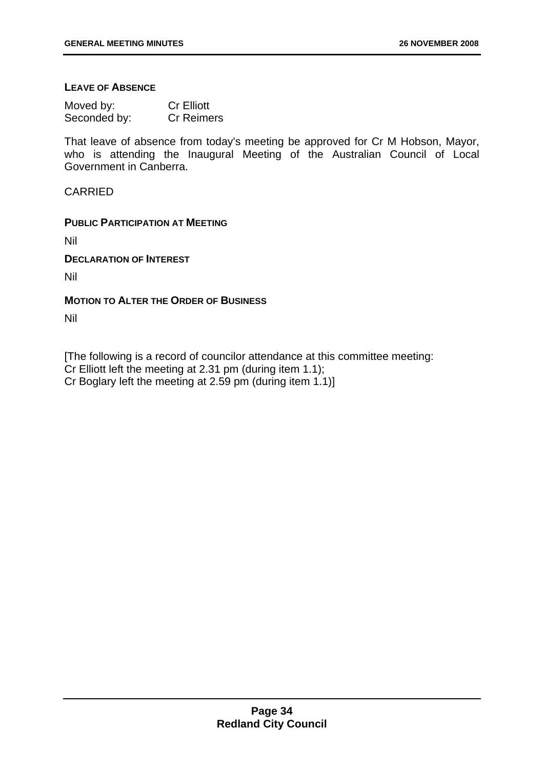**LEAVE OF ABSENCE**

Moved by: Cr Elliott
Seconded by: Cr Reimers

That leave of absence from today's meeting be approved for Cr M Hobson, Mayor, who is attending the Inaugural Meeting of the Australian Council of Local Government in Canberra.

CARRIED

**PUBLIC PARTICIPATION AT MEETING**

Nil

**DECLARATION OF INTEREST**

Nil

**MOTION TO ALTER THE ORDER OF BUSINESS**

Nil

[The following is a record of councilor attendance at this committee meeting:
Cr Elliott left the meeting at 2.31 pm (during item 1.1);
Cr Boglary left the meeting at 2.59 pm (during item 1.1)]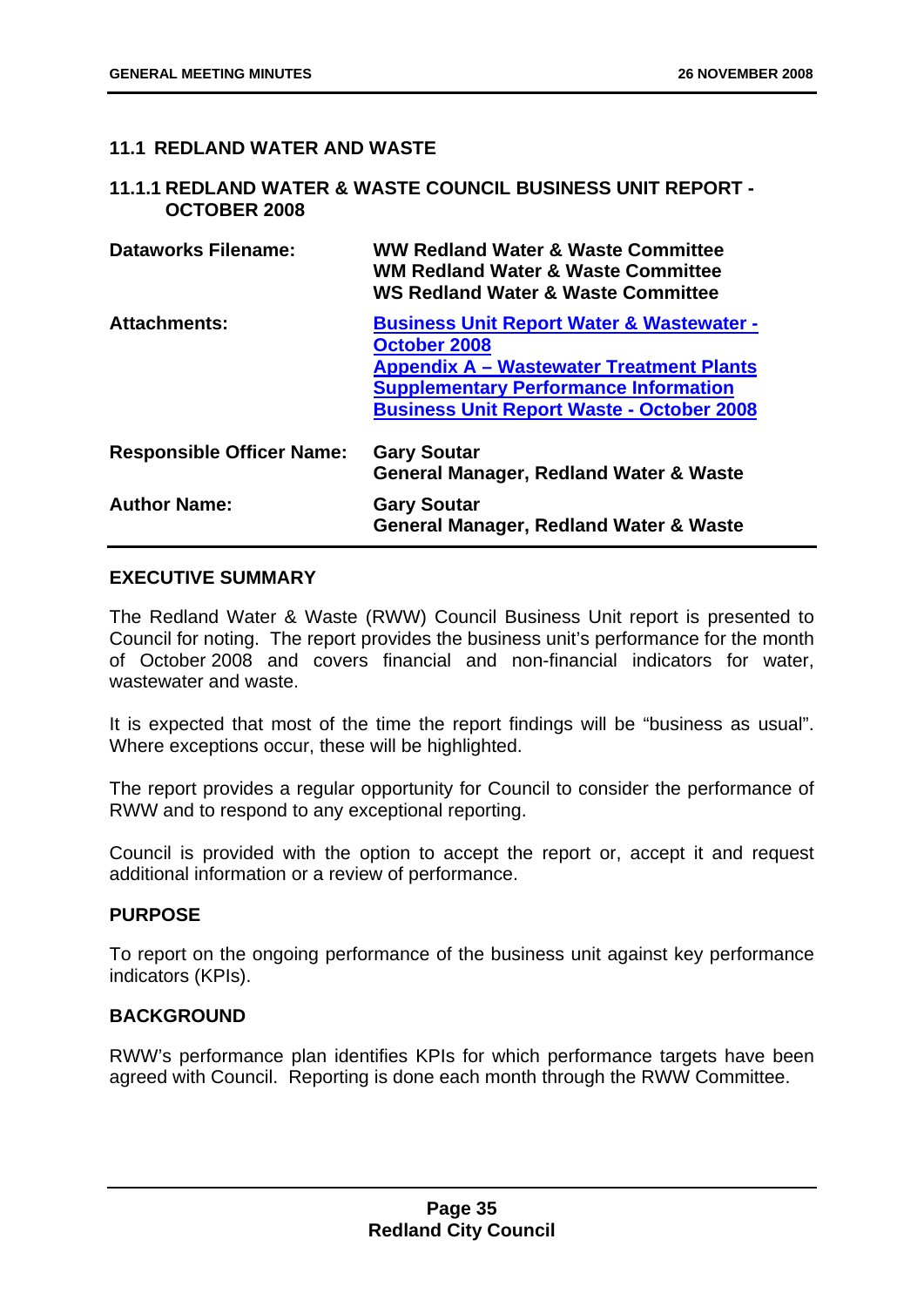## 11.1 REDLAND WATER AND WASTE

### 11.1.1 REDLAND WATER & WASTE COUNCIL BUSINESS UNIT REPORT - OCTOBER 2008

| | |
|---|---|
| **Dataworks Filename:** | **WW Redland Water & Waste Committee**<br>**WM Redland Water & Waste Committee**<br>**WS Redland Water & Waste Committee** |
| **Attachments:** | **Business Unit Report Water & Wastewater - October 2008**<br>**Appendix A – Wastewater Treatment Plants Supplementary Performance Information**<br>**Business Unit Report Waste - October 2008** |
| **Responsible Officer Name:** | **Gary Soutar**<br>**General Manager, Redland Water & Waste** |
| **Author Name:** | **Gary Soutar**<br>**General Manager, Redland Water & Waste** |

**EXECUTIVE SUMMARY**

The Redland Water & Waste (RWW) Council Business Unit report is presented to Council for noting. The report provides the business unit's performance for the month of October 2008 and covers financial and non-financial indicators for water, wastewater and waste.

It is expected that most of the time the report findings will be "business as usual". Where exceptions occur, these will be highlighted.

The report provides a regular opportunity for Council to consider the performance of RWW and to respond to any exceptional reporting.

Council is provided with the option to accept the report or, accept it and request additional information or a review of performance.

**PURPOSE**

To report on the ongoing performance of the business unit against key performance indicators (KPIs).

**BACKGROUND**

RWW's performance plan identifies KPIs for which performance targets have been agreed with Council. Reporting is done each month through the RWW Committee.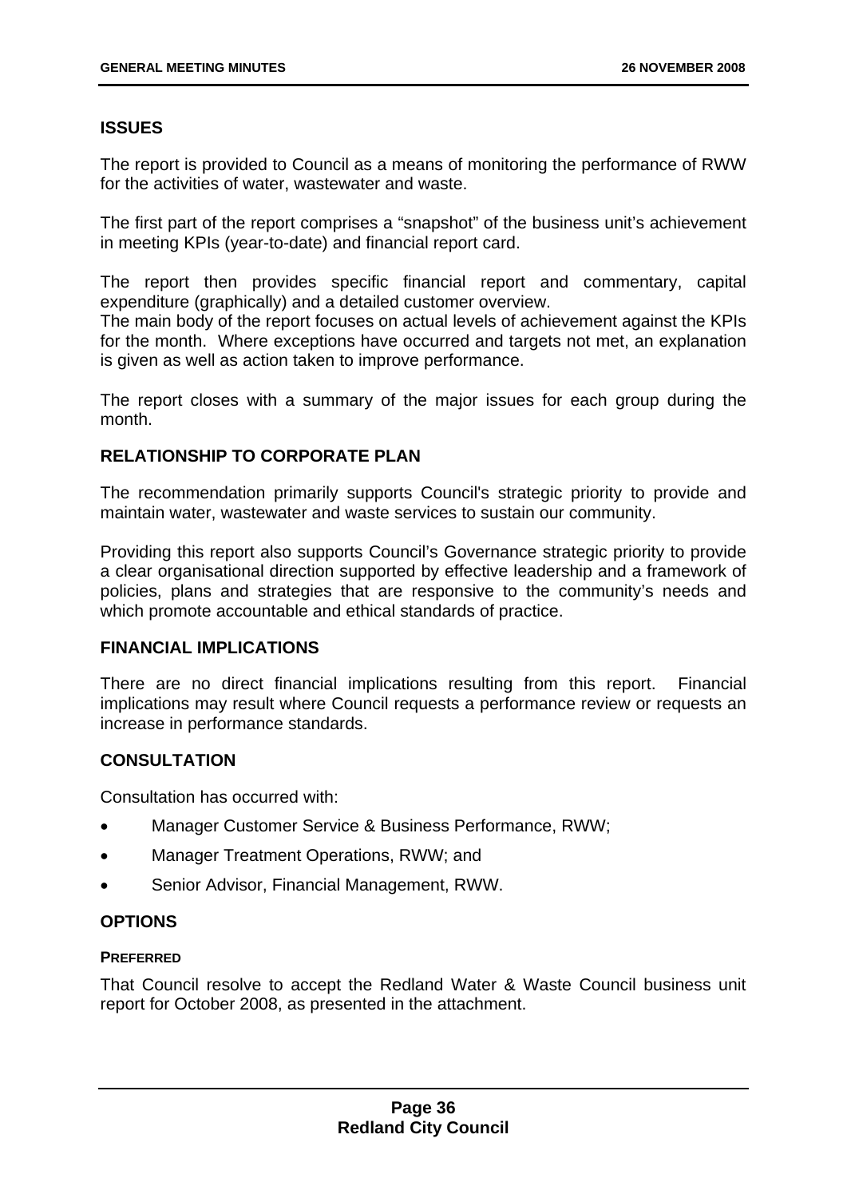## ISSUES

The report is provided to Council as a means of monitoring the performance of RWW for the activities of water, wastewater and waste.

The first part of the report comprises a "snapshot" of the business unit's achievement in meeting KPIs (year-to-date) and financial report card.

The report then provides specific financial report and commentary, capital expenditure (graphically) and a detailed customer overview.
The main body of the report focuses on actual levels of achievement against the KPIs for the month. Where exceptions have occurred and targets not met, an explanation is given as well as action taken to improve performance.

The report closes with a summary of the major issues for each group during the month.

## RELATIONSHIP TO CORPORATE PLAN

The recommendation primarily supports Council's strategic priority to provide and maintain water, wastewater and waste services to sustain our community.

Providing this report also supports Council's Governance strategic priority to provide a clear organisational direction supported by effective leadership and a framework of policies, plans and strategies that are responsive to the community's needs and which promote accountable and ethical standards of practice.

## FINANCIAL IMPLICATIONS

There are no direct financial implications resulting from this report. Financial implications may result where Council requests a performance review or requests an increase in performance standards.

## CONSULTATION

Consultation has occurred with:

- Manager Customer Service & Business Performance, RWW;
- Manager Treatment Operations, RWW; and
- Senior Advisor, Financial Management, RWW.

## OPTIONS

#### PREFERRED

That Council resolve to accept the Redland Water & Waste Council business unit report for October 2008, as presented in the attachment.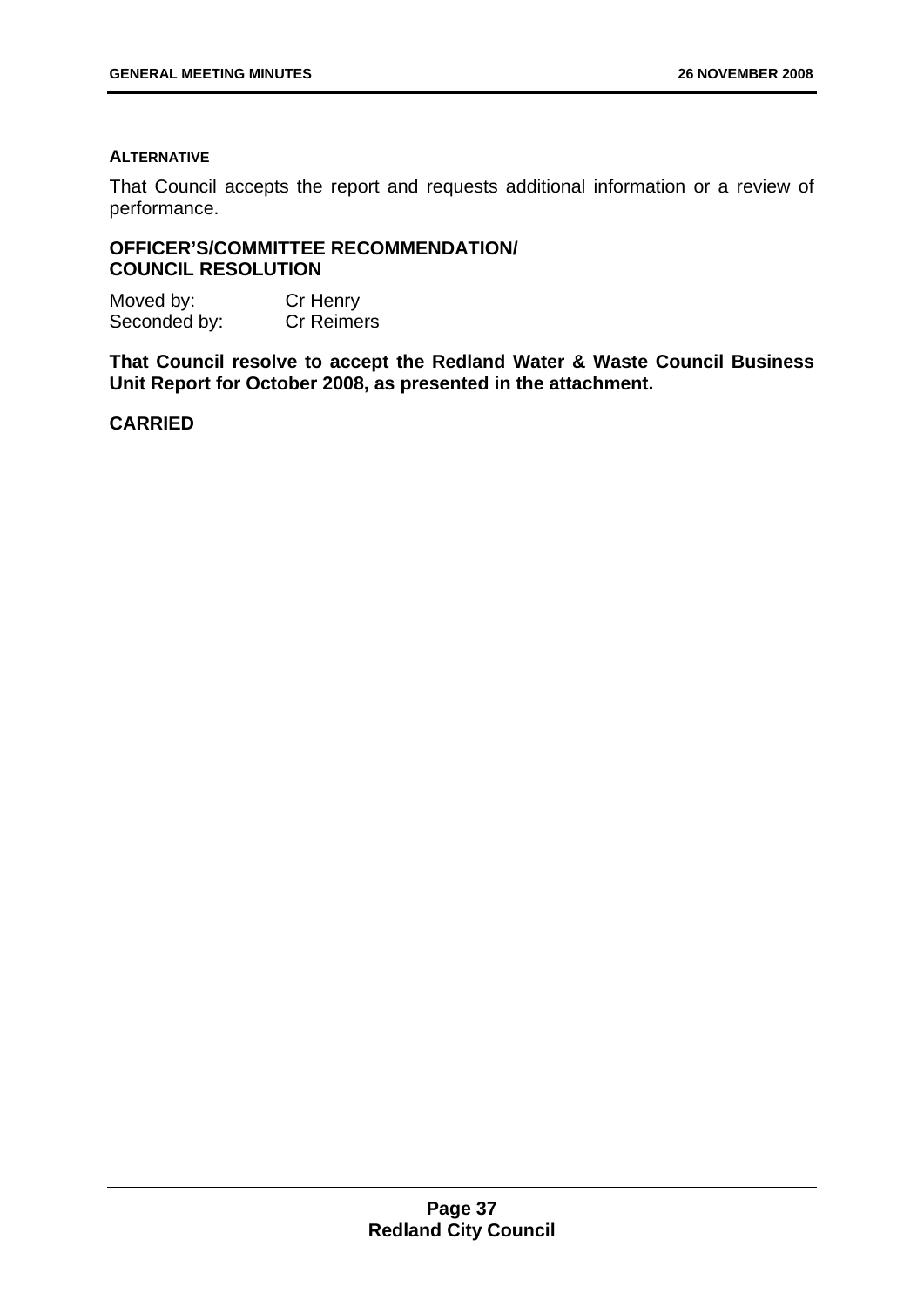**ALTERNATIVE**

That Council accepts the report and requests additional information or a review of performance.

**OFFICER'S/COMMITTEE RECOMMENDATION/ COUNCIL RESOLUTION**

Moved by: Cr Henry
Seconded by: Cr Reimers

**That Council resolve to accept the Redland Water & Waste Council Business Unit Report for October 2008, as presented in the attachment.**

**CARRIED**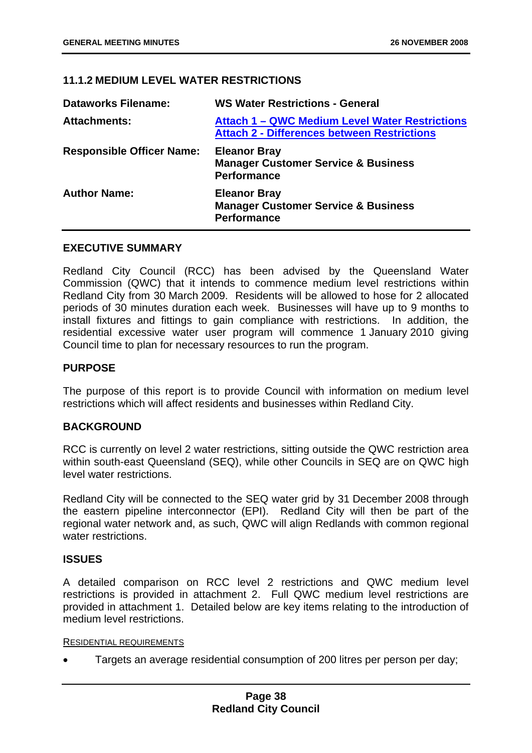### 11.1.2 MEDIUM LEVEL WATER RESTRICTIONS

| | |
|---|---|
| **Dataworks Filename:** | **WS Water Restrictions - General** |
| **Attachments:** | **Attach 1 – QWC Medium Level Water Restrictions**<br>**Attach 2 - Differences between Restrictions** |
| **Responsible Officer Name:** | **Eleanor Bray**<br>**Manager Customer Service & Business Performance** |
| **Author Name:** | **Eleanor Bray**<br>**Manager Customer Service & Business Performance** |

#### EXECUTIVE SUMMARY

Redland City Council (RCC) has been advised by the Queensland Water Commission (QWC) that it intends to commence medium level restrictions within Redland City from 30 March 2009. Residents will be allowed to hose for 2 allocated periods of 30 minutes duration each week. Businesses will have up to 9 months to install fixtures and fittings to gain compliance with restrictions. In addition, the residential excessive water user program will commence 1 January 2010 giving Council time to plan for necessary resources to run the program.

#### PURPOSE

The purpose of this report is to provide Council with information on medium level restrictions which will affect residents and businesses within Redland City.

#### BACKGROUND

RCC is currently on level 2 water restrictions, sitting outside the QWC restriction area within south-east Queensland (SEQ), while other Councils in SEQ are on QWC high level water restrictions.

Redland City will be connected to the SEQ water grid by 31 December 2008 through the eastern pipeline interconnector (EPI). Redland City will then be part of the regional water network and, as such, QWC will align Redlands with common regional water restrictions.

#### ISSUES

A detailed comparison on RCC level 2 restrictions and QWC medium level restrictions is provided in attachment 2. Full QWC medium level restrictions are provided in attachment 1. Detailed below are key items relating to the introduction of medium level restrictions.

<u>RESIDENTIAL REQUIREMENTS</u>

- Targets an average residential consumption of 200 litres per person per day;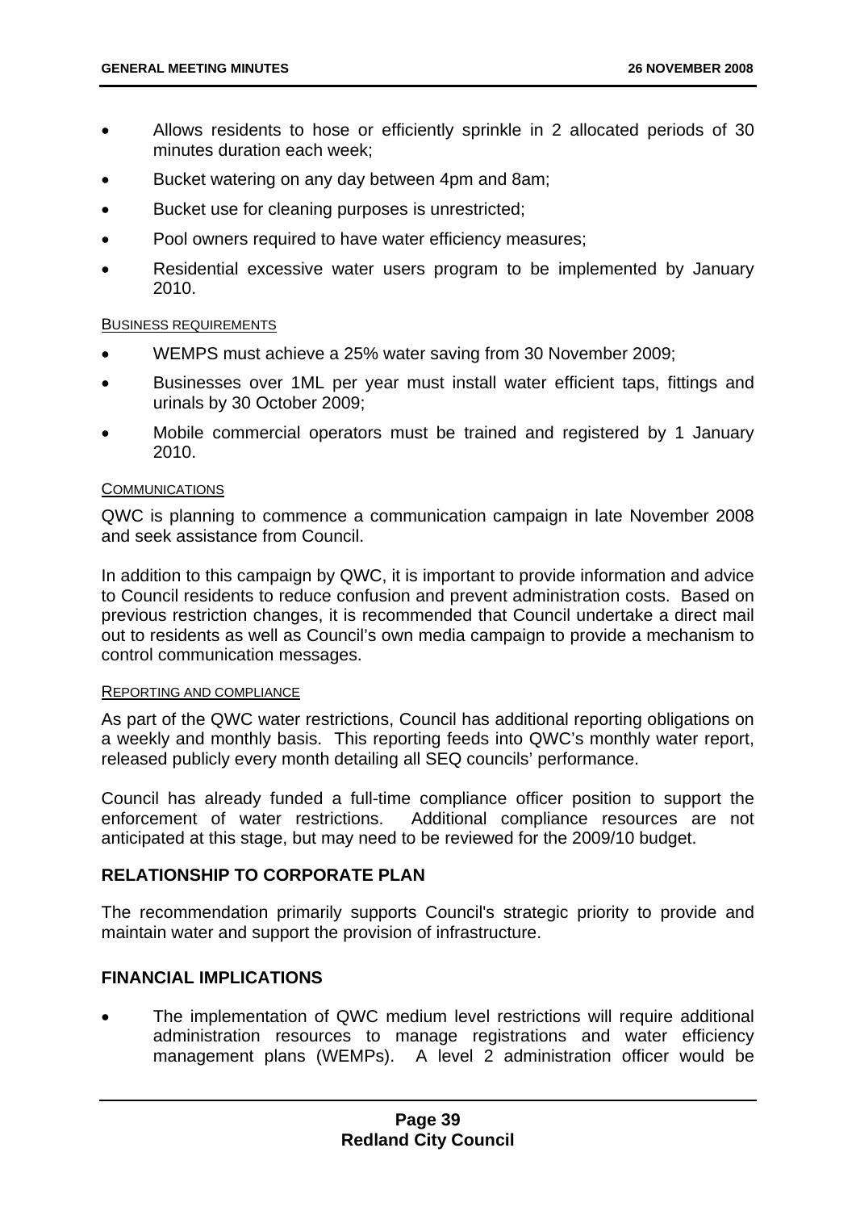- Allows residents to hose or efficiently sprinkle in 2 allocated periods of 30 minutes duration each week;
- Bucket watering on any day between 4pm and 8am;
- Bucket use for cleaning purposes is unrestricted;
- Pool owners required to have water efficiency measures;
- Residential excessive water users program to be implemented by January 2010.

BUSINESS REQUIREMENTS

- WEMPS must achieve a 25% water saving from 30 November 2009;
- Businesses over 1ML per year must install water efficient taps, fittings and urinals by 30 October 2009;
- Mobile commercial operators must be trained and registered by 1 January 2010.

COMMUNICATIONS

QWC is planning to commence a communication campaign in late November 2008 and seek assistance from Council.

In addition to this campaign by QWC, it is important to provide information and advice to Council residents to reduce confusion and prevent administration costs. Based on previous restriction changes, it is recommended that Council undertake a direct mail out to residents as well as Council's own media campaign to provide a mechanism to control communication messages.

REPORTING AND COMPLIANCE

As part of the QWC water restrictions, Council has additional reporting obligations on a weekly and monthly basis. This reporting feeds into QWC's monthly water report, released publicly every month detailing all SEQ councils' performance.

Council has already funded a full-time compliance officer position to support the enforcement of water restrictions. Additional compliance resources are not anticipated at this stage, but may need to be reviewed for the 2009/10 budget.

## RELATIONSHIP TO CORPORATE PLAN

The recommendation primarily supports Council's strategic priority to provide and maintain water and support the provision of infrastructure.

## FINANCIAL IMPLICATIONS

- The implementation of QWC medium level restrictions will require additional administration resources to manage registrations and water efficiency management plans (WEMPs). A level 2 administration officer would be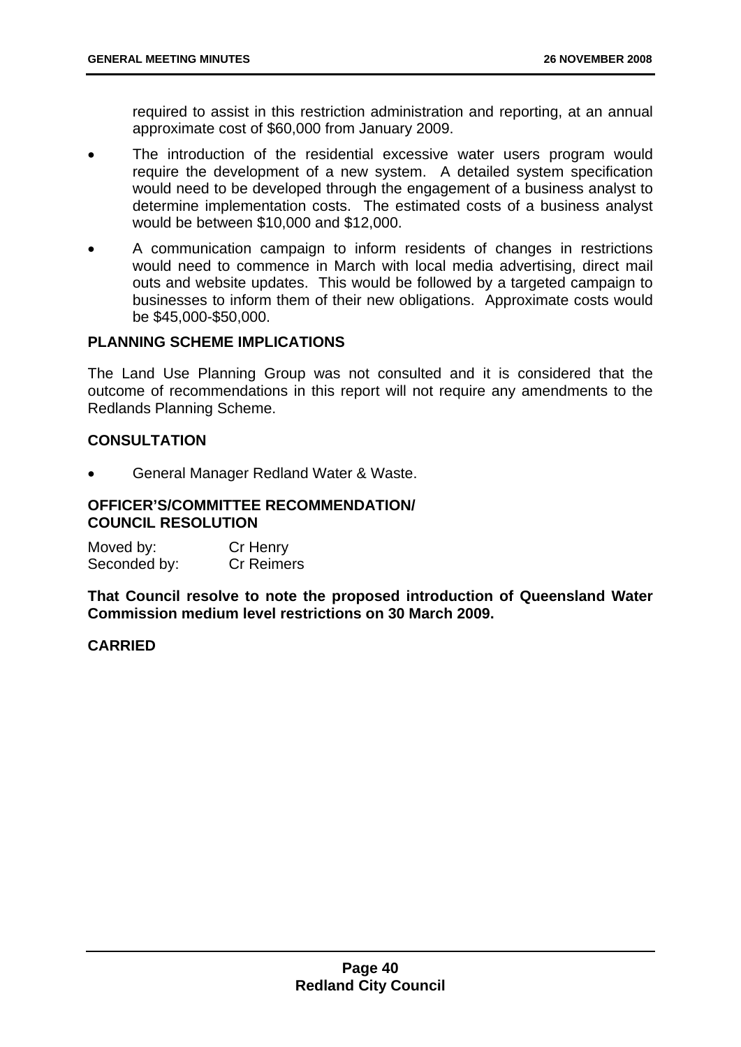required to assist in this restriction administration and reporting, at an annual approximate cost of $60,000 from January 2009.

- The introduction of the residential excessive water users program would require the development of a new system. A detailed system specification would need to be developed through the engagement of a business analyst to determine implementation costs. The estimated costs of a business analyst would be between $10,000 and $12,000.
- A communication campaign to inform residents of changes in restrictions would need to commence in March with local media advertising, direct mail outs and website updates. This would be followed by a targeted campaign to businesses to inform them of their new obligations. Approximate costs would be $45,000-$50,000.

## PLANNING SCHEME IMPLICATIONS

The Land Use Planning Group was not consulted and it is considered that the outcome of recommendations in this report will not require any amendments to the Redlands Planning Scheme.

## CONSULTATION

- General Manager Redland Water & Waste.

## OFFICER'S/COMMITTEE RECOMMENDATION/ COUNCIL RESOLUTION

Moved by: Cr Henry
Seconded by: Cr Reimers

**That Council resolve to note the proposed introduction of Queensland Water Commission medium level restrictions on 30 March 2009.**

**CARRIED**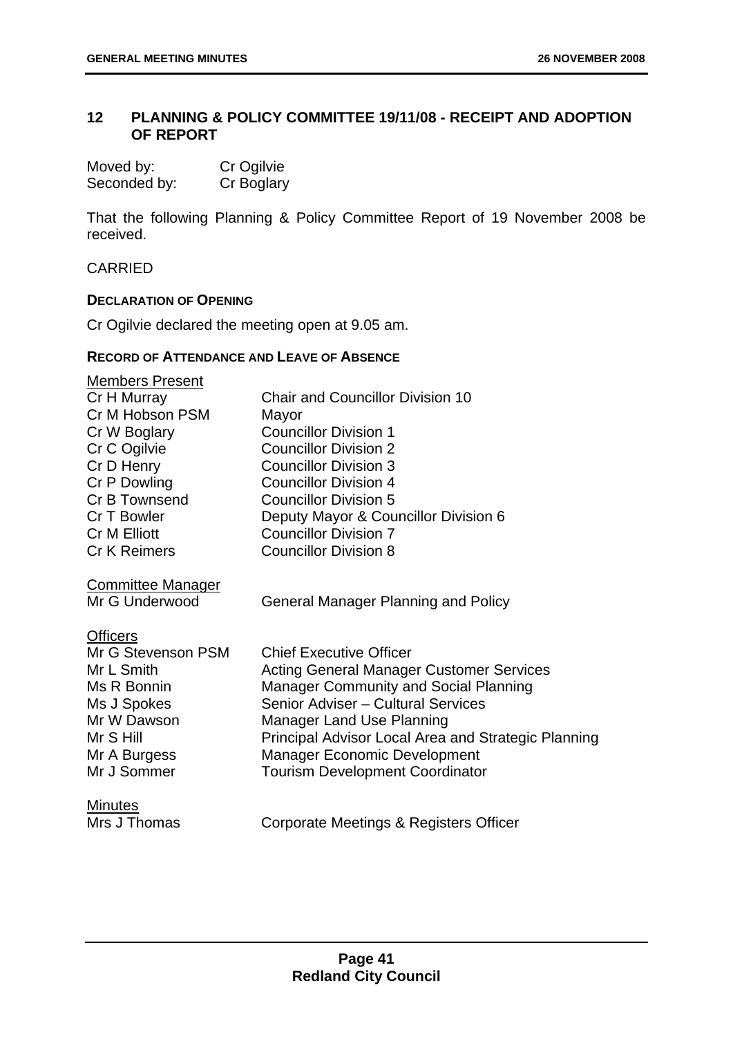## 12 PLANNING & POLICY COMMITTEE 19/11/08 - RECEIPT AND ADOPTION OF REPORT

| | |
|---|---|
| Moved by: | Cr Ogilvie |
| Seconded by: | Cr Boglary |

That the following Planning & Policy Committee Report of 19 November 2008 be received.

CARRIED

**DECLARATION OF OPENING**

Cr Ogilvie declared the meeting open at 9.05 am.

**RECORD OF ATTENDANCE AND LEAVE OF ABSENCE**

Members Present

| | |
|---|---|
| Cr H Murray | Chair and Councillor Division 10 |
| Cr M Hobson PSM | Mayor |
| Cr W Boglary | Councillor Division 1 |
| Cr C Ogilvie | Councillor Division 2 |
| Cr D Henry | Councillor Division 3 |
| Cr P Dowling | Councillor Division 4 |
| Cr B Townsend | Councillor Division 5 |
| Cr T Bowler | Deputy Mayor & Councillor Division 6 |
| Cr M Elliott | Councillor Division 7 |
| Cr K Reimers | Councillor Division 8 |

Committee Manager

| | |
|---|---|
| Mr G Underwood | General Manager Planning and Policy |

Officers

| | |
|---|---|
| Mr G Stevenson PSM | Chief Executive Officer |
| Mr L Smith | Acting General Manager Customer Services |
| Ms R Bonnin | Manager Community and Social Planning |
| Ms J Spokes | Senior Adviser – Cultural Services |
| Mr W Dawson | Manager Land Use Planning |
| Mr S Hill | Principal Advisor Local Area and Strategic Planning |
| Mr A Burgess | Manager Economic Development |
| Mr J Sommer | Tourism Development Coordinator |

Minutes

| | |
|---|---|
| Mrs J Thomas | Corporate Meetings & Registers Officer |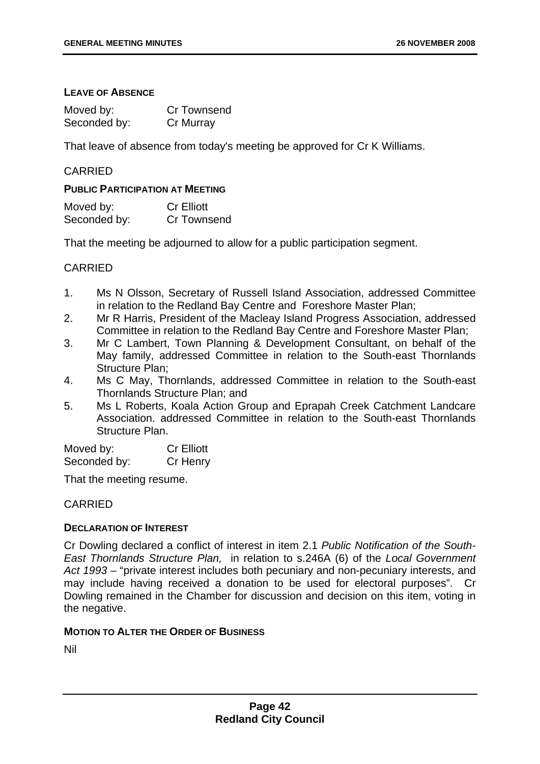### LEAVE OF ABSENCE

Moved by: Cr Townsend
Seconded by: Cr Murray

That leave of absence from today's meeting be approved for Cr K Williams.

CARRIED

### PUBLIC PARTICIPATION AT MEETING

Moved by: Cr Elliott
Seconded by: Cr Townsend

That the meeting be adjourned to allow for a public participation segment.

CARRIED

1. Ms N Olsson, Secretary of Russell Island Association, addressed Committee in relation to the Redland Bay Centre and Foreshore Master Plan;
2. Mr R Harris, President of the Macleay Island Progress Association, addressed Committee in relation to the Redland Bay Centre and Foreshore Master Plan;
3. Mr C Lambert, Town Planning & Development Consultant, on behalf of the May family, addressed Committee in relation to the South-east Thornlands Structure Plan;
4. Ms C May, Thornlands, addressed Committee in relation to the South-east Thornlands Structure Plan; and
5. Ms L Roberts, Koala Action Group and Eprapah Creek Catchment Landcare Association. addressed Committee in relation to the South-east Thornlands Structure Plan.

Moved by: Cr Elliott
Seconded by: Cr Henry

That the meeting resume.

CARRIED

### DECLARATION OF INTEREST

Cr Dowling declared a conflict of interest in item 2.1 *Public Notification of the South-East Thornlands Structure Plan,* in relation to s.246A (6) of the *Local Government Act 1993* – "private interest includes both pecuniary and non-pecuniary interests, and may include having received a donation to be used for electoral purposes". Cr Dowling remained in the Chamber for discussion and decision on this item, voting in the negative.

### MOTION TO ALTER THE ORDER OF BUSINESS

Nil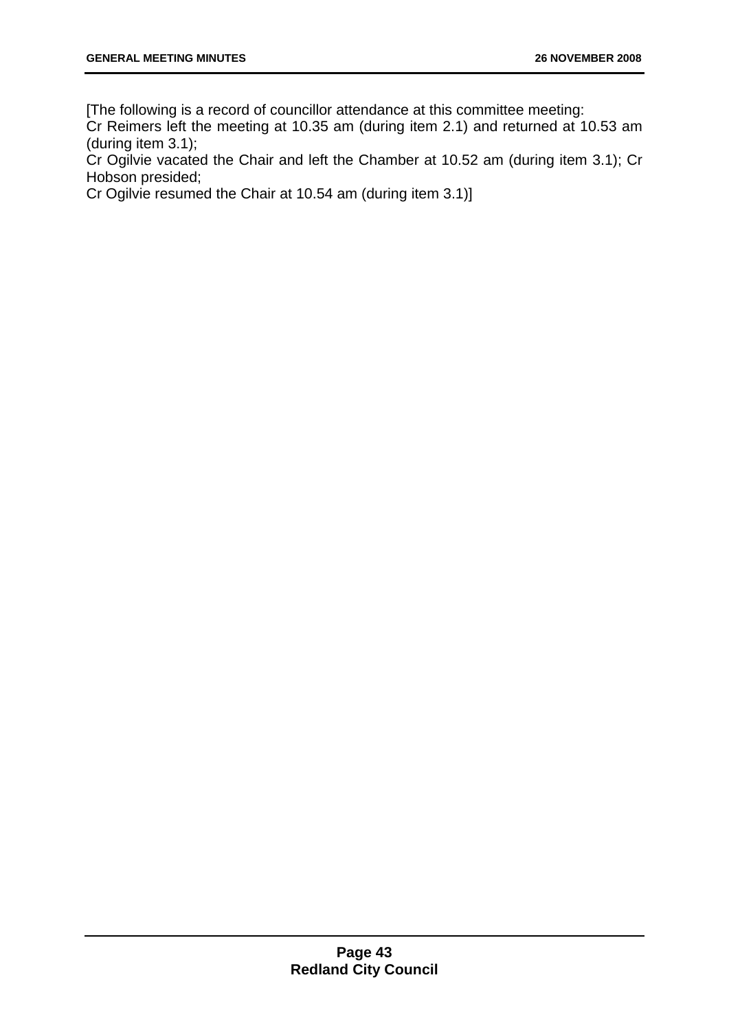[The following is a record of councillor attendance at this committee meeting:
Cr Reimers left the meeting at 10.35 am (during item 2.1) and returned at 10.53 am (during item 3.1);
Cr Ogilvie vacated the Chair and left the Chamber at 10.52 am (during item 3.1); Cr Hobson presided;
Cr Ogilvie resumed the Chair at 10.54 am (during item 3.1)]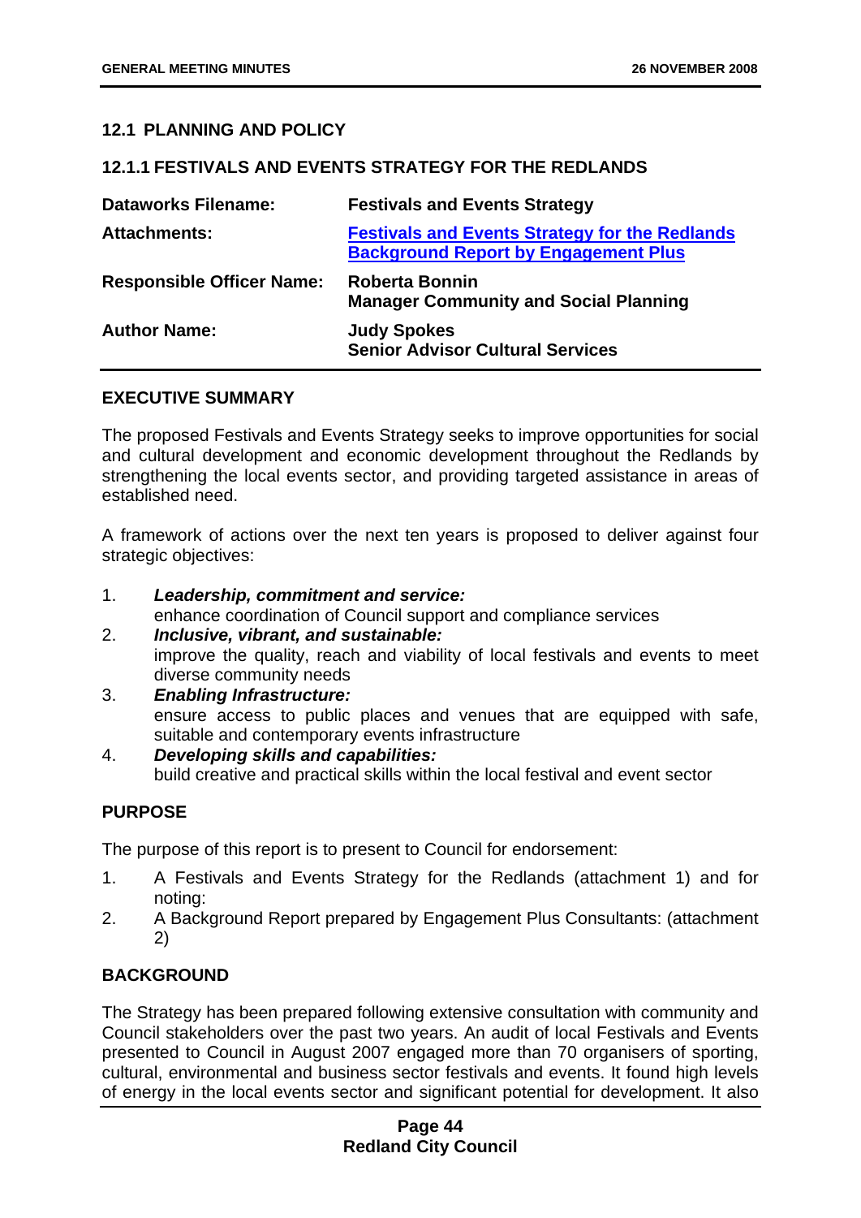## 12.1 PLANNING AND POLICY

### 12.1.1 FESTIVALS AND EVENTS STRATEGY FOR THE REDLANDS

| | |
|---|---|
| **Dataworks Filename:** | **Festivals and Events Strategy** |
| **Attachments:** | **Festivals and Events Strategy for the Redlands Background Report by Engagement Plus** |
| **Responsible Officer Name:** | **Roberta Bonnin**<br>**Manager Community and Social Planning** |
| **Author Name:** | **Judy Spokes**<br>**Senior Advisor Cultural Services** |

#### EXECUTIVE SUMMARY

The proposed Festivals and Events Strategy seeks to improve opportunities for social and cultural development and economic development throughout the Redlands by strengthening the local events sector, and providing targeted assistance in areas of established need.

A framework of actions over the next ten years is proposed to deliver against four strategic objectives:

1. ***Leadership, commitment and service:***
   enhance coordination of Council support and compliance services
2. ***Inclusive, vibrant, and sustainable:***
   improve the quality, reach and viability of local festivals and events to meet diverse community needs
3. ***Enabling Infrastructure:***
   ensure access to public places and venues that are equipped with safe, suitable and contemporary events infrastructure
4. ***Developing skills and capabilities:***
   build creative and practical skills within the local festival and event sector

#### PURPOSE

The purpose of this report is to present to Council for endorsement:

1. A Festivals and Events Strategy for the Redlands (attachment 1) and for noting:
2. A Background Report prepared by Engagement Plus Consultants: (attachment 2)

#### BACKGROUND

The Strategy has been prepared following extensive consultation with community and Council stakeholders over the past two years. An audit of local Festivals and Events presented to Council in August 2007 engaged more than 70 organisers of sporting, cultural, environmental and business sector festivals and events. It found high levels of energy in the local events sector and significant potential for development. It also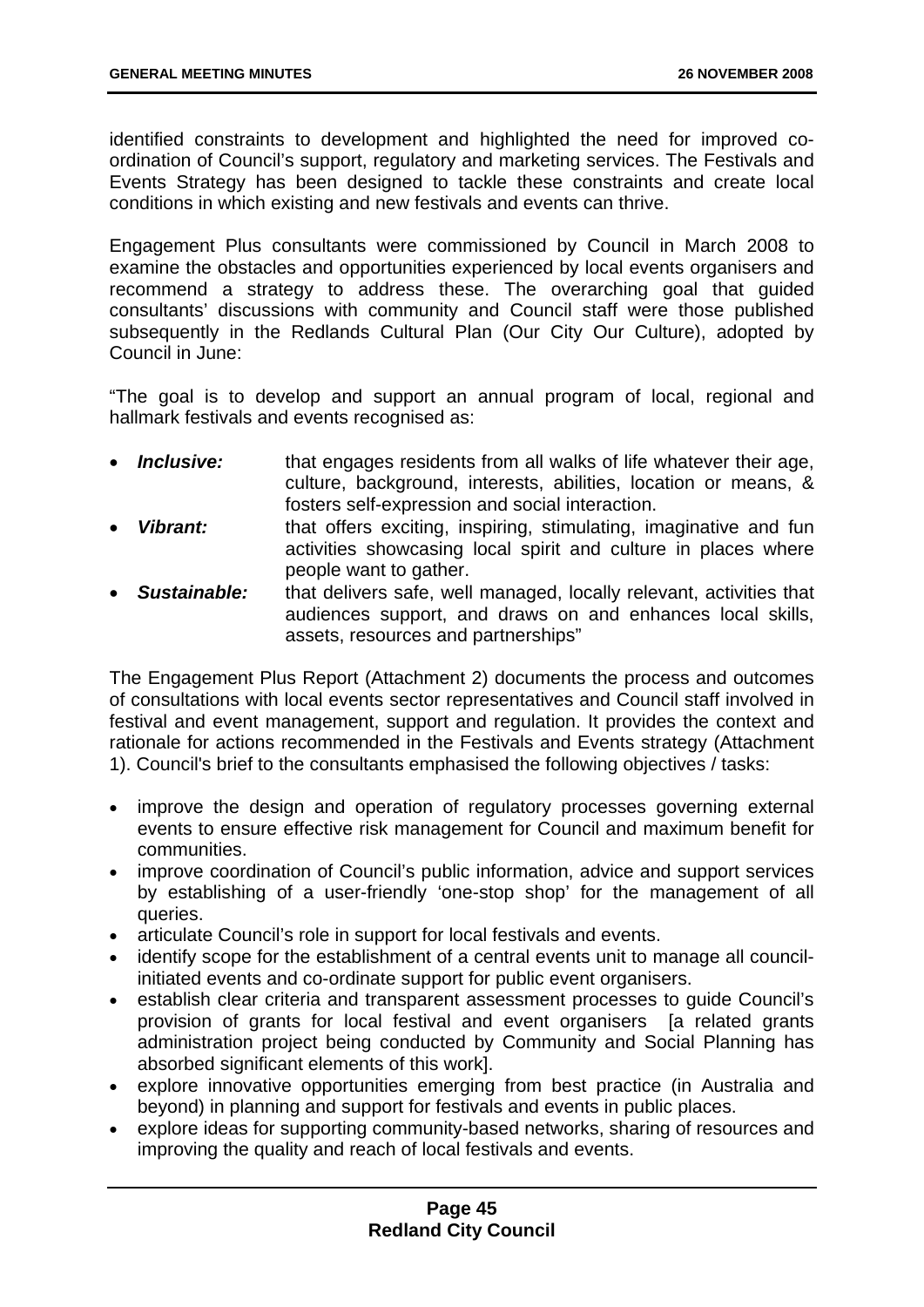identified constraints to development and highlighted the need for improved co-ordination of Council's support, regulatory and marketing services. The Festivals and Events Strategy has been designed to tackle these constraints and create local conditions in which existing and new festivals and events can thrive.

Engagement Plus consultants were commissioned by Council in March 2008 to examine the obstacles and opportunities experienced by local events organisers and recommend a strategy to address these. The overarching goal that guided consultants' discussions with community and Council staff were those published subsequently in the Redlands Cultural Plan (Our City Our Culture), adopted by Council in June:

"The goal is to develop and support an annual program of local, regional and hallmark festivals and events recognised as:

- ***Inclusive:*** that engages residents from all walks of life whatever their age, culture, background, interests, abilities, location or means, & fosters self-expression and social interaction.
- ***Vibrant:*** that offers exciting, inspiring, stimulating, imaginative and fun activities showcasing local spirit and culture in places where people want to gather.
- ***Sustainable:*** that delivers safe, well managed, locally relevant, activities that audiences support, and draws on and enhances local skills, assets, resources and partnerships"

The Engagement Plus Report (Attachment 2) documents the process and outcomes of consultations with local events sector representatives and Council staff involved in festival and event management, support and regulation. It provides the context and rationale for actions recommended in the Festivals and Events strategy (Attachment 1). Council's brief to the consultants emphasised the following objectives / tasks:

- improve the design and operation of regulatory processes governing external events to ensure effective risk management for Council and maximum benefit for communities.
- improve coordination of Council's public information, advice and support services by establishing of a user-friendly 'one-stop shop' for the management of all queries.
- articulate Council's role in support for local festivals and events.
- identify scope for the establishment of a central events unit to manage all council-initiated events and co-ordinate support for public event organisers.
- establish clear criteria and transparent assessment processes to guide Council's provision of grants for local festival and event organisers [a related grants administration project being conducted by Community and Social Planning has absorbed significant elements of this work].
- explore innovative opportunities emerging from best practice (in Australia and beyond) in planning and support for festivals and events in public places.
- explore ideas for supporting community-based networks, sharing of resources and improving the quality and reach of local festivals and events.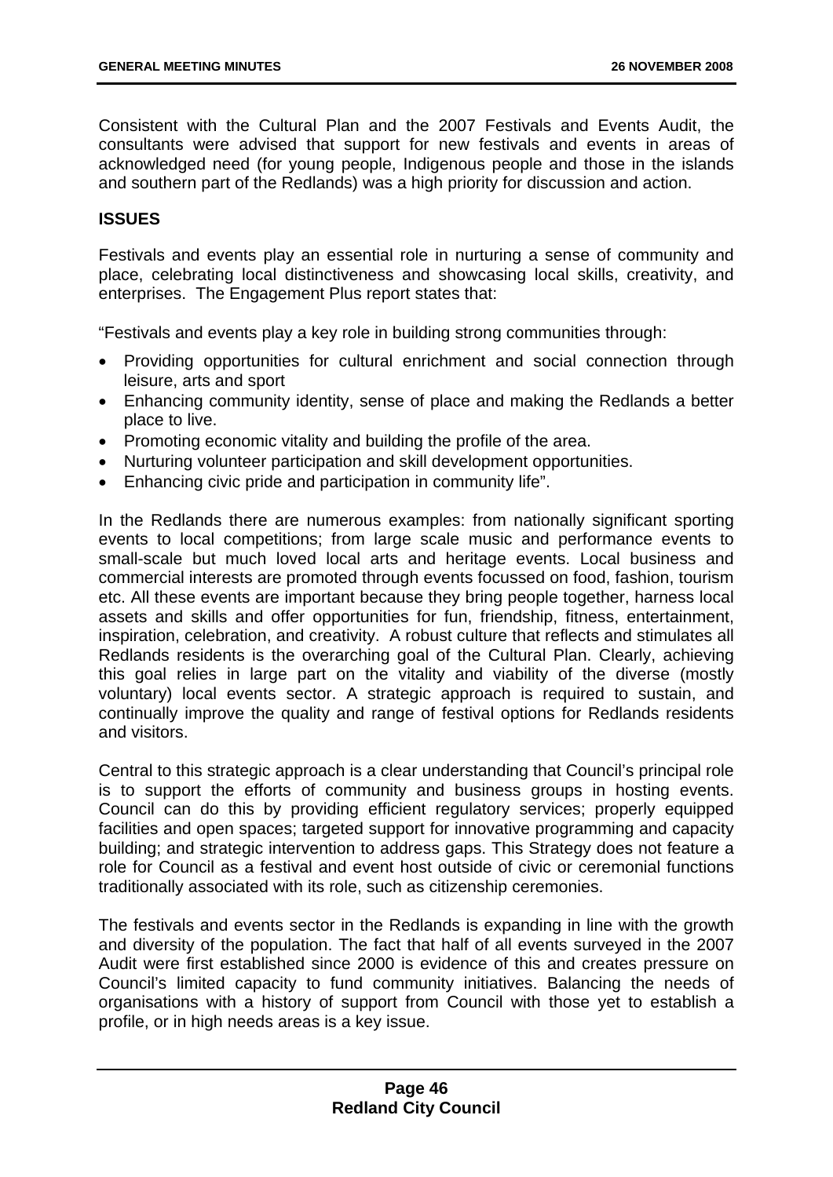Consistent with the Cultural Plan and the 2007 Festivals and Events Audit, the consultants were advised that support for new festivals and events in areas of acknowledged need (for young people, Indigenous people and those in the islands and southern part of the Redlands) was a high priority for discussion and action.

**ISSUES**

Festivals and events play an essential role in nurturing a sense of community and place, celebrating local distinctiveness and showcasing local skills, creativity, and enterprises. The Engagement Plus report states that:

"Festivals and events play a key role in building strong communities through:

- Providing opportunities for cultural enrichment and social connection through leisure, arts and sport
- Enhancing community identity, sense of place and making the Redlands a better place to live.
- Promoting economic vitality and building the profile of the area.
- Nurturing volunteer participation and skill development opportunities.
- Enhancing civic pride and participation in community life".

In the Redlands there are numerous examples: from nationally significant sporting events to local competitions; from large scale music and performance events to small-scale but much loved local arts and heritage events. Local business and commercial interests are promoted through events focussed on food, fashion, tourism etc. All these events are important because they bring people together, harness local assets and skills and offer opportunities for fun, friendship, fitness, entertainment, inspiration, celebration, and creativity. A robust culture that reflects and stimulates all Redlands residents is the overarching goal of the Cultural Plan. Clearly, achieving this goal relies in large part on the vitality and viability of the diverse (mostly voluntary) local events sector. A strategic approach is required to sustain, and continually improve the quality and range of festival options for Redlands residents and visitors.

Central to this strategic approach is a clear understanding that Council's principal role is to support the efforts of community and business groups in hosting events. Council can do this by providing efficient regulatory services; properly equipped facilities and open spaces; targeted support for innovative programming and capacity building; and strategic intervention to address gaps. This Strategy does not feature a role for Council as a festival and event host outside of civic or ceremonial functions traditionally associated with its role, such as citizenship ceremonies.

The festivals and events sector in the Redlands is expanding in line with the growth and diversity of the population. The fact that half of all events surveyed in the 2007 Audit were first established since 2000 is evidence of this and creates pressure on Council's limited capacity to fund community initiatives. Balancing the needs of organisations with a history of support from Council with those yet to establish a profile, or in high needs areas is a key issue.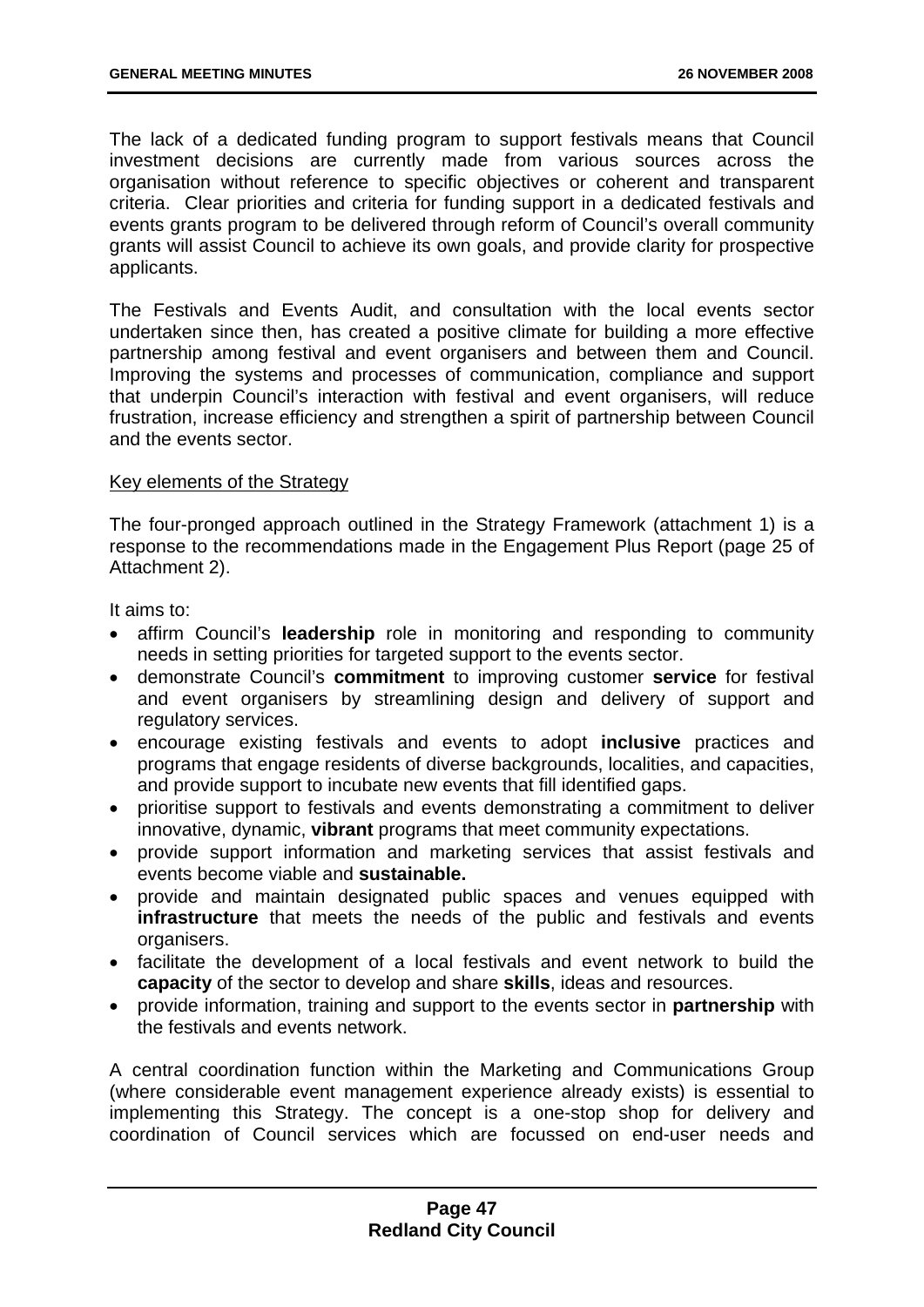The lack of a dedicated funding program to support festivals means that Council investment decisions are currently made from various sources across the organisation without reference to specific objectives or coherent and transparent criteria. Clear priorities and criteria for funding support in a dedicated festivals and events grants program to be delivered through reform of Council's overall community grants will assist Council to achieve its own goals, and provide clarity for prospective applicants.

The Festivals and Events Audit, and consultation with the local events sector undertaken since then, has created a positive climate for building a more effective partnership among festival and event organisers and between them and Council. Improving the systems and processes of communication, compliance and support that underpin Council's interaction with festival and event organisers, will reduce frustration, increase efficiency and strengthen a spirit of partnership between Council and the events sector.

Key elements of the Strategy

The four-pronged approach outlined in the Strategy Framework (attachment 1) is a response to the recommendations made in the Engagement Plus Report (page 25 of Attachment 2).

It aims to:

- affirm Council's **leadership** role in monitoring and responding to community needs in setting priorities for targeted support to the events sector.
- demonstrate Council's **commitment** to improving customer **service** for festival and event organisers by streamlining design and delivery of support and regulatory services.
- encourage existing festivals and events to adopt **inclusive** practices and programs that engage residents of diverse backgrounds, localities, and capacities, and provide support to incubate new events that fill identified gaps.
- prioritise support to festivals and events demonstrating a commitment to deliver innovative, dynamic, **vibrant** programs that meet community expectations.
- provide support information and marketing services that assist festivals and events become viable and **sustainable.**
- provide and maintain designated public spaces and venues equipped with **infrastructure** that meets the needs of the public and festivals and events organisers.
- facilitate the development of a local festivals and event network to build the **capacity** of the sector to develop and share **skills**, ideas and resources.
- provide information, training and support to the events sector in **partnership** with the festivals and events network.

A central coordination function within the Marketing and Communications Group (where considerable event management experience already exists) is essential to implementing this Strategy. The concept is a one-stop shop for delivery and coordination of Council services which are focussed on end-user needs and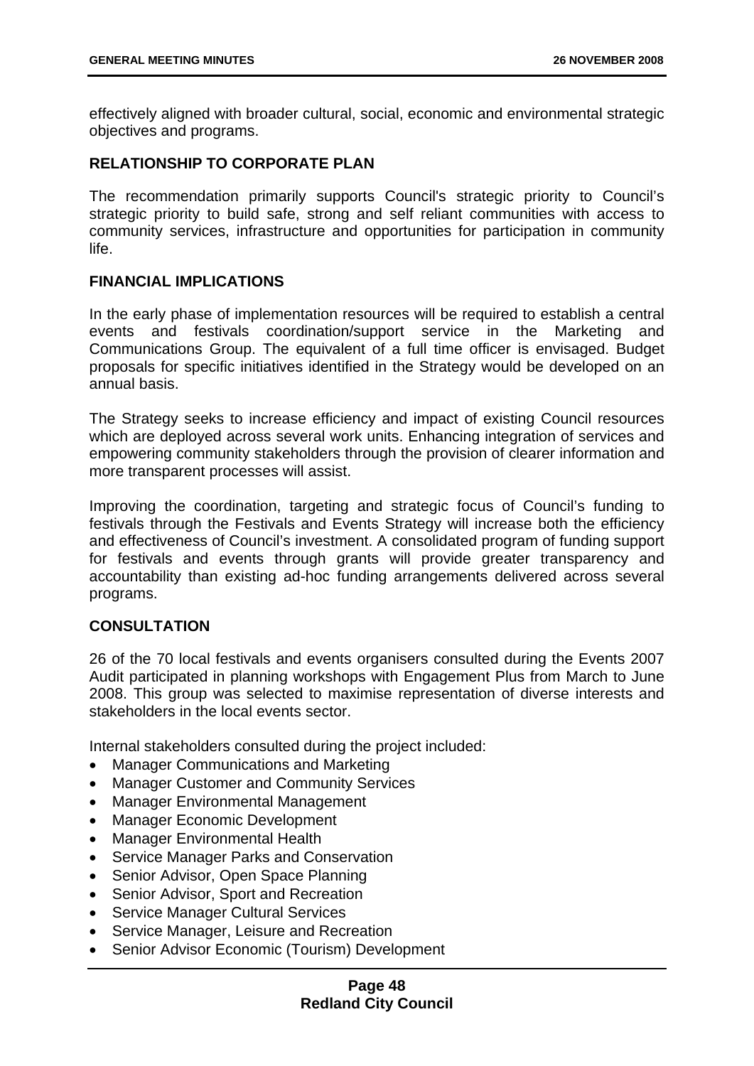effectively aligned with broader cultural, social, economic and environmental strategic objectives and programs.

### RELATIONSHIP TO CORPORATE PLAN

The recommendation primarily supports Council's strategic priority to Council's strategic priority to build safe, strong and self reliant communities with access to community services, infrastructure and opportunities for participation in community life.

### FINANCIAL IMPLICATIONS

In the early phase of implementation resources will be required to establish a central events and festivals coordination/support service in the Marketing and Communications Group. The equivalent of a full time officer is envisaged. Budget proposals for specific initiatives identified in the Strategy would be developed on an annual basis.

The Strategy seeks to increase efficiency and impact of existing Council resources which are deployed across several work units. Enhancing integration of services and empowering community stakeholders through the provision of clearer information and more transparent processes will assist.

Improving the coordination, targeting and strategic focus of Council's funding to festivals through the Festivals and Events Strategy will increase both the efficiency and effectiveness of Council's investment. A consolidated program of funding support for festivals and events through grants will provide greater transparency and accountability than existing ad-hoc funding arrangements delivered across several programs.

### CONSULTATION

26 of the 70 local festivals and events organisers consulted during the Events 2007 Audit participated in planning workshops with Engagement Plus from March to June 2008. This group was selected to maximise representation of diverse interests and stakeholders in the local events sector.

Internal stakeholders consulted during the project included:

- Manager Communications and Marketing
- Manager Customer and Community Services
- Manager Environmental Management
- Manager Economic Development
- Manager Environmental Health
- Service Manager Parks and Conservation
- Senior Advisor, Open Space Planning
- Senior Advisor, Sport and Recreation
- Service Manager Cultural Services
- Service Manager, Leisure and Recreation
- Senior Advisor Economic (Tourism) Development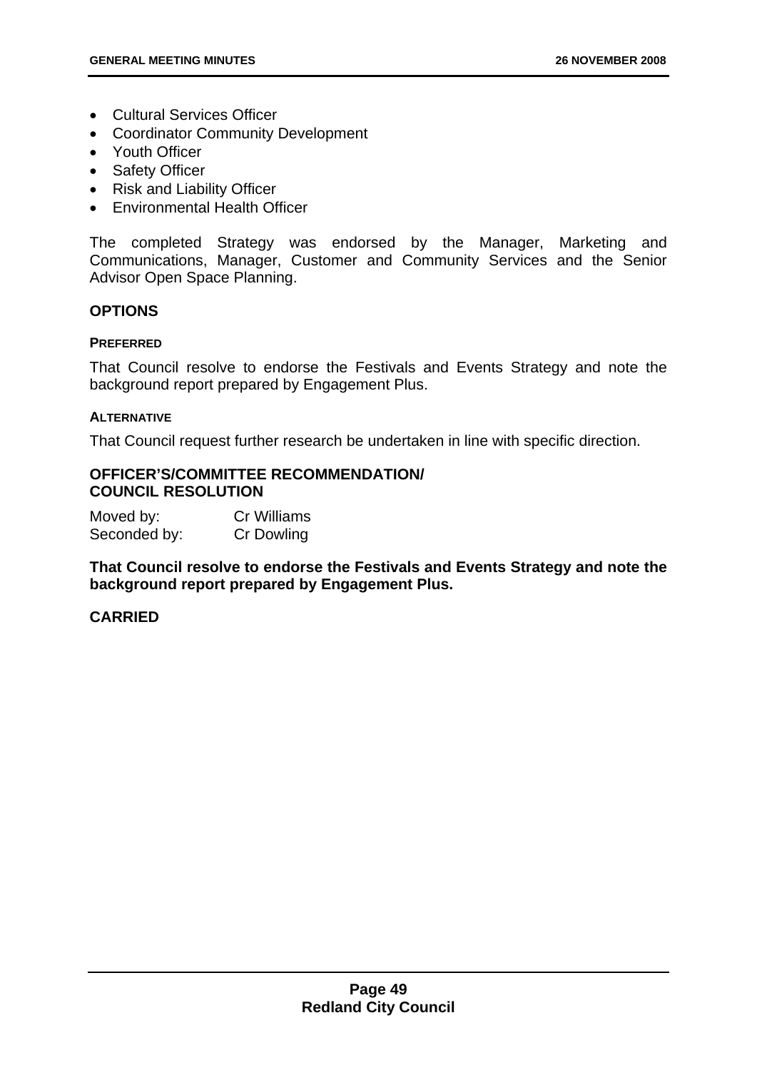- Cultural Services Officer
- Coordinator Community Development
- Youth Officer
- Safety Officer
- Risk and Liability Officer
- Environmental Health Officer

The completed Strategy was endorsed by the Manager, Marketing and Communications, Manager, Customer and Community Services and the Senior Advisor Open Space Planning.

## OPTIONS

### PREFERRED

That Council resolve to endorse the Festivals and Events Strategy and note the background report prepared by Engagement Plus.

### ALTERNATIVE

That Council request further research be undertaken in line with specific direction.

## OFFICER'S/COMMITTEE RECOMMENDATION/ COUNCIL RESOLUTION

Moved by: Cr Williams
Seconded by: Cr Dowling

**That Council resolve to endorse the Festivals and Events Strategy and note the background report prepared by Engagement Plus.**

**CARRIED**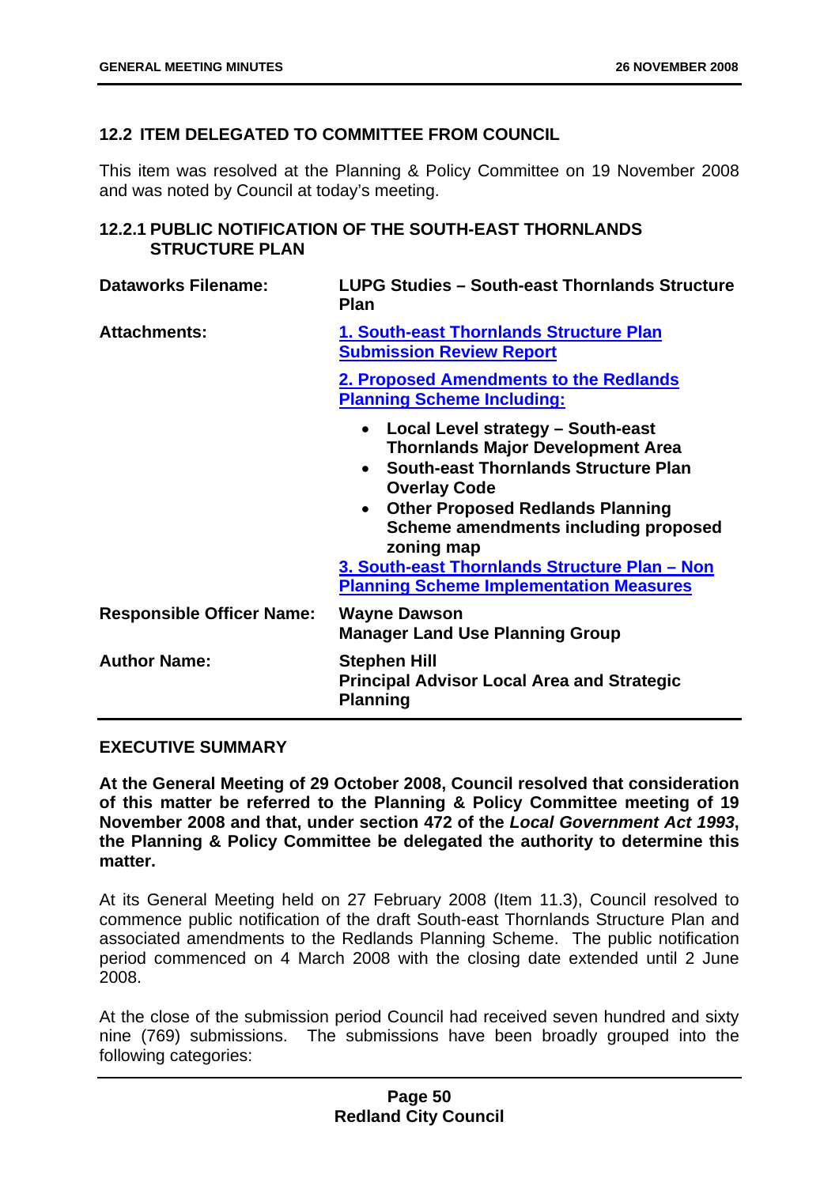## 12.2 ITEM DELEGATED TO COMMITTEE FROM COUNCIL

This item was resolved at the Planning & Policy Committee on 19 November 2008 and was noted by Council at today's meeting.

### 12.2.1 PUBLIC NOTIFICATION OF THE SOUTH-EAST THORNLANDS STRUCTURE PLAN

| | |
|---|---|
| **Dataworks Filename:** | **LUPG Studies – South-east Thornlands Structure Plan** |
| **Attachments:** | **1. South-east Thornlands Structure Plan Submission Review Report**<br><br>**2. Proposed Amendments to the Redlands Planning Scheme Including:**<br>• **Local Level strategy – South-east Thornlands Major Development Area**<br>• **South-east Thornlands Structure Plan Overlay Code**<br>• **Other Proposed Redlands Planning Scheme amendments including proposed zoning map**<br><br>**3. South-east Thornlands Structure Plan – Non Planning Scheme Implementation Measures** |
| **Responsible Officer Name:** | **Wayne Dawson**<br>**Manager Land Use Planning Group** |
| **Author Name:** | **Stephen Hill**<br>**Principal Advisor Local Area and Strategic Planning** |

#### EXECUTIVE SUMMARY

**At the General Meeting of 29 October 2008, Council resolved that consideration of this matter be referred to the Planning & Policy Committee meeting of 19 November 2008 and that, under section 472 of the *Local Government Act 1993*, the Planning & Policy Committee be delegated the authority to determine this matter.**

At its General Meeting held on 27 February 2008 (Item 11.3), Council resolved to commence public notification of the draft South-east Thornlands Structure Plan and associated amendments to the Redlands Planning Scheme. The public notification period commenced on 4 March 2008 with the closing date extended until 2 June 2008.

At the close of the submission period Council had received seven hundred and sixty nine (769) submissions. The submissions have been broadly grouped into the following categories: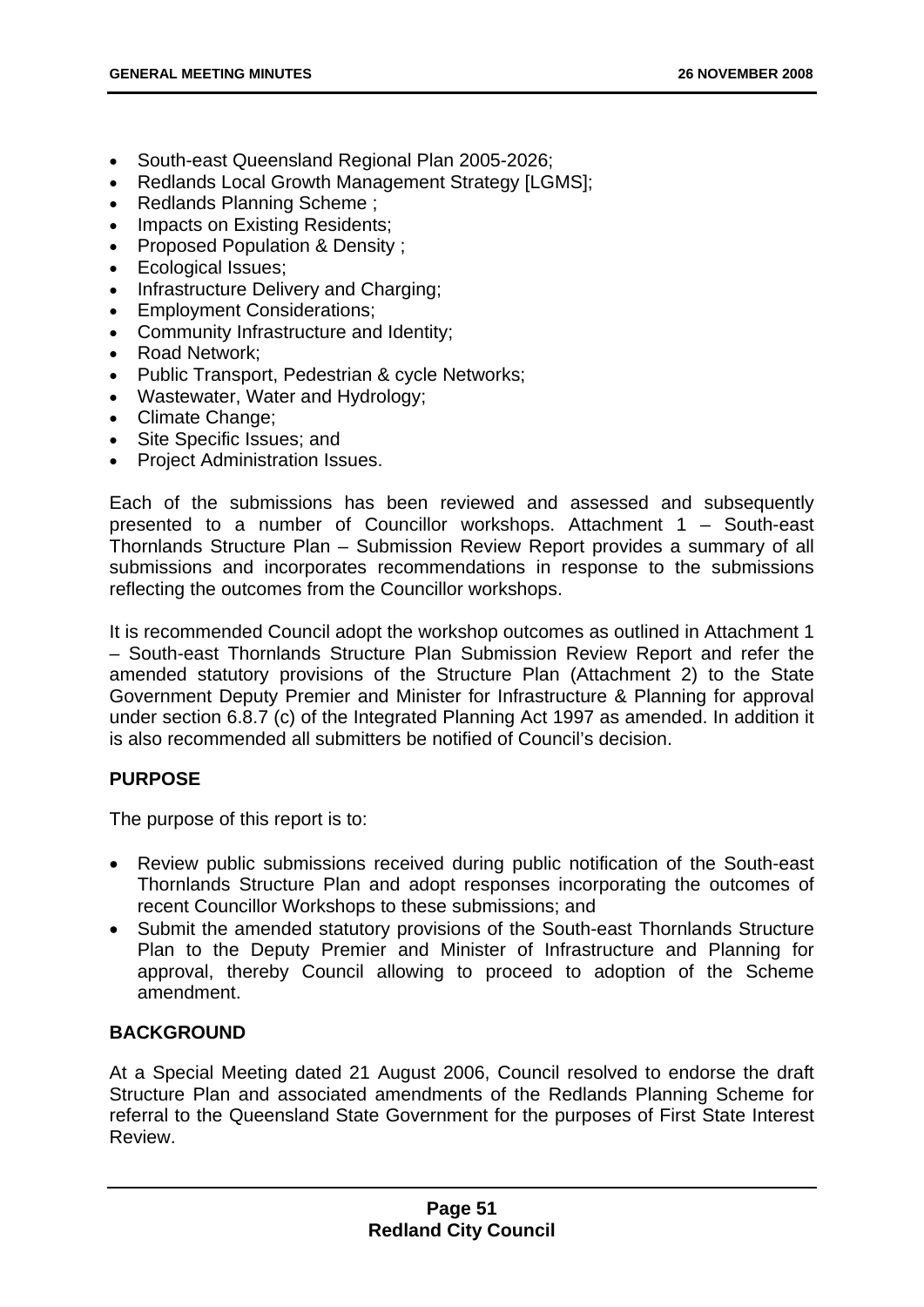- South-east Queensland Regional Plan 2005-2026;
- Redlands Local Growth Management Strategy [LGMS];
- Redlands Planning Scheme ;
- Impacts on Existing Residents;
- Proposed Population & Density ;
- Ecological Issues;
- Infrastructure Delivery and Charging;
- Employment Considerations;
- Community Infrastructure and Identity;
- Road Network;
- Public Transport, Pedestrian & cycle Networks;
- Wastewater, Water and Hydrology;
- Climate Change;
- Site Specific Issues; and
- Project Administration Issues.

Each of the submissions has been reviewed and assessed and subsequently presented to a number of Councillor workshops. Attachment 1 – South-east Thornlands Structure Plan – Submission Review Report provides a summary of all submissions and incorporates recommendations in response to the submissions reflecting the outcomes from the Councillor workshops.

It is recommended Council adopt the workshop outcomes as outlined in Attachment 1 – South-east Thornlands Structure Plan Submission Review Report and refer the amended statutory provisions of the Structure Plan (Attachment 2) to the State Government Deputy Premier and Minister for Infrastructure & Planning for approval under section 6.8.7 (c) of the Integrated Planning Act 1997 as amended. In addition it is also recommended all submitters be notified of Council's decision.

**PURPOSE**

The purpose of this report is to:

- Review public submissions received during public notification of the South-east Thornlands Structure Plan and adopt responses incorporating the outcomes of recent Councillor Workshops to these submissions; and
- Submit the amended statutory provisions of the South-east Thornlands Structure Plan to the Deputy Premier and Minister of Infrastructure and Planning for approval, thereby Council allowing to proceed to adoption of the Scheme amendment.

**BACKGROUND**

At a Special Meeting dated 21 August 2006, Council resolved to endorse the draft Structure Plan and associated amendments of the Redlands Planning Scheme for referral to the Queensland State Government for the purposes of First State Interest Review.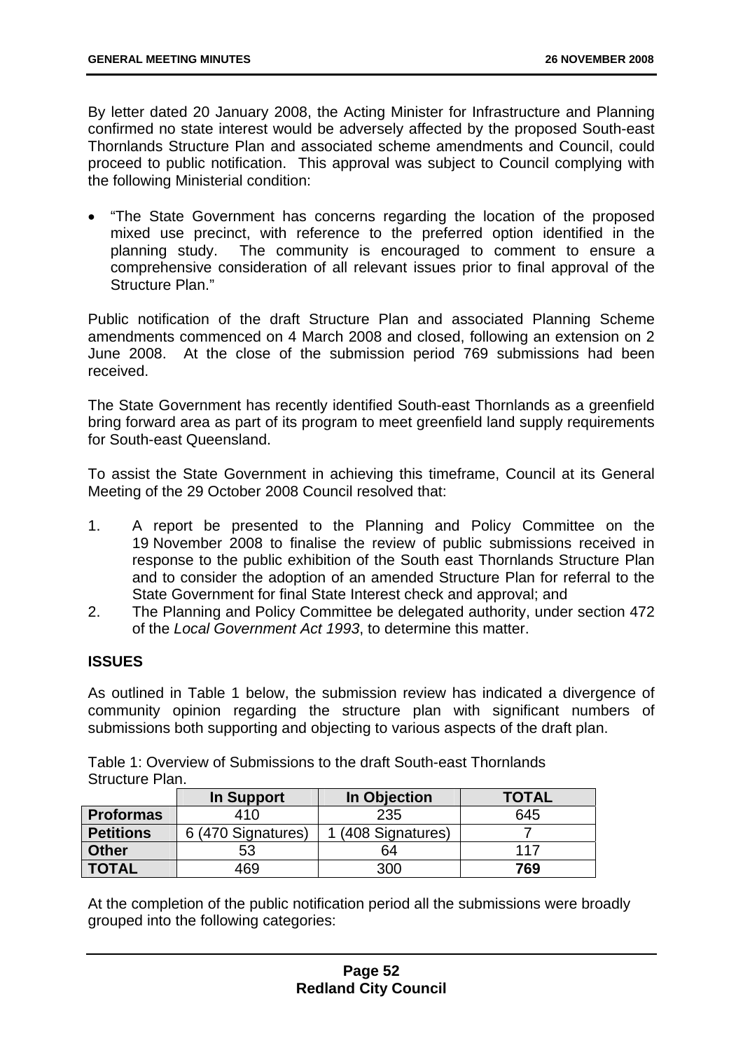By letter dated 20 January 2008, the Acting Minister for Infrastructure and Planning confirmed no state interest would be adversely affected by the proposed South-east Thornlands Structure Plan and associated scheme amendments and Council, could proceed to public notification. This approval was subject to Council complying with the following Ministerial condition:

- "The State Government has concerns regarding the location of the proposed mixed use precinct, with reference to the preferred option identified in the planning study. The community is encouraged to comment to ensure a comprehensive consideration of all relevant issues prior to final approval of the Structure Plan."

Public notification of the draft Structure Plan and associated Planning Scheme amendments commenced on 4 March 2008 and closed, following an extension on 2 June 2008. At the close of the submission period 769 submissions had been received.

The State Government has recently identified South-east Thornlands as a greenfield bring forward area as part of its program to meet greenfield land supply requirements for South-east Queensland.

To assist the State Government in achieving this timeframe, Council at its General Meeting of the 29 October 2008 Council resolved that:

1. A report be presented to the Planning and Policy Committee on the 19 November 2008 to finalise the review of public submissions received in response to the public exhibition of the South east Thornlands Structure Plan and to consider the adoption of an amended Structure Plan for referral to the State Government for final State Interest check and approval; and
2. The Planning and Policy Committee be delegated authority, under section 472 of the *Local Government Act 1993*, to determine this matter.

## ISSUES

As outlined in Table 1 below, the submission review has indicated a divergence of community opinion regarding the structure plan with significant numbers of submissions both supporting and objecting to various aspects of the draft plan.

Table 1: Overview of Submissions to the draft South-east Thornlands Structure Plan.

| | In Support | In Objection | TOTAL |
|---|---|---|---|
| **Proformas** | 410 | 235 | 645 |
| **Petitions** | 6 (470 Signatures) | 1 (408 Signatures) | 7 |
| **Other** | 53 | 64 | 117 |
| **TOTAL** | 469 | 300 | **769** |

At the completion of the public notification period all the submissions were broadly grouped into the following categories: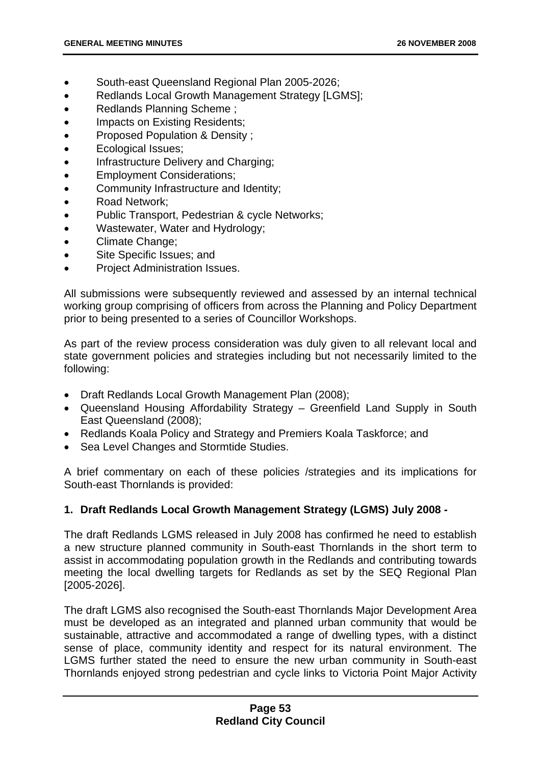- South-east Queensland Regional Plan 2005-2026;
- Redlands Local Growth Management Strategy [LGMS];
- Redlands Planning Scheme ;
- Impacts on Existing Residents;
- Proposed Population & Density ;
- Ecological Issues;
- Infrastructure Delivery and Charging;
- Employment Considerations;
- Community Infrastructure and Identity;
- Road Network;
- Public Transport, Pedestrian & cycle Networks;
- Wastewater, Water and Hydrology;
- Climate Change;
- Site Specific Issues; and
- Project Administration Issues.

All submissions were subsequently reviewed and assessed by an internal technical working group comprising of officers from across the Planning and Policy Department prior to being presented to a series of Councillor Workshops.

As part of the review process consideration was duly given to all relevant local and state government policies and strategies including but not necessarily limited to the following:

- Draft Redlands Local Growth Management Plan (2008);
- Queensland Housing Affordability Strategy – Greenfield Land Supply in South East Queensland (2008);
- Redlands Koala Policy and Strategy and Premiers Koala Taskforce; and
- Sea Level Changes and Stormtide Studies.

A brief commentary on each of these policies /strategies and its implications for South-east Thornlands is provided:

**1. Draft Redlands Local Growth Management Strategy (LGMS) July 2008 -**

The draft Redlands LGMS released in July 2008 has confirmed he need to establish a new structure planned community in South-east Thornlands in the short term to assist in accommodating population growth in the Redlands and contributing towards meeting the local dwelling targets for Redlands as set by the SEQ Regional Plan [2005-2026].

The draft LGMS also recognised the South-east Thornlands Major Development Area must be developed as an integrated and planned urban community that would be sustainable, attractive and accommodated a range of dwelling types, with a distinct sense of place, community identity and respect for its natural environment. The LGMS further stated the need to ensure the new urban community in South-east Thornlands enjoyed strong pedestrian and cycle links to Victoria Point Major Activity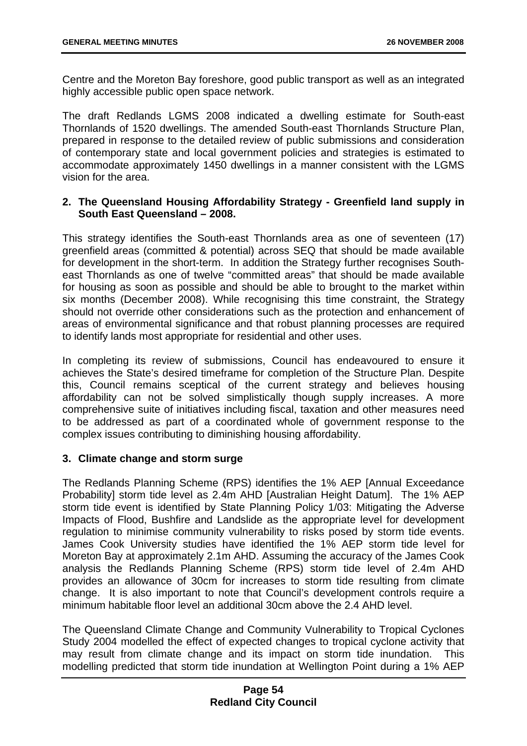Centre and the Moreton Bay foreshore, good public transport as well as an integrated highly accessible public open space network.

The draft Redlands LGMS 2008 indicated a dwelling estimate for South-east Thornlands of 1520 dwellings. The amended South-east Thornlands Structure Plan, prepared in response to the detailed review of public submissions and consideration of contemporary state and local government policies and strategies is estimated to accommodate approximately 1450 dwellings in a manner consistent with the LGMS vision for the area.

**2. The Queensland Housing Affordability Strategy - Greenfield land supply in South East Queensland – 2008.**

This strategy identifies the South-east Thornlands area as one of seventeen (17) greenfield areas (committed & potential) across SEQ that should be made available for development in the short-term. In addition the Strategy further recognises South-east Thornlands as one of twelve "committed areas" that should be made available for housing as soon as possible and should be able to brought to the market within six months (December 2008). While recognising this time constraint, the Strategy should not override other considerations such as the protection and enhancement of areas of environmental significance and that robust planning processes are required to identify lands most appropriate for residential and other uses.

In completing its review of submissions, Council has endeavoured to ensure it achieves the State's desired timeframe for completion of the Structure Plan. Despite this, Council remains sceptical of the current strategy and believes housing affordability can not be solved simplistically though supply increases. A more comprehensive suite of initiatives including fiscal, taxation and other measures need to be addressed as part of a coordinated whole of government response to the complex issues contributing to diminishing housing affordability.

**3. Climate change and storm surge**

The Redlands Planning Scheme (RPS) identifies the 1% AEP [Annual Exceedance Probability] storm tide level as 2.4m AHD [Australian Height Datum]. The 1% AEP storm tide event is identified by State Planning Policy 1/03: Mitigating the Adverse Impacts of Flood, Bushfire and Landslide as the appropriate level for development regulation to minimise community vulnerability to risks posed by storm tide events. James Cook University studies have identified the 1% AEP storm tide level for Moreton Bay at approximately 2.1m AHD. Assuming the accuracy of the James Cook analysis the Redlands Planning Scheme (RPS) storm tide level of 2.4m AHD provides an allowance of 30cm for increases to storm tide resulting from climate change. It is also important to note that Council's development controls require a minimum habitable floor level an additional 30cm above the 2.4 AHD level.

The Queensland Climate Change and Community Vulnerability to Tropical Cyclones Study 2004 modelled the effect of expected changes to tropical cyclone activity that may result from climate change and its impact on storm tide inundation. This modelling predicted that storm tide inundation at Wellington Point during a 1% AEP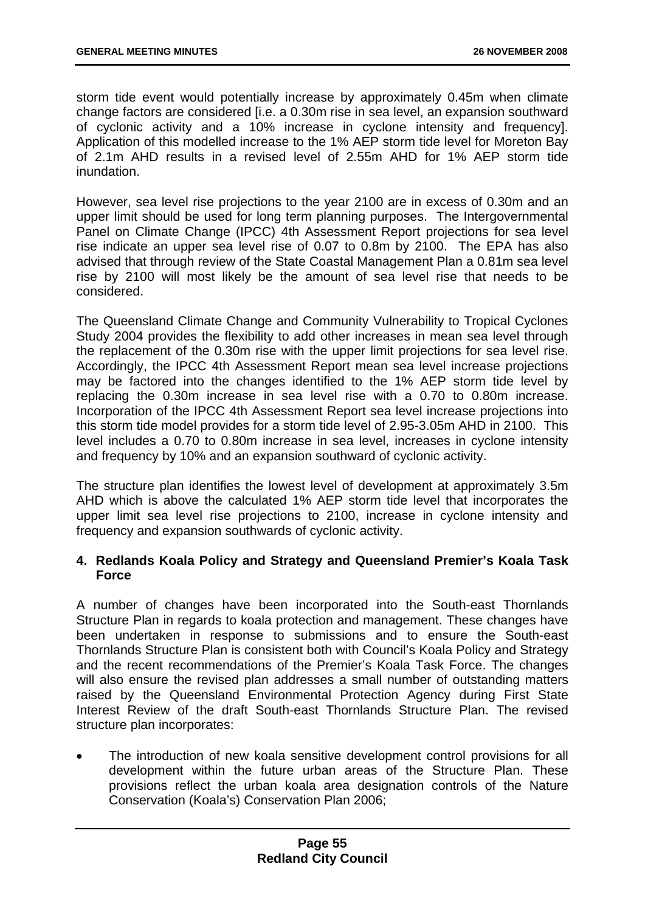storm tide event would potentially increase by approximately 0.45m when climate change factors are considered [i.e. a 0.30m rise in sea level, an expansion southward of cyclonic activity and a 10% increase in cyclone intensity and frequency]. Application of this modelled increase to the 1% AEP storm tide level for Moreton Bay of 2.1m AHD results in a revised level of 2.55m AHD for 1% AEP storm tide inundation.

However, sea level rise projections to the year 2100 are in excess of 0.30m and an upper limit should be used for long term planning purposes. The Intergovernmental Panel on Climate Change (IPCC) 4th Assessment Report projections for sea level rise indicate an upper sea level rise of 0.07 to 0.8m by 2100. The EPA has also advised that through review of the State Coastal Management Plan a 0.81m sea level rise by 2100 will most likely be the amount of sea level rise that needs to be considered.

The Queensland Climate Change and Community Vulnerability to Tropical Cyclones Study 2004 provides the flexibility to add other increases in mean sea level through the replacement of the 0.30m rise with the upper limit projections for sea level rise. Accordingly, the IPCC 4th Assessment Report mean sea level increase projections may be factored into the changes identified to the 1% AEP storm tide level by replacing the 0.30m increase in sea level rise with a 0.70 to 0.80m increase. Incorporation of the IPCC 4th Assessment Report sea level increase projections into this storm tide model provides for a storm tide level of 2.95-3.05m AHD in 2100. This level includes a 0.70 to 0.80m increase in sea level, increases in cyclone intensity and frequency by 10% and an expansion southward of cyclonic activity.

The structure plan identifies the lowest level of development at approximately 3.5m AHD which is above the calculated 1% AEP storm tide level that incorporates the upper limit sea level rise projections to 2100, increase in cyclone intensity and frequency and expansion southwards of cyclonic activity.

**4. Redlands Koala Policy and Strategy and Queensland Premier's Koala Task Force**

A number of changes have been incorporated into the South-east Thornlands Structure Plan in regards to koala protection and management. These changes have been undertaken in response to submissions and to ensure the South-east Thornlands Structure Plan is consistent both with Council's Koala Policy and Strategy and the recent recommendations of the Premier's Koala Task Force. The changes will also ensure the revised plan addresses a small number of outstanding matters raised by the Queensland Environmental Protection Agency during First State Interest Review of the draft South-east Thornlands Structure Plan. The revised structure plan incorporates:

- The introduction of new koala sensitive development control provisions for all development within the future urban areas of the Structure Plan. These provisions reflect the urban koala area designation controls of the Nature Conservation (Koala's) Conservation Plan 2006;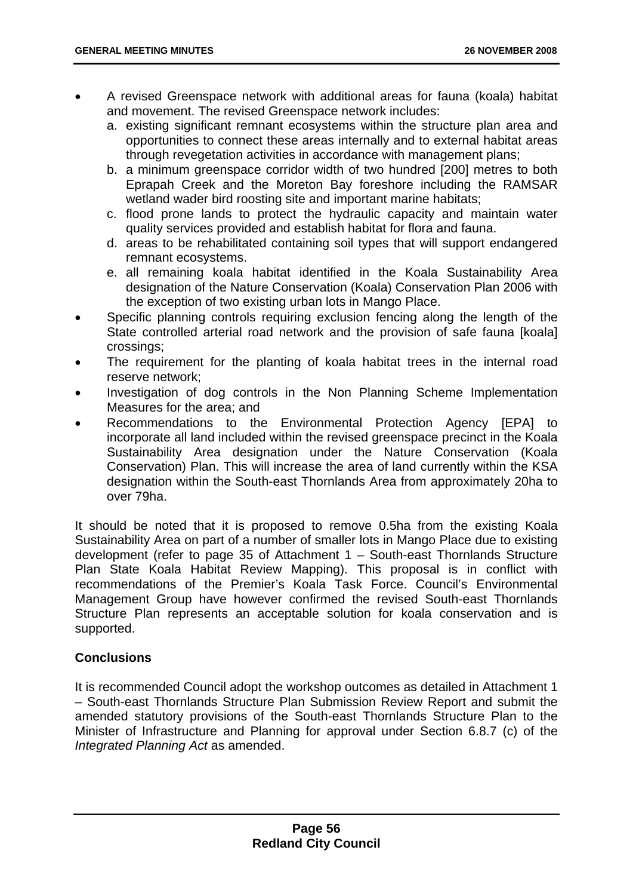- A revised Greenspace network with additional areas for fauna (koala) habitat and movement. The revised Greenspace network includes:
  a. existing significant remnant ecosystems within the structure plan area and opportunities to connect these areas internally and to external habitat areas through revegetation activities in accordance with management plans;
  b. a minimum greenspace corridor width of two hundred [200] metres to both Eprapah Creek and the Moreton Bay foreshore including the RAMSAR wetland wader bird roosting site and important marine habitats;
  c. flood prone lands to protect the hydraulic capacity and maintain water quality services provided and establish habitat for flora and fauna.
  d. areas to be rehabilitated containing soil types that will support endangered remnant ecosystems.
  e. all remaining koala habitat identified in the Koala Sustainability Area designation of the Nature Conservation (Koala) Conservation Plan 2006 with the exception of two existing urban lots in Mango Place.
- Specific planning controls requiring exclusion fencing along the length of the State controlled arterial road network and the provision of safe fauna [koala] crossings;
- The requirement for the planting of koala habitat trees in the internal road reserve network;
- Investigation of dog controls in the Non Planning Scheme Implementation Measures for the area; and
- Recommendations to the Environmental Protection Agency [EPA] to incorporate all land included within the revised greenspace precinct in the Koala Sustainability Area designation under the Nature Conservation (Koala Conservation) Plan. This will increase the area of land currently within the KSA designation within the South-east Thornlands Area from approximately 20ha to over 79ha.

It should be noted that it is proposed to remove 0.5ha from the existing Koala Sustainability Area on part of a number of smaller lots in Mango Place due to existing development (refer to page 35 of Attachment 1 – South-east Thornlands Structure Plan State Koala Habitat Review Mapping). This proposal is in conflict with recommendations of the Premier's Koala Task Force. Council's Environmental Management Group have however confirmed the revised South-east Thornlands Structure Plan represents an acceptable solution for koala conservation and is supported.

### Conclusions

It is recommended Council adopt the workshop outcomes as detailed in Attachment 1 – South-east Thornlands Structure Plan Submission Review Report and submit the amended statutory provisions of the South-east Thornlands Structure Plan to the Minister of Infrastructure and Planning for approval under Section 6.8.7 (c) of the *Integrated Planning Act* as amended.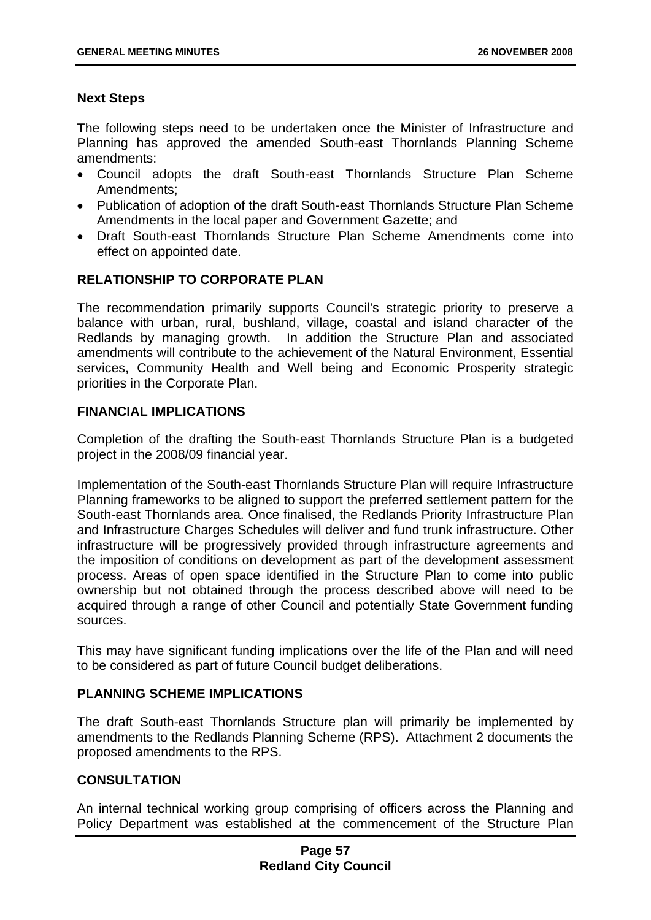### Next Steps

The following steps need to be undertaken once the Minister of Infrastructure and Planning has approved the amended South-east Thornlands Planning Scheme amendments:

- Council adopts the draft South-east Thornlands Structure Plan Scheme Amendments;
- Publication of adoption of the draft South-east Thornlands Structure Plan Scheme Amendments in the local paper and Government Gazette; and
- Draft South-east Thornlands Structure Plan Scheme Amendments come into effect on appointed date.

### RELATIONSHIP TO CORPORATE PLAN

The recommendation primarily supports Council's strategic priority to preserve a balance with urban, rural, bushland, village, coastal and island character of the Redlands by managing growth. In addition the Structure Plan and associated amendments will contribute to the achievement of the Natural Environment, Essential services, Community Health and Well being and Economic Prosperity strategic priorities in the Corporate Plan.

### FINANCIAL IMPLICATIONS

Completion of the drafting the South-east Thornlands Structure Plan is a budgeted project in the 2008/09 financial year.

Implementation of the South-east Thornlands Structure Plan will require Infrastructure Planning frameworks to be aligned to support the preferred settlement pattern for the South-east Thornlands area. Once finalised, the Redlands Priority Infrastructure Plan and Infrastructure Charges Schedules will deliver and fund trunk infrastructure. Other infrastructure will be progressively provided through infrastructure agreements and the imposition of conditions on development as part of the development assessment process. Areas of open space identified in the Structure Plan to come into public ownership but not obtained through the process described above will need to be acquired through a range of other Council and potentially State Government funding sources.

This may have significant funding implications over the life of the Plan and will need to be considered as part of future Council budget deliberations.

### PLANNING SCHEME IMPLICATIONS

The draft South-east Thornlands Structure plan will primarily be implemented by amendments to the Redlands Planning Scheme (RPS). Attachment 2 documents the proposed amendments to the RPS.

### CONSULTATION

An internal technical working group comprising of officers across the Planning and Policy Department was established at the commencement of the Structure Plan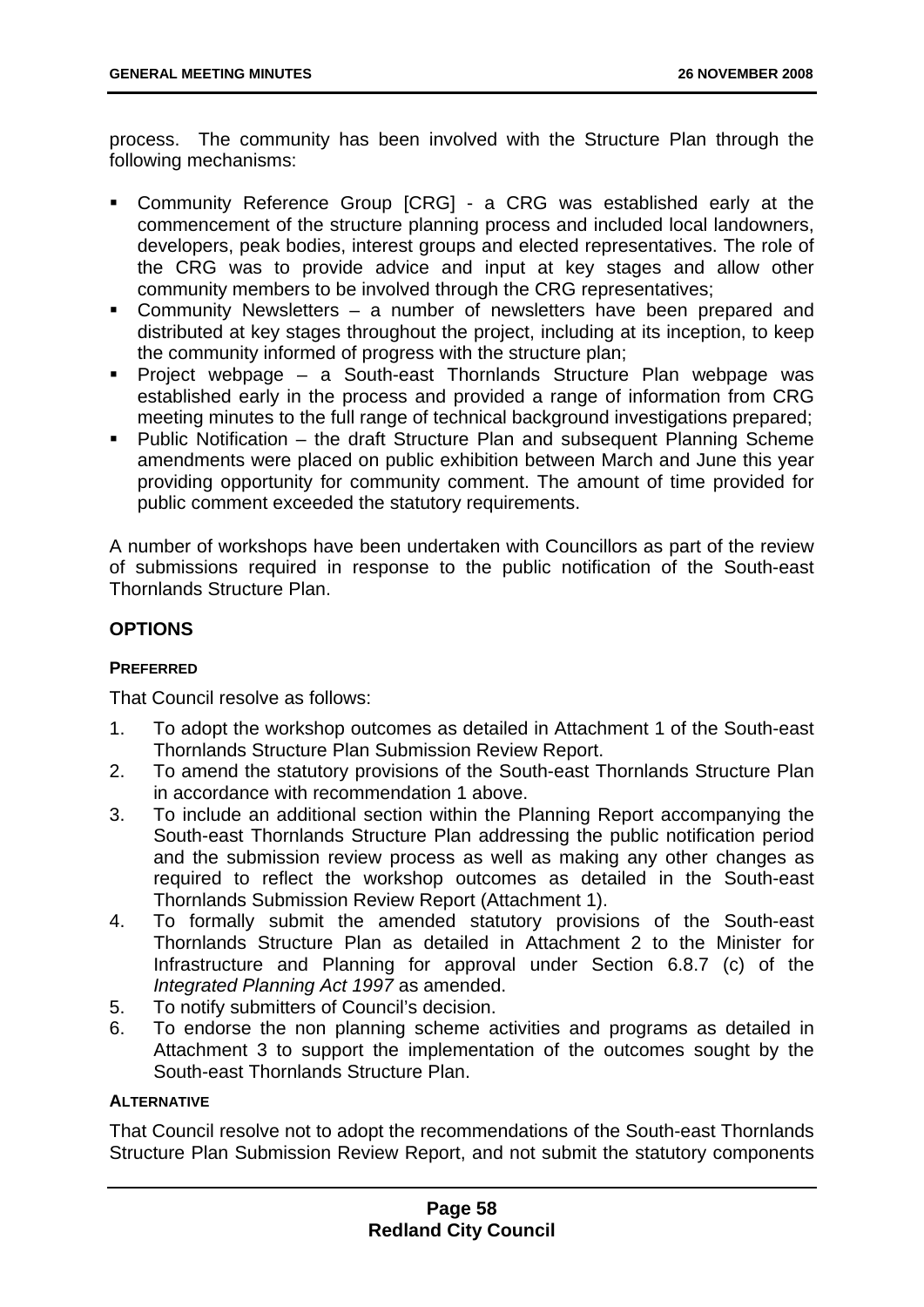process. The community has been involved with the Structure Plan through the following mechanisms:

- Community Reference Group [CRG] - a CRG was established early at the commencement of the structure planning process and included local landowners, developers, peak bodies, interest groups and elected representatives. The role of the CRG was to provide advice and input at key stages and allow other community members to be involved through the CRG representatives;
- Community Newsletters – a number of newsletters have been prepared and distributed at key stages throughout the project, including at its inception, to keep the community informed of progress with the structure plan;
- Project webpage – a South-east Thornlands Structure Plan webpage was established early in the process and provided a range of information from CRG meeting minutes to the full range of technical background investigations prepared;
- Public Notification – the draft Structure Plan and subsequent Planning Scheme amendments were placed on public exhibition between March and June this year providing opportunity for community comment. The amount of time provided for public comment exceeded the statutory requirements.

A number of workshops have been undertaken with Councillors as part of the review of submissions required in response to the public notification of the South-east Thornlands Structure Plan.

## OPTIONS

#### PREFERRED

That Council resolve as follows:

1. To adopt the workshop outcomes as detailed in Attachment 1 of the South-east Thornlands Structure Plan Submission Review Report.
2. To amend the statutory provisions of the South-east Thornlands Structure Plan in accordance with recommendation 1 above.
3. To include an additional section within the Planning Report accompanying the South-east Thornlands Structure Plan addressing the public notification period and the submission review process as well as making any other changes as required to reflect the workshop outcomes as detailed in the South-east Thornlands Submission Review Report (Attachment 1).
4. To formally submit the amended statutory provisions of the South-east Thornlands Structure Plan as detailed in Attachment 2 to the Minister for Infrastructure and Planning for approval under Section 6.8.7 (c) of the *Integrated Planning Act 1997* as amended.
5. To notify submitters of Council's decision.
6. To endorse the non planning scheme activities and programs as detailed in Attachment 3 to support the implementation of the outcomes sought by the South-east Thornlands Structure Plan.

#### ALTERNATIVE

That Council resolve not to adopt the recommendations of the South-east Thornlands Structure Plan Submission Review Report, and not submit the statutory components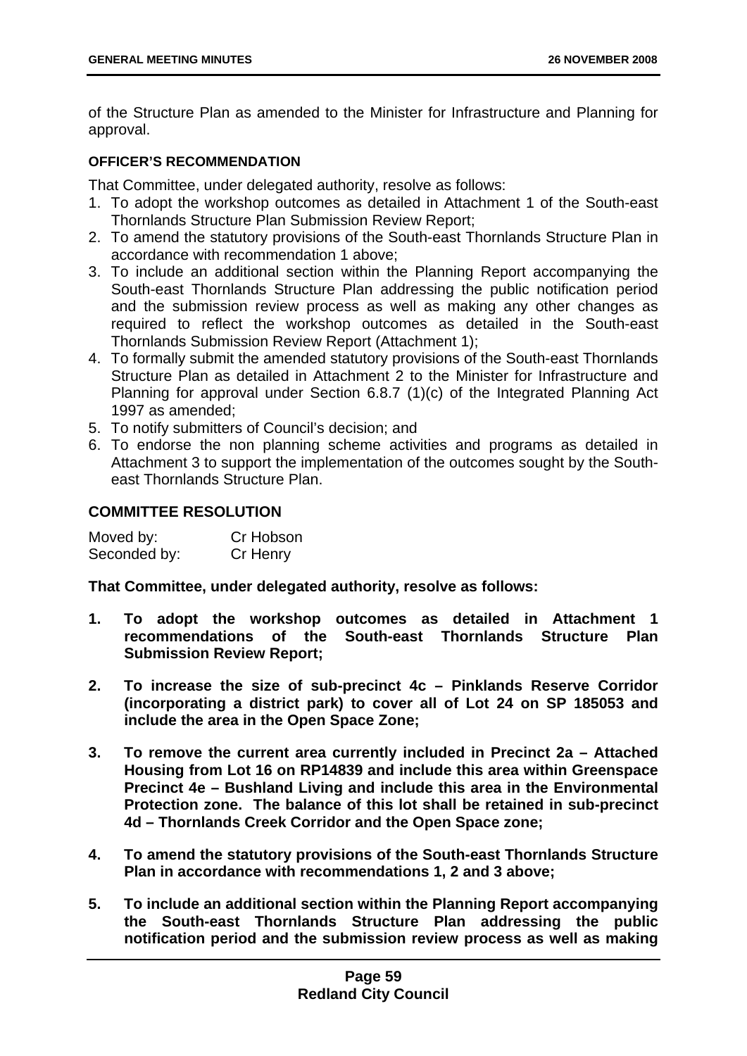of the Structure Plan as amended to the Minister for Infrastructure and Planning for approval.

**OFFICER'S RECOMMENDATION**

That Committee, under delegated authority, resolve as follows:

1. To adopt the workshop outcomes as detailed in Attachment 1 of the South-east Thornlands Structure Plan Submission Review Report;
2. To amend the statutory provisions of the South-east Thornlands Structure Plan in accordance with recommendation 1 above;
3. To include an additional section within the Planning Report accompanying the South-east Thornlands Structure Plan addressing the public notification period and the submission review process as well as making any other changes as required to reflect the workshop outcomes as detailed in the South-east Thornlands Submission Review Report (Attachment 1);
4. To formally submit the amended statutory provisions of the South-east Thornlands Structure Plan as detailed in Attachment 2 to the Minister for Infrastructure and Planning for approval under Section 6.8.7 (1)(c) of the Integrated Planning Act 1997 as amended;
5. To notify submitters of Council's decision; and
6. To endorse the non planning scheme activities and programs as detailed in Attachment 3 to support the implementation of the outcomes sought by the South-east Thornlands Structure Plan.

## COMMITTEE RESOLUTION

| | |
|---|---|
| Moved by: | Cr Hobson |
| Seconded by: | Cr Henry |

**That Committee, under delegated authority, resolve as follows:**

1. **To adopt the workshop outcomes as detailed in Attachment 1 recommendations of the South-east Thornlands Structure Plan Submission Review Report;**

2. **To increase the size of sub-precinct 4c – Pinklands Reserve Corridor (incorporating a district park) to cover all of Lot 24 on SP 185053 and include the area in the Open Space Zone;**

3. **To remove the current area currently included in Precinct 2a – Attached Housing from Lot 16 on RP14839 and include this area within Greenspace Precinct 4e – Bushland Living and include this area in the Environmental Protection zone. The balance of this lot shall be retained in sub-precinct 4d – Thornlands Creek Corridor and the Open Space zone;**

4. **To amend the statutory provisions of the South-east Thornlands Structure Plan in accordance with recommendations 1, 2 and 3 above;**

5. **To include an additional section within the Planning Report accompanying the South-east Thornlands Structure Plan addressing the public notification period and the submission review process as well as making**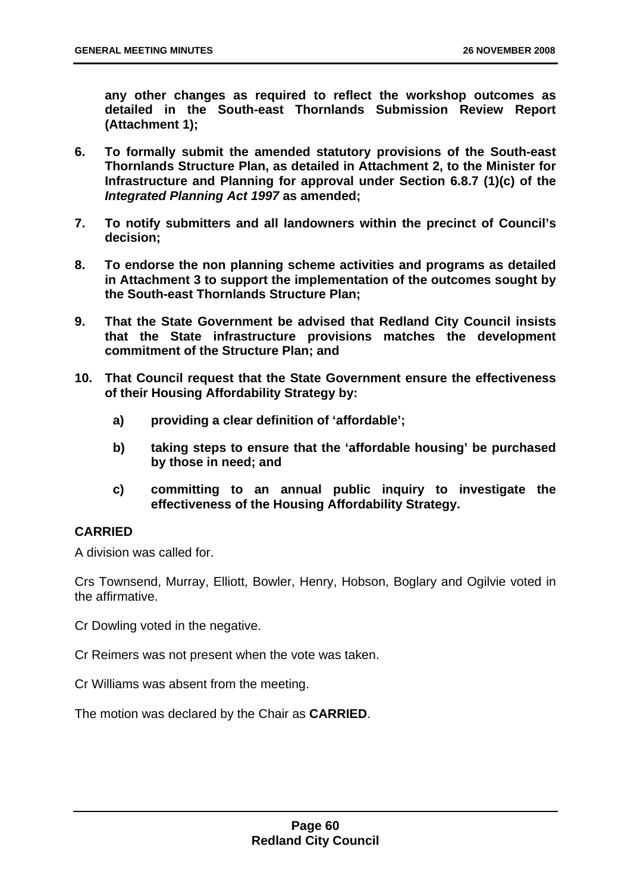**any other changes as required to reflect the workshop outcomes as detailed in the South-east Thornlands Submission Review Report (Attachment 1);**

6. **To formally submit the amended statutory provisions of the South-east Thornlands Structure Plan, as detailed in Attachment 2, to the Minister for Infrastructure and Planning for approval under Section 6.8.7 (1)(c) of the *Integrated Planning Act 1997* as amended;**

7. **To notify submitters and all landowners within the precinct of Council's decision;**

8. **To endorse the non planning scheme activities and programs as detailed in Attachment 3 to support the implementation of the outcomes sought by the South-east Thornlands Structure Plan;**

9. **That the State Government be advised that Redland City Council insists that the State infrastructure provisions matches the development commitment of the Structure Plan; and**

10. **That Council request that the State Government ensure the effectiveness of their Housing Affordability Strategy by:**

    a) **providing a clear definition of 'affordable';**

    b) **taking steps to ensure that the 'affordable housing' be purchased by those in need; and**

    c) **committing to an annual public inquiry to investigate the effectiveness of the Housing Affordability Strategy.**

**CARRIED**

A division was called for.

Crs Townsend, Murray, Elliott, Bowler, Henry, Hobson, Boglary and Ogilvie voted in the affirmative.

Cr Dowling voted in the negative.

Cr Reimers was not present when the vote was taken.

Cr Williams was absent from the meeting.

The motion was declared by the Chair as **CARRIED**.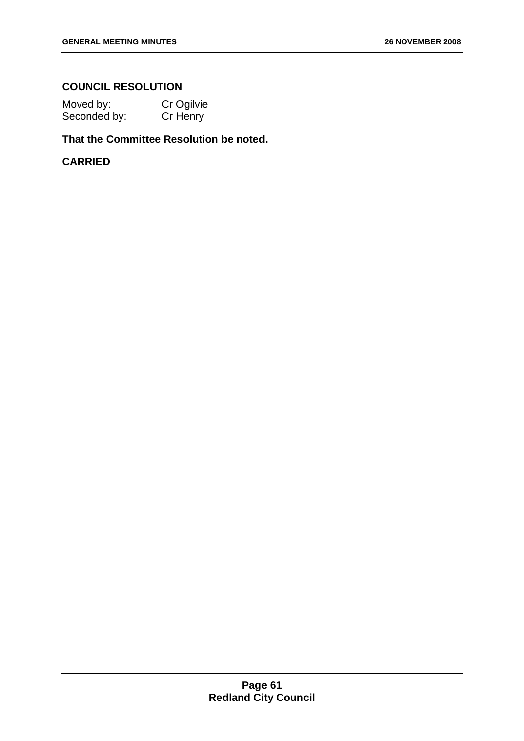**COUNCIL RESOLUTION**

Moved by: Cr Ogilvie
Seconded by: Cr Henry

**That the Committee Resolution be noted.**

**CARRIED**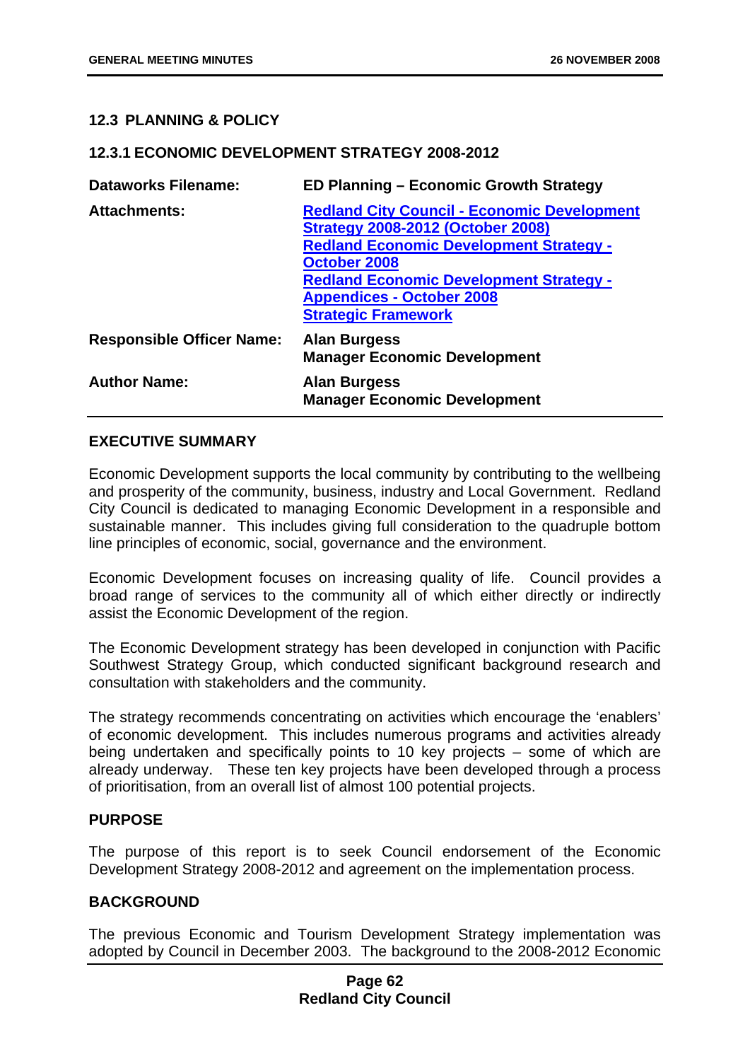## 12.3 PLANNING & POLICY

### 12.3.1 ECONOMIC DEVELOPMENT STRATEGY 2008-2012

| | |
|---|---|
| **Dataworks Filename:** | **ED Planning – Economic Growth Strategy** |
| **Attachments:** | **Redland City Council - Economic Development Strategy 2008-2012 (October 2008)**<br>**Redland Economic Development Strategy - October 2008**<br>**Redland Economic Development Strategy - Appendices - October 2008**<br>**Strategic Framework** |
| **Responsible Officer Name:** | **Alan Burgess**<br>**Manager Economic Development** |
| **Author Name:** | **Alan Burgess**<br>**Manager Economic Development** |

### EXECUTIVE SUMMARY

Economic Development supports the local community by contributing to the wellbeing and prosperity of the community, business, industry and Local Government. Redland City Council is dedicated to managing Economic Development in a responsible and sustainable manner. This includes giving full consideration to the quadruple bottom line principles of economic, social, governance and the environment.

Economic Development focuses on increasing quality of life. Council provides a broad range of services to the community all of which either directly or indirectly assist the Economic Development of the region.

The Economic Development strategy has been developed in conjunction with Pacific Southwest Strategy Group, which conducted significant background research and consultation with stakeholders and the community.

The strategy recommends concentrating on activities which encourage the 'enablers' of economic development. This includes numerous programs and activities already being undertaken and specifically points to 10 key projects – some of which are already underway. These ten key projects have been developed through a process of prioritisation, from an overall list of almost 100 potential projects.

### PURPOSE

The purpose of this report is to seek Council endorsement of the Economic Development Strategy 2008-2012 and agreement on the implementation process.

### BACKGROUND

The previous Economic and Tourism Development Strategy implementation was adopted by Council in December 2003. The background to the 2008-2012 Economic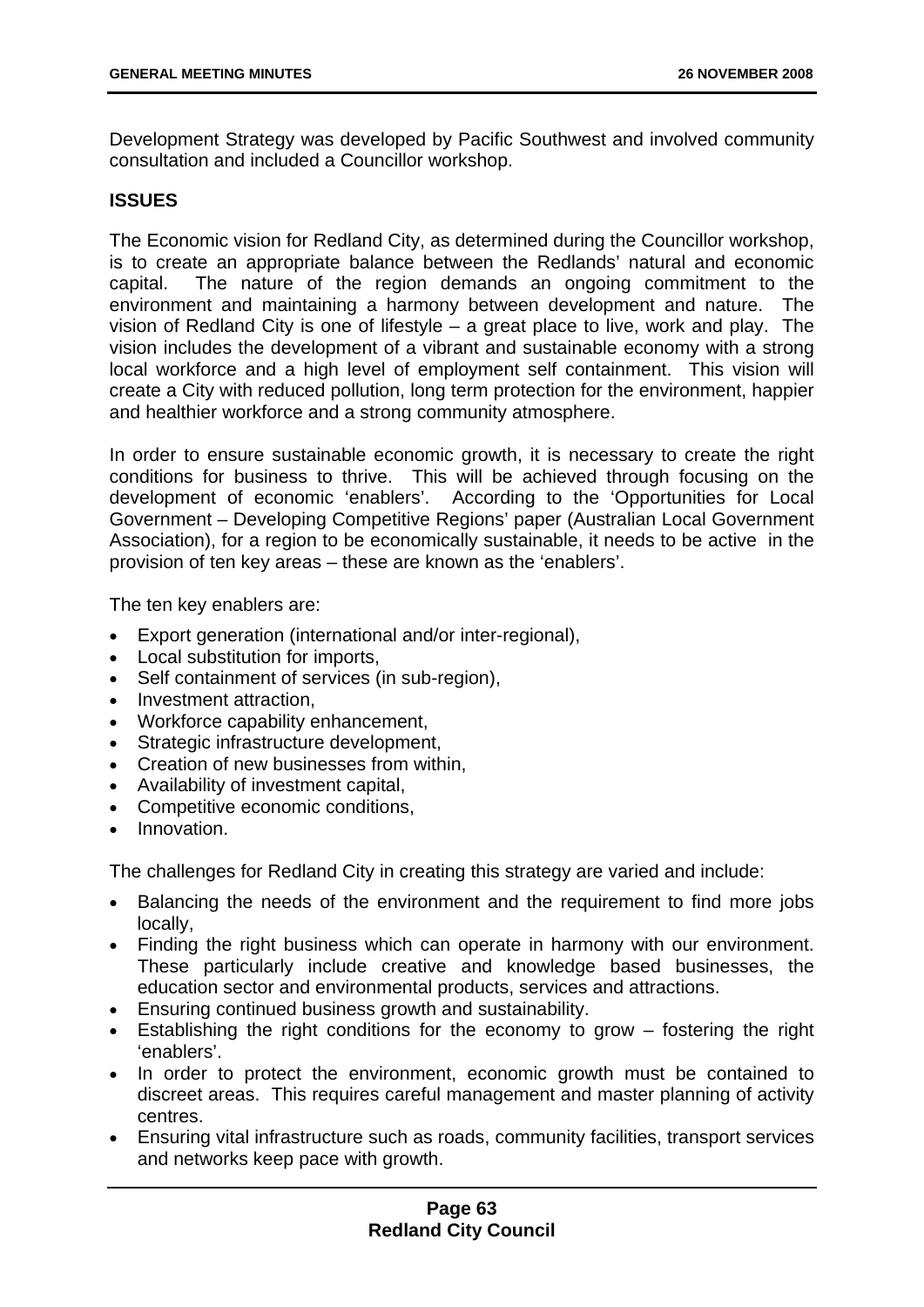Development Strategy was developed by Pacific Southwest and involved community consultation and included a Councillor workshop.

## ISSUES

The Economic vision for Redland City, as determined during the Councillor workshop, is to create an appropriate balance between the Redlands' natural and economic capital. The nature of the region demands an ongoing commitment to the environment and maintaining a harmony between development and nature. The vision of Redland City is one of lifestyle – a great place to live, work and play. The vision includes the development of a vibrant and sustainable economy with a strong local workforce and a high level of employment self containment. This vision will create a City with reduced pollution, long term protection for the environment, happier and healthier workforce and a strong community atmosphere.

In order to ensure sustainable economic growth, it is necessary to create the right conditions for business to thrive. This will be achieved through focusing on the development of economic 'enablers'. According to the 'Opportunities for Local Government – Developing Competitive Regions' paper (Australian Local Government Association), for a region to be economically sustainable, it needs to be active in the provision of ten key areas – these are known as the 'enablers'.

The ten key enablers are:

- Export generation (international and/or inter-regional),
- Local substitution for imports,
- Self containment of services (in sub-region),
- Investment attraction,
- Workforce capability enhancement,
- Strategic infrastructure development,
- Creation of new businesses from within,
- Availability of investment capital,
- Competitive economic conditions,
- Innovation.

The challenges for Redland City in creating this strategy are varied and include:

- Balancing the needs of the environment and the requirement to find more jobs locally,
- Finding the right business which can operate in harmony with our environment. These particularly include creative and knowledge based businesses, the education sector and environmental products, services and attractions.
- Ensuring continued business growth and sustainability.
- Establishing the right conditions for the economy to grow – fostering the right 'enablers'.
- In order to protect the environment, economic growth must be contained to discreet areas. This requires careful management and master planning of activity centres.
- Ensuring vital infrastructure such as roads, community facilities, transport services and networks keep pace with growth.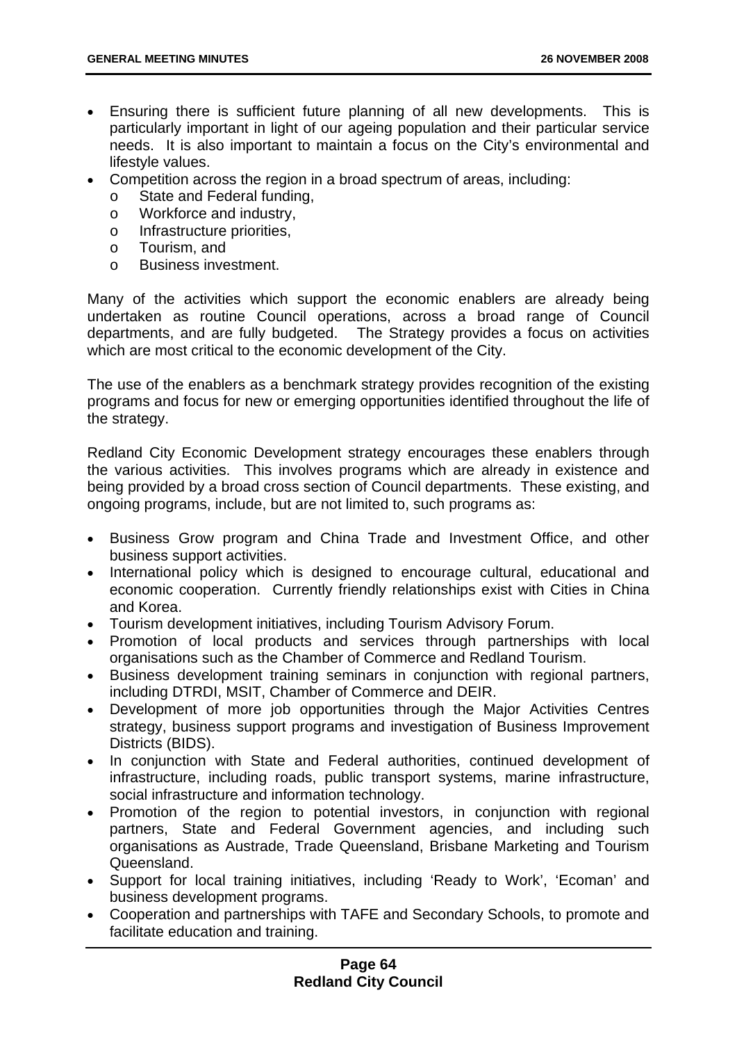- Ensuring there is sufficient future planning of all new developments. This is particularly important in light of our ageing population and their particular service needs. It is also important to maintain a focus on the City's environmental and lifestyle values.
- Competition across the region in a broad spectrum of areas, including:
  - State and Federal funding,
  - Workforce and industry,
  - Infrastructure priorities,
  - Tourism, and
  - Business investment.

Many of the activities which support the economic enablers are already being undertaken as routine Council operations, across a broad range of Council departments, and are fully budgeted. The Strategy provides a focus on activities which are most critical to the economic development of the City.

The use of the enablers as a benchmark strategy provides recognition of the existing programs and focus for new or emerging opportunities identified throughout the life of the strategy.

Redland City Economic Development strategy encourages these enablers through the various activities. This involves programs which are already in existence and being provided by a broad cross section of Council departments. These existing, and ongoing programs, include, but are not limited to, such programs as:

- Business Grow program and China Trade and Investment Office, and other business support activities.
- International policy which is designed to encourage cultural, educational and economic cooperation. Currently friendly relationships exist with Cities in China and Korea.
- Tourism development initiatives, including Tourism Advisory Forum.
- Promotion of local products and services through partnerships with local organisations such as the Chamber of Commerce and Redland Tourism.
- Business development training seminars in conjunction with regional partners, including DTRDI, MSIT, Chamber of Commerce and DEIR.
- Development of more job opportunities through the Major Activities Centres strategy, business support programs and investigation of Business Improvement Districts (BIDS).
- In conjunction with State and Federal authorities, continued development of infrastructure, including roads, public transport systems, marine infrastructure, social infrastructure and information technology.
- Promotion of the region to potential investors, in conjunction with regional partners, State and Federal Government agencies, and including such organisations as Austrade, Trade Queensland, Brisbane Marketing and Tourism Queensland.
- Support for local training initiatives, including 'Ready to Work', 'Ecoman' and business development programs.
- Cooperation and partnerships with TAFE and Secondary Schools, to promote and facilitate education and training.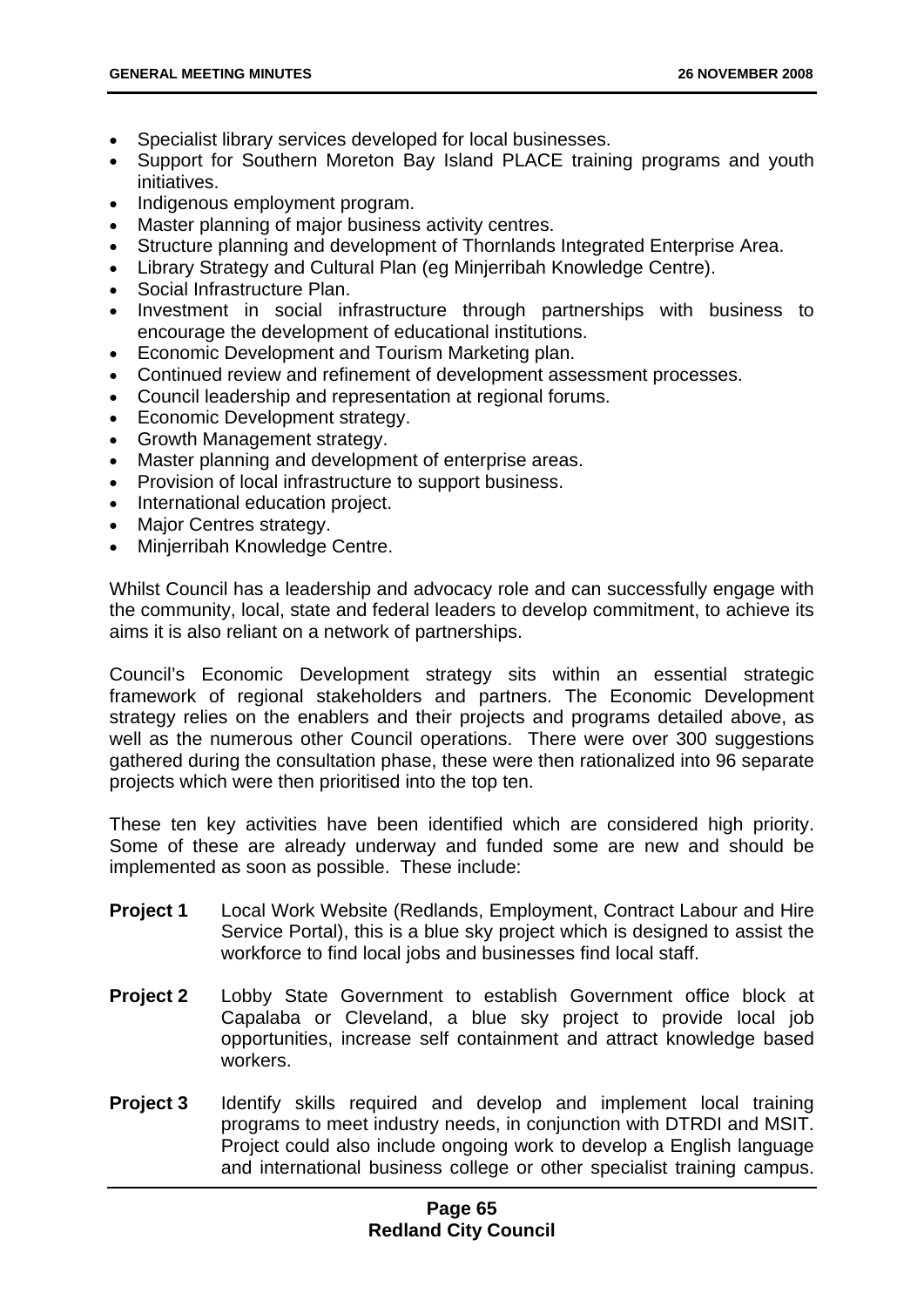- Specialist library services developed for local businesses.
- Support for Southern Moreton Bay Island PLACE training programs and youth initiatives.
- Indigenous employment program.
- Master planning of major business activity centres.
- Structure planning and development of Thornlands Integrated Enterprise Area.
- Library Strategy and Cultural Plan (eg Minjerribah Knowledge Centre).
- Social Infrastructure Plan.
- Investment in social infrastructure through partnerships with business to encourage the development of educational institutions.
- Economic Development and Tourism Marketing plan.
- Continued review and refinement of development assessment processes.
- Council leadership and representation at regional forums.
- Economic Development strategy.
- Growth Management strategy.
- Master planning and development of enterprise areas.
- Provision of local infrastructure to support business.
- International education project.
- Major Centres strategy.
- Minjerribah Knowledge Centre.

Whilst Council has a leadership and advocacy role and can successfully engage with the community, local, state and federal leaders to develop commitment, to achieve its aims it is also reliant on a network of partnerships.

Council's Economic Development strategy sits within an essential strategic framework of regional stakeholders and partners. The Economic Development strategy relies on the enablers and their projects and programs detailed above, as well as the numerous other Council operations. There were over 300 suggestions gathered during the consultation phase, these were then rationalized into 96 separate projects which were then prioritised into the top ten.

These ten key activities have been identified which are considered high priority. Some of these are already underway and funded some are new and should be implemented as soon as possible. These include:

**Project 1** Local Work Website (Redlands, Employment, Contract Labour and Hire Service Portal), this is a blue sky project which is designed to assist the workforce to find local jobs and businesses find local staff.

**Project 2** Lobby State Government to establish Government office block at Capalaba or Cleveland, a blue sky project to provide local job opportunities, increase self containment and attract knowledge based workers.

**Project 3** Identify skills required and develop and implement local training programs to meet industry needs, in conjunction with DTRDI and MSIT. Project could also include ongoing work to develop a English language and international business college or other specialist training campus.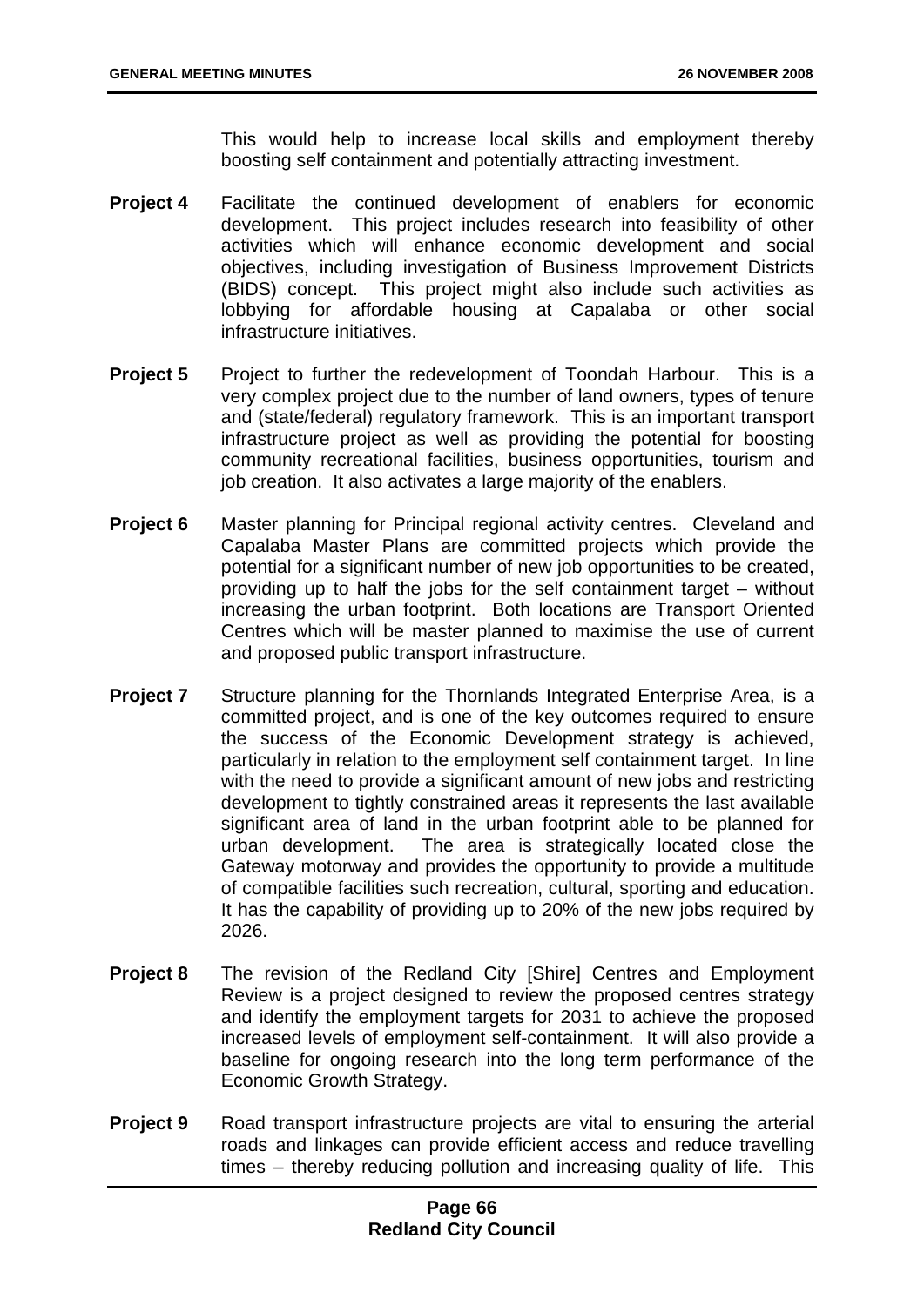This would help to increase local skills and employment thereby boosting self containment and potentially attracting investment.

**Project 4** Facilitate the continued development of enablers for economic development. This project includes research into feasibility of other activities which will enhance economic development and social objectives, including investigation of Business Improvement Districts (BIDS) concept. This project might also include such activities as lobbying for affordable housing at Capalaba or other social infrastructure initiatives.

**Project 5** Project to further the redevelopment of Toondah Harbour. This is a very complex project due to the number of land owners, types of tenure and (state/federal) regulatory framework. This is an important transport infrastructure project as well as providing the potential for boosting community recreational facilities, business opportunities, tourism and job creation. It also activates a large majority of the enablers.

**Project 6** Master planning for Principal regional activity centres. Cleveland and Capalaba Master Plans are committed projects which provide the potential for a significant number of new job opportunities to be created, providing up to half the jobs for the self containment target – without increasing the urban footprint. Both locations are Transport Oriented Centres which will be master planned to maximise the use of current and proposed public transport infrastructure.

**Project 7** Structure planning for the Thornlands Integrated Enterprise Area, is a committed project, and is one of the key outcomes required to ensure the success of the Economic Development strategy is achieved, particularly in relation to the employment self containment target. In line with the need to provide a significant amount of new jobs and restricting development to tightly constrained areas it represents the last available significant area of land in the urban footprint able to be planned for urban development. The area is strategically located close the Gateway motorway and provides the opportunity to provide a multitude of compatible facilities such recreation, cultural, sporting and education. It has the capability of providing up to 20% of the new jobs required by 2026.

**Project 8** The revision of the Redland City [Shire] Centres and Employment Review is a project designed to review the proposed centres strategy and identify the employment targets for 2031 to achieve the proposed increased levels of employment self-containment. It will also provide a baseline for ongoing research into the long term performance of the Economic Growth Strategy.

**Project 9** Road transport infrastructure projects are vital to ensuring the arterial roads and linkages can provide efficient access and reduce travelling times – thereby reducing pollution and increasing quality of life. This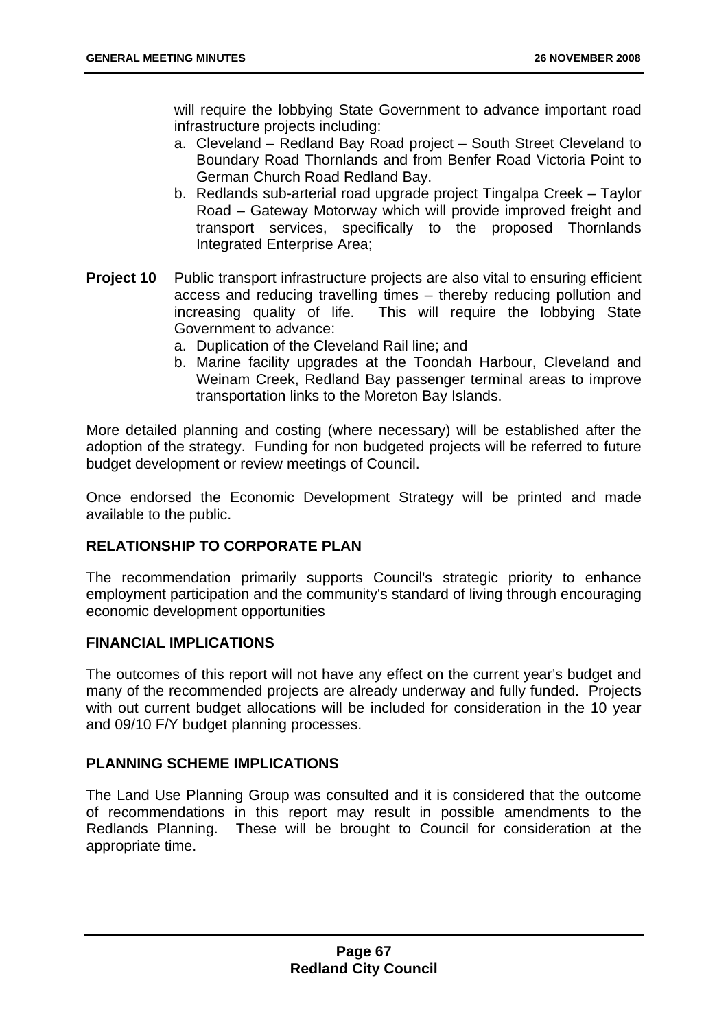will require the lobbying State Government to advance important road infrastructure projects including:

a. Cleveland – Redland Bay Road project – South Street Cleveland to Boundary Road Thornlands and from Benfer Road Victoria Point to German Church Road Redland Bay.
b. Redlands sub-arterial road upgrade project Tingalpa Creek – Taylor Road – Gateway Motorway which will provide improved freight and transport services, specifically to the proposed Thornlands Integrated Enterprise Area;

**Project 10** Public transport infrastructure projects are also vital to ensuring efficient access and reducing travelling times – thereby reducing pollution and increasing quality of life. This will require the lobbying State Government to advance:

a. Duplication of the Cleveland Rail line; and
b. Marine facility upgrades at the Toondah Harbour, Cleveland and Weinam Creek, Redland Bay passenger terminal areas to improve transportation links to the Moreton Bay Islands.

More detailed planning and costing (where necessary) will be established after the adoption of the strategy. Funding for non budgeted projects will be referred to future budget development or review meetings of Council.

Once endorsed the Economic Development Strategy will be printed and made available to the public.

## RELATIONSHIP TO CORPORATE PLAN

The recommendation primarily supports Council's strategic priority to enhance employment participation and the community's standard of living through encouraging economic development opportunities

## FINANCIAL IMPLICATIONS

The outcomes of this report will not have any effect on the current year's budget and many of the recommended projects are already underway and fully funded. Projects with out current budget allocations will be included for consideration in the 10 year and 09/10 F/Y budget planning processes.

## PLANNING SCHEME IMPLICATIONS

The Land Use Planning Group was consulted and it is considered that the outcome of recommendations in this report may result in possible amendments to the Redlands Planning. These will be brought to Council for consideration at the appropriate time.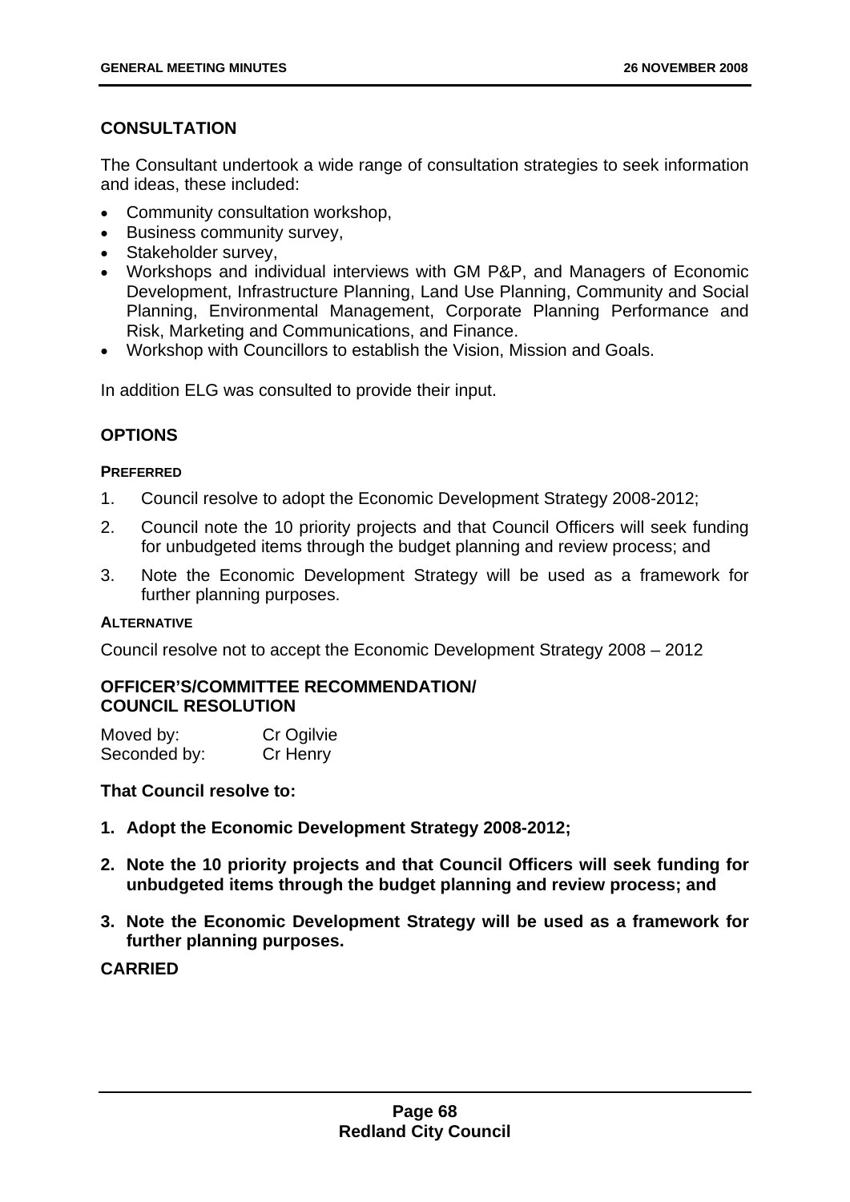## CONSULTATION

The Consultant undertook a wide range of consultation strategies to seek information and ideas, these included:

- Community consultation workshop,
- Business community survey,
- Stakeholder survey,
- Workshops and individual interviews with GM P&P, and Managers of Economic Development, Infrastructure Planning, Land Use Planning, Community and Social Planning, Environmental Management, Corporate Planning Performance and Risk, Marketing and Communications, and Finance.
- Workshop with Councillors to establish the Vision, Mission and Goals.

In addition ELG was consulted to provide their input.

## OPTIONS

### PREFERRED

1. Council resolve to adopt the Economic Development Strategy 2008-2012;
2. Council note the 10 priority projects and that Council Officers will seek funding for unbudgeted items through the budget planning and review process; and
3. Note the Economic Development Strategy will be used as a framework for further planning purposes.

### ALTERNATIVE

Council resolve not to accept the Economic Development Strategy 2008 – 2012

## OFFICER'S/COMMITTEE RECOMMENDATION/ COUNCIL RESOLUTION

| | |
|---|---|
| Moved by: | Cr Ogilvie |
| Seconded by: | Cr Henry |

**That Council resolve to:**

1. **Adopt the Economic Development Strategy 2008-2012;**
2. **Note the 10 priority projects and that Council Officers will seek funding for unbudgeted items through the budget planning and review process; and**
3. **Note the Economic Development Strategy will be used as a framework for further planning purposes.**

**CARRIED**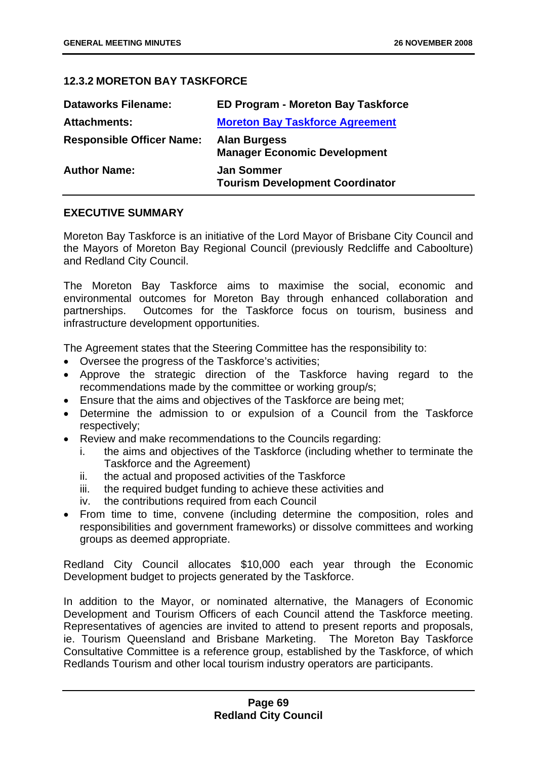### 12.3.2 MORETON BAY TASKFORCE

| | |
|---|---|
| **Dataworks Filename:** | **ED Program - Moreton Bay Taskforce** |
| **Attachments:** | **Moreton Bay Taskforce Agreement** |
| **Responsible Officer Name:** | **Alan Burgess**<br>**Manager Economic Development** |
| **Author Name:** | **Jan Sommer**<br>**Tourism Development Coordinator** |

#### EXECUTIVE SUMMARY

Moreton Bay Taskforce is an initiative of the Lord Mayor of Brisbane City Council and the Mayors of Moreton Bay Regional Council (previously Redcliffe and Caboolture) and Redland City Council.

The Moreton Bay Taskforce aims to maximise the social, economic and environmental outcomes for Moreton Bay through enhanced collaboration and partnerships. Outcomes for the Taskforce focus on tourism, business and infrastructure development opportunities.

The Agreement states that the Steering Committee has the responsibility to:

- Oversee the progress of the Taskforce's activities;
- Approve the strategic direction of the Taskforce having regard to the recommendations made by the committee or working group/s;
- Ensure that the aims and objectives of the Taskforce are being met;
- Determine the admission to or expulsion of a Council from the Taskforce respectively;
- Review and make recommendations to the Councils regarding:
  i. the aims and objectives of the Taskforce (including whether to terminate the Taskforce and the Agreement)
  ii. the actual and proposed activities of the Taskforce
  iii. the required budget funding to achieve these activities and
  iv. the contributions required from each Council
- From time to time, convene (including determine the composition, roles and responsibilities and government frameworks) or dissolve committees and working groups as deemed appropriate.

Redland City Council allocates $10,000 each year through the Economic Development budget to projects generated by the Taskforce.

In addition to the Mayor, or nominated alternative, the Managers of Economic Development and Tourism Officers of each Council attend the Taskforce meeting. Representatives of agencies are invited to attend to present reports and proposals, ie. Tourism Queensland and Brisbane Marketing. The Moreton Bay Taskforce Consultative Committee is a reference group, established by the Taskforce, of which Redlands Tourism and other local tourism industry operators are participants.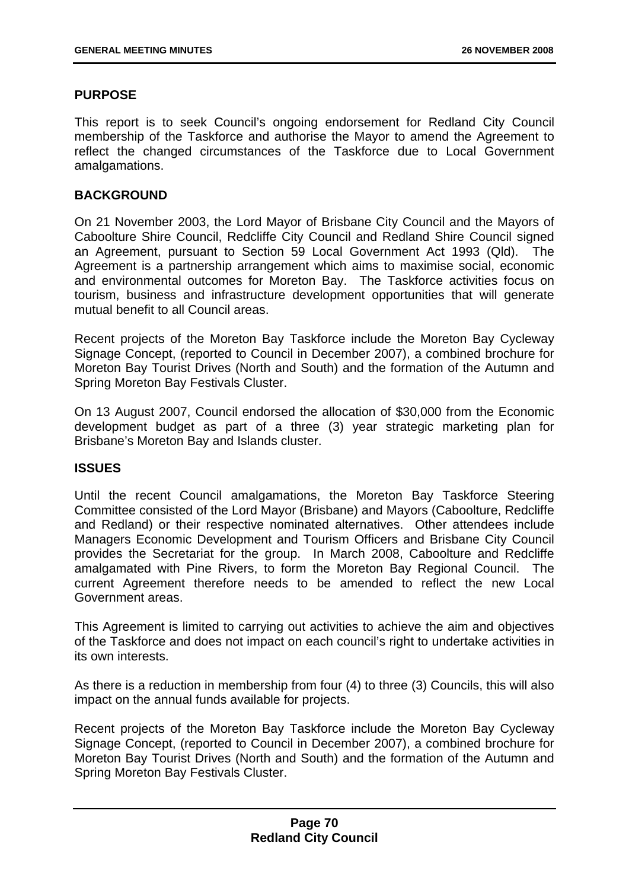## PURPOSE

This report is to seek Council's ongoing endorsement for Redland City Council membership of the Taskforce and authorise the Mayor to amend the Agreement to reflect the changed circumstances of the Taskforce due to Local Government amalgamations.

## BACKGROUND

On 21 November 2003, the Lord Mayor of Brisbane City Council and the Mayors of Caboolture Shire Council, Redcliffe City Council and Redland Shire Council signed an Agreement, pursuant to Section 59 Local Government Act 1993 (Qld). The Agreement is a partnership arrangement which aims to maximise social, economic and environmental outcomes for Moreton Bay. The Taskforce activities focus on tourism, business and infrastructure development opportunities that will generate mutual benefit to all Council areas.

Recent projects of the Moreton Bay Taskforce include the Moreton Bay Cycleway Signage Concept, (reported to Council in December 2007), a combined brochure for Moreton Bay Tourist Drives (North and South) and the formation of the Autumn and Spring Moreton Bay Festivals Cluster.

On 13 August 2007, Council endorsed the allocation of $30,000 from the Economic development budget as part of a three (3) year strategic marketing plan for Brisbane's Moreton Bay and Islands cluster.

## ISSUES

Until the recent Council amalgamations, the Moreton Bay Taskforce Steering Committee consisted of the Lord Mayor (Brisbane) and Mayors (Caboolture, Redcliffe and Redland) or their respective nominated alternatives. Other attendees include Managers Economic Development and Tourism Officers and Brisbane City Council provides the Secretariat for the group. In March 2008, Caboolture and Redcliffe amalgamated with Pine Rivers, to form the Moreton Bay Regional Council. The current Agreement therefore needs to be amended to reflect the new Local Government areas.

This Agreement is limited to carrying out activities to achieve the aim and objectives of the Taskforce and does not impact on each council's right to undertake activities in its own interests.

As there is a reduction in membership from four (4) to three (3) Councils, this will also impact on the annual funds available for projects.

Recent projects of the Moreton Bay Taskforce include the Moreton Bay Cycleway Signage Concept, (reported to Council in December 2007), a combined brochure for Moreton Bay Tourist Drives (North and South) and the formation of the Autumn and Spring Moreton Bay Festivals Cluster.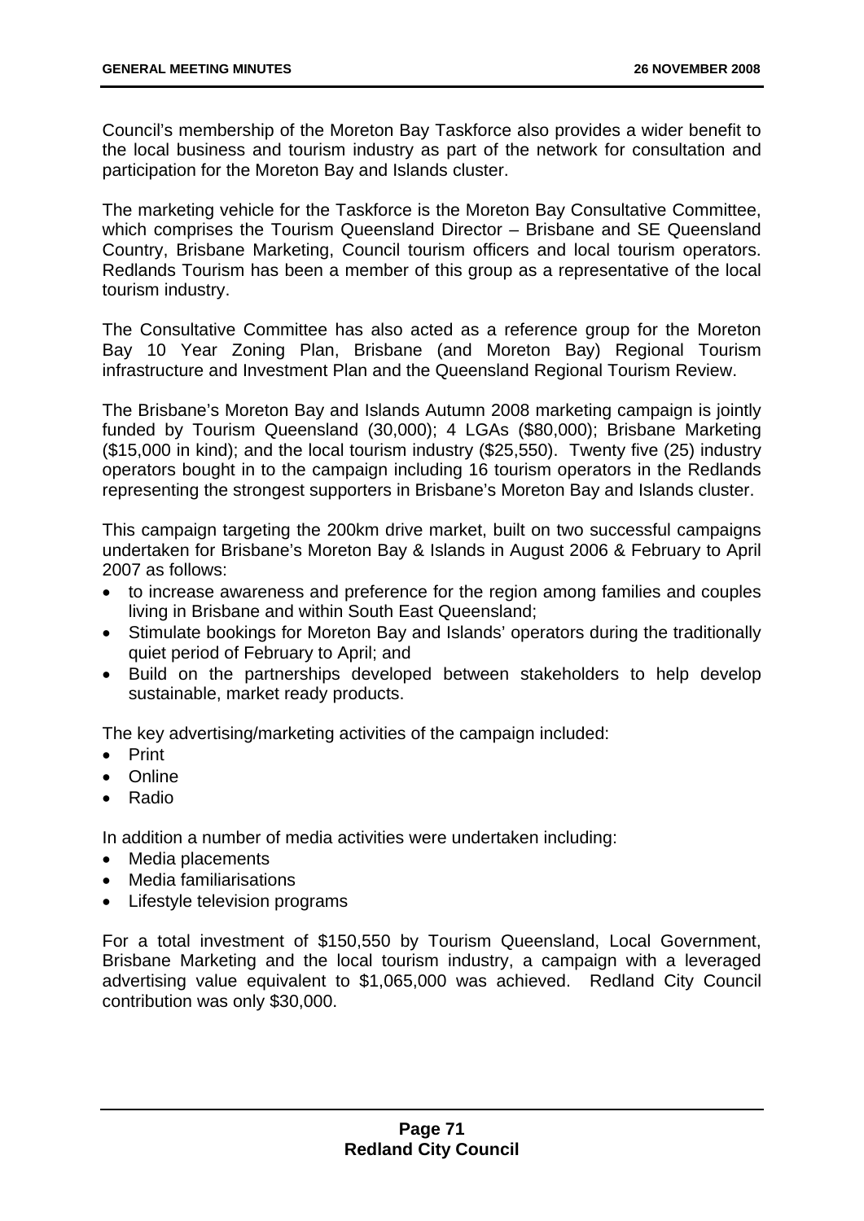Council's membership of the Moreton Bay Taskforce also provides a wider benefit to the local business and tourism industry as part of the network for consultation and participation for the Moreton Bay and Islands cluster.

The marketing vehicle for the Taskforce is the Moreton Bay Consultative Committee, which comprises the Tourism Queensland Director – Brisbane and SE Queensland Country, Brisbane Marketing, Council tourism officers and local tourism operators. Redlands Tourism has been a member of this group as a representative of the local tourism industry.

The Consultative Committee has also acted as a reference group for the Moreton Bay 10 Year Zoning Plan, Brisbane (and Moreton Bay) Regional Tourism infrastructure and Investment Plan and the Queensland Regional Tourism Review.

The Brisbane's Moreton Bay and Islands Autumn 2008 marketing campaign is jointly funded by Tourism Queensland (30,000); 4 LGAs ($80,000); Brisbane Marketing ($15,000 in kind); and the local tourism industry ($25,550). Twenty five (25) industry operators bought in to the campaign including 16 tourism operators in the Redlands representing the strongest supporters in Brisbane's Moreton Bay and Islands cluster.

This campaign targeting the 200km drive market, built on two successful campaigns undertaken for Brisbane's Moreton Bay & Islands in August 2006 & February to April 2007 as follows:

- to increase awareness and preference for the region among families and couples living in Brisbane and within South East Queensland;
- Stimulate bookings for Moreton Bay and Islands' operators during the traditionally quiet period of February to April; and
- Build on the partnerships developed between stakeholders to help develop sustainable, market ready products.

The key advertising/marketing activities of the campaign included:

- Print
- Online
- Radio

In addition a number of media activities were undertaken including:

- Media placements
- Media familiarisations
- Lifestyle television programs

For a total investment of $150,550 by Tourism Queensland, Local Government, Brisbane Marketing and the local tourism industry, a campaign with a leveraged advertising value equivalent to $1,065,000 was achieved. Redland City Council contribution was only $30,000.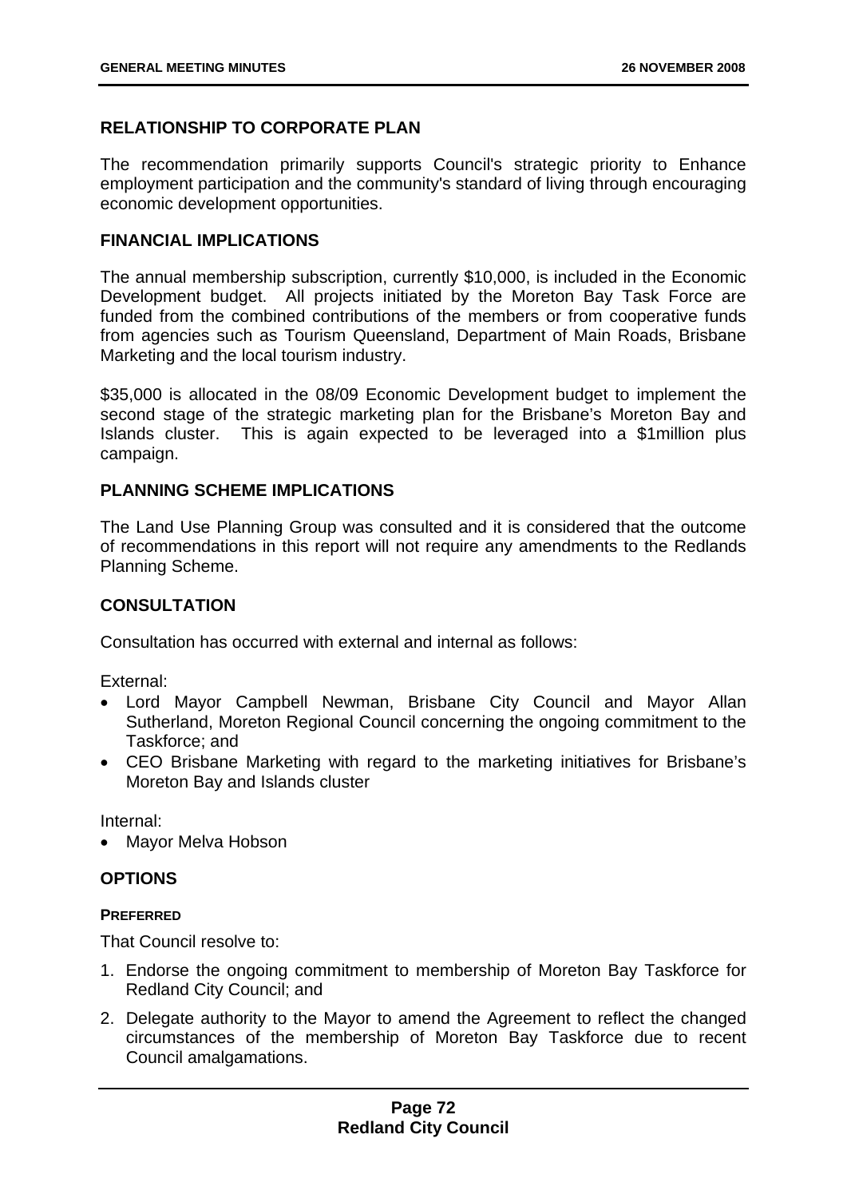## RELATIONSHIP TO CORPORATE PLAN

The recommendation primarily supports Council's strategic priority to Enhance employment participation and the community's standard of living through encouraging economic development opportunities.

## FINANCIAL IMPLICATIONS

The annual membership subscription, currently $10,000, is included in the Economic Development budget. All projects initiated by the Moreton Bay Task Force are funded from the combined contributions of the members or from cooperative funds from agencies such as Tourism Queensland, Department of Main Roads, Brisbane Marketing and the local tourism industry.

$35,000 is allocated in the 08/09 Economic Development budget to implement the second stage of the strategic marketing plan for the Brisbane's Moreton Bay and Islands cluster. This is again expected to be leveraged into a $1million plus campaign.

## PLANNING SCHEME IMPLICATIONS

The Land Use Planning Group was consulted and it is considered that the outcome of recommendations in this report will not require any amendments to the Redlands Planning Scheme.

## CONSULTATION

Consultation has occurred with external and internal as follows:

External:

- Lord Mayor Campbell Newman, Brisbane City Council and Mayor Allan Sutherland, Moreton Regional Council concerning the ongoing commitment to the Taskforce; and
- CEO Brisbane Marketing with regard to the marketing initiatives for Brisbane's Moreton Bay and Islands cluster

Internal:

- Mayor Melva Hobson

## OPTIONS

### PREFERRED

That Council resolve to:

1. Endorse the ongoing commitment to membership of Moreton Bay Taskforce for Redland City Council; and
2. Delegate authority to the Mayor to amend the Agreement to reflect the changed circumstances of the membership of Moreton Bay Taskforce due to recent Council amalgamations.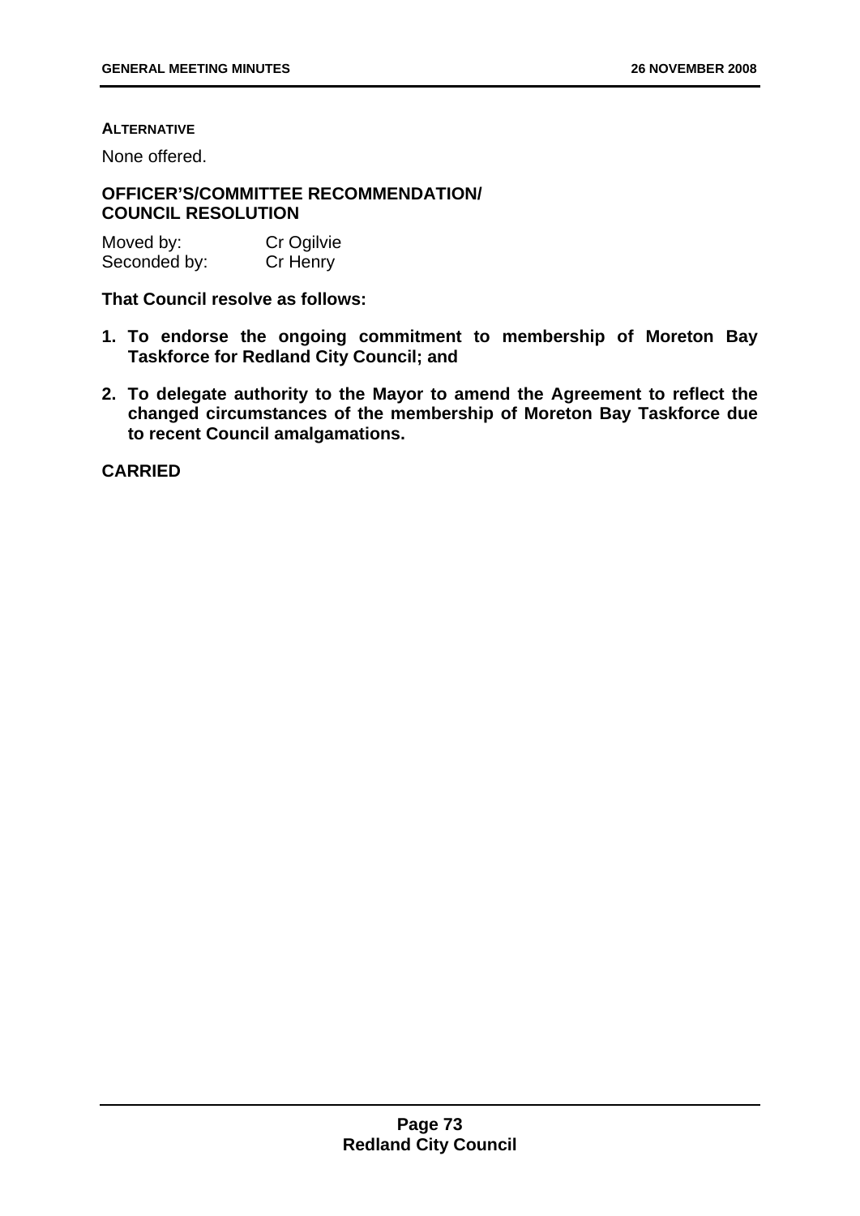**ALTERNATIVE**

None offered.

**OFFICER'S/COMMITTEE RECOMMENDATION/ COUNCIL RESOLUTION**

| | |
|---|---|
| Moved by: | Cr Ogilvie |
| Seconded by: | Cr Henry |

**That Council resolve as follows:**

1. **To endorse the ongoing commitment to membership of Moreton Bay Taskforce for Redland City Council; and**
2. **To delegate authority to the Mayor to amend the Agreement to reflect the changed circumstances of the membership of Moreton Bay Taskforce due to recent Council amalgamations.**

**CARRIED**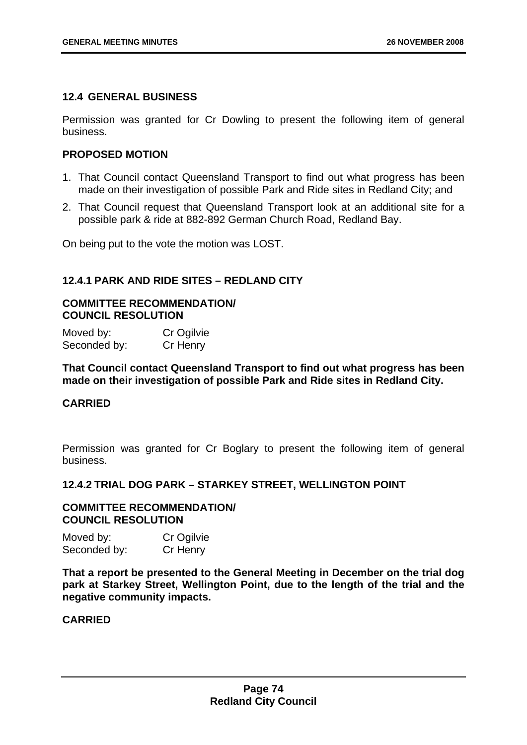## 12.4 GENERAL BUSINESS

Permission was granted for Cr Dowling to present the following item of general business.

### PROPOSED MOTION

1. That Council contact Queensland Transport to find out what progress has been made on their investigation of possible Park and Ride sites in Redland City; and
2. That Council request that Queensland Transport look at an additional site for a possible park & ride at 882-892 German Church Road, Redland Bay.

On being put to the vote the motion was LOST.

### 12.4.1 PARK AND RIDE SITES – REDLAND CITY

**COMMITTEE RECOMMENDATION/ COUNCIL RESOLUTION**

Moved by: Cr Ogilvie
Seconded by: Cr Henry

**That Council contact Queensland Transport to find out what progress has been made on their investigation of possible Park and Ride sites in Redland City.**

**CARRIED**

Permission was granted for Cr Boglary to present the following item of general business.

### 12.4.2 TRIAL DOG PARK – STARKEY STREET, WELLINGTON POINT

**COMMITTEE RECOMMENDATION/ COUNCIL RESOLUTION**

Moved by: Cr Ogilvie
Seconded by: Cr Henry

**That a report be presented to the General Meeting in December on the trial dog park at Starkey Street, Wellington Point, due to the length of the trial and the negative community impacts.**

**CARRIED**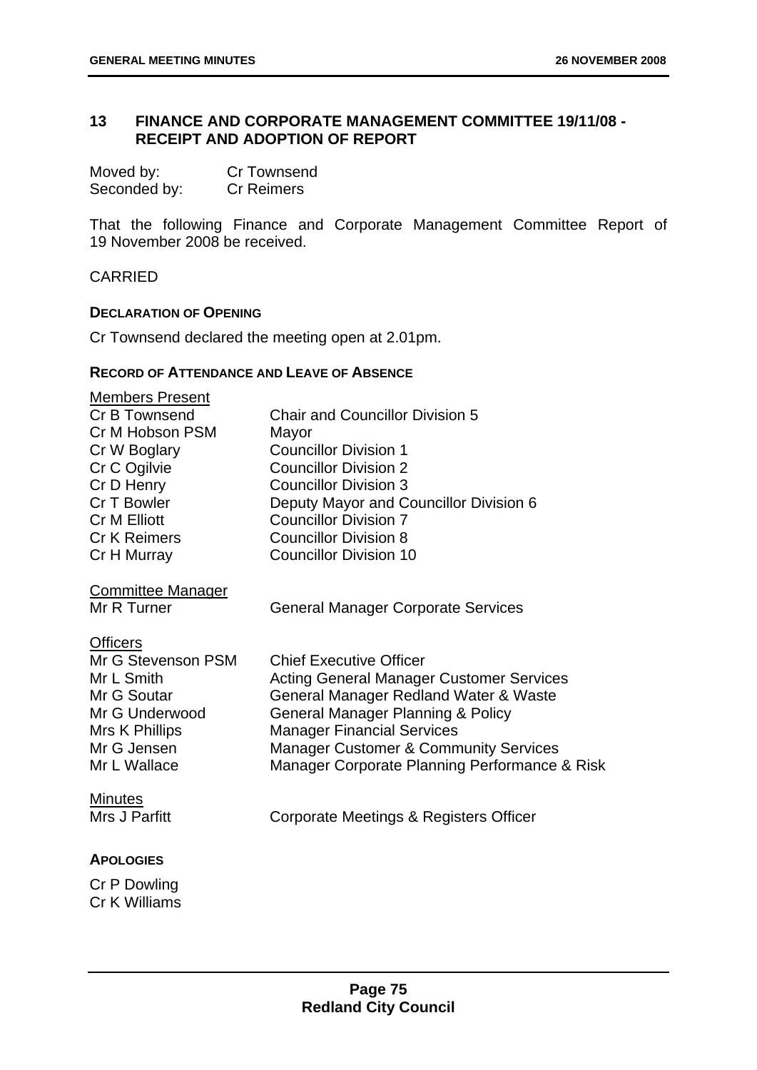## 13 FINANCE AND CORPORATE MANAGEMENT COMMITTEE 19/11/08 - RECEIPT AND ADOPTION OF REPORT

| | |
|---|---|
| Moved by: | Cr Townsend |
| Seconded by: | Cr Reimers |

That the following Finance and Corporate Management Committee Report of 19 November 2008 be received.

CARRIED

**DECLARATION OF OPENING**

Cr Townsend declared the meeting open at 2.01pm.

**RECORD OF ATTENDANCE AND LEAVE OF ABSENCE**

Members Present

| | |
|---|---|
| Cr B Townsend | Chair and Councillor Division 5 |
| Cr M Hobson PSM | Mayor |
| Cr W Boglary | Councillor Division 1 |
| Cr C Ogilvie | Councillor Division 2 |
| Cr D Henry | Councillor Division 3 |
| Cr T Bowler | Deputy Mayor and Councillor Division 6 |
| Cr M Elliott | Councillor Division 7 |
| Cr K Reimers | Councillor Division 8 |
| Cr H Murray | Councillor Division 10 |

Committee Manager

| | |
|---|---|
| Mr R Turner | General Manager Corporate Services |

Officers

| | |
|---|---|
| Mr G Stevenson PSM | Chief Executive Officer |
| Mr L Smith | Acting General Manager Customer Services |
| Mr G Soutar | General Manager Redland Water & Waste |
| Mr G Underwood | General Manager Planning & Policy |
| Mrs K Phillips | Manager Financial Services |
| Mr G Jensen | Manager Customer & Community Services |
| Mr L Wallace | Manager Corporate Planning Performance & Risk |

Minutes

| | |
|---|---|
| Mrs J Parfitt | Corporate Meetings & Registers Officer |

**APOLOGIES**

Cr P Dowling
Cr K Williams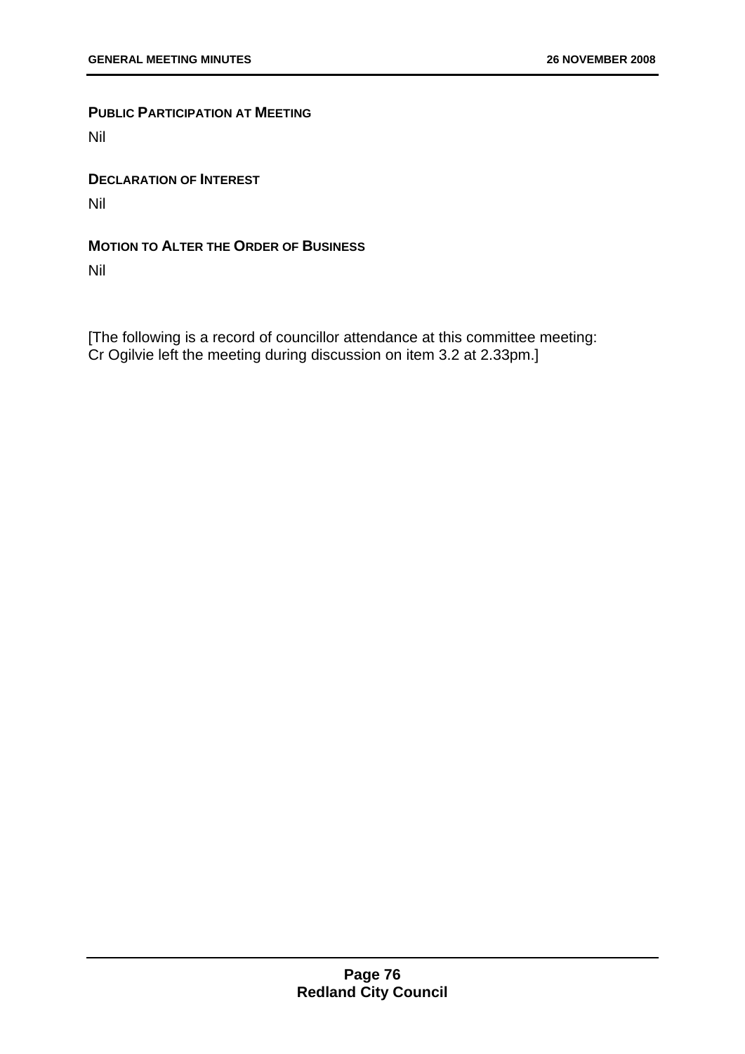**PUBLIC PARTICIPATION AT MEETING**

Nil

**DECLARATION OF INTEREST**

Nil

**MOTION TO ALTER THE ORDER OF BUSINESS**

Nil

[The following is a record of councillor attendance at this committee meeting: Cr Ogilvie left the meeting during discussion on item 3.2 at 2.33pm.]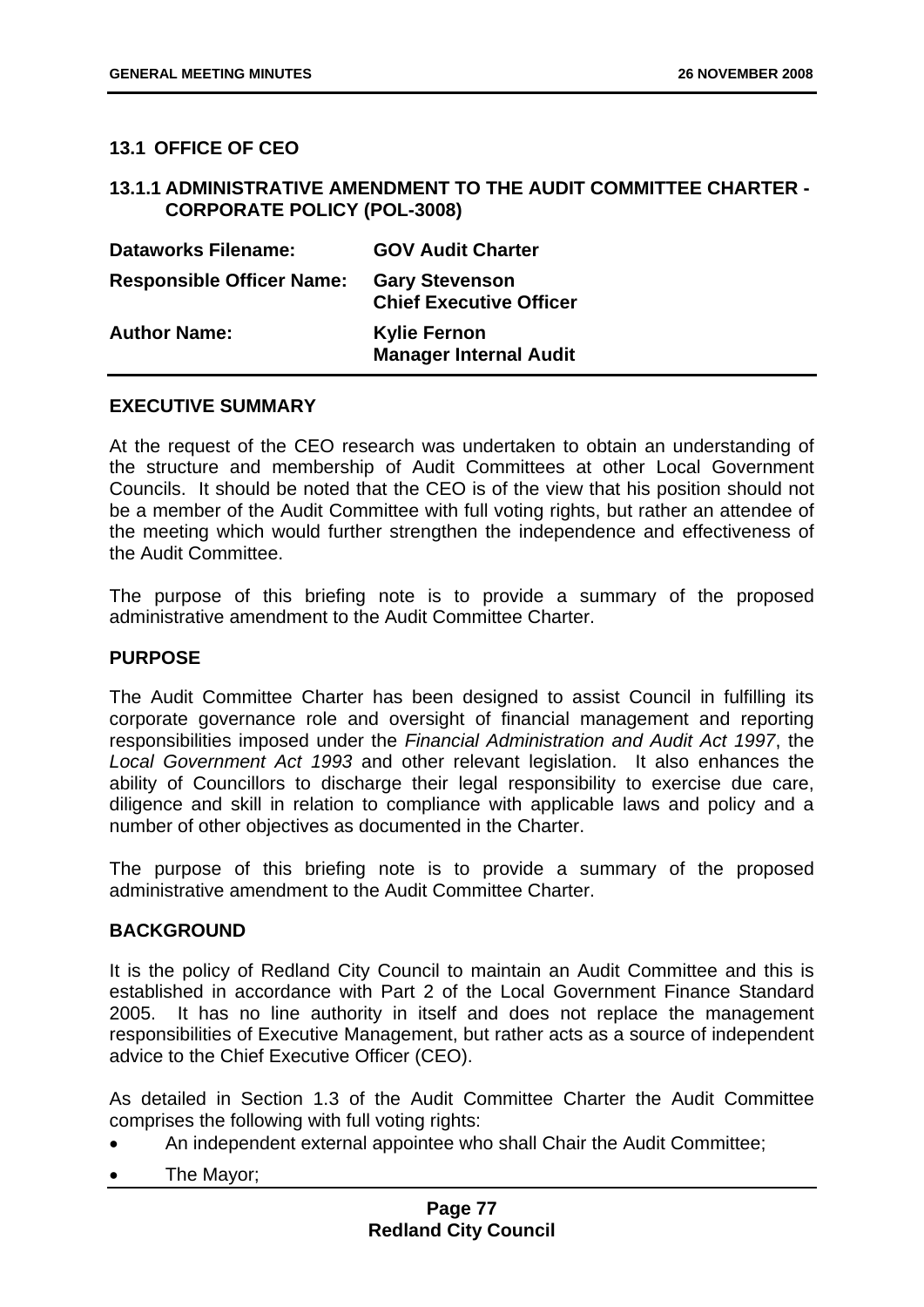## 13.1 OFFICE OF CEO

### 13.1.1 ADMINISTRATIVE AMENDMENT TO THE AUDIT COMMITTEE CHARTER - CORPORATE POLICY (POL-3008)

| | |
|---|---|
| **Dataworks Filename:** | **GOV Audit Charter** |
| **Responsible Officer Name:** | **Gary Stevenson**<br>**Chief Executive Officer** |
| **Author Name:** | **Kylie Fernon**<br>**Manager Internal Audit** |

**EXECUTIVE SUMMARY**

At the request of the CEO research was undertaken to obtain an understanding of the structure and membership of Audit Committees at other Local Government Councils. It should be noted that the CEO is of the view that his position should not be a member of the Audit Committee with full voting rights, but rather an attendee of the meeting which would further strengthen the independence and effectiveness of the Audit Committee.

The purpose of this briefing note is to provide a summary of the proposed administrative amendment to the Audit Committee Charter.

**PURPOSE**

The Audit Committee Charter has been designed to assist Council in fulfilling its corporate governance role and oversight of financial management and reporting responsibilities imposed under the *Financial Administration and Audit Act 1997*, the *Local Government Act 1993* and other relevant legislation. It also enhances the ability of Councillors to discharge their legal responsibility to exercise due care, diligence and skill in relation to compliance with applicable laws and policy and a number of other objectives as documented in the Charter.

The purpose of this briefing note is to provide a summary of the proposed administrative amendment to the Audit Committee Charter.

**BACKGROUND**

It is the policy of Redland City Council to maintain an Audit Committee and this is established in accordance with Part 2 of the Local Government Finance Standard 2005. It has no line authority in itself and does not replace the management responsibilities of Executive Management, but rather acts as a source of independent advice to the Chief Executive Officer (CEO).

As detailed in Section 1.3 of the Audit Committee Charter the Audit Committee comprises the following with full voting rights:

- An independent external appointee who shall Chair the Audit Committee;
- The Mayor;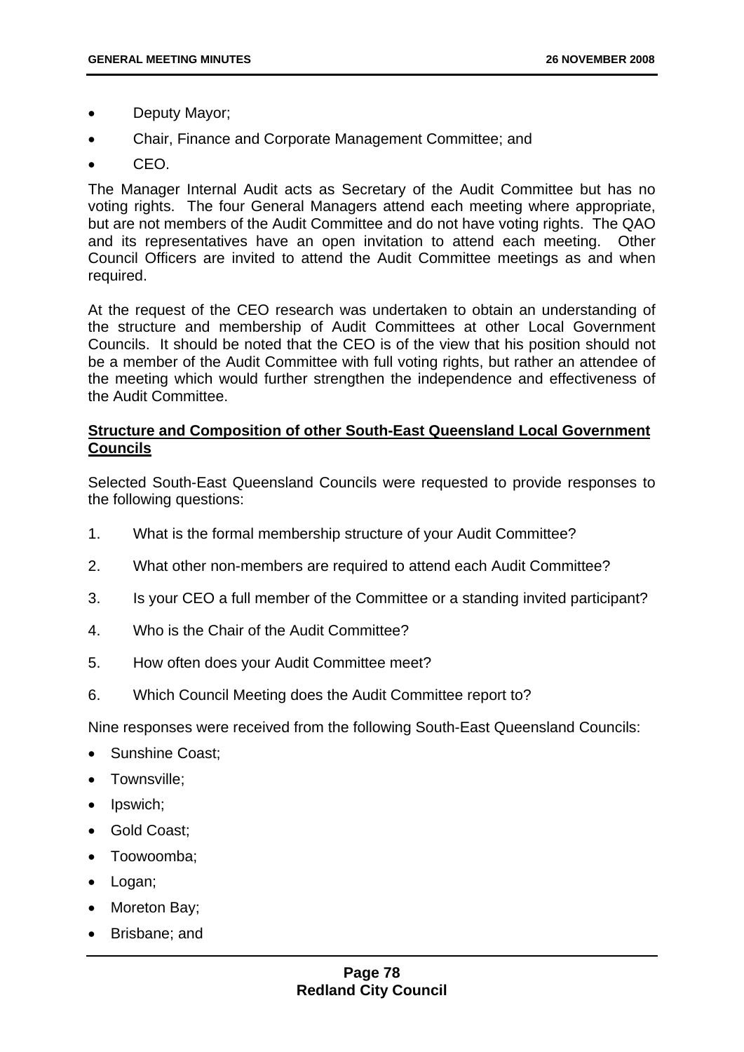- Deputy Mayor;
- Chair, Finance and Corporate Management Committee; and
- CEO.

The Manager Internal Audit acts as Secretary of the Audit Committee but has no voting rights. The four General Managers attend each meeting where appropriate, but are not members of the Audit Committee and do not have voting rights. The QAO and its representatives have an open invitation to attend each meeting. Other Council Officers are invited to attend the Audit Committee meetings as and when required.

At the request of the CEO research was undertaken to obtain an understanding of the structure and membership of Audit Committees at other Local Government Councils. It should be noted that the CEO is of the view that his position should not be a member of the Audit Committee with full voting rights, but rather an attendee of the meeting which would further strengthen the independence and effectiveness of the Audit Committee.

**Structure and Composition of other South-East Queensland Local Government Councils**

Selected South-East Queensland Councils were requested to provide responses to the following questions:

1. What is the formal membership structure of your Audit Committee?
2. What other non-members are required to attend each Audit Committee?
3. Is your CEO a full member of the Committee or a standing invited participant?
4. Who is the Chair of the Audit Committee?
5. How often does your Audit Committee meet?
6. Which Council Meeting does the Audit Committee report to?

Nine responses were received from the following South-East Queensland Councils:

- Sunshine Coast;
- Townsville;
- Ipswich;
- Gold Coast;
- Toowoomba;
- Logan;
- Moreton Bay;
- Brisbane; and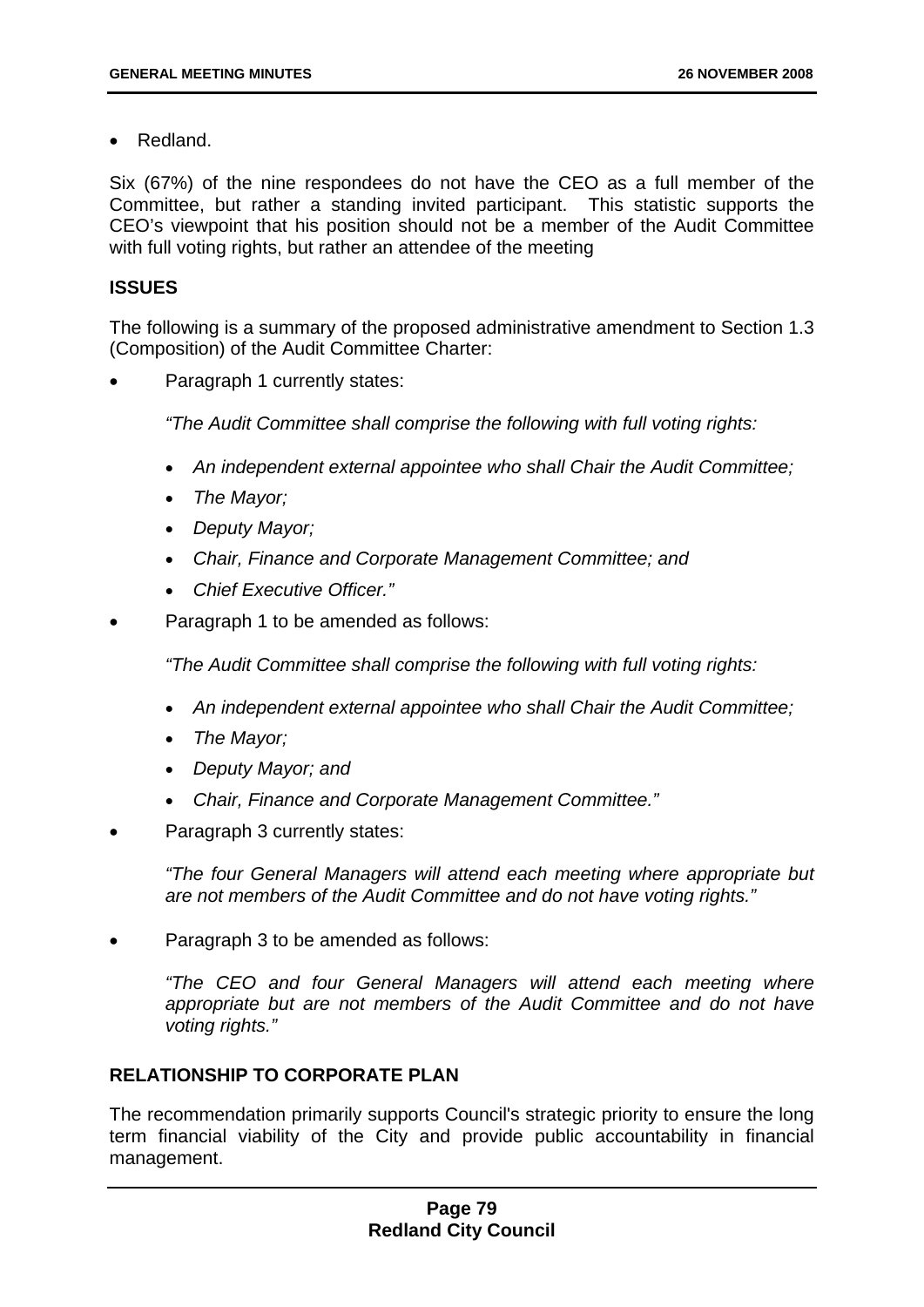- Redland.

Six (67%) of the nine respondees do not have the CEO as a full member of the Committee, but rather a standing invited participant. This statistic supports the CEO's viewpoint that his position should not be a member of the Audit Committee with full voting rights, but rather an attendee of the meeting

## ISSUES

The following is a summary of the proposed administrative amendment to Section 1.3 (Composition) of the Audit Committee Charter:

- Paragraph 1 currently states:

  *"The Audit Committee shall comprise the following with full voting rights:*

  - *An independent external appointee who shall Chair the Audit Committee;*
  - *The Mayor;*
  - *Deputy Mayor;*
  - *Chair, Finance and Corporate Management Committee; and*
  - *Chief Executive Officer."*

- Paragraph 1 to be amended as follows:

  *"The Audit Committee shall comprise the following with full voting rights:*

  - *An independent external appointee who shall Chair the Audit Committee;*
  - *The Mayor;*
  - *Deputy Mayor; and*
  - *Chair, Finance and Corporate Management Committee."*

- Paragraph 3 currently states:

  *"The four General Managers will attend each meeting where appropriate but are not members of the Audit Committee and do not have voting rights."*

- Paragraph 3 to be amended as follows:

  *"The CEO and four General Managers will attend each meeting where appropriate but are not members of the Audit Committee and do not have voting rights."*

## RELATIONSHIP TO CORPORATE PLAN

The recommendation primarily supports Council's strategic priority to ensure the long term financial viability of the City and provide public accountability in financial management.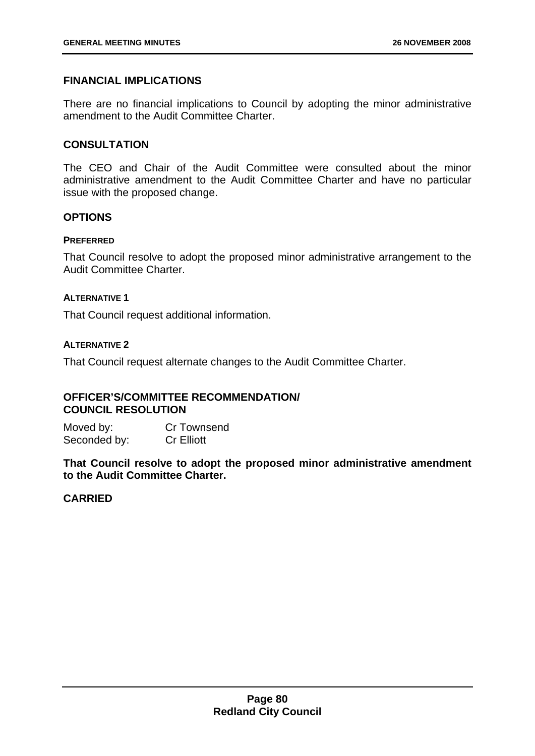## FINANCIAL IMPLICATIONS

There are no financial implications to Council by adopting the minor administrative amendment to the Audit Committee Charter.

## CONSULTATION

The CEO and Chair of the Audit Committee were consulted about the minor administrative amendment to the Audit Committee Charter and have no particular issue with the proposed change.

## OPTIONS

### PREFERRED

That Council resolve to adopt the proposed minor administrative arrangement to the Audit Committee Charter.

### ALTERNATIVE 1

That Council request additional information.

### ALTERNATIVE 2

That Council request alternate changes to the Audit Committee Charter.

## OFFICER'S/COMMITTEE RECOMMENDATION/ COUNCIL RESOLUTION

Moved by: Cr Townsend
Seconded by: Cr Elliott

**That Council resolve to adopt the proposed minor administrative amendment to the Audit Committee Charter.**

**CARRIED**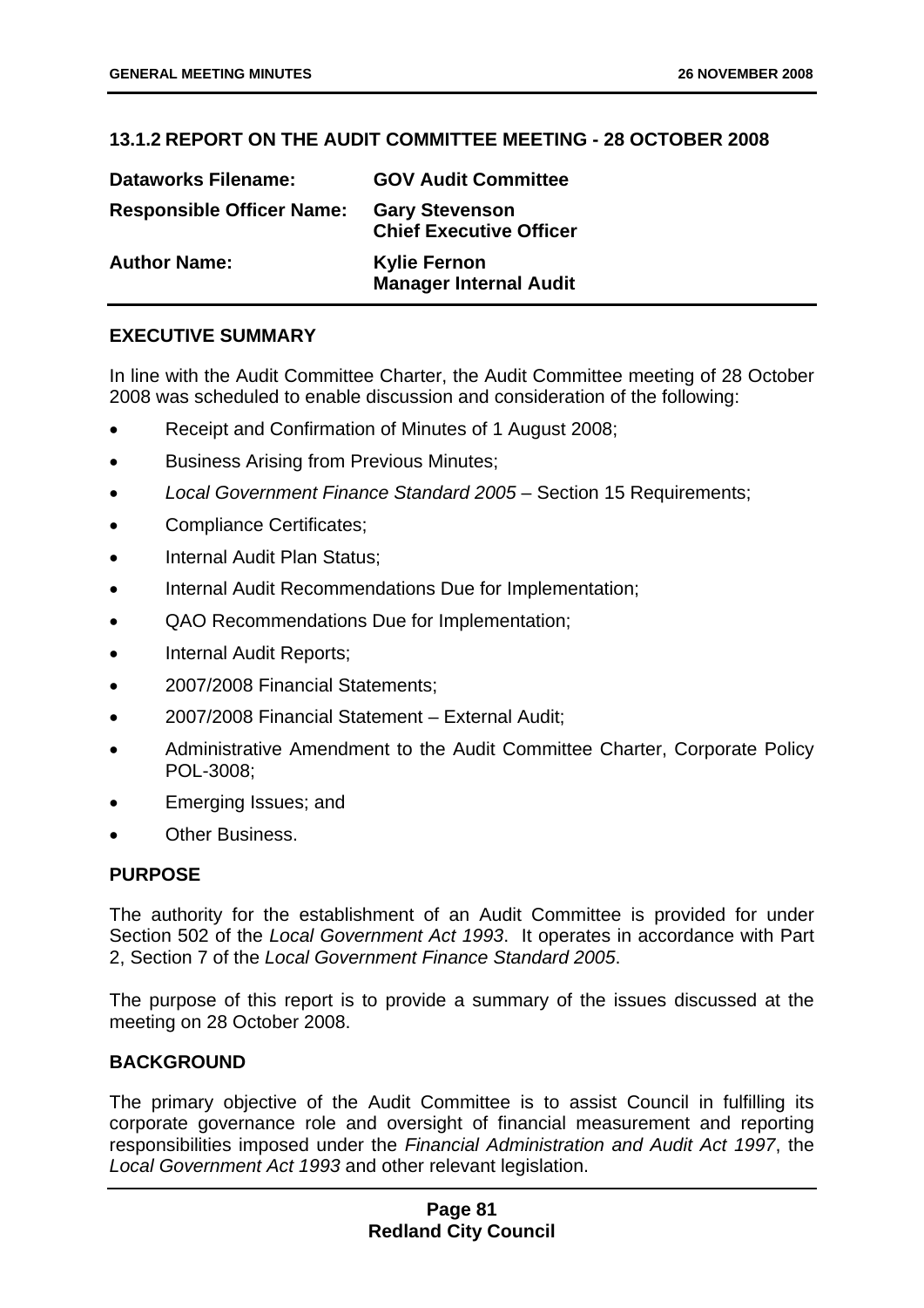## 13.1.2 REPORT ON THE AUDIT COMMITTEE MEETING - 28 OCTOBER 2008

| | |
|---|---|
| **Dataworks Filename:** | **GOV Audit Committee** |
| **Responsible Officer Name:** | **Gary Stevenson**<br>**Chief Executive Officer** |
| **Author Name:** | **Kylie Fernon**<br>**Manager Internal Audit** |

### EXECUTIVE SUMMARY

In line with the Audit Committee Charter, the Audit Committee meeting of 28 October 2008 was scheduled to enable discussion and consideration of the following:

- Receipt and Confirmation of Minutes of 1 August 2008;
- Business Arising from Previous Minutes;
- *Local Government Finance Standard 2005* – Section 15 Requirements;
- Compliance Certificates;
- Internal Audit Plan Status;
- Internal Audit Recommendations Due for Implementation;
- QAO Recommendations Due for Implementation;
- Internal Audit Reports;
- 2007/2008 Financial Statements;
- 2007/2008 Financial Statement – External Audit;
- Administrative Amendment to the Audit Committee Charter, Corporate Policy POL-3008;
- Emerging Issues; and
- Other Business.

### PURPOSE

The authority for the establishment of an Audit Committee is provided for under Section 502 of the *Local Government Act 1993*. It operates in accordance with Part 2, Section 7 of the *Local Government Finance Standard 2005*.

The purpose of this report is to provide a summary of the issues discussed at the meeting on 28 October 2008.

### BACKGROUND

The primary objective of the Audit Committee is to assist Council in fulfilling its corporate governance role and oversight of financial measurement and reporting responsibilities imposed under the *Financial Administration and Audit Act 1997*, the *Local Government Act 1993* and other relevant legislation.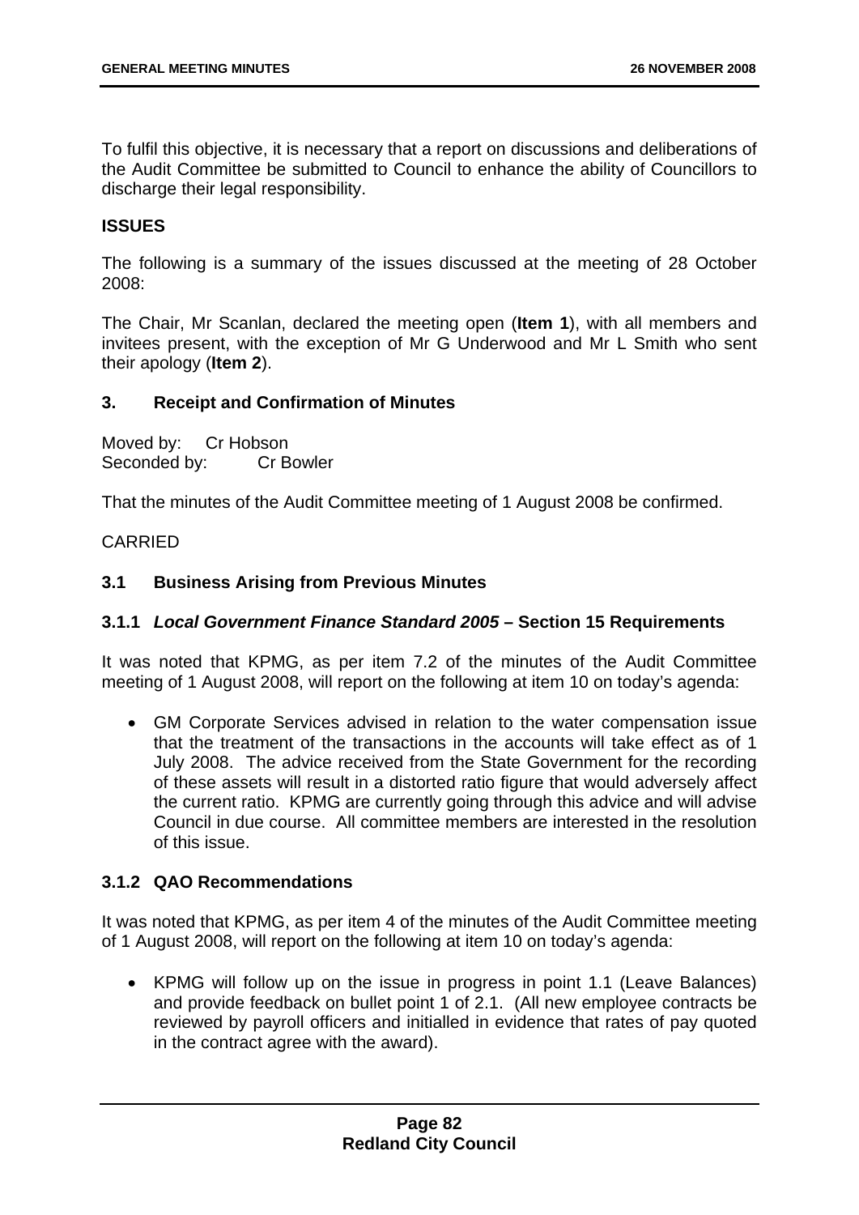To fulfil this objective, it is necessary that a report on discussions and deliberations of the Audit Committee be submitted to Council to enhance the ability of Councillors to discharge their legal responsibility.

**ISSUES**

The following is a summary of the issues discussed at the meeting of 28 October 2008:

The Chair, Mr Scanlan, declared the meeting open (**Item 1**), with all members and invitees present, with the exception of Mr G Underwood and Mr L Smith who sent their apology (**Item 2**).

### 3. Receipt and Confirmation of Minutes

Moved by: Cr Hobson
Seconded by: Cr Bowler

That the minutes of the Audit Committee meeting of 1 August 2008 be confirmed.

CARRIED

### 3.1 Business Arising from Previous Minutes

#### 3.1.1 *Local Government Finance Standard 2005* – Section 15 Requirements

It was noted that KPMG, as per item 7.2 of the minutes of the Audit Committee meeting of 1 August 2008, will report on the following at item 10 on today's agenda:

- GM Corporate Services advised in relation to the water compensation issue that the treatment of the transactions in the accounts will take effect as of 1 July 2008. The advice received from the State Government for the recording of these assets will result in a distorted ratio figure that would adversely affect the current ratio. KPMG are currently going through this advice and will advise Council in due course. All committee members are interested in the resolution of this issue.

#### 3.1.2 QAO Recommendations

It was noted that KPMG, as per item 4 of the minutes of the Audit Committee meeting of 1 August 2008, will report on the following at item 10 on today's agenda:

- KPMG will follow up on the issue in progress in point 1.1 (Leave Balances) and provide feedback on bullet point 1 of 2.1. (All new employee contracts be reviewed by payroll officers and initialled in evidence that rates of pay quoted in the contract agree with the award).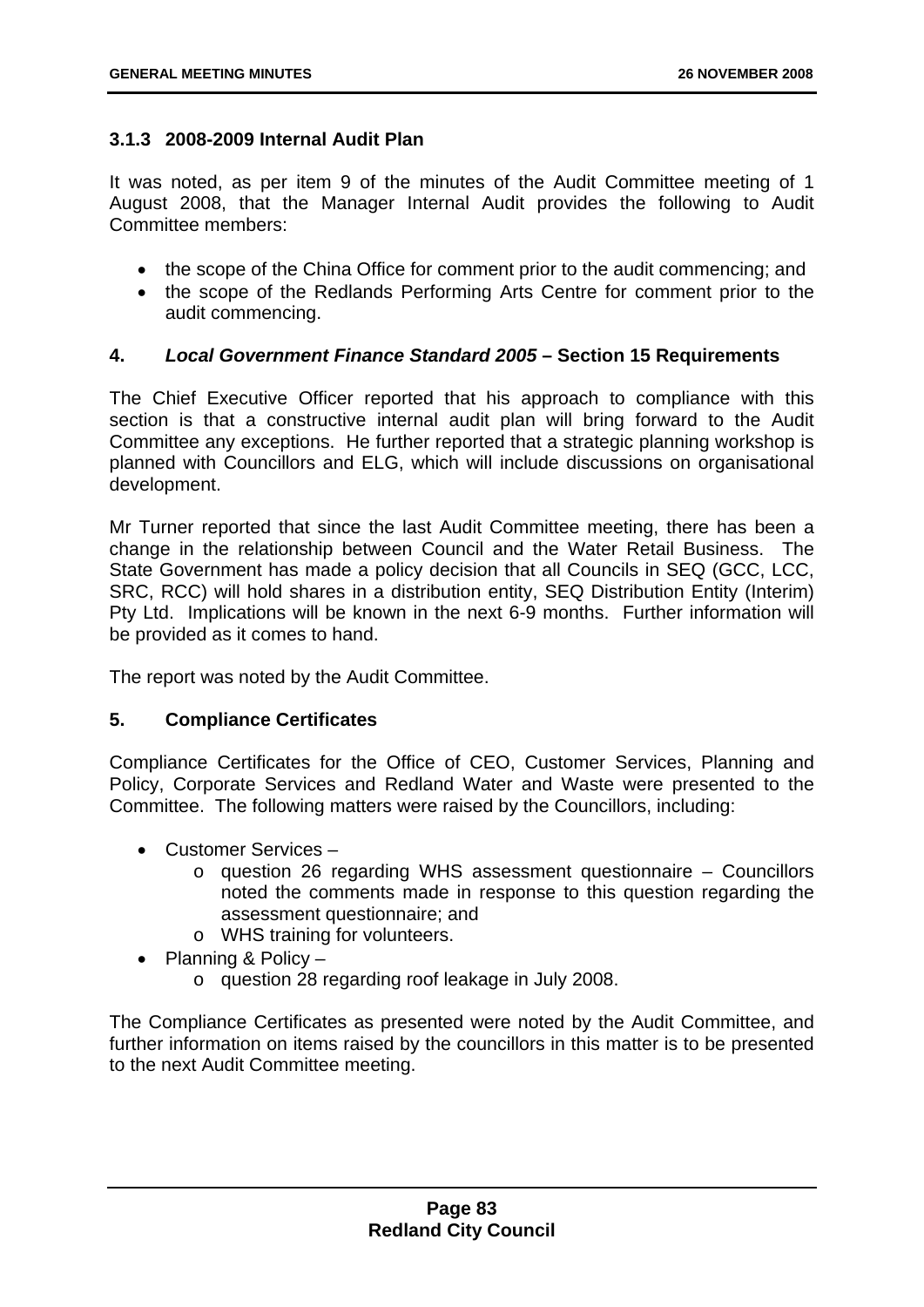### 3.1.3 2008-2009 Internal Audit Plan

It was noted, as per item 9 of the minutes of the Audit Committee meeting of 1 August 2008, that the Manager Internal Audit provides the following to Audit Committee members:

- the scope of the China Office for comment prior to the audit commencing; and
- the scope of the Redlands Performing Arts Centre for comment prior to the audit commencing.

### 4. *Local Government Finance Standard 2005* – Section 15 Requirements

The Chief Executive Officer reported that his approach to compliance with this section is that a constructive internal audit plan will bring forward to the Audit Committee any exceptions. He further reported that a strategic planning workshop is planned with Councillors and ELG, which will include discussions on organisational development.

Mr Turner reported that since the last Audit Committee meeting, there has been a change in the relationship between Council and the Water Retail Business. The State Government has made a policy decision that all Councils in SEQ (GCC, LCC, SRC, RCC) will hold shares in a distribution entity, SEQ Distribution Entity (Interim) Pty Ltd. Implications will be known in the next 6-9 months. Further information will be provided as it comes to hand.

The report was noted by the Audit Committee.

### 5. Compliance Certificates

Compliance Certificates for the Office of CEO, Customer Services, Planning and Policy, Corporate Services and Redland Water and Waste were presented to the Committee. The following matters were raised by the Councillors, including:

- Customer Services –
  - question 26 regarding WHS assessment questionnaire – Councillors noted the comments made in response to this question regarding the assessment questionnaire; and
  - WHS training for volunteers.
- Planning & Policy –
  - question 28 regarding roof leakage in July 2008.

The Compliance Certificates as presented were noted by the Audit Committee, and further information on items raised by the councillors in this matter is to be presented to the next Audit Committee meeting.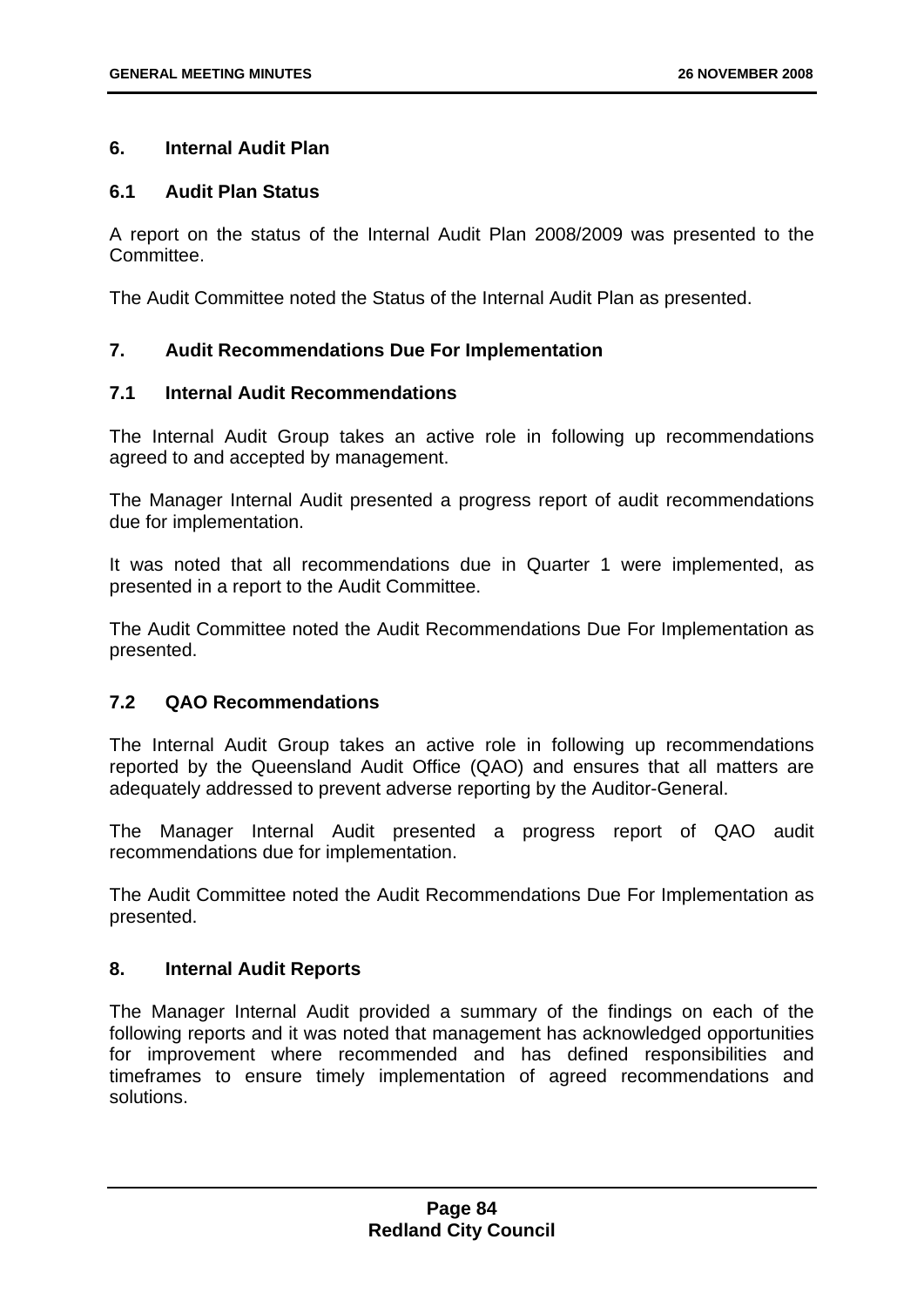## 6. Internal Audit Plan

### 6.1 Audit Plan Status

A report on the status of the Internal Audit Plan 2008/2009 was presented to the Committee.

The Audit Committee noted the Status of the Internal Audit Plan as presented.

## 7. Audit Recommendations Due For Implementation

### 7.1 Internal Audit Recommendations

The Internal Audit Group takes an active role in following up recommendations agreed to and accepted by management.

The Manager Internal Audit presented a progress report of audit recommendations due for implementation.

It was noted that all recommendations due in Quarter 1 were implemented, as presented in a report to the Audit Committee.

The Audit Committee noted the Audit Recommendations Due For Implementation as presented.

### 7.2 QAO Recommendations

The Internal Audit Group takes an active role in following up recommendations reported by the Queensland Audit Office (QAO) and ensures that all matters are adequately addressed to prevent adverse reporting by the Auditor-General.

The Manager Internal Audit presented a progress report of QAO audit recommendations due for implementation.

The Audit Committee noted the Audit Recommendations Due For Implementation as presented.

## 8. Internal Audit Reports

The Manager Internal Audit provided a summary of the findings on each of the following reports and it was noted that management has acknowledged opportunities for improvement where recommended and has defined responsibilities and timeframes to ensure timely implementation of agreed recommendations and solutions.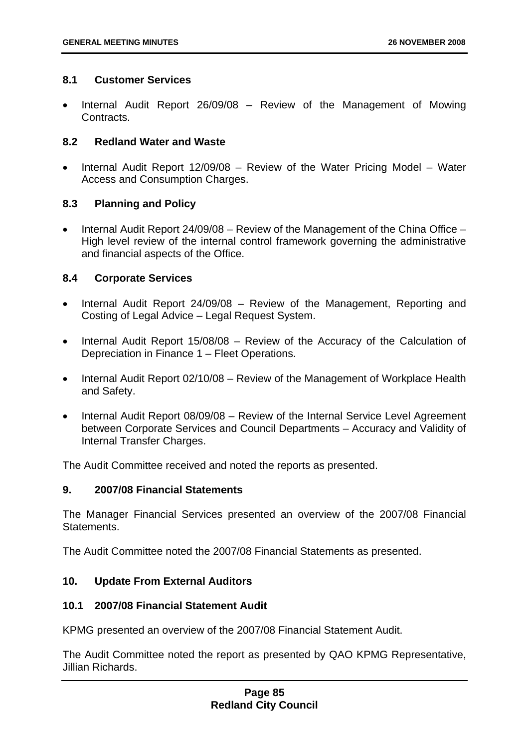### 8.1 Customer Services

- Internal Audit Report 26/09/08 – Review of the Management of Mowing Contracts.

### 8.2 Redland Water and Waste

- Internal Audit Report 12/09/08 – Review of the Water Pricing Model – Water Access and Consumption Charges.

### 8.3 Planning and Policy

- Internal Audit Report 24/09/08 – Review of the Management of the China Office – High level review of the internal control framework governing the administrative and financial aspects of the Office.

### 8.4 Corporate Services

- Internal Audit Report 24/09/08 – Review of the Management, Reporting and Costing of Legal Advice – Legal Request System.
- Internal Audit Report 15/08/08 – Review of the Accuracy of the Calculation of Depreciation in Finance 1 – Fleet Operations.
- Internal Audit Report 02/10/08 – Review of the Management of Workplace Health and Safety.
- Internal Audit Report 08/09/08 – Review of the Internal Service Level Agreement between Corporate Services and Council Departments – Accuracy and Validity of Internal Transfer Charges.

The Audit Committee received and noted the reports as presented.

## 9. 2007/08 Financial Statements

The Manager Financial Services presented an overview of the 2007/08 Financial Statements.

The Audit Committee noted the 2007/08 Financial Statements as presented.

## 10. Update From External Auditors

### 10.1 2007/08 Financial Statement Audit

KPMG presented an overview of the 2007/08 Financial Statement Audit.

The Audit Committee noted the report as presented by QAO KPMG Representative, Jillian Richards.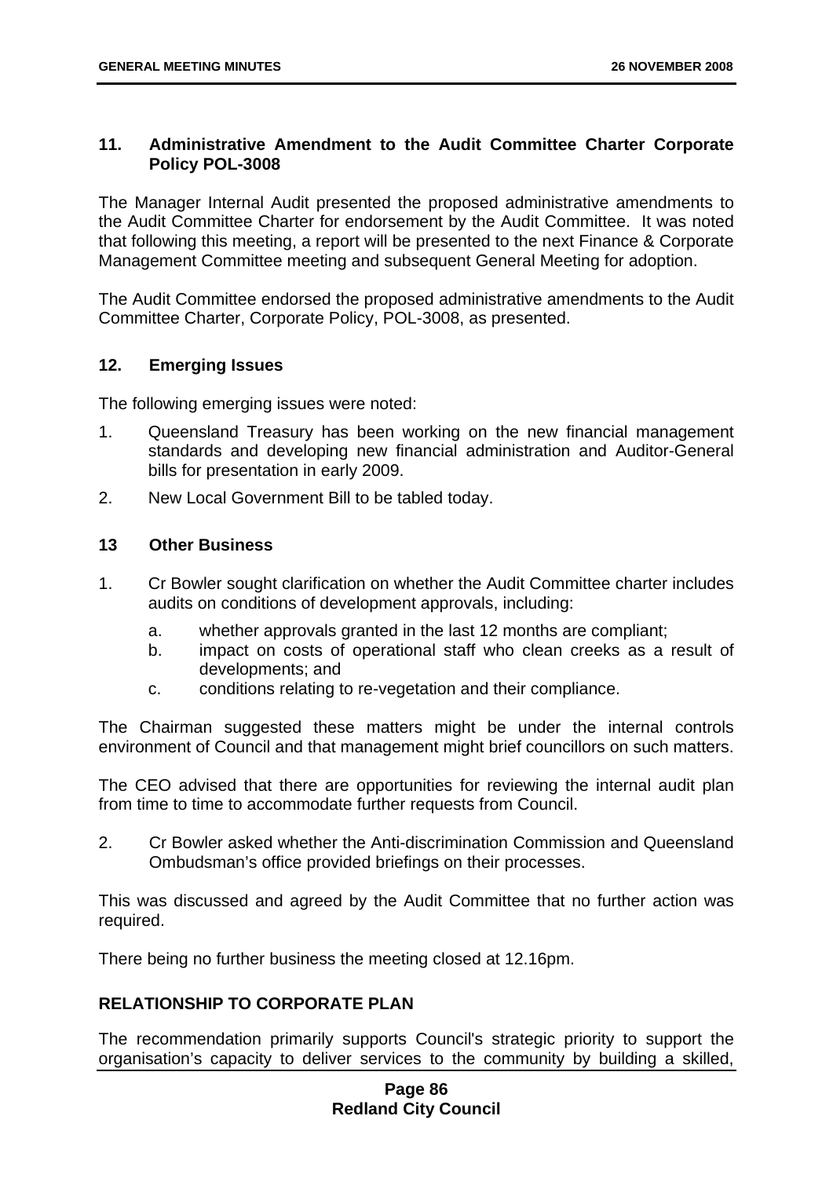### 11. Administrative Amendment to the Audit Committee Charter Corporate Policy POL-3008

The Manager Internal Audit presented the proposed administrative amendments to the Audit Committee Charter for endorsement by the Audit Committee. It was noted that following this meeting, a report will be presented to the next Finance & Corporate Management Committee meeting and subsequent General Meeting for adoption.

The Audit Committee endorsed the proposed administrative amendments to the Audit Committee Charter, Corporate Policy, POL-3008, as presented.

### 12. Emerging Issues

The following emerging issues were noted:

1. Queensland Treasury has been working on the new financial management standards and developing new financial administration and Auditor-General bills for presentation in early 2009.
2. New Local Government Bill to be tabled today.

### 13 Other Business

1. Cr Bowler sought clarification on whether the Audit Committee charter includes audits on conditions of development approvals, including:
   a. whether approvals granted in the last 12 months are compliant;
   b. impact on costs of operational staff who clean creeks as a result of developments; and
   c. conditions relating to re-vegetation and their compliance.

The Chairman suggested these matters might be under the internal controls environment of Council and that management might brief councillors on such matters.

The CEO advised that there are opportunities for reviewing the internal audit plan from time to time to accommodate further requests from Council.

2. Cr Bowler asked whether the Anti-discrimination Commission and Queensland Ombudsman's office provided briefings on their processes.

This was discussed and agreed by the Audit Committee that no further action was required.

There being no further business the meeting closed at 12.16pm.

## RELATIONSHIP TO CORPORATE PLAN

The recommendation primarily supports Council's strategic priority to support the organisation's capacity to deliver services to the community by building a skilled,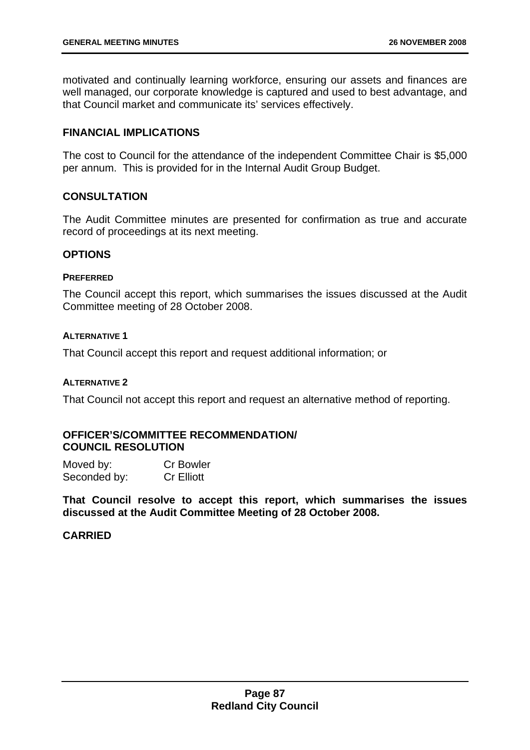motivated and continually learning workforce, ensuring our assets and finances are well managed, our corporate knowledge is captured and used to best advantage, and that Council market and communicate its' services effectively.

## FINANCIAL IMPLICATIONS

The cost to Council for the attendance of the independent Committee Chair is $5,000 per annum. This is provided for in the Internal Audit Group Budget.

## CONSULTATION

The Audit Committee minutes are presented for confirmation as true and accurate record of proceedings at its next meeting.

## OPTIONS

#### PREFERRED

The Council accept this report, which summarises the issues discussed at the Audit Committee meeting of 28 October 2008.

#### ALTERNATIVE 1

That Council accept this report and request additional information; or

#### ALTERNATIVE 2

That Council not accept this report and request an alternative method of reporting.

## OFFICER'S/COMMITTEE RECOMMENDATION/ COUNCIL RESOLUTION

Moved by: Cr Bowler
Seconded by: Cr Elliott

**That Council resolve to accept this report, which summarises the issues discussed at the Audit Committee Meeting of 28 October 2008.**

**CARRIED**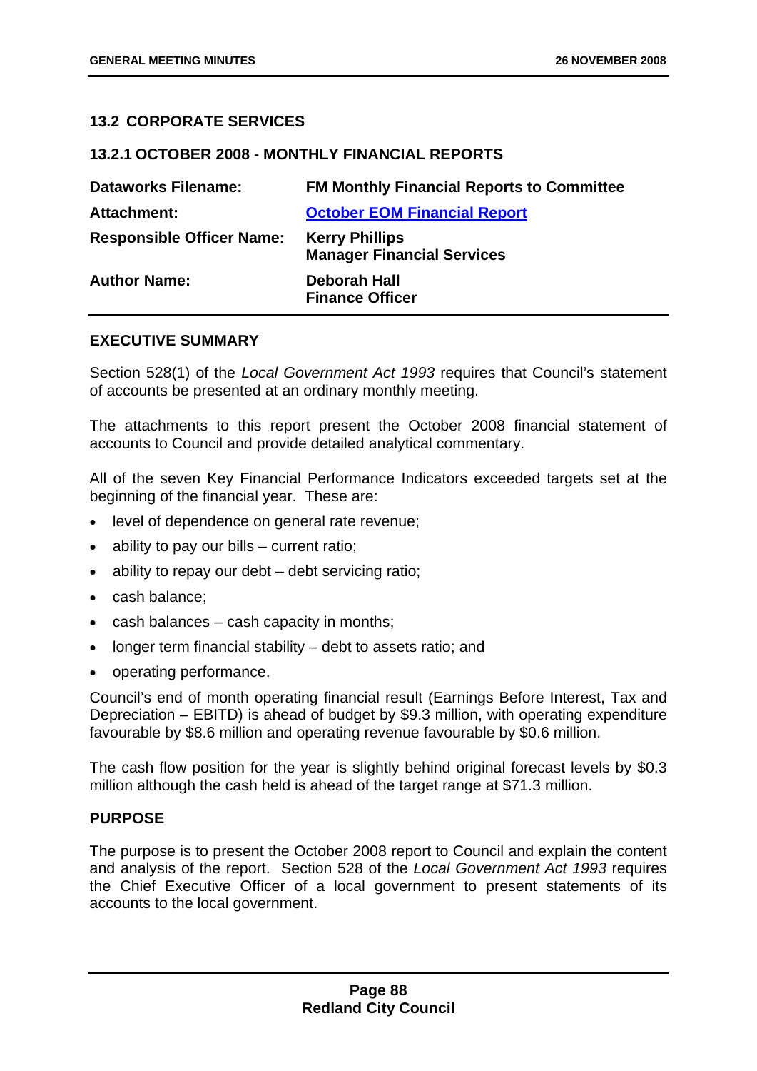## 13.2 CORPORATE SERVICES

### 13.2.1 OCTOBER 2008 - MONTHLY FINANCIAL REPORTS

| | |
|---|---|
| **Dataworks Filename:** | **FM Monthly Financial Reports to Committee** |
| **Attachment:** | **October EOM Financial Report** |
| **Responsible Officer Name:** | **Kerry Phillips**<br>**Manager Financial Services** |
| **Author Name:** | **Deborah Hall**<br>**Finance Officer** |

**EXECUTIVE SUMMARY**

Section 528(1) of the *Local Government Act 1993* requires that Council's statement of accounts be presented at an ordinary monthly meeting.

The attachments to this report present the October 2008 financial statement of accounts to Council and provide detailed analytical commentary.

All of the seven Key Financial Performance Indicators exceeded targets set at the beginning of the financial year. These are:

- level of dependence on general rate revenue;
- ability to pay our bills – current ratio;
- ability to repay our debt – debt servicing ratio;
- cash balance;
- cash balances – cash capacity in months;
- longer term financial stability – debt to assets ratio; and
- operating performance.

Council's end of month operating financial result (Earnings Before Interest, Tax and Depreciation – EBITD) is ahead of budget by $9.3 million, with operating expenditure favourable by $8.6 million and operating revenue favourable by $0.6 million.

The cash flow position for the year is slightly behind original forecast levels by $0.3 million although the cash held is ahead of the target range at $71.3 million.

**PURPOSE**

The purpose is to present the October 2008 report to Council and explain the content and analysis of the report. Section 528 of the *Local Government Act 1993* requires the Chief Executive Officer of a local government to present statements of its accounts to the local government.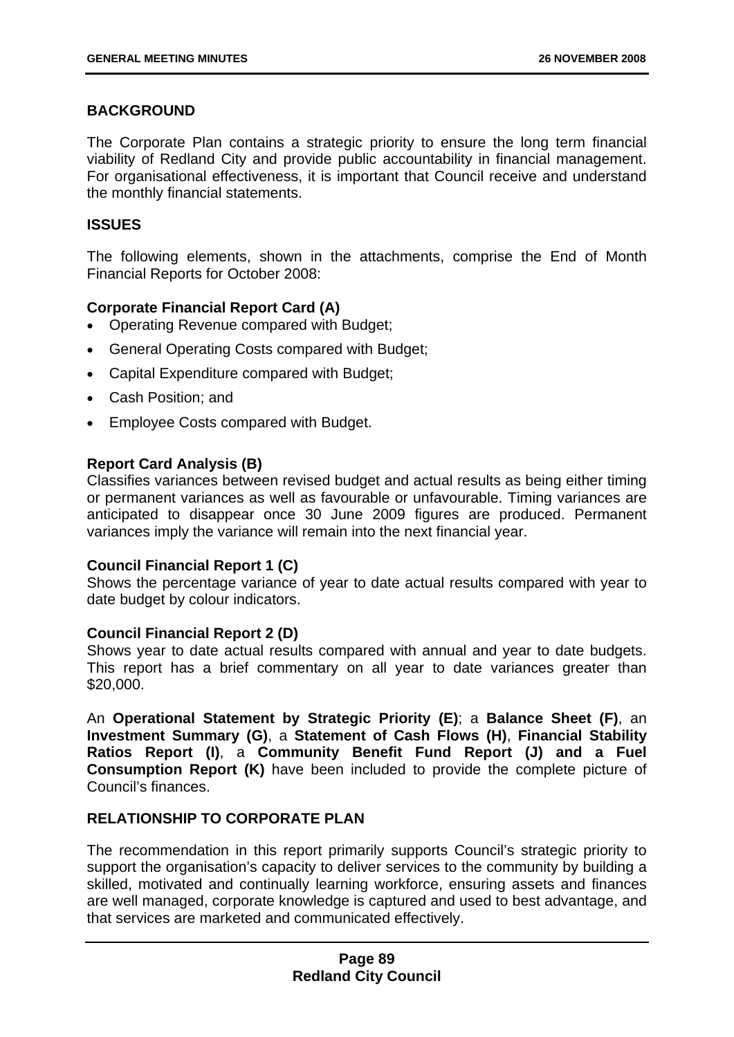## BACKGROUND

The Corporate Plan contains a strategic priority to ensure the long term financial viability of Redland City and provide public accountability in financial management. For organisational effectiveness, it is important that Council receive and understand the monthly financial statements.

## ISSUES

The following elements, shown in the attachments, comprise the End of Month Financial Reports for October 2008:

**Corporate Financial Report Card (A)**

- Operating Revenue compared with Budget;
- General Operating Costs compared with Budget;
- Capital Expenditure compared with Budget;
- Cash Position; and
- Employee Costs compared with Budget.

**Report Card Analysis (B)**
Classifies variances between revised budget and actual results as being either timing or permanent variances as well as favourable or unfavourable. Timing variances are anticipated to disappear once 30 June 2009 figures are produced. Permanent variances imply the variance will remain into the next financial year.

**Council Financial Report 1 (C)**
Shows the percentage variance of year to date actual results compared with year to date budget by colour indicators.

**Council Financial Report 2 (D)**
Shows year to date actual results compared with annual and year to date budgets. This report has a brief commentary on all year to date variances greater than $20,000.

An **Operational Statement by Strategic Priority (E)**; a **Balance Sheet (F)**, an **Investment Summary (G)**, a **Statement of Cash Flows (H)**, **Financial Stability Ratios Report (I)**, a **Community Benefit Fund Report (J) and a Fuel Consumption Report (K)** have been included to provide the complete picture of Council's finances.

## RELATIONSHIP TO CORPORATE PLAN

The recommendation in this report primarily supports Council's strategic priority to support the organisation's capacity to deliver services to the community by building a skilled, motivated and continually learning workforce, ensuring assets and finances are well managed, corporate knowledge is captured and used to best advantage, and that services are marketed and communicated effectively.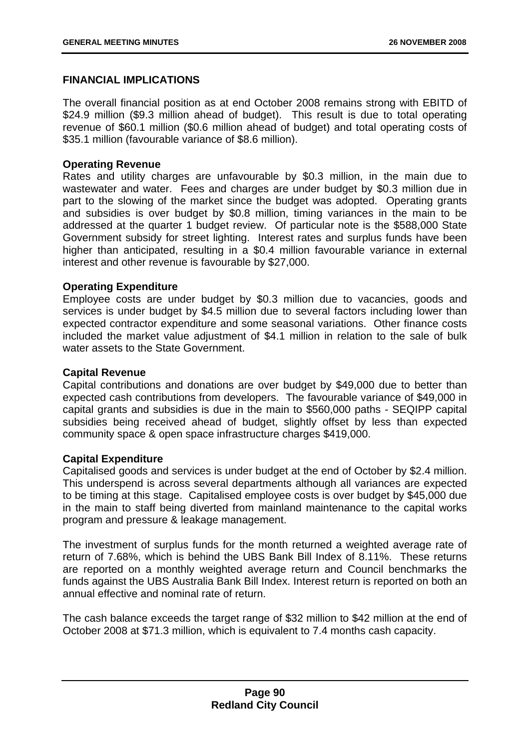## FINANCIAL IMPLICATIONS

The overall financial position as at end October 2008 remains strong with EBITD of $24.9 million ($9.3 million ahead of budget). This result is due to total operating revenue of $60.1 million ($0.6 million ahead of budget) and total operating costs of $35.1 million (favourable variance of $8.6 million).

**Operating Revenue**
Rates and utility charges are unfavourable by $0.3 million, in the main due to wastewater and water. Fees and charges are under budget by $0.3 million due in part to the slowing of the market since the budget was adopted. Operating grants and subsidies is over budget by $0.8 million, timing variances in the main to be addressed at the quarter 1 budget review. Of particular note is the $588,000 State Government subsidy for street lighting. Interest rates and surplus funds have been higher than anticipated, resulting in a $0.4 million favourable variance in external interest and other revenue is favourable by $27,000.

**Operating Expenditure**
Employee costs are under budget by $0.3 million due to vacancies, goods and services is under budget by $4.5 million due to several factors including lower than expected contractor expenditure and some seasonal variations. Other finance costs included the market value adjustment of $4.1 million in relation to the sale of bulk water assets to the State Government.

**Capital Revenue**
Capital contributions and donations are over budget by $49,000 due to better than expected cash contributions from developers. The favourable variance of $49,000 in capital grants and subsidies is due in the main to $560,000 paths - SEQIPP capital subsidies being received ahead of budget, slightly offset by less than expected community space & open space infrastructure charges $419,000.

**Capital Expenditure**
Capitalised goods and services is under budget at the end of October by $2.4 million. This underspend is across several departments although all variances are expected to be timing at this stage. Capitalised employee costs is over budget by $45,000 due in the main to staff being diverted from mainland maintenance to the capital works program and pressure & leakage management.

The investment of surplus funds for the month returned a weighted average rate of return of 7.68%, which is behind the UBS Bank Bill Index of 8.11%. These returns are reported on a monthly weighted average return and Council benchmarks the funds against the UBS Australia Bank Bill Index. Interest return is reported on both an annual effective and nominal rate of return.

The cash balance exceeds the target range of $32 million to $42 million at the end of October 2008 at $71.3 million, which is equivalent to 7.4 months cash capacity.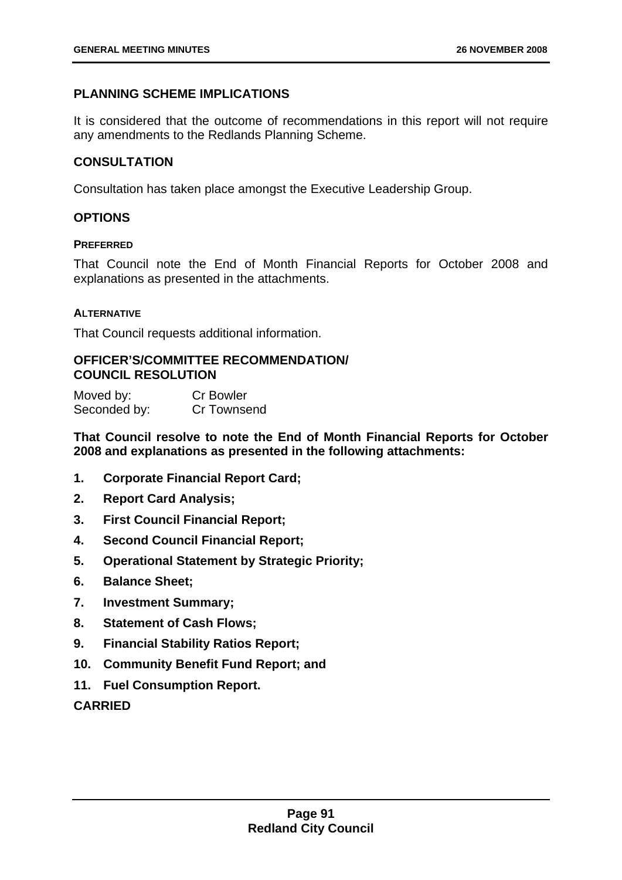## PLANNING SCHEME IMPLICATIONS

It is considered that the outcome of recommendations in this report will not require any amendments to the Redlands Planning Scheme.

## CONSULTATION

Consultation has taken place amongst the Executive Leadership Group.

## OPTIONS

### PREFERRED

That Council note the End of Month Financial Reports for October 2008 and explanations as presented in the attachments.

### ALTERNATIVE

That Council requests additional information.

## OFFICER'S/COMMITTEE RECOMMENDATION/ COUNCIL RESOLUTION

Moved by: Cr Bowler
Seconded by: Cr Townsend

**That Council resolve to note the End of Month Financial Reports for October 2008 and explanations as presented in the following attachments:**

1. **Corporate Financial Report Card;**
2. **Report Card Analysis;**
3. **First Council Financial Report;**
4. **Second Council Financial Report;**
5. **Operational Statement by Strategic Priority;**
6. **Balance Sheet;**
7. **Investment Summary;**
8. **Statement of Cash Flows;**
9. **Financial Stability Ratios Report;**
10. **Community Benefit Fund Report; and**
11. **Fuel Consumption Report.**

**CARRIED**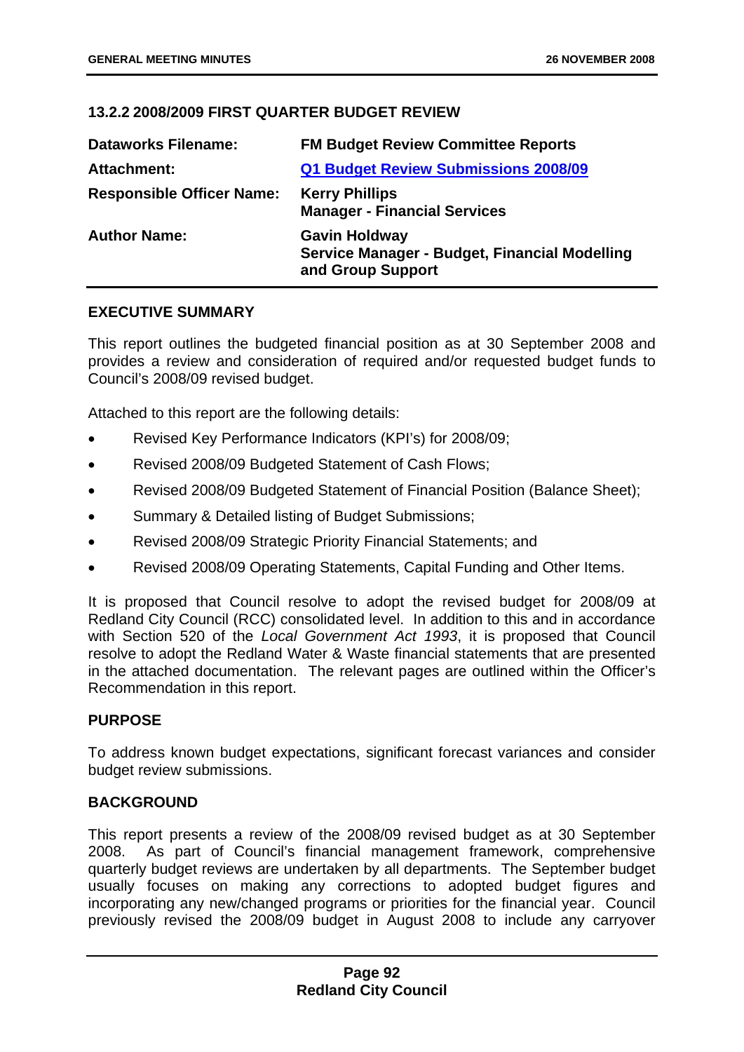### 13.2.2 2008/2009 FIRST QUARTER BUDGET REVIEW

| | |
|---|---|
| **Dataworks Filename:** | **FM Budget Review Committee Reports** |
| **Attachment:** | **Q1 Budget Review Submissions 2008/09** |
| **Responsible Officer Name:** | **Kerry Phillips**<br>**Manager - Financial Services** |
| **Author Name:** | **Gavin Holdway**<br>**Service Manager - Budget, Financial Modelling and Group Support** |

#### EXECUTIVE SUMMARY

This report outlines the budgeted financial position as at 30 September 2008 and provides a review and consideration of required and/or requested budget funds to Council's 2008/09 revised budget.

Attached to this report are the following details:

- Revised Key Performance Indicators (KPI's) for 2008/09;
- Revised 2008/09 Budgeted Statement of Cash Flows;
- Revised 2008/09 Budgeted Statement of Financial Position (Balance Sheet);
- Summary & Detailed listing of Budget Submissions;
- Revised 2008/09 Strategic Priority Financial Statements; and
- Revised 2008/09 Operating Statements, Capital Funding and Other Items.

It is proposed that Council resolve to adopt the revised budget for 2008/09 at Redland City Council (RCC) consolidated level. In addition to this and in accordance with Section 520 of the *Local Government Act 1993*, it is proposed that Council resolve to adopt the Redland Water & Waste financial statements that are presented in the attached documentation. The relevant pages are outlined within the Officer's Recommendation in this report.

#### PURPOSE

To address known budget expectations, significant forecast variances and consider budget review submissions.

#### BACKGROUND

This report presents a review of the 2008/09 revised budget as at 30 September 2008. As part of Council's financial management framework, comprehensive quarterly budget reviews are undertaken by all departments. The September budget usually focuses on making any corrections to adopted budget figures and incorporating any new/changed programs or priorities for the financial year. Council previously revised the 2008/09 budget in August 2008 to include any carryover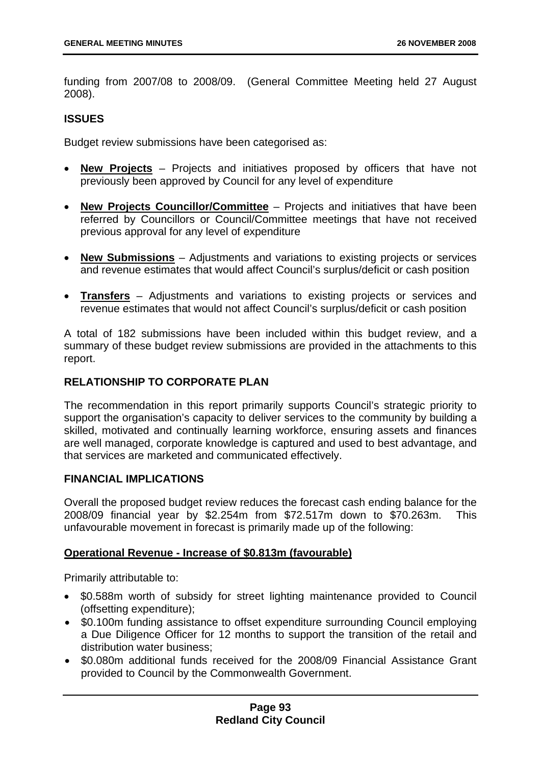funding from 2007/08 to 2008/09. (General Committee Meeting held 27 August 2008).

## ISSUES

Budget review submissions have been categorised as:

- **New Projects** – Projects and initiatives proposed by officers that have not previously been approved by Council for any level of expenditure
- **New Projects Councillor/Committee** – Projects and initiatives that have been referred by Councillors or Council/Committee meetings that have not received previous approval for any level of expenditure
- **New Submissions** – Adjustments and variations to existing projects or services and revenue estimates that would affect Council's surplus/deficit or cash position
- **Transfers** – Adjustments and variations to existing projects or services and revenue estimates that would not affect Council's surplus/deficit or cash position

A total of 182 submissions have been included within this budget review, and a summary of these budget review submissions are provided in the attachments to this report.

## RELATIONSHIP TO CORPORATE PLAN

The recommendation in this report primarily supports Council's strategic priority to support the organisation's capacity to deliver services to the community by building a skilled, motivated and continually learning workforce, ensuring assets and finances are well managed, corporate knowledge is captured and used to best advantage, and that services are marketed and communicated effectively.

## FINANCIAL IMPLICATIONS

Overall the proposed budget review reduces the forecast cash ending balance for the 2008/09 financial year by $2.254m from $72.517m down to $70.263m. This unfavourable movement in forecast is primarily made up of the following:

**Operational Revenue - Increase of $0.813m (favourable)**

Primarily attributable to:

- $0.588m worth of subsidy for street lighting maintenance provided to Council (offsetting expenditure);
- $0.100m funding assistance to offset expenditure surrounding Council employing a Due Diligence Officer for 12 months to support the transition of the retail and distribution water business;
- $0.080m additional funds received for the 2008/09 Financial Assistance Grant provided to Council by the Commonwealth Government.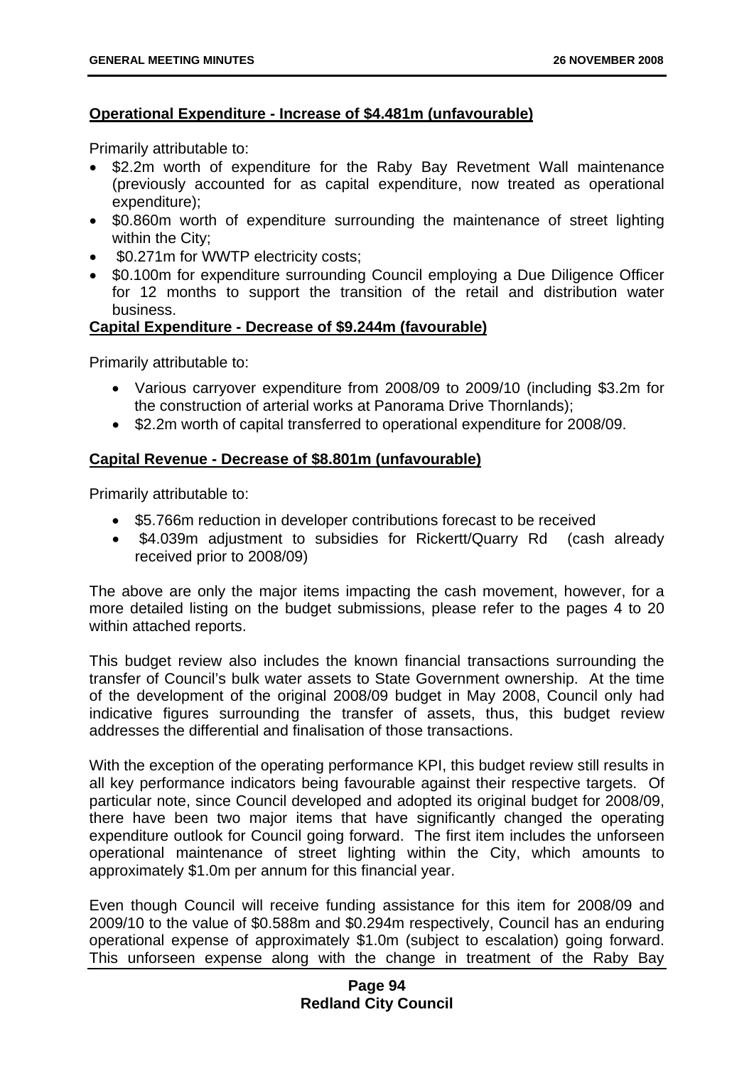**Operational Expenditure - Increase of $4.481m (unfavourable)**

Primarily attributable to:

- $2.2m worth of expenditure for the Raby Bay Revetment Wall maintenance (previously accounted for as capital expenditure, now treated as operational expenditure);
- $0.860m worth of expenditure surrounding the maintenance of street lighting within the City;
- $0.271m for WWTP electricity costs;
- $0.100m for expenditure surrounding Council employing a Due Diligence Officer for 12 months to support the transition of the retail and distribution water business.

**Capital Expenditure - Decrease of $9.244m (favourable)**

Primarily attributable to:

- Various carryover expenditure from 2008/09 to 2009/10 (including $3.2m for the construction of arterial works at Panorama Drive Thornlands);
- $2.2m worth of capital transferred to operational expenditure for 2008/09.

**Capital Revenue - Decrease of $8.801m (unfavourable)**

Primarily attributable to:

- $5.766m reduction in developer contributions forecast to be received
- $4.039m adjustment to subsidies for Rickertt/Quarry Rd (cash already received prior to 2008/09)

The above are only the major items impacting the cash movement, however, for a more detailed listing on the budget submissions, please refer to the pages 4 to 20 within attached reports.

This budget review also includes the known financial transactions surrounding the transfer of Council's bulk water assets to State Government ownership. At the time of the development of the original 2008/09 budget in May 2008, Council only had indicative figures surrounding the transfer of assets, thus, this budget review addresses the differential and finalisation of those transactions.

With the exception of the operating performance KPI, this budget review still results in all key performance indicators being favourable against their respective targets. Of particular note, since Council developed and adopted its original budget for 2008/09, there have been two major items that have significantly changed the operating expenditure outlook for Council going forward. The first item includes the unforseen operational maintenance of street lighting within the City, which amounts to approximately $1.0m per annum for this financial year.

Even though Council will receive funding assistance for this item for 2008/09 and 2009/10 to the value of $0.588m and $0.294m respectively, Council has an enduring operational expense of approximately $1.0m (subject to escalation) going forward. This unforseen expense along with the change in treatment of the Raby Bay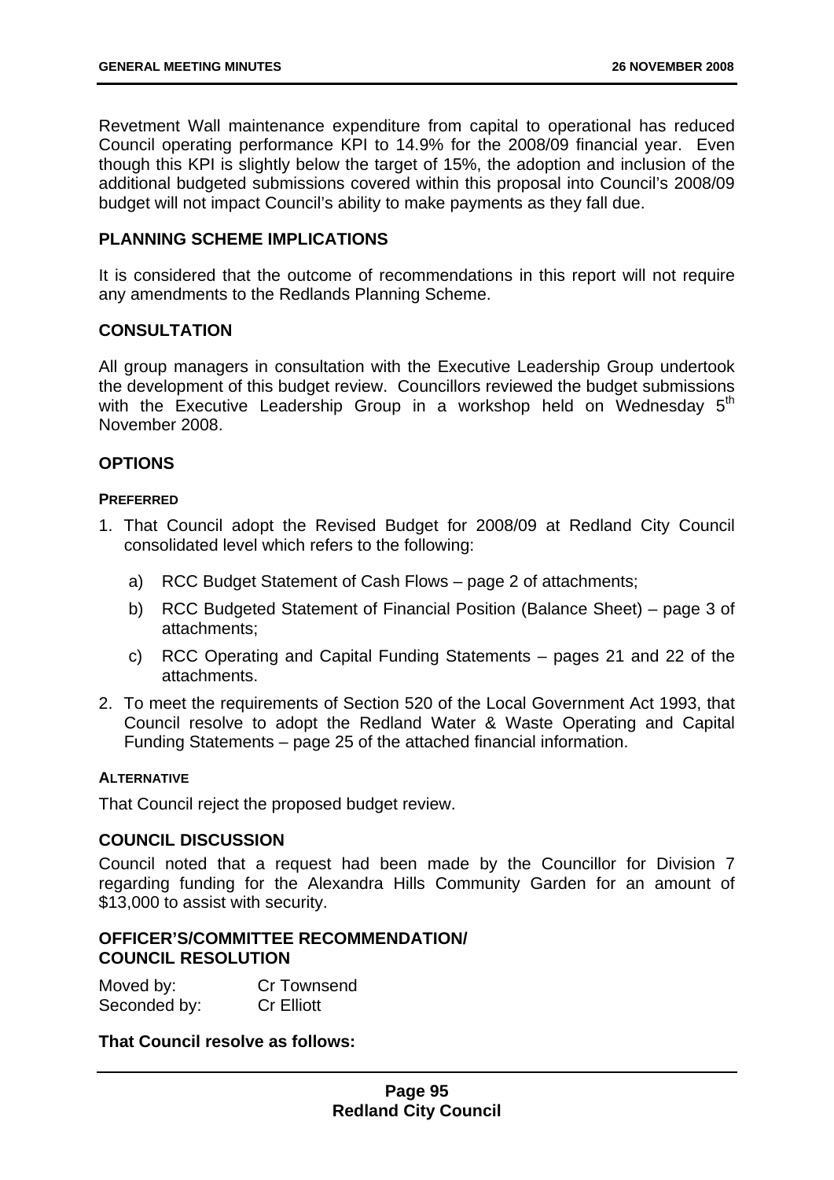Revetment Wall maintenance expenditure from capital to operational has reduced Council operating performance KPI to 14.9% for the 2008/09 financial year. Even though this KPI is slightly below the target of 15%, the adoption and inclusion of the additional budgeted submissions covered within this proposal into Council's 2008/09 budget will not impact Council's ability to make payments as they fall due.

## PLANNING SCHEME IMPLICATIONS

It is considered that the outcome of recommendations in this report will not require any amendments to the Redlands Planning Scheme.

## CONSULTATION

All group managers in consultation with the Executive Leadership Group undertook the development of this budget review. Councillors reviewed the budget submissions with the Executive Leadership Group in a workshop held on Wednesday 5th November 2008.

## OPTIONS

### PREFERRED

1. That Council adopt the Revised Budget for 2008/09 at Redland City Council consolidated level which refers to the following:
   a) RCC Budget Statement of Cash Flows – page 2 of attachments;
   b) RCC Budgeted Statement of Financial Position (Balance Sheet) – page 3 of attachments;
   c) RCC Operating and Capital Funding Statements – pages 21 and 22 of the attachments.
2. To meet the requirements of Section 520 of the Local Government Act 1993, that Council resolve to adopt the Redland Water & Waste Operating and Capital Funding Statements – page 25 of the attached financial information.

### ALTERNATIVE

That Council reject the proposed budget review.

## COUNCIL DISCUSSION

Council noted that a request had been made by the Councillor for Division 7 regarding funding for the Alexandra Hills Community Garden for an amount of $13,000 to assist with security.

## OFFICER'S/COMMITTEE RECOMMENDATION/ COUNCIL RESOLUTION

Moved by: Cr Townsend
Seconded by: Cr Elliott

**That Council resolve as follows:**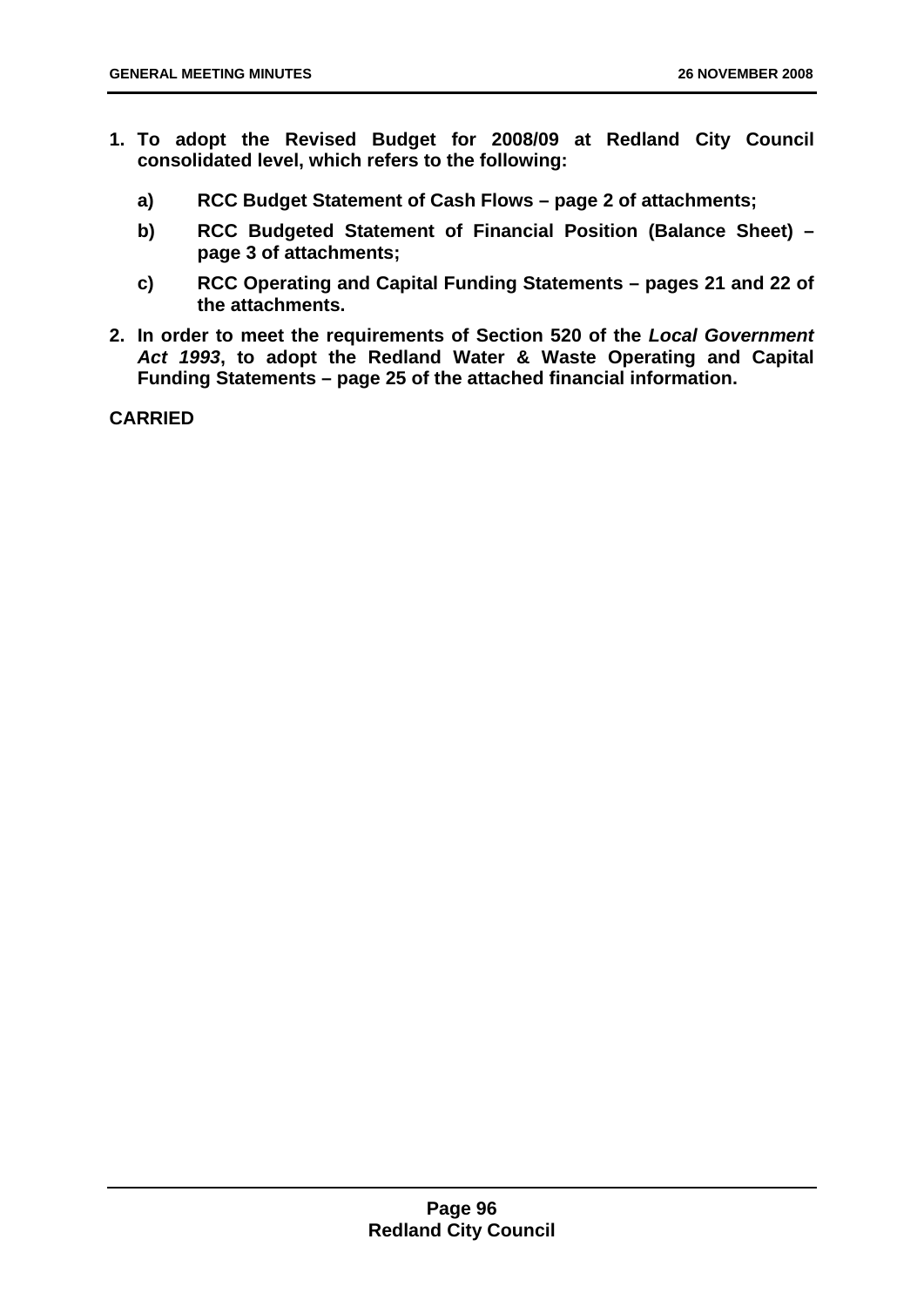**1. To adopt the Revised Budget for 2008/09 at Redland City Council consolidated level, which refers to the following:**

   **a) RCC Budget Statement of Cash Flows – page 2 of attachments;**

   **b) RCC Budgeted Statement of Financial Position (Balance Sheet) – page 3 of attachments;**

   **c) RCC Operating and Capital Funding Statements – pages 21 and 22 of the attachments.**

**2. In order to meet the requirements of Section 520 of the *Local Government Act 1993*, to adopt the Redland Water & Waste Operating and Capital Funding Statements – page 25 of the attached financial information.**

**CARRIED**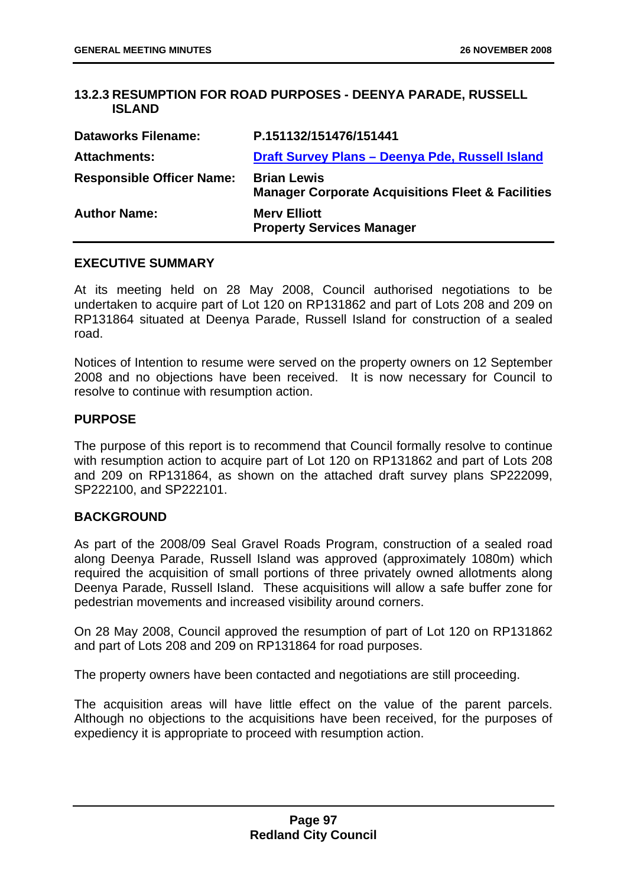## 13.2.3 RESUMPTION FOR ROAD PURPOSES - DEENYA PARADE, RUSSELL ISLAND

| | |
|---|---|
| **Dataworks Filename:** | **P.151132/151476/151441** |
| **Attachments:** | **Draft Survey Plans – Deenya Pde, Russell Island** |
| **Responsible Officer Name:** | **Brian Lewis**<br>**Manager Corporate Acquisitions Fleet & Facilities** |
| **Author Name:** | **Merv Elliott**<br>**Property Services Manager** |

### EXECUTIVE SUMMARY

At its meeting held on 28 May 2008, Council authorised negotiations to be undertaken to acquire part of Lot 120 on RP131862 and part of Lots 208 and 209 on RP131864 situated at Deenya Parade, Russell Island for construction of a sealed road.

Notices of Intention to resume were served on the property owners on 12 September 2008 and no objections have been received. It is now necessary for Council to resolve to continue with resumption action.

### PURPOSE

The purpose of this report is to recommend that Council formally resolve to continue with resumption action to acquire part of Lot 120 on RP131862 and part of Lots 208 and 209 on RP131864, as shown on the attached draft survey plans SP222099, SP222100, and SP222101.

### BACKGROUND

As part of the 2008/09 Seal Gravel Roads Program, construction of a sealed road along Deenya Parade, Russell Island was approved (approximately 1080m) which required the acquisition of small portions of three privately owned allotments along Deenya Parade, Russell Island. These acquisitions will allow a safe buffer zone for pedestrian movements and increased visibility around corners.

On 28 May 2008, Council approved the resumption of part of Lot 120 on RP131862 and part of Lots 208 and 209 on RP131864 for road purposes.

The property owners have been contacted and negotiations are still proceeding.

The acquisition areas will have little effect on the value of the parent parcels. Although no objections to the acquisitions have been received, for the purposes of expediency it is appropriate to proceed with resumption action.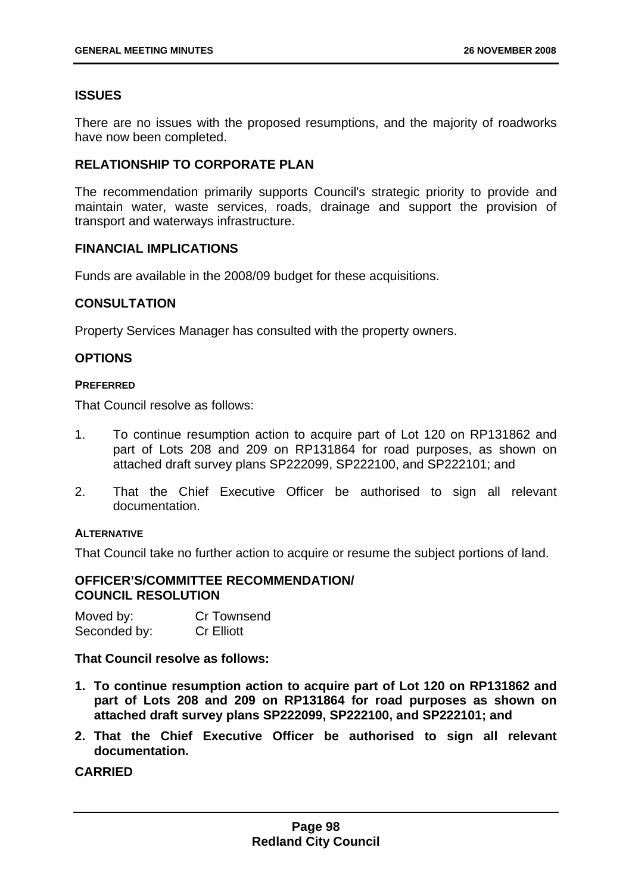### ISSUES

There are no issues with the proposed resumptions, and the majority of roadworks have now been completed.

### RELATIONSHIP TO CORPORATE PLAN

The recommendation primarily supports Council's strategic priority to provide and maintain water, waste services, roads, drainage and support the provision of transport and waterways infrastructure.

### FINANCIAL IMPLICATIONS

Funds are available in the 2008/09 budget for these acquisitions.

### CONSULTATION

Property Services Manager has consulted with the property owners.

### OPTIONS

#### PREFERRED

That Council resolve as follows:

1. To continue resumption action to acquire part of Lot 120 on RP131862 and part of Lots 208 and 209 on RP131864 for road purposes, as shown on attached draft survey plans SP222099, SP222100, and SP222101; and
2. That the Chief Executive Officer be authorised to sign all relevant documentation.

#### ALTERNATIVE

That Council take no further action to acquire or resume the subject portions of land.

### OFFICER'S/COMMITTEE RECOMMENDATION/ COUNCIL RESOLUTION

Moved by: Cr Townsend
Seconded by: Cr Elliott

**That Council resolve as follows:**

1. **To continue resumption action to acquire part of Lot 120 on RP131862 and part of Lots 208 and 209 on RP131864 for road purposes as shown on attached draft survey plans SP222099, SP222100, and SP222101; and**
2. **That the Chief Executive Officer be authorised to sign all relevant documentation.**

**CARRIED**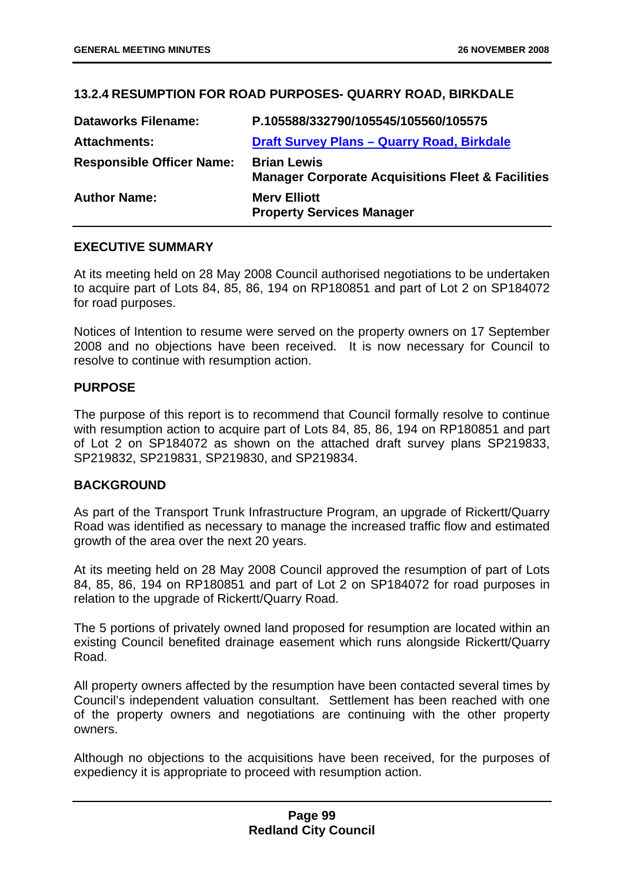### 13.2.4 RESUMPTION FOR ROAD PURPOSES- QUARRY ROAD, BIRKDALE

| | |
|---|---|
| **Dataworks Filename:** | **P.105588/332790/105545/105560/105575** |
| **Attachments:** | **Draft Survey Plans – Quarry Road, Birkdale** |
| **Responsible Officer Name:** | **Brian Lewis**<br>**Manager Corporate Acquisitions Fleet & Facilities** |
| **Author Name:** | **Merv Elliott**<br>**Property Services Manager** |

**EXECUTIVE SUMMARY**

At its meeting held on 28 May 2008 Council authorised negotiations to be undertaken to acquire part of Lots 84, 85, 86, 194 on RP180851 and part of Lot 2 on SP184072 for road purposes.

Notices of Intention to resume were served on the property owners on 17 September 2008 and no objections have been received. It is now necessary for Council to resolve to continue with resumption action.

**PURPOSE**

The purpose of this report is to recommend that Council formally resolve to continue with resumption action to acquire part of Lots 84, 85, 86, 194 on RP180851 and part of Lot 2 on SP184072 as shown on the attached draft survey plans SP219833, SP219832, SP219831, SP219830, and SP219834.

**BACKGROUND**

As part of the Transport Trunk Infrastructure Program, an upgrade of Rickertt/Quarry Road was identified as necessary to manage the increased traffic flow and estimated growth of the area over the next 20 years.

At its meeting held on 28 May 2008 Council approved the resumption of part of Lots 84, 85, 86, 194 on RP180851 and part of Lot 2 on SP184072 for road purposes in relation to the upgrade of Rickertt/Quarry Road.

The 5 portions of privately owned land proposed for resumption are located within an existing Council benefited drainage easement which runs alongside Rickertt/Quarry Road.

All property owners affected by the resumption have been contacted several times by Council's independent valuation consultant. Settlement has been reached with one of the property owners and negotiations are continuing with the other property owners.

Although no objections to the acquisitions have been received, for the purposes of expediency it is appropriate to proceed with resumption action.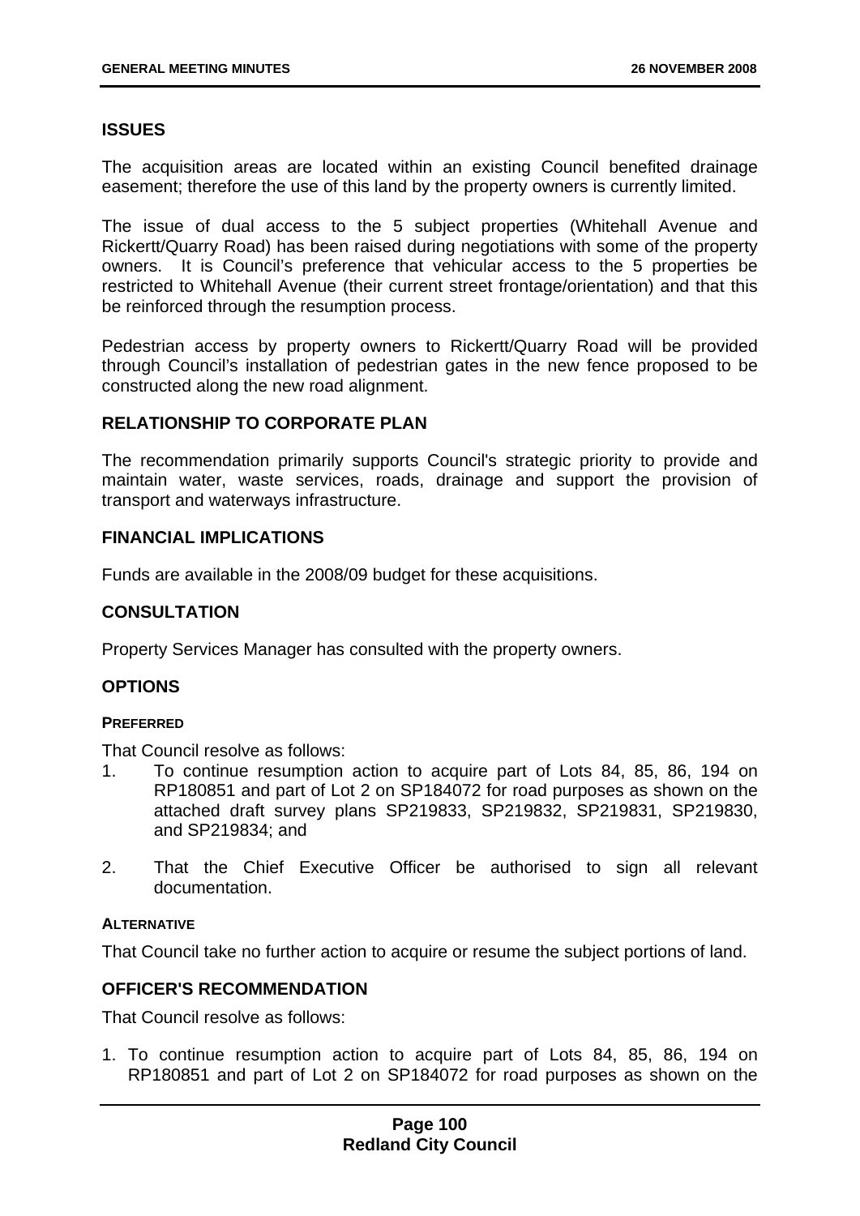## ISSUES

The acquisition areas are located within an existing Council benefited drainage easement; therefore the use of this land by the property owners is currently limited.

The issue of dual access to the 5 subject properties (Whitehall Avenue and Rickertt/Quarry Road) has been raised during negotiations with some of the property owners. It is Council's preference that vehicular access to the 5 properties be restricted to Whitehall Avenue (their current street frontage/orientation) and that this be reinforced through the resumption process.

Pedestrian access by property owners to Rickertt/Quarry Road will be provided through Council's installation of pedestrian gates in the new fence proposed to be constructed along the new road alignment.

## RELATIONSHIP TO CORPORATE PLAN

The recommendation primarily supports Council's strategic priority to provide and maintain water, waste services, roads, drainage and support the provision of transport and waterways infrastructure.

## FINANCIAL IMPLICATIONS

Funds are available in the 2008/09 budget for these acquisitions.

## CONSULTATION

Property Services Manager has consulted with the property owners.

## OPTIONS

#### PREFERRED

That Council resolve as follows:

1. To continue resumption action to acquire part of Lots 84, 85, 86, 194 on RP180851 and part of Lot 2 on SP184072 for road purposes as shown on the attached draft survey plans SP219833, SP219832, SP219831, SP219830, and SP219834; and

2. That the Chief Executive Officer be authorised to sign all relevant documentation.

#### ALTERNATIVE

That Council take no further action to acquire or resume the subject portions of land.

## OFFICER'S RECOMMENDATION

That Council resolve as follows:

1. To continue resumption action to acquire part of Lots 84, 85, 86, 194 on RP180851 and part of Lot 2 on SP184072 for road purposes as shown on the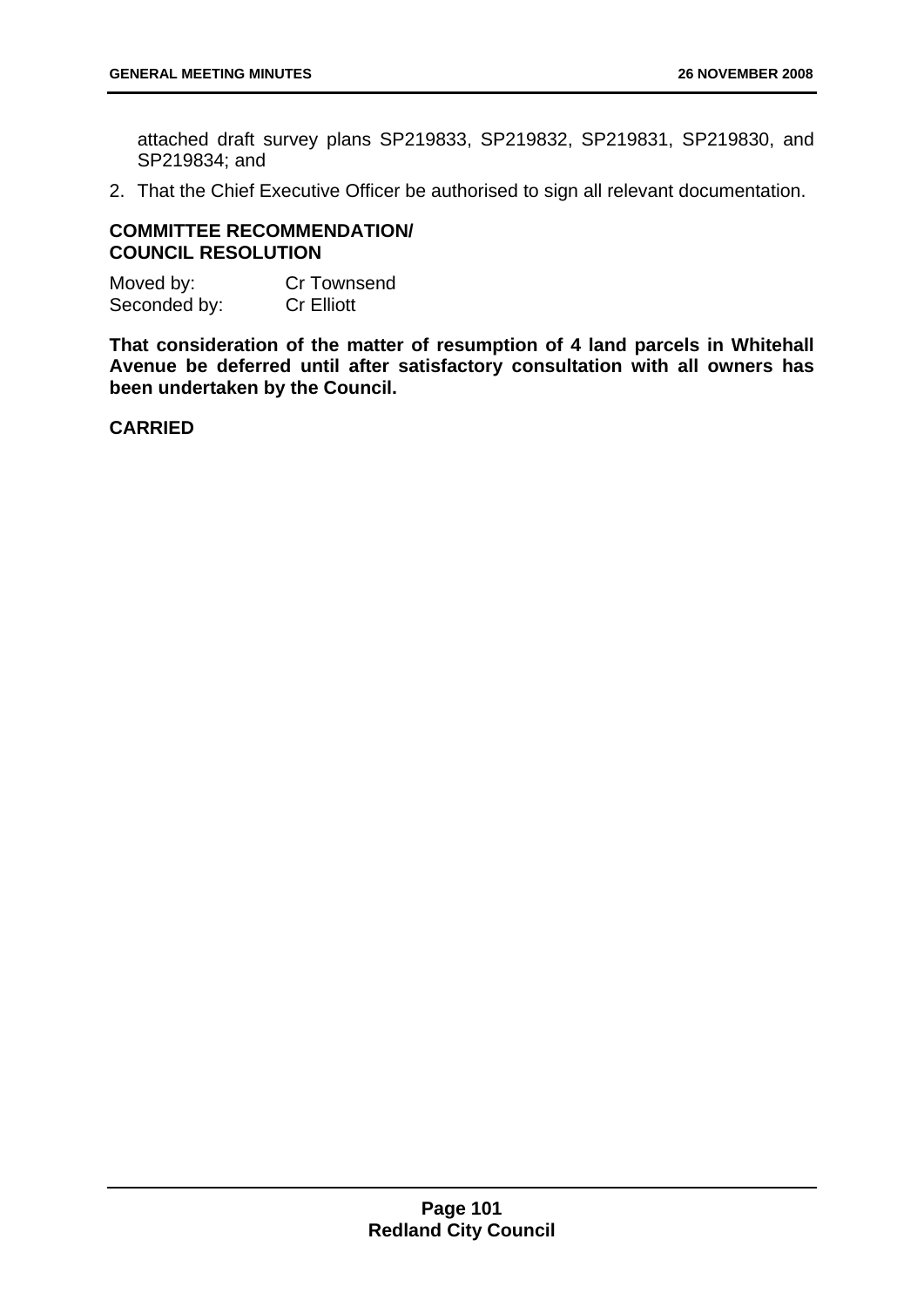attached draft survey plans SP219833, SP219832, SP219831, SP219830, and SP219834; and

2. That the Chief Executive Officer be authorised to sign all relevant documentation.

**COMMITTEE RECOMMENDATION/**
**COUNCIL RESOLUTION**

Moved by: Cr Townsend
Seconded by: Cr Elliott

**That consideration of the matter of resumption of 4 land parcels in Whitehall Avenue be deferred until after satisfactory consultation with all owners has been undertaken by the Council.**

**CARRIED**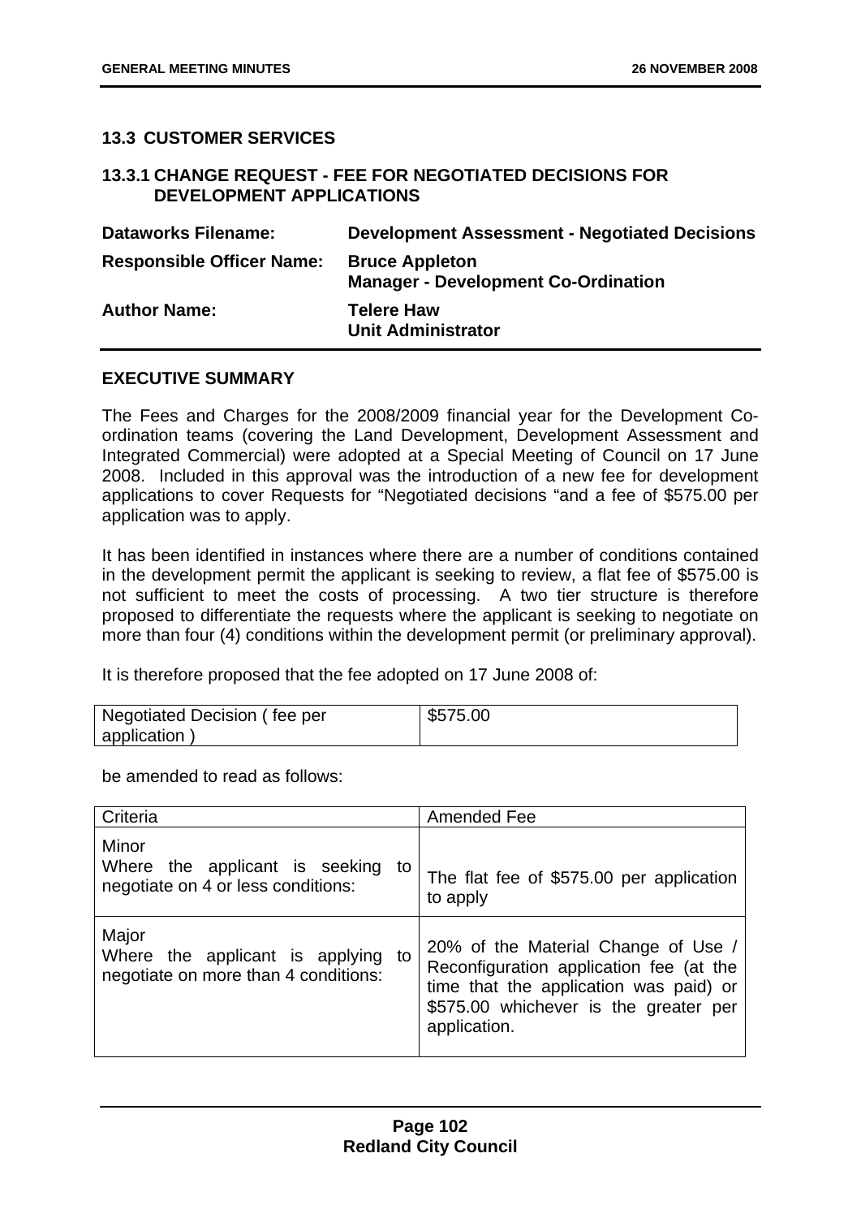## 13.3 CUSTOMER SERVICES

### 13.3.1 CHANGE REQUEST - FEE FOR NEGOTIATED DECISIONS FOR DEVELOPMENT APPLICATIONS

| | |
|---|---|
| **Dataworks Filename:** | **Development Assessment - Negotiated Decisions** |
| **Responsible Officer Name:** | **Bruce Appleton**<br>**Manager - Development Co-Ordination** |
| **Author Name:** | **Telere Haw**<br>**Unit Administrator** |

**EXECUTIVE SUMMARY**

The Fees and Charges for the 2008/2009 financial year for the Development Co-ordination teams (covering the Land Development, Development Assessment and Integrated Commercial) were adopted at a Special Meeting of Council on 17 June 2008. Included in this approval was the introduction of a new fee for development applications to cover Requests for "Negotiated decisions "and a fee of $575.00 per application was to apply.

It has been identified in instances where there are a number of conditions contained in the development permit the applicant is seeking to review, a flat fee of $575.00 is not sufficient to meet the costs of processing. A two tier structure is therefore proposed to differentiate the requests where the applicant is seeking to negotiate on more than four (4) conditions within the development permit (or preliminary approval).

It is therefore proposed that the fee adopted on 17 June 2008 of:

| | |
|---|---|
| Negotiated Decision ( fee per application ) | $575.00 |

be amended to read as follows:

| Criteria | Amended Fee |
|---|---|
| Minor<br>Where the applicant is seeking to negotiate on 4 or less conditions: | The flat fee of $575.00 per application to apply |
| Major<br>Where the applicant is applying to negotiate on more than 4 conditions: | 20% of the Material Change of Use / Reconfiguration application fee (at the time that the application was paid) or $575.00 whichever is the greater per application. |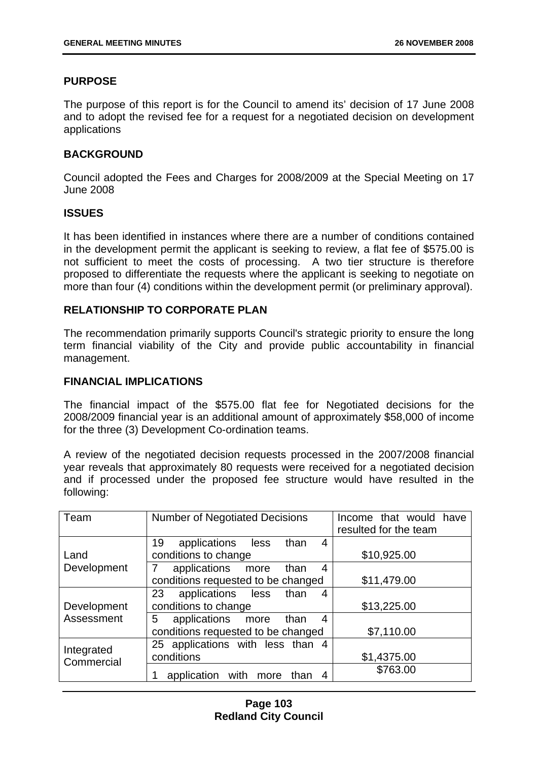## PURPOSE

The purpose of this report is for the Council to amend its' decision of 17 June 2008 and to adopt the revised fee for a request for a negotiated decision on development applications

## BACKGROUND

Council adopted the Fees and Charges for 2008/2009 at the Special Meeting on 17 June 2008

## ISSUES

It has been identified in instances where there are a number of conditions contained in the development permit the applicant is seeking to review, a flat fee of $575.00 is not sufficient to meet the costs of processing. A two tier structure is therefore proposed to differentiate the requests where the applicant is seeking to negotiate on more than four (4) conditions within the development permit (or preliminary approval).

## RELATIONSHIP TO CORPORATE PLAN

The recommendation primarily supports Council's strategic priority to ensure the long term financial viability of the City and provide public accountability in financial management.

## FINANCIAL IMPLICATIONS

The financial impact of the $575.00 flat fee for Negotiated decisions for the 2008/2009 financial year is an additional amount of approximately $58,000 of income for the three (3) Development Co-ordination teams.

A review of the negotiated decision requests processed in the 2007/2008 financial year reveals that approximately 80 requests were received for a negotiated decision and if processed under the proposed fee structure would have resulted in the following:

| Team | Number of Negotiated Decisions | Income that would have resulted for the team |
|---|---|---|
| Land Development | 19 applications less than 4 conditions to change | $10,925.00 |
| | 7 applications more than 4 conditions requested to be changed | $11,479.00 |
| Development Assessment | 23 applications less than 4 conditions to change | $13,225.00 |
| | 5 applications more than 4 conditions requested to be changed | $7,110.00 |
| Integrated Commercial | 25 applications with less than 4 conditions | $1,4375.00 |
| | 1 application with more than 4 | $763.00 |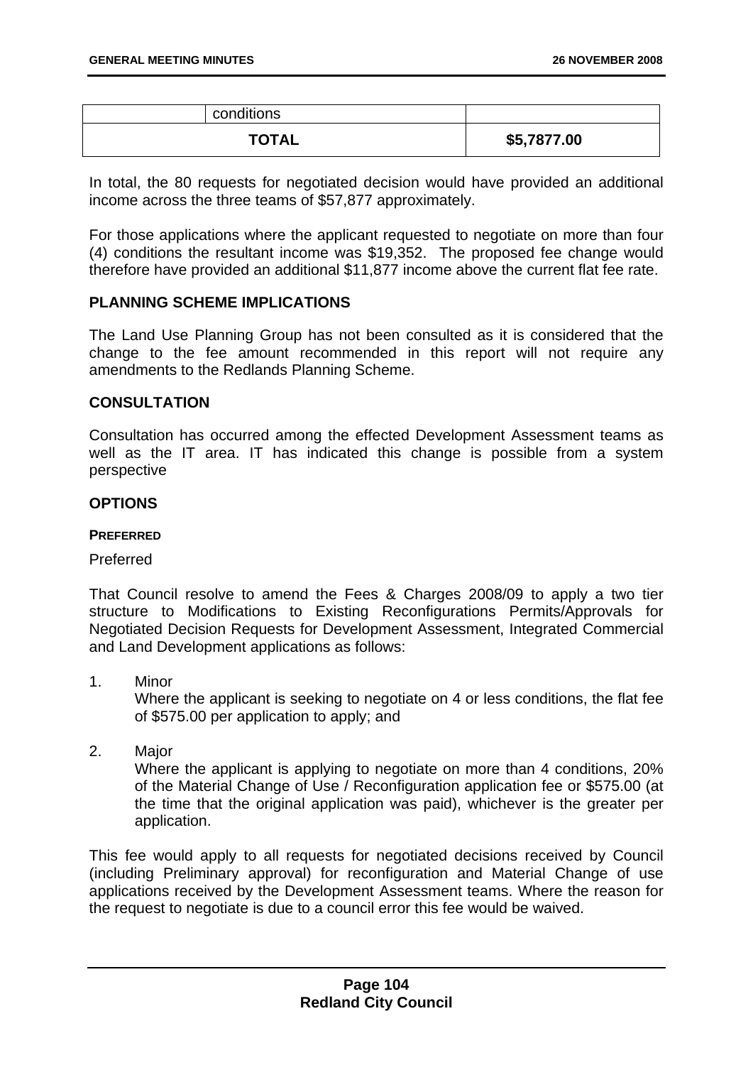| | conditions | |
|---|---|---|
| **TOTAL** | | **$5,7877.00** |

In total, the 80 requests for negotiated decision would have provided an additional income across the three teams of $57,877 approximately.

For those applications where the applicant requested to negotiate on more than four (4) conditions the resultant income was $19,352. The proposed fee change would therefore have provided an additional $11,877 income above the current flat fee rate.

## PLANNING SCHEME IMPLICATIONS

The Land Use Planning Group has not been consulted as it is considered that the change to the fee amount recommended in this report will not require any amendments to the Redlands Planning Scheme.

## CONSULTATION

Consultation has occurred among the effected Development Assessment teams as well as the IT area. IT has indicated this change is possible from a system perspective

## OPTIONS

### PREFERRED

Preferred

That Council resolve to amend the Fees & Charges 2008/09 to apply a two tier structure to Modifications to Existing Reconfigurations Permits/Approvals for Negotiated Decision Requests for Development Assessment, Integrated Commercial and Land Development applications as follows:

1. Minor
   Where the applicant is seeking to negotiate on 4 or less conditions, the flat fee of $575.00 per application to apply; and

2. Major
   Where the applicant is applying to negotiate on more than 4 conditions, 20% of the Material Change of Use / Reconfiguration application fee or $575.00 (at the time that the original application was paid), whichever is the greater per application.

This fee would apply to all requests for negotiated decisions received by Council (including Preliminary approval) for reconfiguration and Material Change of use applications received by the Development Assessment teams. Where the reason for the request to negotiate is due to a council error this fee would be waived.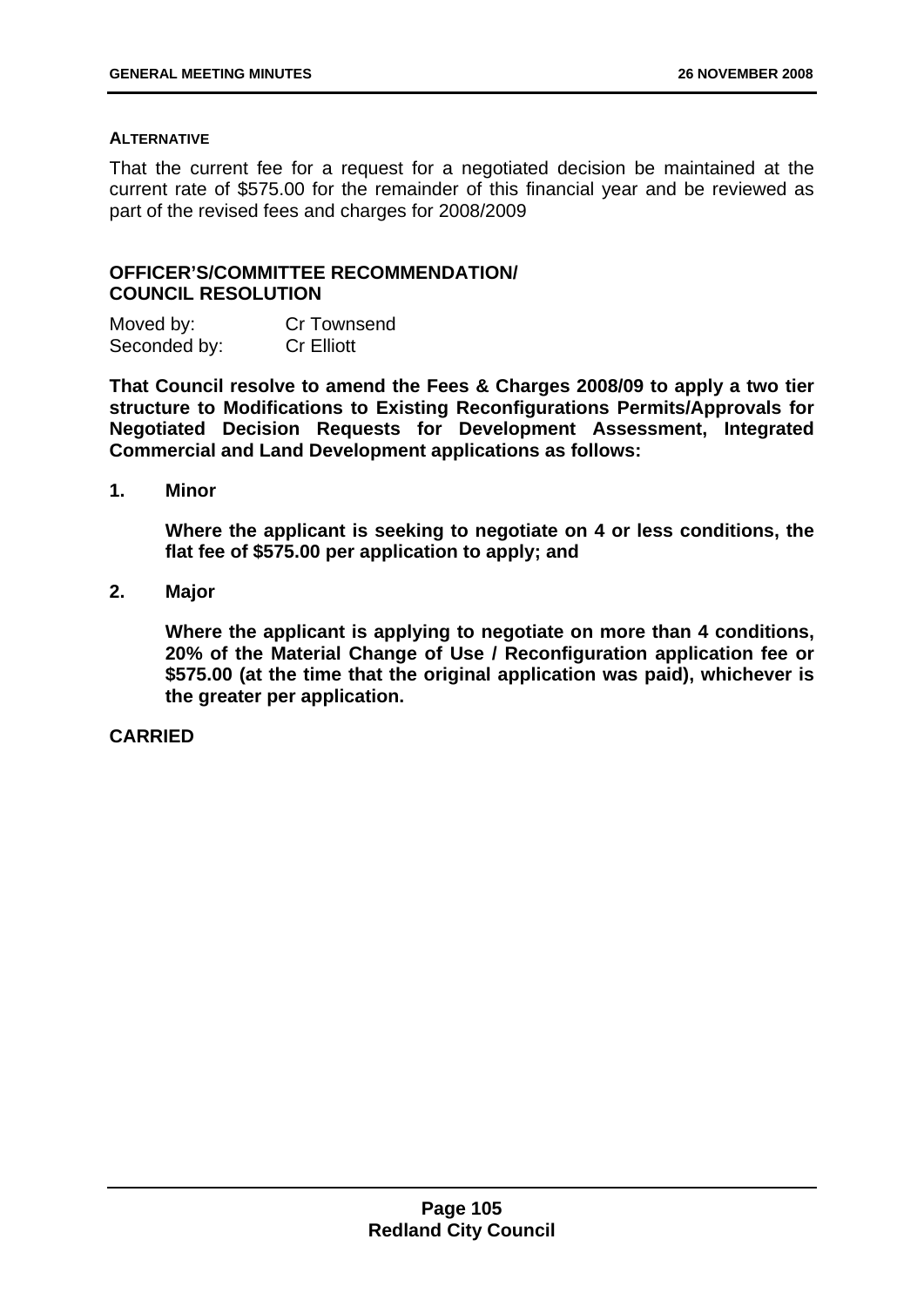**ALTERNATIVE**

That the current fee for a request for a negotiated decision be maintained at the current rate of $575.00 for the remainder of this financial year and be reviewed as part of the revised fees and charges for 2008/2009

## OFFICER'S/COMMITTEE RECOMMENDATION/ COUNCIL RESOLUTION

Moved by: Cr Townsend
Seconded by: Cr Elliott

**That Council resolve to amend the Fees & Charges 2008/09 to apply a two tier structure to Modifications to Existing Reconfigurations Permits/Approvals for Negotiated Decision Requests for Development Assessment, Integrated Commercial and Land Development applications as follows:**

1. **Minor**

   **Where the applicant is seeking to negotiate on 4 or less conditions, the flat fee of $575.00 per application to apply; and**

2. **Major**

   **Where the applicant is applying to negotiate on more than 4 conditions, 20% of the Material Change of Use / Reconfiguration application fee or $575.00 (at the time that the original application was paid), whichever is the greater per application.**

**CARRIED**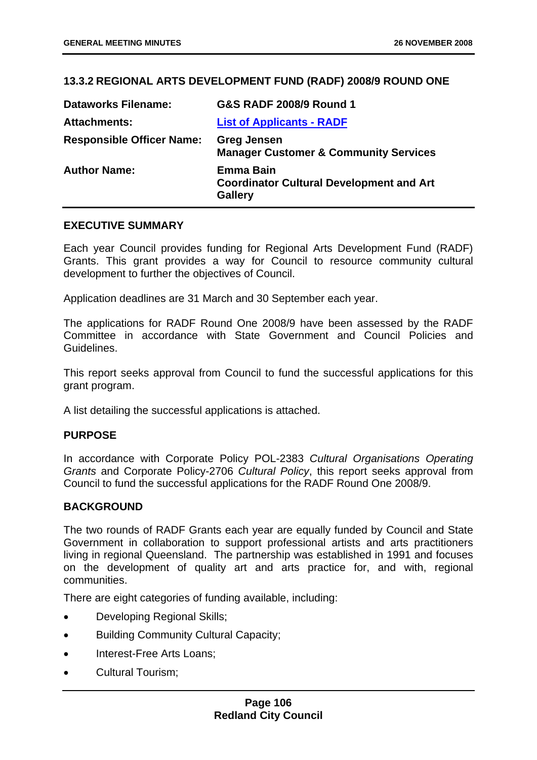## 13.3.2 REGIONAL ARTS DEVELOPMENT FUND (RADF) 2008/9 ROUND ONE

| | |
|---|---|
| **Dataworks Filename:** | **G&S RADF 2008/9 Round 1** |
| **Attachments:** | **List of Applicants - RADF** |
| **Responsible Officer Name:** | **Greg Jensen**<br>**Manager Customer & Community Services** |
| **Author Name:** | **Emma Bain**<br>**Coordinator Cultural Development and Art Gallery** |

### EXECUTIVE SUMMARY

Each year Council provides funding for Regional Arts Development Fund (RADF) Grants. This grant provides a way for Council to resource community cultural development to further the objectives of Council.

Application deadlines are 31 March and 30 September each year.

The applications for RADF Round One 2008/9 have been assessed by the RADF Committee in accordance with State Government and Council Policies and Guidelines.

This report seeks approval from Council to fund the successful applications for this grant program.

A list detailing the successful applications is attached.

### PURPOSE

In accordance with Corporate Policy POL-2383 *Cultural Organisations Operating Grants* and Corporate Policy-2706 *Cultural Policy*, this report seeks approval from Council to fund the successful applications for the RADF Round One 2008/9.

### BACKGROUND

The two rounds of RADF Grants each year are equally funded by Council and State Government in collaboration to support professional artists and arts practitioners living in regional Queensland. The partnership was established in 1991 and focuses on the development of quality art and arts practice for, and with, regional communities.

There are eight categories of funding available, including:

- Developing Regional Skills;
- Building Community Cultural Capacity;
- Interest-Free Arts Loans;
- Cultural Tourism;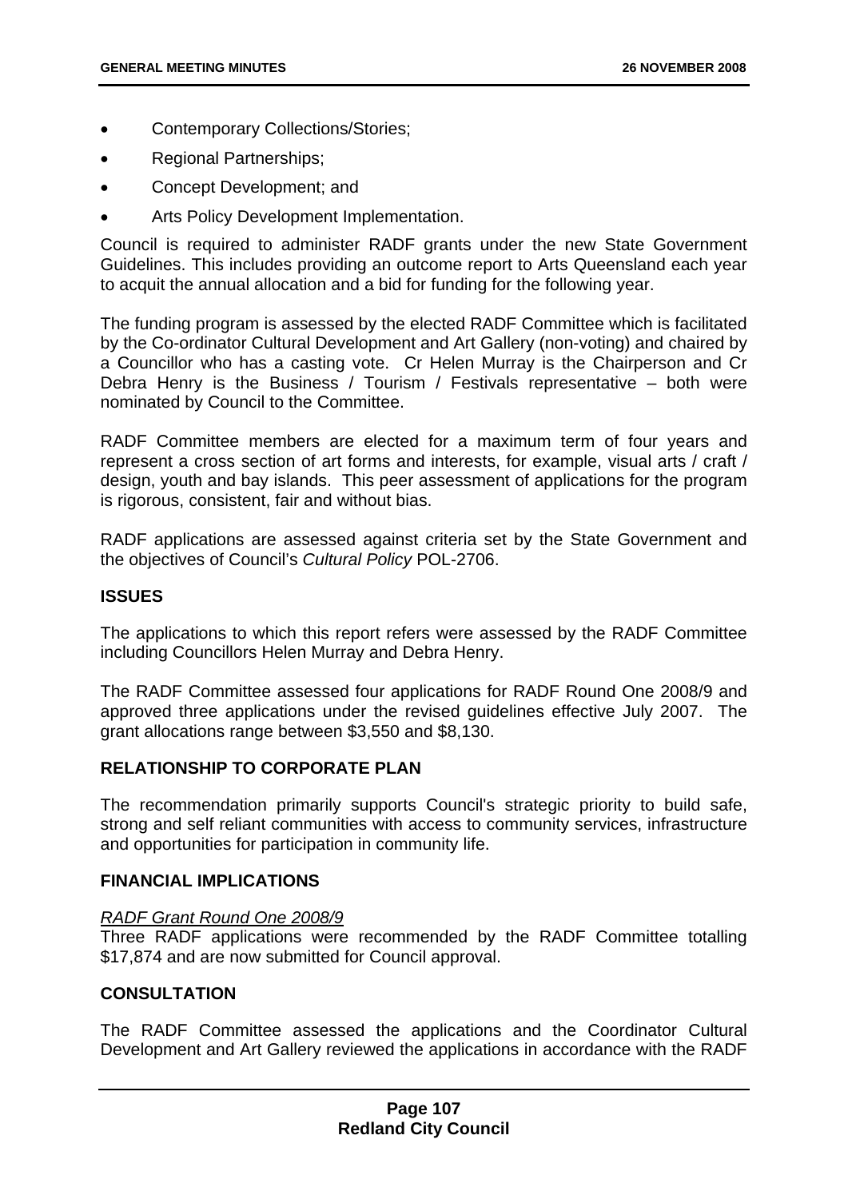- Contemporary Collections/Stories;
- Regional Partnerships;
- Concept Development; and
- Arts Policy Development Implementation.

Council is required to administer RADF grants under the new State Government Guidelines. This includes providing an outcome report to Arts Queensland each year to acquit the annual allocation and a bid for funding for the following year.

The funding program is assessed by the elected RADF Committee which is facilitated by the Co-ordinator Cultural Development and Art Gallery (non-voting) and chaired by a Councillor who has a casting vote. Cr Helen Murray is the Chairperson and Cr Debra Henry is the Business / Tourism / Festivals representative – both were nominated by Council to the Committee.

RADF Committee members are elected for a maximum term of four years and represent a cross section of art forms and interests, for example, visual arts / craft / design, youth and bay islands. This peer assessment of applications for the program is rigorous, consistent, fair and without bias.

RADF applications are assessed against criteria set by the State Government and the objectives of Council's *Cultural Policy* POL-2706.

## ISSUES

The applications to which this report refers were assessed by the RADF Committee including Councillors Helen Murray and Debra Henry.

The RADF Committee assessed four applications for RADF Round One 2008/9 and approved three applications under the revised guidelines effective July 2007. The grant allocations range between $3,550 and $8,130.

## RELATIONSHIP TO CORPORATE PLAN

The recommendation primarily supports Council's strategic priority to build safe, strong and self reliant communities with access to community services, infrastructure and opportunities for participation in community life.

## FINANCIAL IMPLICATIONS

*RADF Grant Round One 2008/9*

Three RADF applications were recommended by the RADF Committee totalling $17,874 and are now submitted for Council approval.

## CONSULTATION

The RADF Committee assessed the applications and the Coordinator Cultural Development and Art Gallery reviewed the applications in accordance with the RADF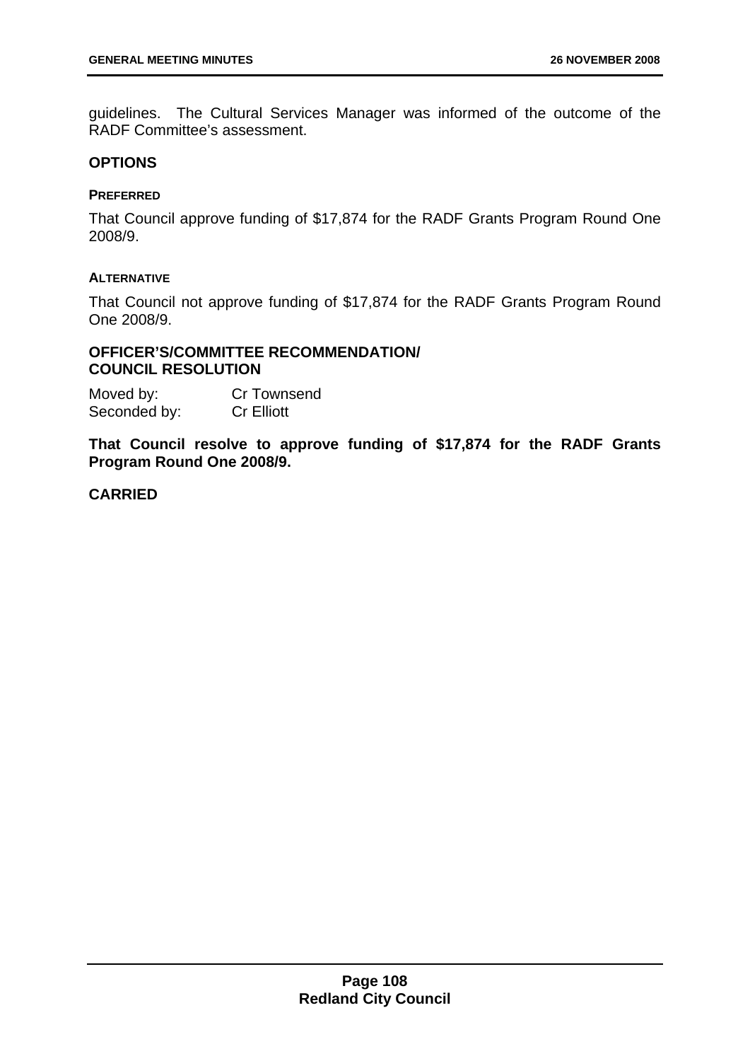guidelines. The Cultural Services Manager was informed of the outcome of the RADF Committee's assessment.

## OPTIONS

### PREFERRED

That Council approve funding of $17,874 for the RADF Grants Program Round One 2008/9.

### ALTERNATIVE

That Council not approve funding of $17,874 for the RADF Grants Program Round One 2008/9.

## OFFICER'S/COMMITTEE RECOMMENDATION/ COUNCIL RESOLUTION

Moved by: Cr Townsend
Seconded by: Cr Elliott

**That Council resolve to approve funding of $17,874 for the RADF Grants Program Round One 2008/9.**

**CARRIED**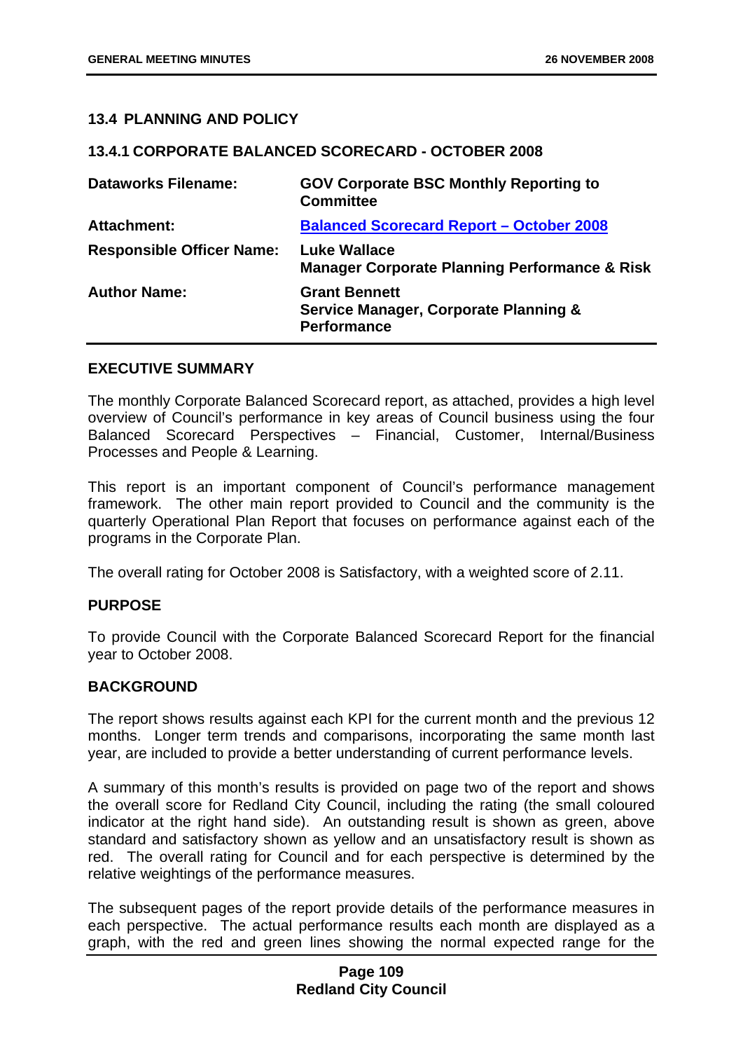## 13.4 PLANNING AND POLICY

### 13.4.1 CORPORATE BALANCED SCORECARD - OCTOBER 2008

| | |
|---|---|
| **Dataworks Filename:** | **GOV Corporate BSC Monthly Reporting to Committee** |
| **Attachment:** | **Balanced Scorecard Report – October 2008** |
| **Responsible Officer Name:** | **Luke Wallace**<br>**Manager Corporate Planning Performance & Risk** |
| **Author Name:** | **Grant Bennett**<br>**Service Manager, Corporate Planning & Performance** |

**EXECUTIVE SUMMARY**

The monthly Corporate Balanced Scorecard report, as attached, provides a high level overview of Council's performance in key areas of Council business using the four Balanced Scorecard Perspectives – Financial, Customer, Internal/Business Processes and People & Learning.

This report is an important component of Council's performance management framework. The other main report provided to Council and the community is the quarterly Operational Plan Report that focuses on performance against each of the programs in the Corporate Plan.

The overall rating for October 2008 is Satisfactory, with a weighted score of 2.11.

**PURPOSE**

To provide Council with the Corporate Balanced Scorecard Report for the financial year to October 2008.

**BACKGROUND**

The report shows results against each KPI for the current month and the previous 12 months. Longer term trends and comparisons, incorporating the same month last year, are included to provide a better understanding of current performance levels.

A summary of this month's results is provided on page two of the report and shows the overall score for Redland City Council, including the rating (the small coloured indicator at the right hand side). An outstanding result is shown as green, above standard and satisfactory shown as yellow and an unsatisfactory result is shown as red. The overall rating for Council and for each perspective is determined by the relative weightings of the performance measures.

The subsequent pages of the report provide details of the performance measures in each perspective. The actual performance results each month are displayed as a graph, with the red and green lines showing the normal expected range for the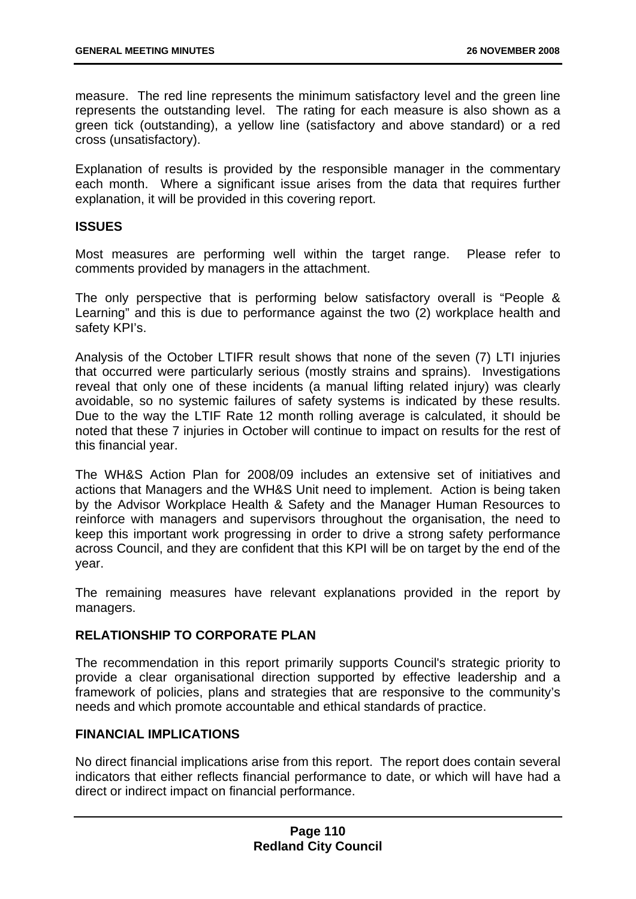measure. The red line represents the minimum satisfactory level and the green line represents the outstanding level. The rating for each measure is also shown as a green tick (outstanding), a yellow line (satisfactory and above standard) or a red cross (unsatisfactory).

Explanation of results is provided by the responsible manager in the commentary each month. Where a significant issue arises from the data that requires further explanation, it will be provided in this covering report.

## ISSUES

Most measures are performing well within the target range. Please refer to comments provided by managers in the attachment.

The only perspective that is performing below satisfactory overall is "People & Learning" and this is due to performance against the two (2) workplace health and safety KPI's.

Analysis of the October LTIFR result shows that none of the seven (7) LTI injuries that occurred were particularly serious (mostly strains and sprains). Investigations reveal that only one of these incidents (a manual lifting related injury) was clearly avoidable, so no systemic failures of safety systems is indicated by these results. Due to the way the LTIF Rate 12 month rolling average is calculated, it should be noted that these 7 injuries in October will continue to impact on results for the rest of this financial year.

The WH&S Action Plan for 2008/09 includes an extensive set of initiatives and actions that Managers and the WH&S Unit need to implement. Action is being taken by the Advisor Workplace Health & Safety and the Manager Human Resources to reinforce with managers and supervisors throughout the organisation, the need to keep this important work progressing in order to drive a strong safety performance across Council, and they are confident that this KPI will be on target by the end of the year.

The remaining measures have relevant explanations provided in the report by managers.

## RELATIONSHIP TO CORPORATE PLAN

The recommendation in this report primarily supports Council's strategic priority to provide a clear organisational direction supported by effective leadership and a framework of policies, plans and strategies that are responsive to the community's needs and which promote accountable and ethical standards of practice.

## FINANCIAL IMPLICATIONS

No direct financial implications arise from this report. The report does contain several indicators that either reflects financial performance to date, or which will have had a direct or indirect impact on financial performance.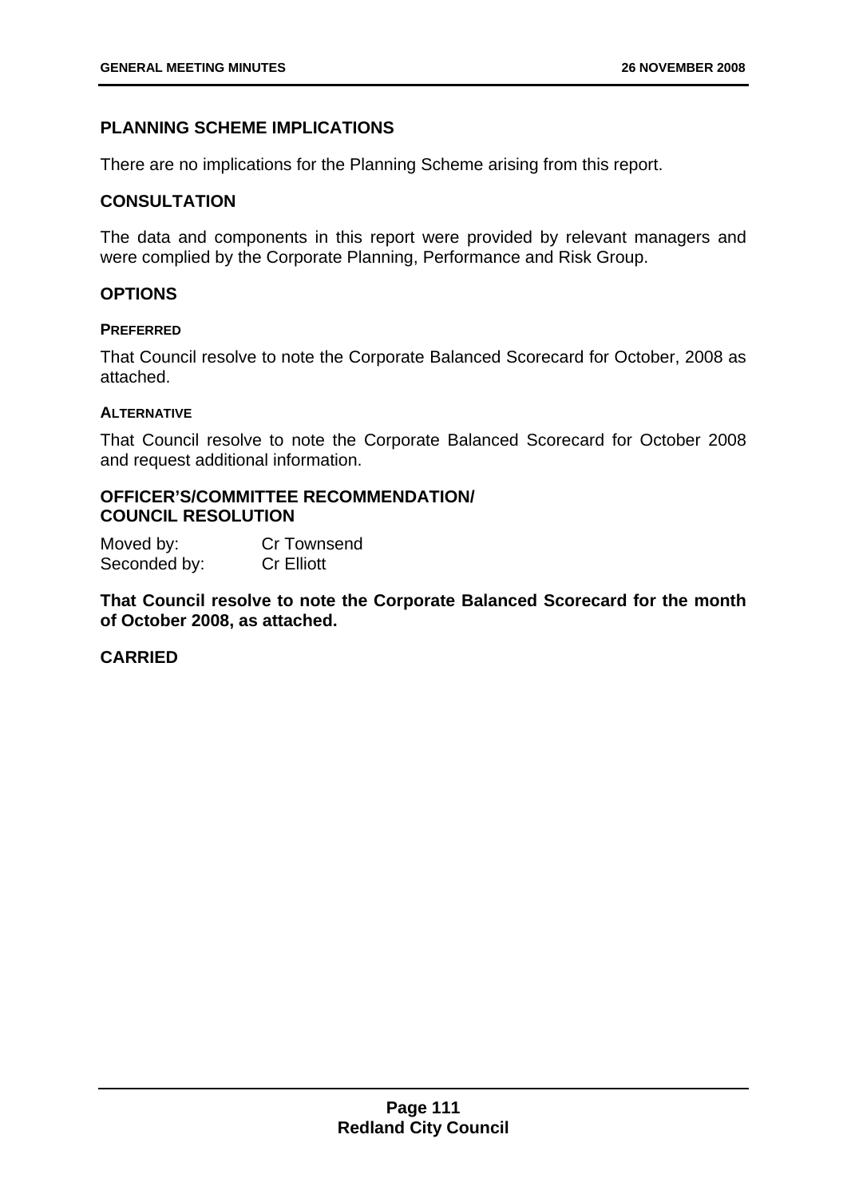## PLANNING SCHEME IMPLICATIONS

There are no implications for the Planning Scheme arising from this report.

## CONSULTATION

The data and components in this report were provided by relevant managers and were complied by the Corporate Planning, Performance and Risk Group.

## OPTIONS

### PREFERRED

That Council resolve to note the Corporate Balanced Scorecard for October, 2008 as attached.

### ALTERNATIVE

That Council resolve to note the Corporate Balanced Scorecard for October 2008 and request additional information.

## OFFICER'S/COMMITTEE RECOMMENDATION/ COUNCIL RESOLUTION

Moved by: Cr Townsend
Seconded by: Cr Elliott

**That Council resolve to note the Corporate Balanced Scorecard for the month of October 2008, as attached.**

**CARRIED**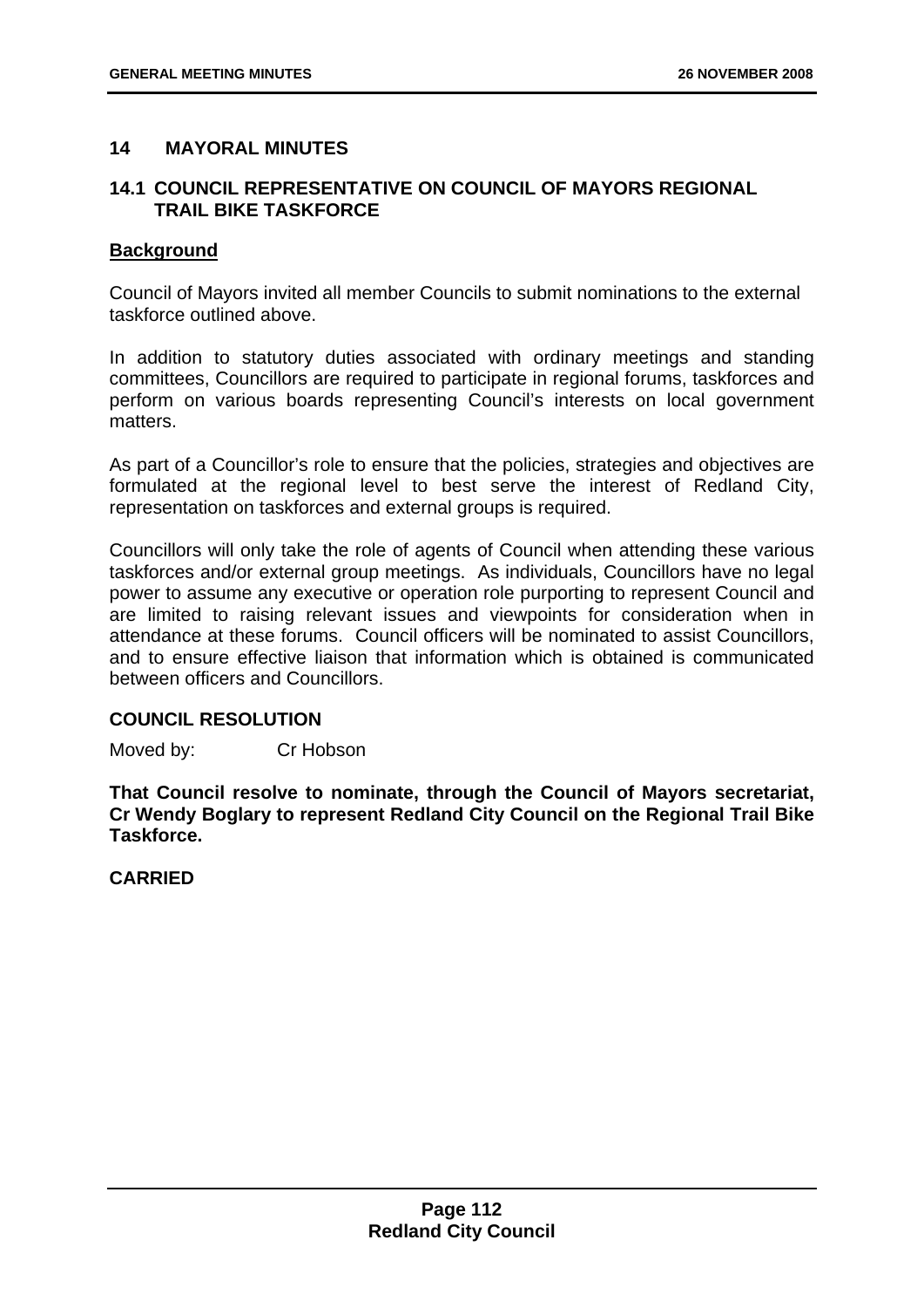## 14 MAYORAL MINUTES

### 14.1 COUNCIL REPRESENTATIVE ON COUNCIL OF MAYORS REGIONAL TRAIL BIKE TASKFORCE

**Background**

Council of Mayors invited all member Councils to submit nominations to the external taskforce outlined above.

In addition to statutory duties associated with ordinary meetings and standing committees, Councillors are required to participate in regional forums, taskforces and perform on various boards representing Council's interests on local government matters.

As part of a Councillor's role to ensure that the policies, strategies and objectives are formulated at the regional level to best serve the interest of Redland City, representation on taskforces and external groups is required.

Councillors will only take the role of agents of Council when attending these various taskforces and/or external group meetings. As individuals, Councillors have no legal power to assume any executive or operation role purporting to represent Council and are limited to raising relevant issues and viewpoints for consideration when in attendance at these forums. Council officers will be nominated to assist Councillors, and to ensure effective liaison that information which is obtained is communicated between officers and Councillors.

**COUNCIL RESOLUTION**

Moved by: Cr Hobson

**That Council resolve to nominate, through the Council of Mayors secretariat, Cr Wendy Boglary to represent Redland City Council on the Regional Trail Bike Taskforce.**

**CARRIED**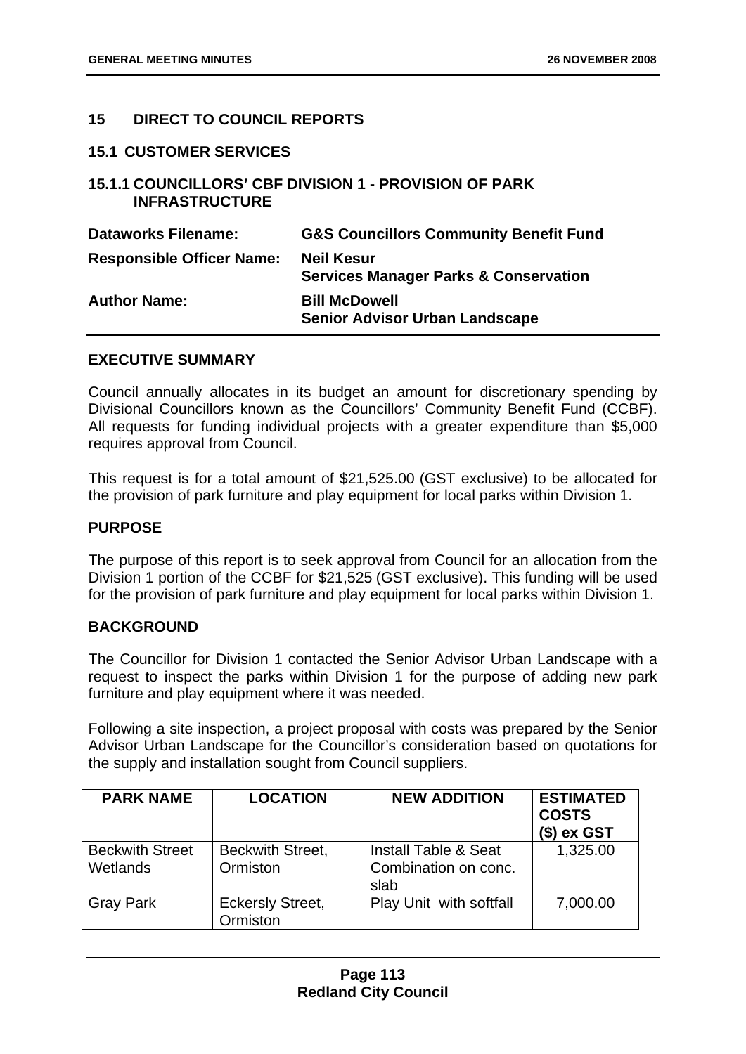## 15 DIRECT TO COUNCIL REPORTS

### 15.1 CUSTOMER SERVICES

### 15.1.1 COUNCILLORS' CBF DIVISION 1 - PROVISION OF PARK INFRASTRUCTURE

| | |
|---|---|
| **Dataworks Filename:** | **G&S Councillors Community Benefit Fund** |
| **Responsible Officer Name:** | **Neil Kesur**<br>**Services Manager Parks & Conservation** |
| **Author Name:** | **Bill McDowell**<br>**Senior Advisor Urban Landscape** |

**EXECUTIVE SUMMARY**

Council annually allocates in its budget an amount for discretionary spending by Divisional Councillors known as the Councillors' Community Benefit Fund (CCBF). All requests for funding individual projects with a greater expenditure than $5,000 requires approval from Council.

This request is for a total amount of $21,525.00 (GST exclusive) to be allocated for the provision of park furniture and play equipment for local parks within Division 1.

**PURPOSE**

The purpose of this report is to seek approval from Council for an allocation from the Division 1 portion of the CCBF for $21,525 (GST exclusive). This funding will be used for the provision of park furniture and play equipment for local parks within Division 1.

**BACKGROUND**

The Councillor for Division 1 contacted the Senior Advisor Urban Landscape with a request to inspect the parks within Division 1 for the purpose of adding new park furniture and play equipment where it was needed.

Following a site inspection, a project proposal with costs was prepared by the Senior Advisor Urban Landscape for the Councillor's consideration based on quotations for the supply and installation sought from Council suppliers.

| PARK NAME | LOCATION | NEW ADDITION | ESTIMATED COSTS ($) ex GST |
|---|---|---|---|
| Beckwith Street Wetlands | Beckwith Street, Ormiston | Install Table & Seat Combination on conc. slab | 1,325.00 |
| Gray Park | Eckersly Street, Ormiston | Play Unit with softfall | 7,000.00 |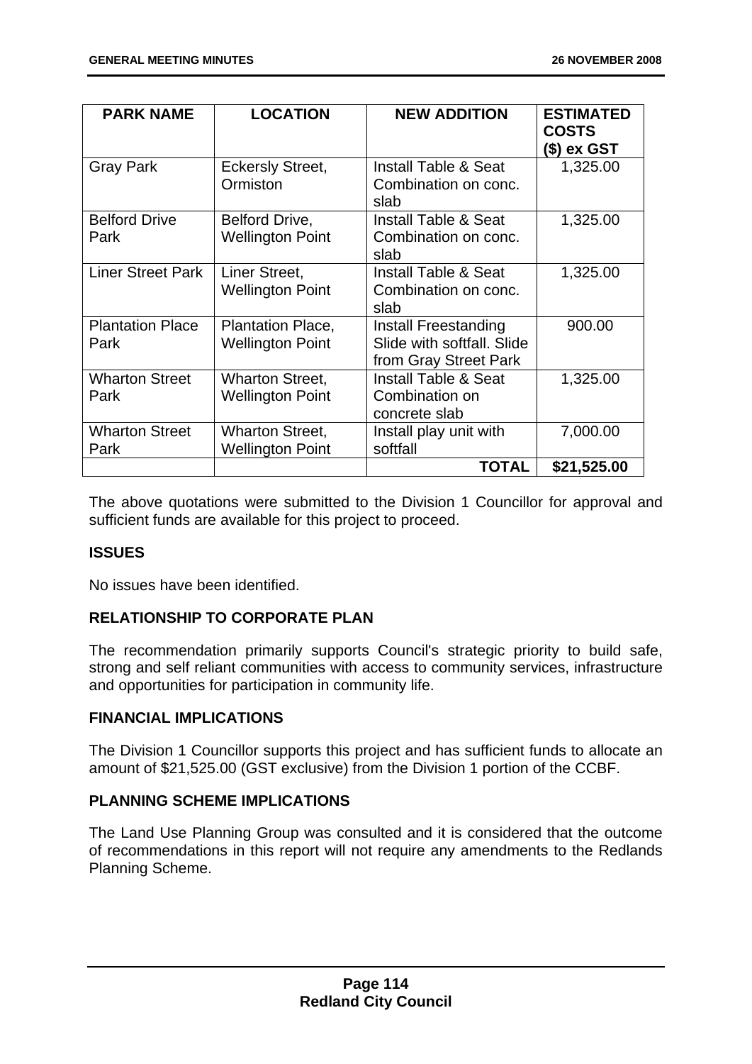| PARK NAME | LOCATION | NEW ADDITION | ESTIMATED COSTS ($) ex GST |
|---|---|---|---|
| Gray Park | Eckersly Street, Ormiston | Install Table & Seat Combination on conc. slab | 1,325.00 |
| Belford Drive Park | Belford Drive, Wellington Point | Install Table & Seat Combination on conc. slab | 1,325.00 |
| Liner Street Park | Liner Street, Wellington Point | Install Table & Seat Combination on conc. slab | 1,325.00 |
| Plantation Place Park | Plantation Place, Wellington Point | Install Freestanding Slide with softfall. Slide from Gray Street Park | 900.00 |
| Wharton Street Park | Wharton Street, Wellington Point | Install Table & Seat Combination on concrete slab | 1,325.00 |
| Wharton Street Park | Wharton Street, Wellington Point | Install play unit with softfall | 7,000.00 |
| | | **TOTAL** | **$21,525.00** |

The above quotations were submitted to the Division 1 Councillor for approval and sufficient funds are available for this project to proceed.

### ISSUES

No issues have been identified.

### RELATIONSHIP TO CORPORATE PLAN

The recommendation primarily supports Council's strategic priority to build safe, strong and self reliant communities with access to community services, infrastructure and opportunities for participation in community life.

### FINANCIAL IMPLICATIONS

The Division 1 Councillor supports this project and has sufficient funds to allocate an amount of $21,525.00 (GST exclusive) from the Division 1 portion of the CCBF.

### PLANNING SCHEME IMPLICATIONS

The Land Use Planning Group was consulted and it is considered that the outcome of recommendations in this report will not require any amendments to the Redlands Planning Scheme.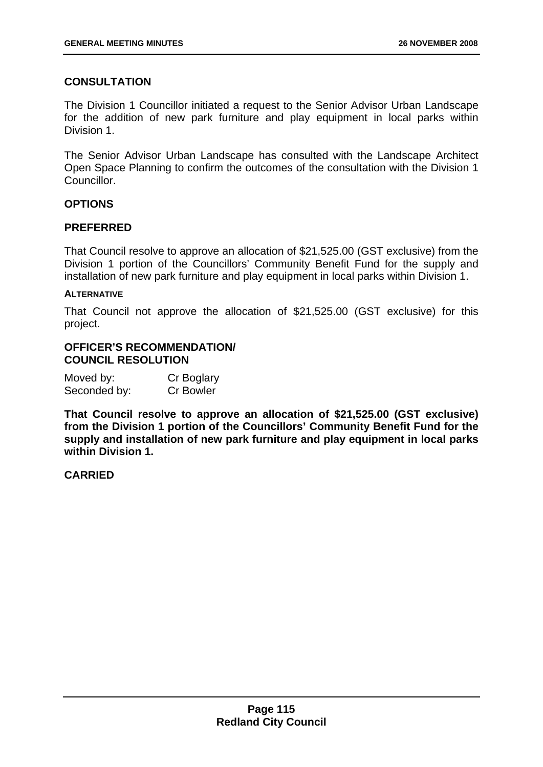### CONSULTATION

The Division 1 Councillor initiated a request to the Senior Advisor Urban Landscape for the addition of new park furniture and play equipment in local parks within Division 1.

The Senior Advisor Urban Landscape has consulted with the Landscape Architect Open Space Planning to confirm the outcomes of the consultation with the Division 1 Councillor.

### OPTIONS

### PREFERRED

That Council resolve to approve an allocation of $21,525.00 (GST exclusive) from the Division 1 portion of the Councillors' Community Benefit Fund for the supply and installation of new park furniture and play equipment in local parks within Division 1.

#### ALTERNATIVE

That Council not approve the allocation of $21,525.00 (GST exclusive) for this project.

### OFFICER'S RECOMMENDATION/ COUNCIL RESOLUTION

Moved by: Cr Boglary
Seconded by: Cr Bowler

**That Council resolve to approve an allocation of $21,525.00 (GST exclusive) from the Division 1 portion of the Councillors' Community Benefit Fund for the supply and installation of new park furniture and play equipment in local parks within Division 1.**

**CARRIED**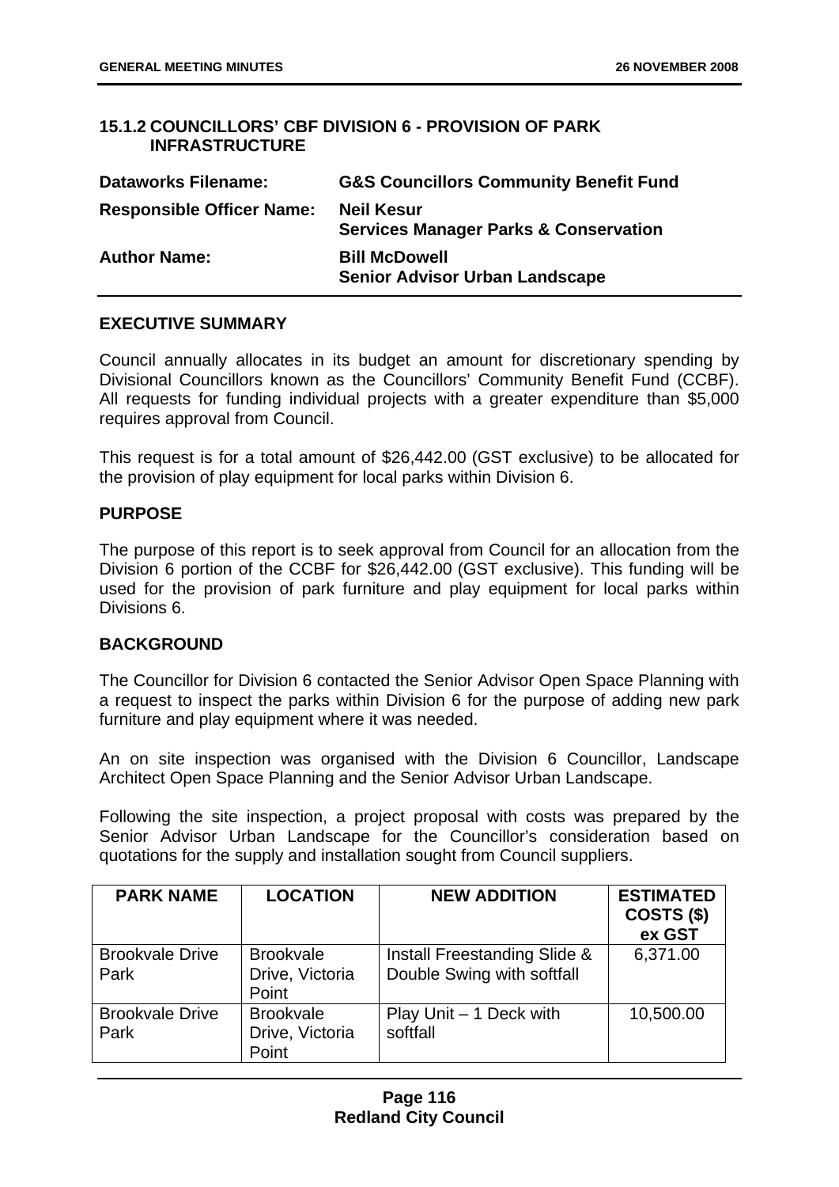### 15.1.2 COUNCILLORS' CBF DIVISION 6 - PROVISION OF PARK INFRASTRUCTURE

| | |
|---|---|
| **Dataworks Filename:** | **G&S Councillors Community Benefit Fund** |
| **Responsible Officer Name:** | **Neil Kesur**<br>**Services Manager Parks & Conservation** |
| **Author Name:** | **Bill McDowell**<br>**Senior Advisor Urban Landscape** |

#### EXECUTIVE SUMMARY

Council annually allocates in its budget an amount for discretionary spending by Divisional Councillors known as the Councillors' Community Benefit Fund (CCBF). All requests for funding individual projects with a greater expenditure than $5,000 requires approval from Council.

This request is for a total amount of $26,442.00 (GST exclusive) to be allocated for the provision of play equipment for local parks within Division 6.

#### PURPOSE

The purpose of this report is to seek approval from Council for an allocation from the Division 6 portion of the CCBF for $26,442.00 (GST exclusive). This funding will be used for the provision of park furniture and play equipment for local parks within Divisions 6.

#### BACKGROUND

The Councillor for Division 6 contacted the Senior Advisor Open Space Planning with a request to inspect the parks within Division 6 for the purpose of adding new park furniture and play equipment where it was needed.

An on site inspection was organised with the Division 6 Councillor, Landscape Architect Open Space Planning and the Senior Advisor Urban Landscape.

Following the site inspection, a project proposal with costs was prepared by the Senior Advisor Urban Landscape for the Councillor's consideration based on quotations for the supply and installation sought from Council suppliers.

| PARK NAME | LOCATION | NEW ADDITION | ESTIMATED COSTS ($) ex GST |
|---|---|---|---|
| Brookvale Drive Park | Brookvale Drive, Victoria Point | Install Freestanding Slide & Double Swing with softfall | 6,371.00 |
| Brookvale Drive Park | Brookvale Drive, Victoria Point | Play Unit – 1 Deck with softfall | 10,500.00 |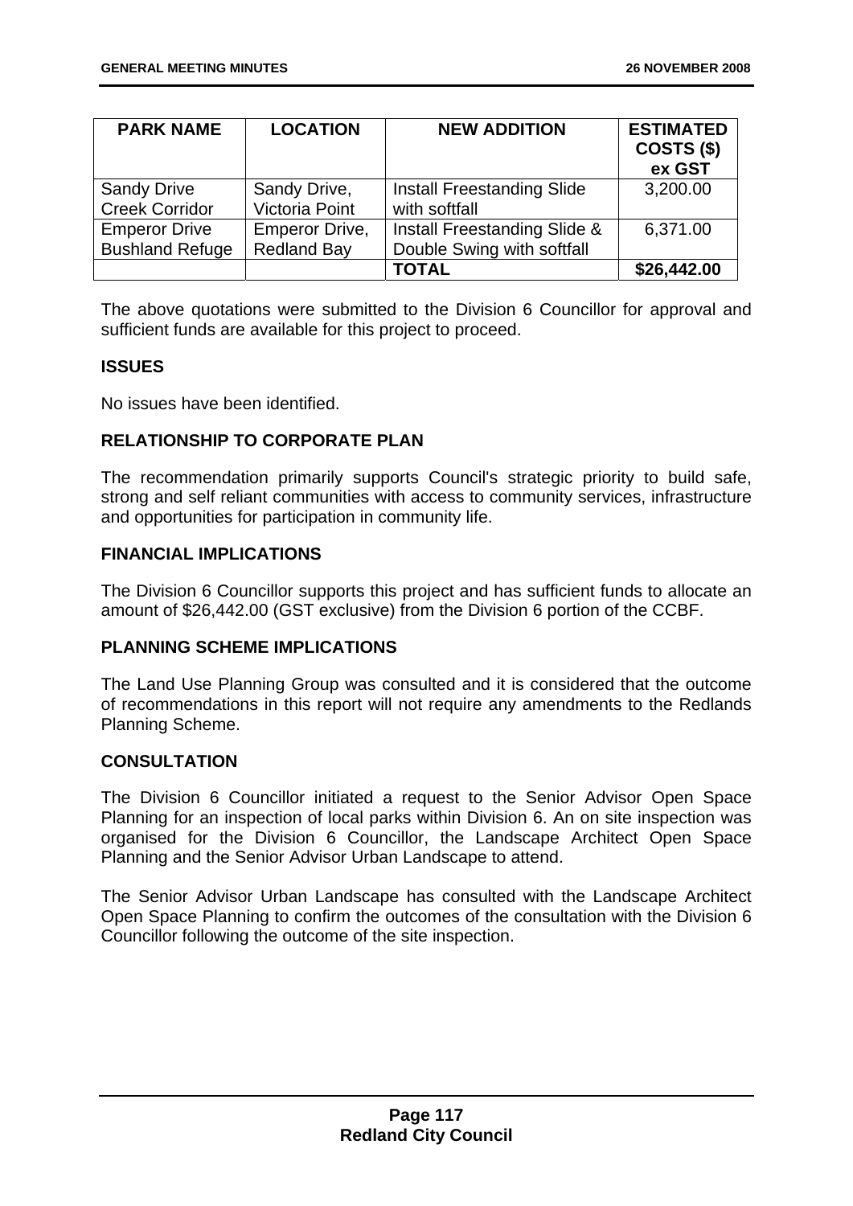| PARK NAME | LOCATION | NEW ADDITION | ESTIMATED COSTS ($) ex GST |
|---|---|---|---|
| Sandy Drive Creek Corridor | Sandy Drive, Victoria Point | Install Freestanding Slide with softfall | 3,200.00 |
| Emperor Drive Bushland Refuge | Emperor Drive, Redland Bay | Install Freestanding Slide & Double Swing with softfall | 6,371.00 |
| | | **TOTAL** | **$26,442.00** |

The above quotations were submitted to the Division 6 Councillor for approval and sufficient funds are available for this project to proceed.

**ISSUES**

No issues have been identified.

**RELATIONSHIP TO CORPORATE PLAN**

The recommendation primarily supports Council's strategic priority to build safe, strong and self reliant communities with access to community services, infrastructure and opportunities for participation in community life.

**FINANCIAL IMPLICATIONS**

The Division 6 Councillor supports this project and has sufficient funds to allocate an amount of $26,442.00 (GST exclusive) from the Division 6 portion of the CCBF.

**PLANNING SCHEME IMPLICATIONS**

The Land Use Planning Group was consulted and it is considered that the outcome of recommendations in this report will not require any amendments to the Redlands Planning Scheme.

**CONSULTATION**

The Division 6 Councillor initiated a request to the Senior Advisor Open Space Planning for an inspection of local parks within Division 6. An on site inspection was organised for the Division 6 Councillor, the Landscape Architect Open Space Planning and the Senior Advisor Urban Landscape to attend.

The Senior Advisor Urban Landscape has consulted with the Landscape Architect Open Space Planning to confirm the outcomes of the consultation with the Division 6 Councillor following the outcome of the site inspection.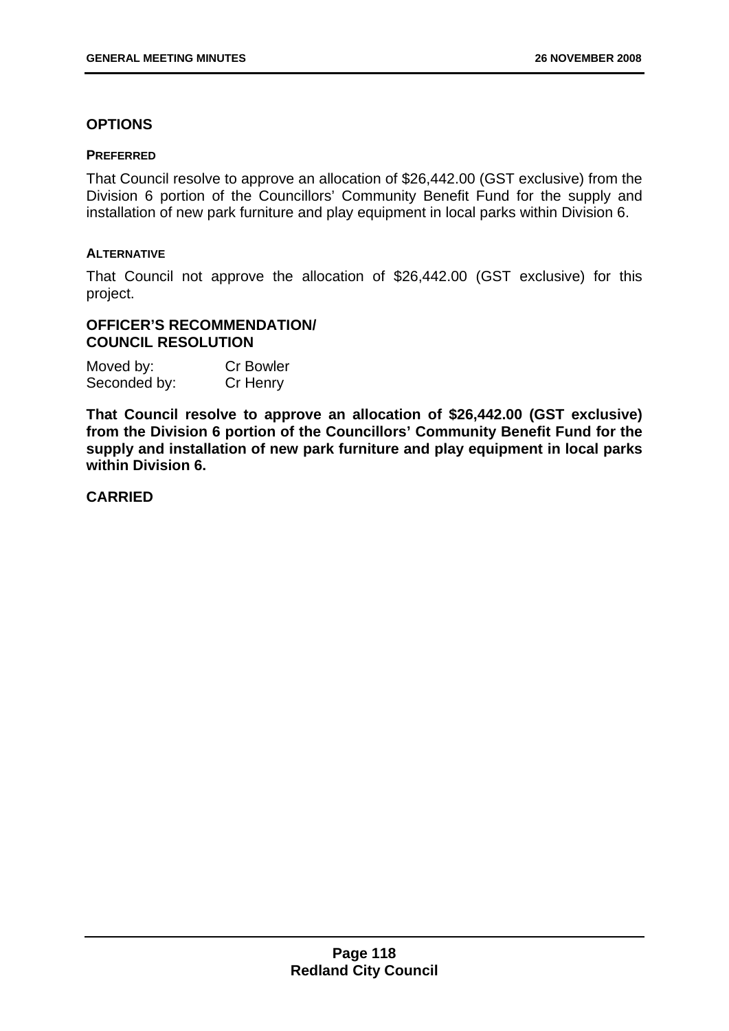## OPTIONS

#### PREFERRED

That Council resolve to approve an allocation of $26,442.00 (GST exclusive) from the Division 6 portion of the Councillors' Community Benefit Fund for the supply and installation of new park furniture and play equipment in local parks within Division 6.

#### ALTERNATIVE

That Council not approve the allocation of $26,442.00 (GST exclusive) for this project.

## OFFICER'S RECOMMENDATION/ COUNCIL RESOLUTION

Moved by: Cr Bowler
Seconded by: Cr Henry

**That Council resolve to approve an allocation of $26,442.00 (GST exclusive) from the Division 6 portion of the Councillors' Community Benefit Fund for the supply and installation of new park furniture and play equipment in local parks within Division 6.**

**CARRIED**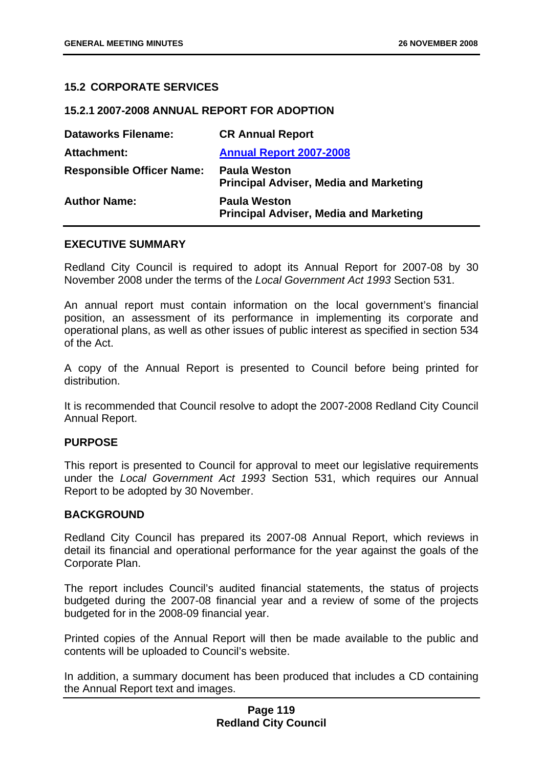## 15.2 CORPORATE SERVICES

### 15.2.1 2007-2008 ANNUAL REPORT FOR ADOPTION

| | |
|---|---|
| **Dataworks Filename:** | **CR Annual Report** |
| **Attachment:** | **Annual Report 2007-2008** |
| **Responsible Officer Name:** | **Paula Weston**<br>**Principal Adviser, Media and Marketing** |
| **Author Name:** | **Paula Weston**<br>**Principal Adviser, Media and Marketing** |

#### EXECUTIVE SUMMARY

Redland City Council is required to adopt its Annual Report for 2007-08 by 30 November 2008 under the terms of the *Local Government Act 1993* Section 531.

An annual report must contain information on the local government's financial position, an assessment of its performance in implementing its corporate and operational plans, as well as other issues of public interest as specified in section 534 of the Act.

A copy of the Annual Report is presented to Council before being printed for distribution.

It is recommended that Council resolve to adopt the 2007-2008 Redland City Council Annual Report.

#### PURPOSE

This report is presented to Council for approval to meet our legislative requirements under the *Local Government Act 1993* Section 531, which requires our Annual Report to be adopted by 30 November.

#### BACKGROUND

Redland City Council has prepared its 2007-08 Annual Report, which reviews in detail its financial and operational performance for the year against the goals of the Corporate Plan.

The report includes Council's audited financial statements, the status of projects budgeted during the 2007-08 financial year and a review of some of the projects budgeted for in the 2008-09 financial year.

Printed copies of the Annual Report will then be made available to the public and contents will be uploaded to Council's website.

In addition, a summary document has been produced that includes a CD containing the Annual Report text and images.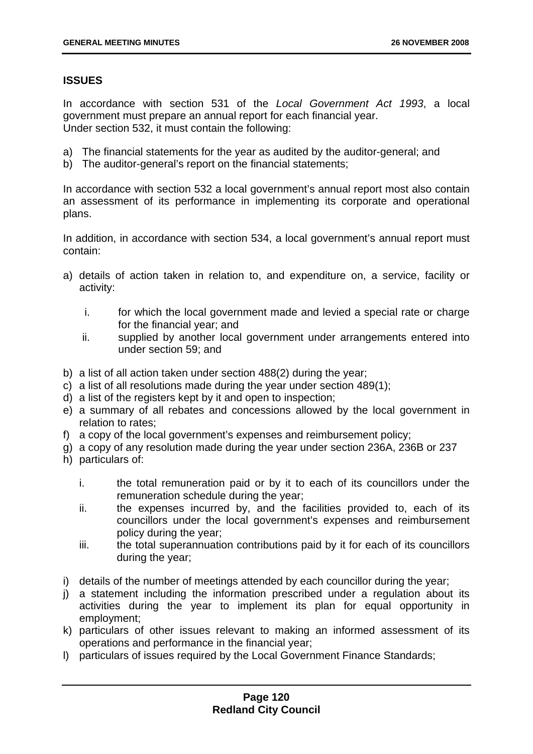## ISSUES

In accordance with section 531 of the *Local Government Act 1993*, a local government must prepare an annual report for each financial year.
Under section 532, it must contain the following:

a) The financial statements for the year as audited by the auditor-general; and
b) The auditor-general's report on the financial statements;

In accordance with section 532 a local government's annual report most also contain an assessment of its performance in implementing its corporate and operational plans.

In addition, in accordance with section 534, a local government's annual report must contain:

a) details of action taken in relation to, and expenditure on, a service, facility or activity:

   i. for which the local government made and levied a special rate or charge for the financial year; and
   ii. supplied by another local government under arrangements entered into under section 59; and

b) a list of all action taken under section 488(2) during the year;
c) a list of all resolutions made during the year under section 489(1);
d) a list of the registers kept by it and open to inspection;
e) a summary of all rebates and concessions allowed by the local government in relation to rates;
f) a copy of the local government's expenses and reimbursement policy;
g) a copy of any resolution made during the year under section 236A, 236B or 237
h) particulars of:

   i. the total remuneration paid or by it to each of its councillors under the remuneration schedule during the year;
   ii. the expenses incurred by, and the facilities provided to, each of its councillors under the local government's expenses and reimbursement policy during the year;
   iii. the total superannuation contributions paid by it for each of its councillors during the year;

i) details of the number of meetings attended by each councillor during the year;
j) a statement including the information prescribed under a regulation about its activities during the year to implement its plan for equal opportunity in employment;
k) particulars of other issues relevant to making an informed assessment of its operations and performance in the financial year;
l) particulars of issues required by the Local Government Finance Standards;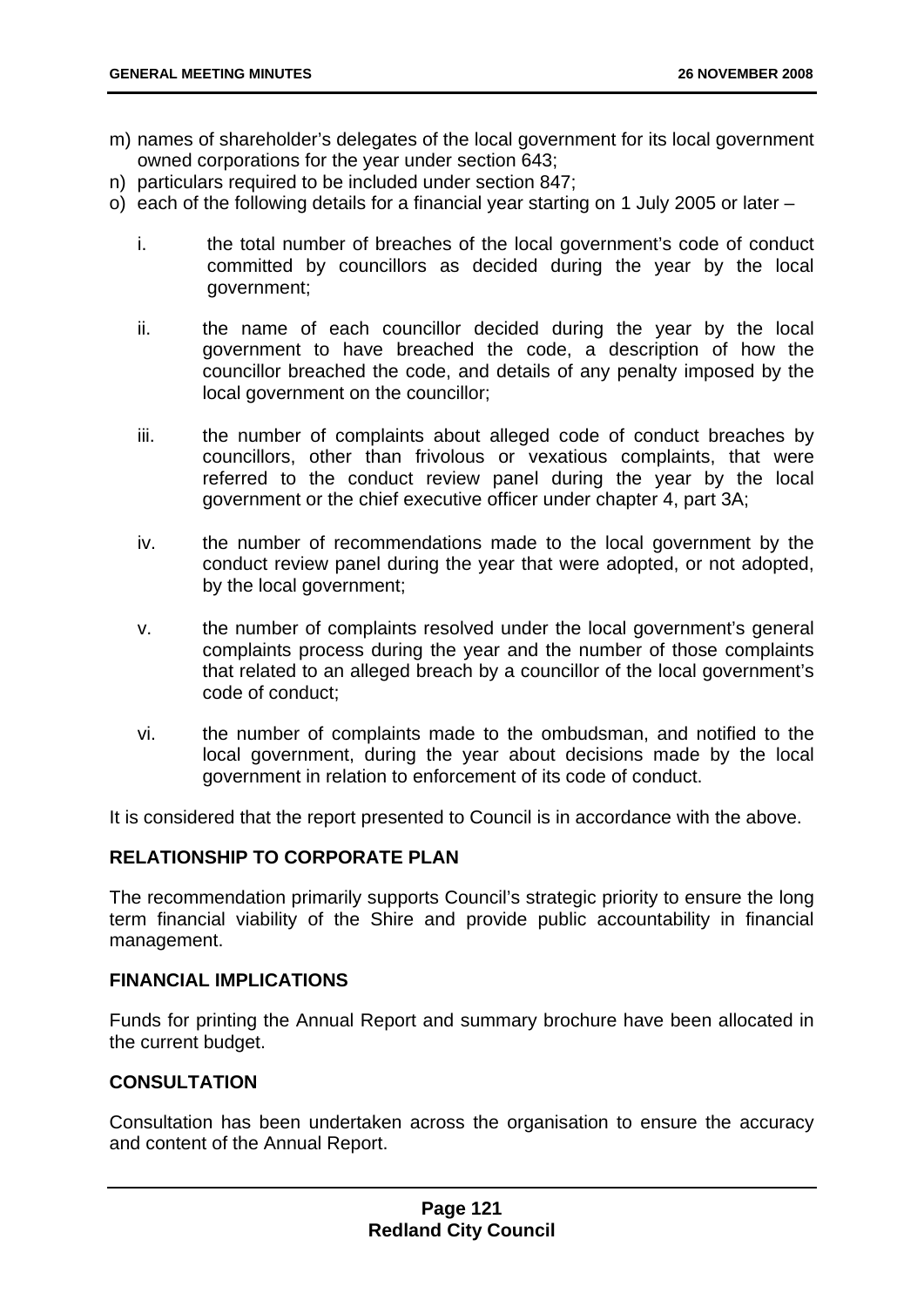m) names of shareholder's delegates of the local government for its local government owned corporations for the year under section 643;
n) particulars required to be included under section 847;
o) each of the following details for a financial year starting on 1 July 2005 or later –

   i. the total number of breaches of the local government's code of conduct committed by councillors as decided during the year by the local government;

   ii. the name of each councillor decided during the year by the local government to have breached the code, a description of how the councillor breached the code, and details of any penalty imposed by the local government on the councillor;

   iii. the number of complaints about alleged code of conduct breaches by councillors, other than frivolous or vexatious complaints, that were referred to the conduct review panel during the year by the local government or the chief executive officer under chapter 4, part 3A;

   iv. the number of recommendations made to the local government by the conduct review panel during the year that were adopted, or not adopted, by the local government;

   v. the number of complaints resolved under the local government's general complaints process during the year and the number of those complaints that related to an alleged breach by a councillor of the local government's code of conduct;

   vi. the number of complaints made to the ombudsman, and notified to the local government, during the year about decisions made by the local government in relation to enforcement of its code of conduct.

It is considered that the report presented to Council is in accordance with the above.

## RELATIONSHIP TO CORPORATE PLAN

The recommendation primarily supports Council's strategic priority to ensure the long term financial viability of the Shire and provide public accountability in financial management.

## FINANCIAL IMPLICATIONS

Funds for printing the Annual Report and summary brochure have been allocated in the current budget.

## CONSULTATION

Consultation has been undertaken across the organisation to ensure the accuracy and content of the Annual Report.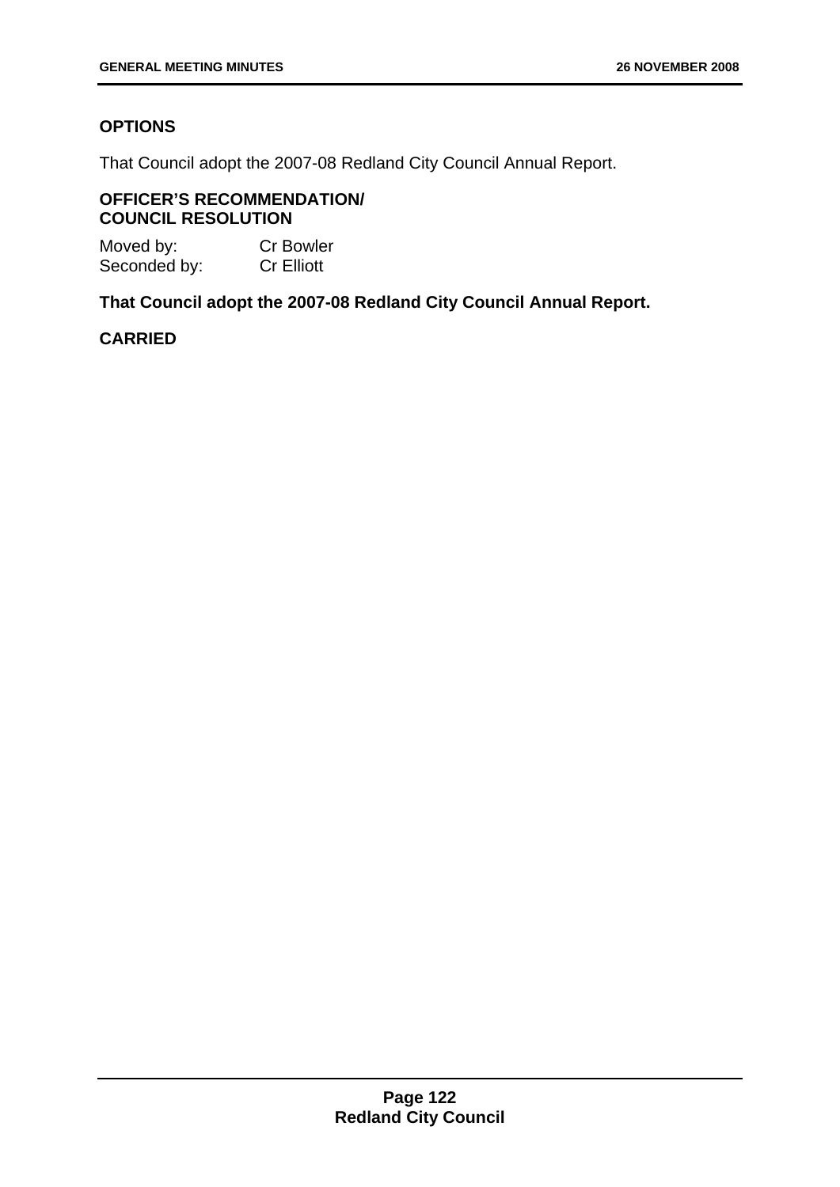### OPTIONS

That Council adopt the 2007-08 Redland City Council Annual Report.

### OFFICER'S RECOMMENDATION/ COUNCIL RESOLUTION

Moved by: Cr Bowler
Seconded by: Cr Elliott

**That Council adopt the 2007-08 Redland City Council Annual Report.**

**CARRIED**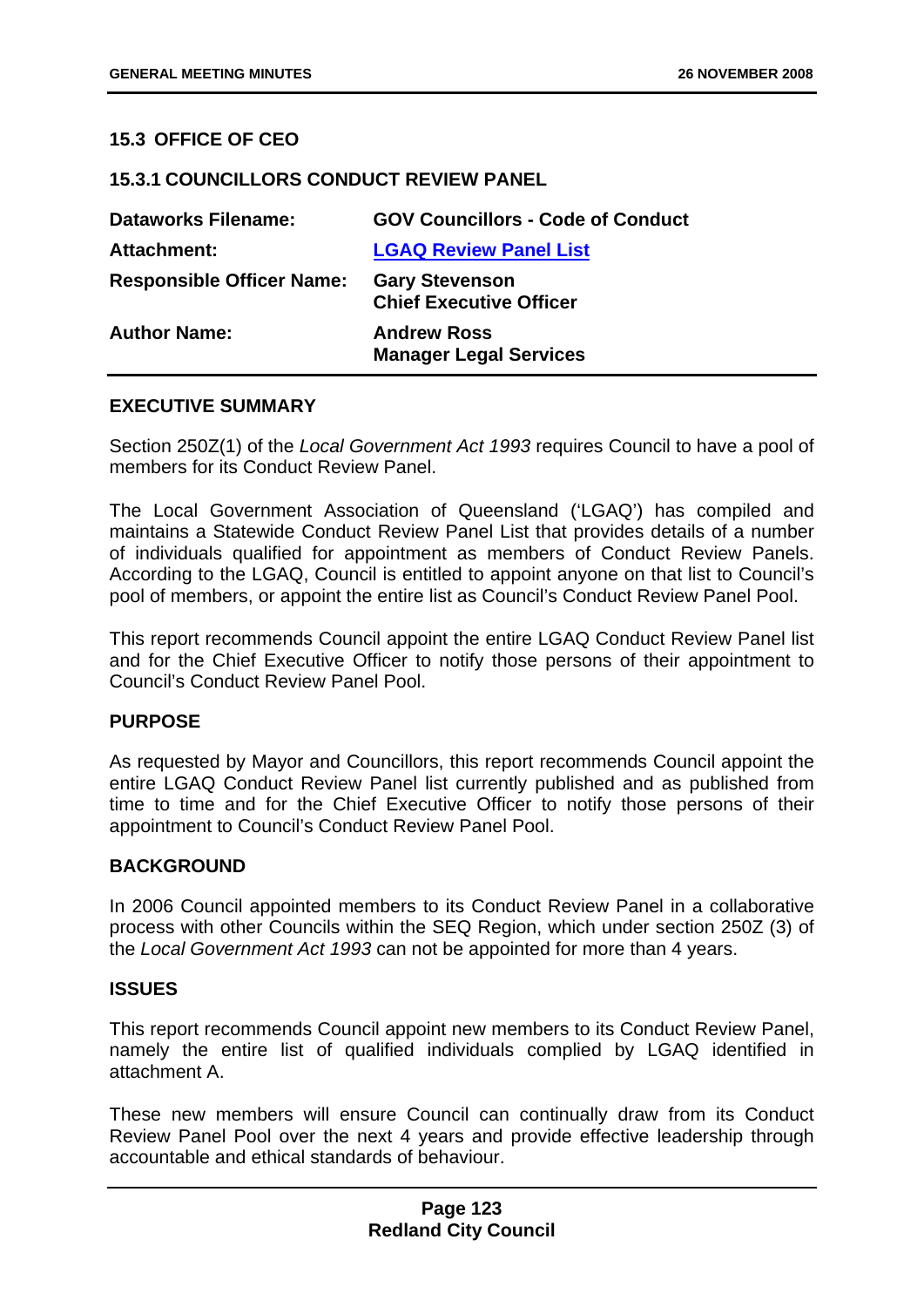## 15.3 OFFICE OF CEO

### 15.3.1 COUNCILLORS CONDUCT REVIEW PANEL

| | |
|---|---|
| **Dataworks Filename:** | **GOV Councillors - Code of Conduct** |
| **Attachment:** | **LGAQ Review Panel List** |
| **Responsible Officer Name:** | **Gary Stevenson**<br>**Chief Executive Officer** |
| **Author Name:** | **Andrew Ross**<br>**Manager Legal Services** |

#### EXECUTIVE SUMMARY

Section 250Z(1) of the *Local Government Act 1993* requires Council to have a pool of members for its Conduct Review Panel.

The Local Government Association of Queensland ('LGAQ') has compiled and maintains a Statewide Conduct Review Panel List that provides details of a number of individuals qualified for appointment as members of Conduct Review Panels. According to the LGAQ, Council is entitled to appoint anyone on that list to Council's pool of members, or appoint the entire list as Council's Conduct Review Panel Pool.

This report recommends Council appoint the entire LGAQ Conduct Review Panel list and for the Chief Executive Officer to notify those persons of their appointment to Council's Conduct Review Panel Pool.

#### PURPOSE

As requested by Mayor and Councillors, this report recommends Council appoint the entire LGAQ Conduct Review Panel list currently published and as published from time to time and for the Chief Executive Officer to notify those persons of their appointment to Council's Conduct Review Panel Pool.

#### BACKGROUND

In 2006 Council appointed members to its Conduct Review Panel in a collaborative process with other Councils within the SEQ Region, which under section 250Z (3) of the *Local Government Act 1993* can not be appointed for more than 4 years.

#### ISSUES

This report recommends Council appoint new members to its Conduct Review Panel, namely the entire list of qualified individuals complied by LGAQ identified in attachment A.

These new members will ensure Council can continually draw from its Conduct Review Panel Pool over the next 4 years and provide effective leadership through accountable and ethical standards of behaviour.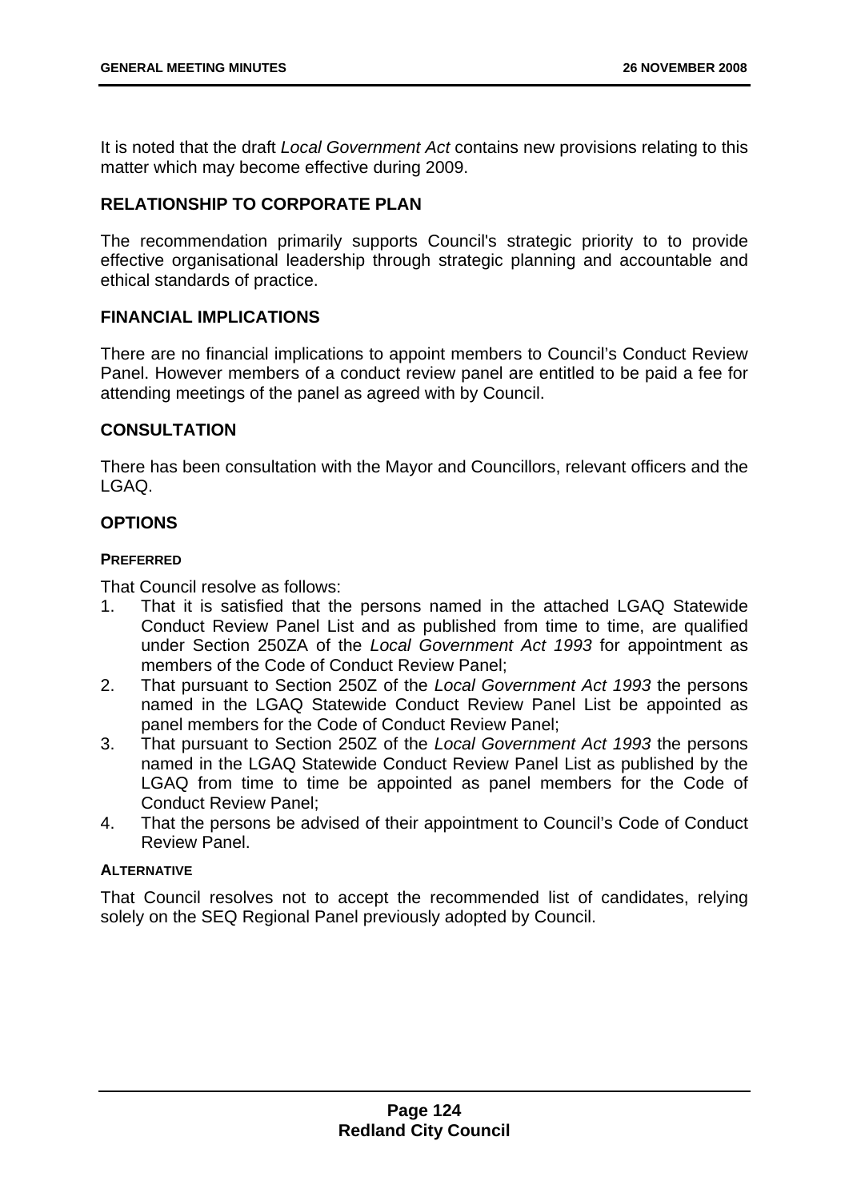It is noted that the draft *Local Government Act* contains new provisions relating to this matter which may become effective during 2009.

## RELATIONSHIP TO CORPORATE PLAN

The recommendation primarily supports Council's strategic priority to to provide effective organisational leadership through strategic planning and accountable and ethical standards of practice.

## FINANCIAL IMPLICATIONS

There are no financial implications to appoint members to Council's Conduct Review Panel. However members of a conduct review panel are entitled to be paid a fee for attending meetings of the panel as agreed with by Council.

## CONSULTATION

There has been consultation with the Mayor and Councillors, relevant officers and the LGAQ.

## OPTIONS

### PREFERRED

That Council resolve as follows:

1. That it is satisfied that the persons named in the attached LGAQ Statewide Conduct Review Panel List and as published from time to time, are qualified under Section 250ZA of the *Local Government Act 1993* for appointment as members of the Code of Conduct Review Panel;
2. That pursuant to Section 250Z of the *Local Government Act 1993* the persons named in the LGAQ Statewide Conduct Review Panel List be appointed as panel members for the Code of Conduct Review Panel;
3. That pursuant to Section 250Z of the *Local Government Act 1993* the persons named in the LGAQ Statewide Conduct Review Panel List as published by the LGAQ from time to time be appointed as panel members for the Code of Conduct Review Panel;
4. That the persons be advised of their appointment to Council's Code of Conduct Review Panel.

### ALTERNATIVE

That Council resolves not to accept the recommended list of candidates, relying solely on the SEQ Regional Panel previously adopted by Council.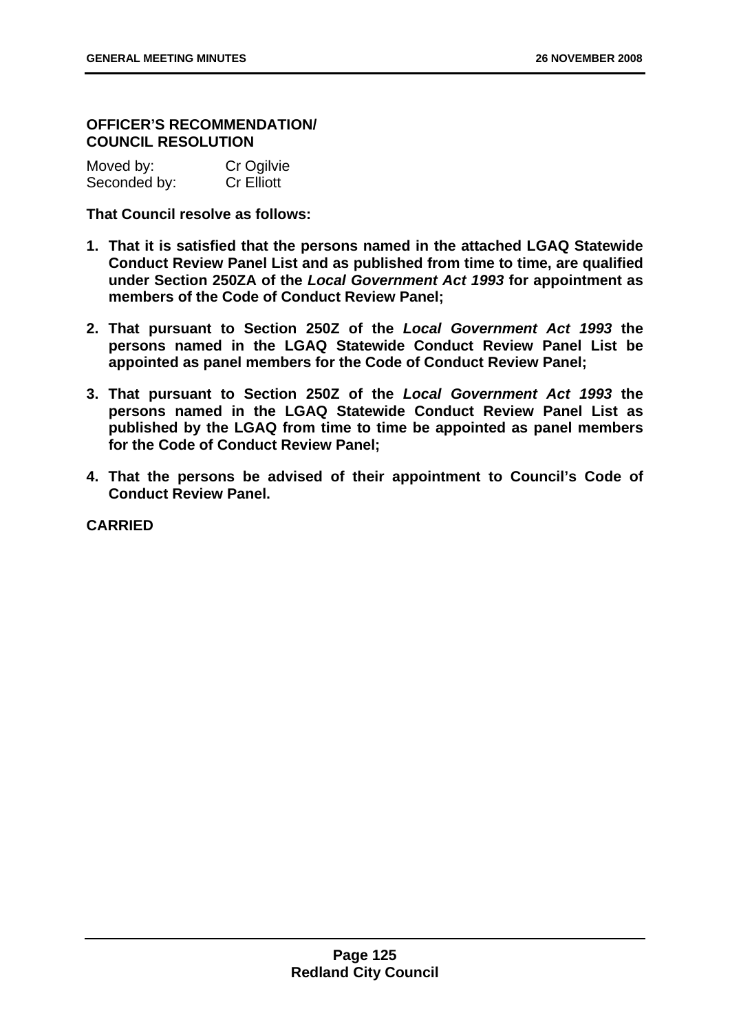**OFFICER'S RECOMMENDATION/
COUNCIL RESOLUTION**

Moved by: Cr Ogilvie
Seconded by: Cr Elliott

**That Council resolve as follows:**

1. **That it is satisfied that the persons named in the attached LGAQ Statewide Conduct Review Panel List and as published from time to time, are qualified under Section 250ZA of the *Local Government Act 1993* for appointment as members of the Code of Conduct Review Panel;**

2. **That pursuant to Section 250Z of the *Local Government Act 1993* the persons named in the LGAQ Statewide Conduct Review Panel List be appointed as panel members for the Code of Conduct Review Panel;**

3. **That pursuant to Section 250Z of the *Local Government Act 1993* the persons named in the LGAQ Statewide Conduct Review Panel List as published by the LGAQ from time to time be appointed as panel members for the Code of Conduct Review Panel;**

4. **That the persons be advised of their appointment to Council's Code of Conduct Review Panel.**

**CARRIED**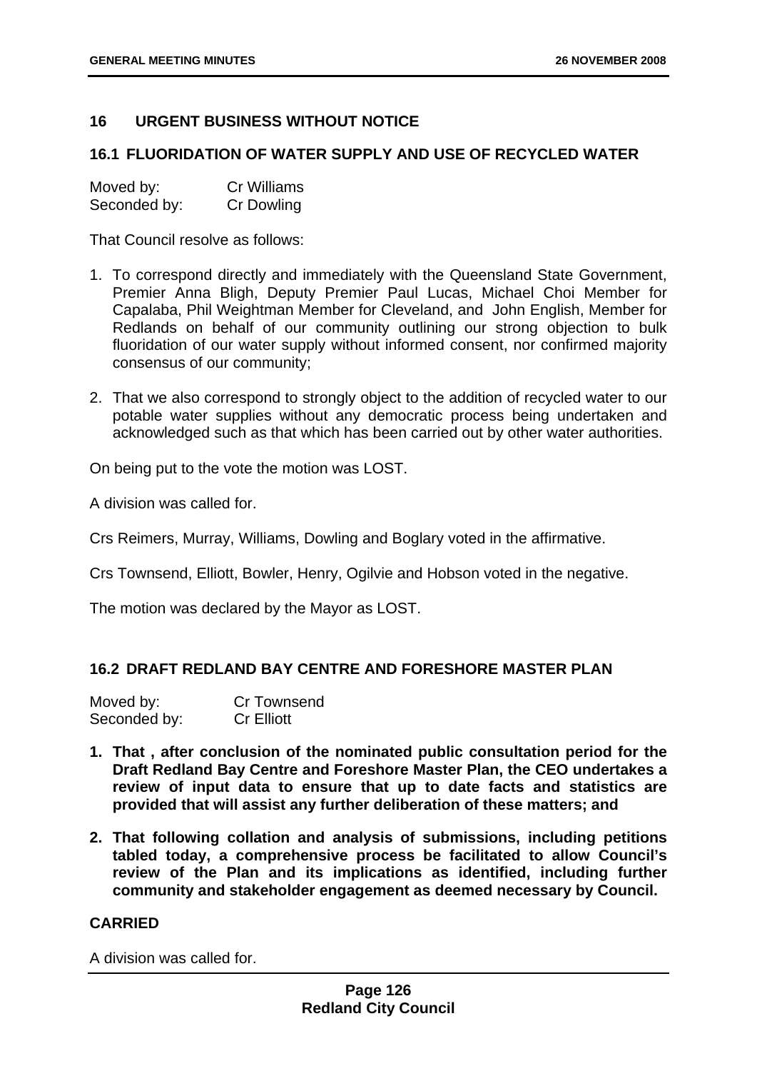## 16 URGENT BUSINESS WITHOUT NOTICE

### 16.1 FLUORIDATION OF WATER SUPPLY AND USE OF RECYCLED WATER

Moved by: Cr Williams
Seconded by: Cr Dowling

That Council resolve as follows:

1. To correspond directly and immediately with the Queensland State Government, Premier Anna Bligh, Deputy Premier Paul Lucas, Michael Choi Member for Capalaba, Phil Weightman Member for Cleveland, and John English, Member for Redlands on behalf of our community outlining our strong objection to bulk fluoridation of our water supply without informed consent, nor confirmed majority consensus of our community;

2. That we also correspond to strongly object to the addition of recycled water to our potable water supplies without any democratic process being undertaken and acknowledged such as that which has been carried out by other water authorities.

On being put to the vote the motion was LOST.

A division was called for.

Crs Reimers, Murray, Williams, Dowling and Boglary voted in the affirmative.

Crs Townsend, Elliott, Bowler, Henry, Ogilvie and Hobson voted in the negative.

The motion was declared by the Mayor as LOST.

### 16.2 DRAFT REDLAND BAY CENTRE AND FORESHORE MASTER PLAN

Moved by: Cr Townsend
Seconded by: Cr Elliott

1. **That , after conclusion of the nominated public consultation period for the Draft Redland Bay Centre and Foreshore Master Plan, the CEO undertakes a review of input data to ensure that up to date facts and statistics are provided that will assist any further deliberation of these matters; and**

2. **That following collation and analysis of submissions, including petitions tabled today, a comprehensive process be facilitated to allow Council's review of the Plan and its implications as identified, including further community and stakeholder engagement as deemed necessary by Council.**

**CARRIED**

A division was called for.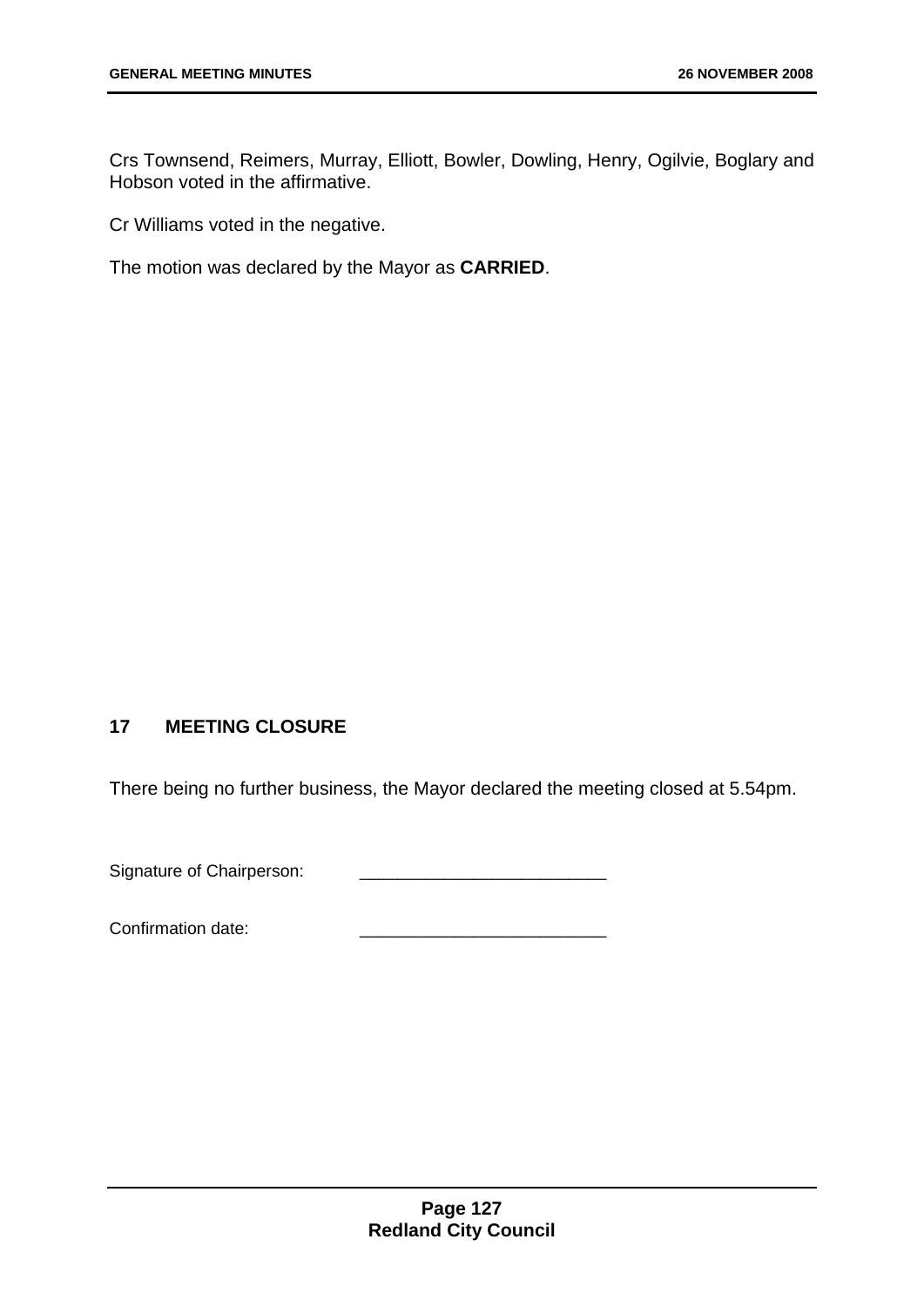Crs Townsend, Reimers, Murray, Elliott, Bowler, Dowling, Henry, Ogilvie, Boglary and Hobson voted in the affirmative.

Cr Williams voted in the negative.

The motion was declared by the Mayor as **CARRIED**.

## 17 MEETING CLOSURE

There being no further business, the Mayor declared the meeting closed at 5.54pm.

Signature of Chairperson: ___________________________

Confirmation date: ___________________________